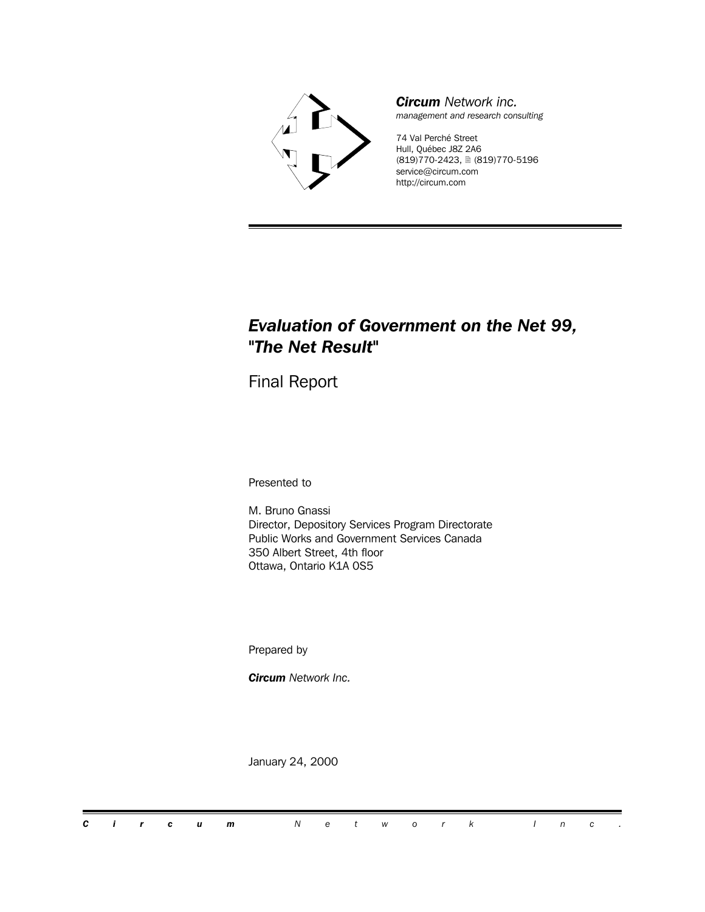***Circum*** *Network inc.*
*management and research consulting*

74 Val Perché Street
Hull, Québec J8Z 2A6
(819)770-2423, 🖹 (819)770-5196
service@circum.com
http://circum.com

# *Evaluation of Government on the Net 99, "The Net Result"*

## Final Report

Presented to

M. Bruno Gnassi
Director, Depository Services Program Directorate
Public Works and Government Services Canada
350 Albert Street, 4th floor
Ottawa, Ontario K1A 0S5

Prepared by

***Circum*** *Network Inc.*

January 24, 2000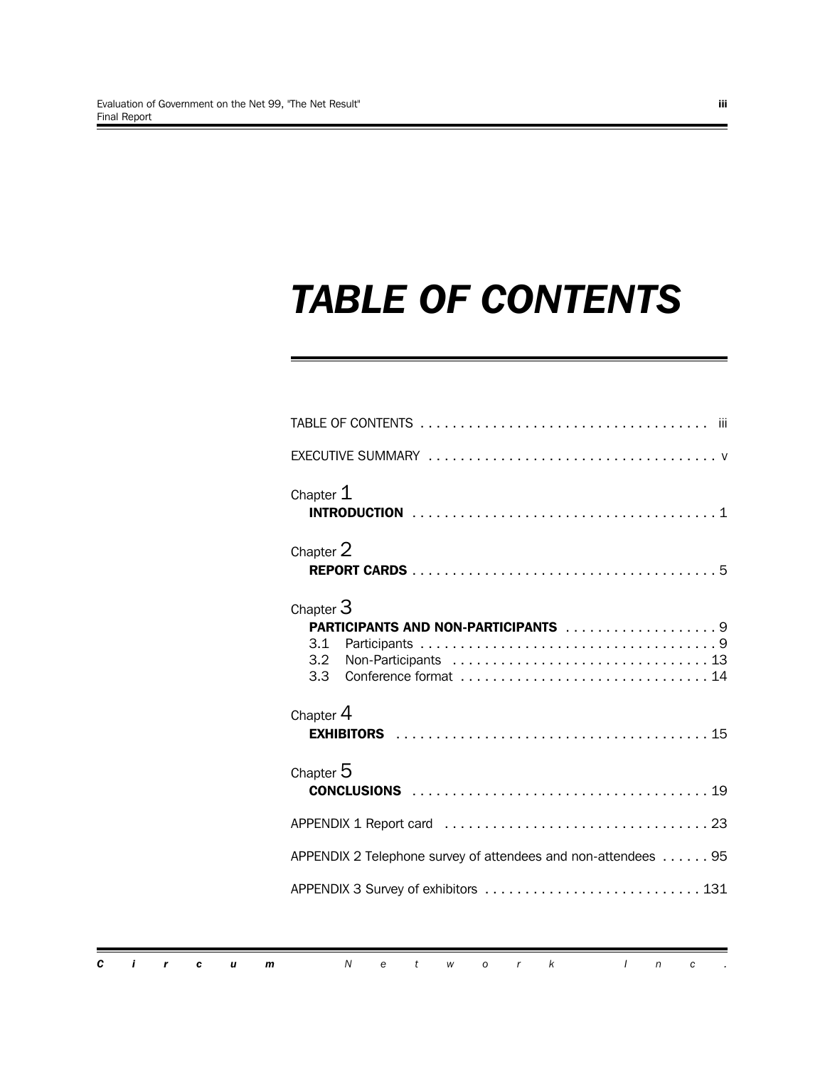# *TABLE OF CONTENTS*

TABLE OF CONTENTS . . . . . . . . . . . . . . . . . . . . . . . . . . . . . . . . . . . . iii

EXECUTIVE SUMMARY . . . . . . . . . . . . . . . . . . . . . . . . . . . . . . . . . . . . v

Chapter 1
**INTRODUCTION** . . . . . . . . . . . . . . . . . . . . . . . . . . . . . . . . . . . . . 1

Chapter 2
**REPORT CARDS** . . . . . . . . . . . . . . . . . . . . . . . . . . . . . . . . . . . . . 5

Chapter 3
**PARTICIPANTS AND NON-PARTICIPANTS** . . . . . . . . . . . . . . . . . . . 9
3.1 Participants . . . . . . . . . . . . . . . . . . . . . . . . . . . . . . . . . . . . . 9
3.2 Non-Participants . . . . . . . . . . . . . . . . . . . . . . . . . . . . . . . . 13
3.3 Conference format . . . . . . . . . . . . . . . . . . . . . . . . . . . . . . . 14

Chapter 4
**EXHIBITORS** . . . . . . . . . . . . . . . . . . . . . . . . . . . . . . . . . . . . . . . 15

Chapter 5
**CONCLUSIONS** . . . . . . . . . . . . . . . . . . . . . . . . . . . . . . . . . . . . . 19

APPENDIX 1 Report card . . . . . . . . . . . . . . . . . . . . . . . . . . . . . . . . . 23

APPENDIX 2 Telephone survey of attendees and non-attendees . . . . . . 95

APPENDIX 3 Survey of exhibitors . . . . . . . . . . . . . . . . . . . . . . . . . . . 131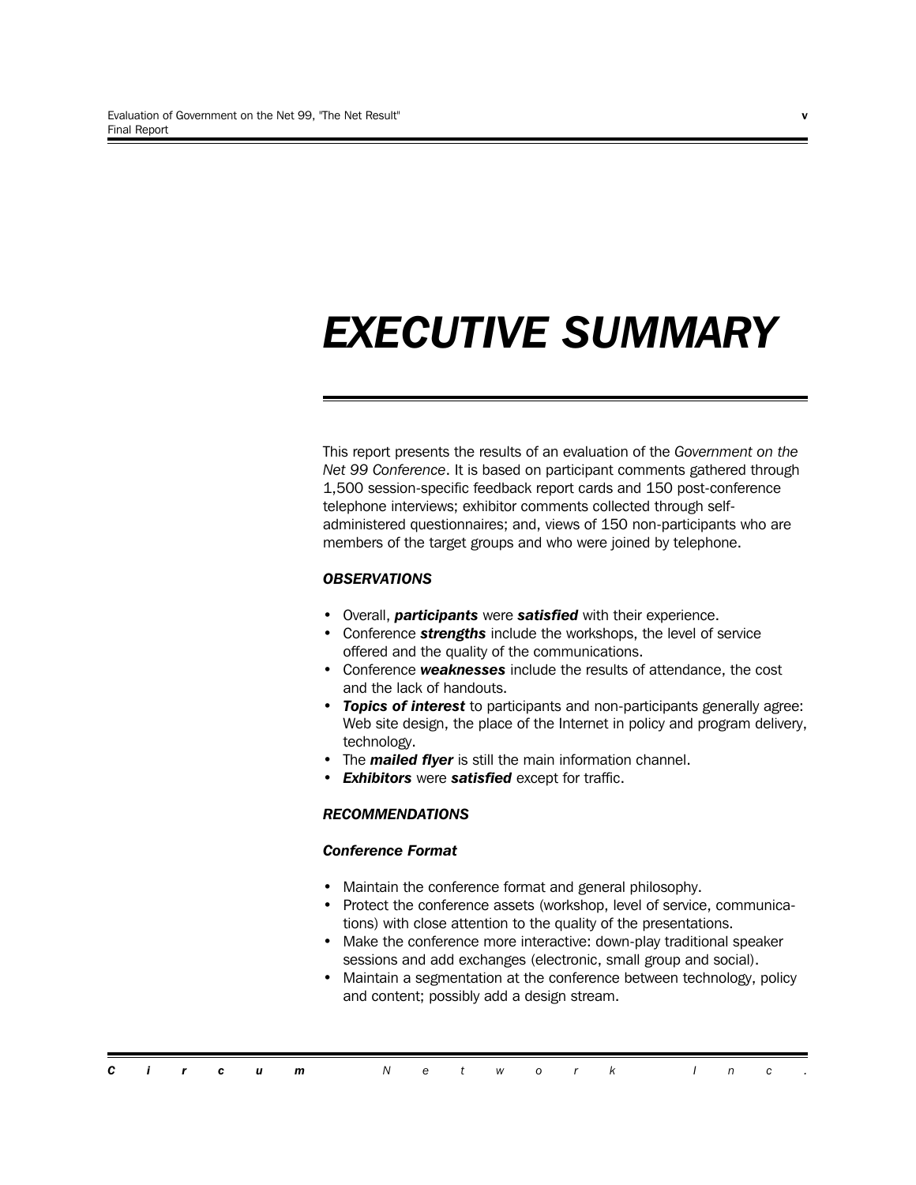# *EXECUTIVE SUMMARY*

This report presents the results of an evaluation of the *Government on the Net 99 Conference*. It is based on participant comments gathered through 1,500 session-specific feedback report cards and 150 post-conference telephone interviews; exhibitor comments collected through self-administered questionnaires; and, views of 150 non-participants who are members of the target groups and who were joined by telephone.

### *OBSERVATIONS*

- Overall, ***participants*** were ***satisfied*** with their experience.
- Conference ***strengths*** include the workshops, the level of service offered and the quality of the communications.
- Conference ***weaknesses*** include the results of attendance, the cost and the lack of handouts.
- ***Topics of interest*** to participants and non-participants generally agree: Web site design, the place of the Internet in policy and program delivery, technology.
- The ***mailed flyer*** is still the main information channel.
- ***Exhibitors*** were ***satisfied*** except for traffic.

### *RECOMMENDATIONS*

#### *Conference Format*

- Maintain the conference format and general philosophy.
- Protect the conference assets (workshop, level of service, communications) with close attention to the quality of the presentations.
- Make the conference more interactive: down-play traditional speaker sessions and add exchanges (electronic, small group and social).
- Maintain a segmentation at the conference between technology, policy and content; possibly add a design stream.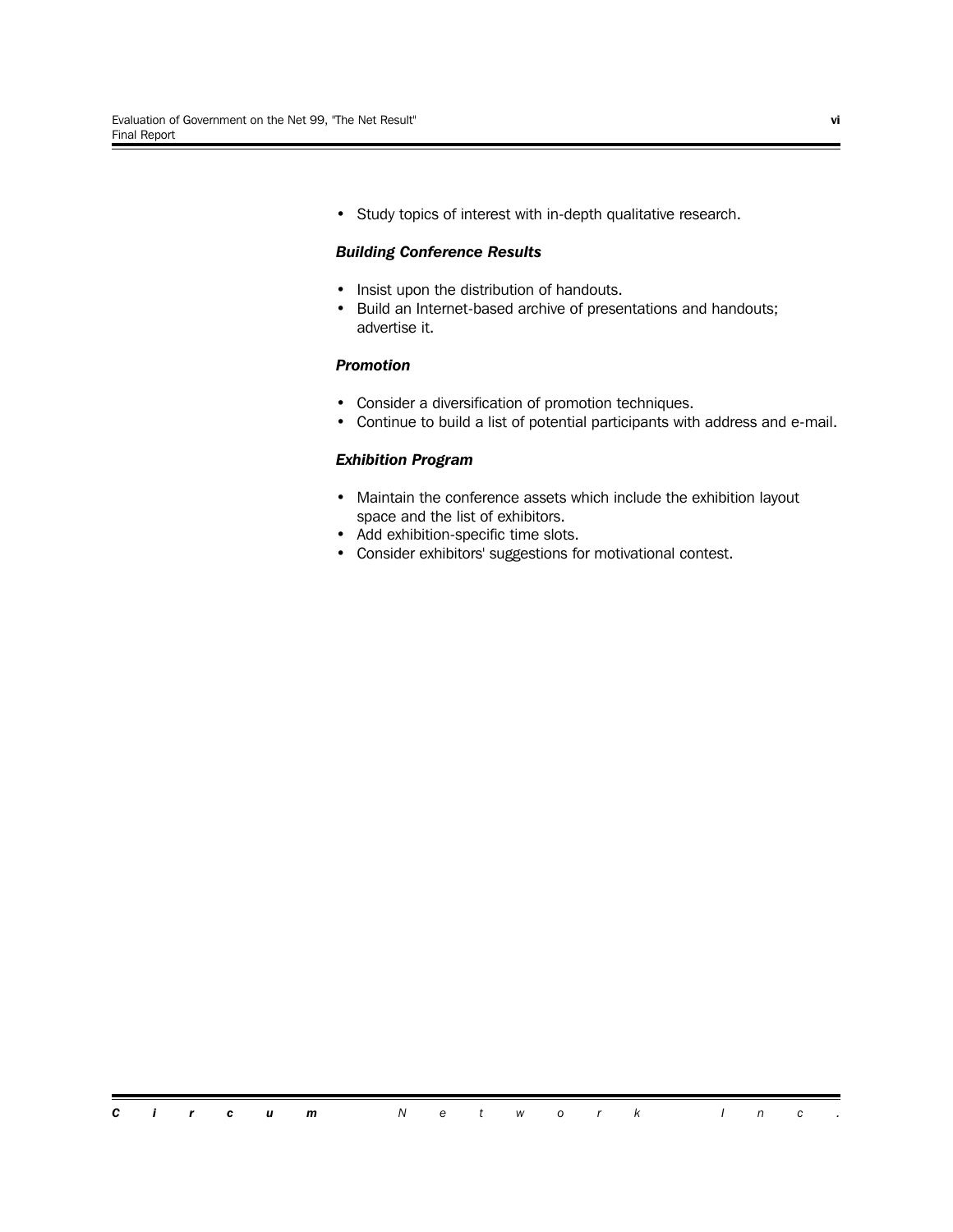- Study topics of interest with in-depth qualitative research.

***Building Conference Results***

- Insist upon the distribution of handouts.
- Build an Internet-based archive of presentations and handouts; advertise it.

***Promotion***

- Consider a diversification of promotion techniques.
- Continue to build a list of potential participants with address and e-mail.

***Exhibition Program***

- Maintain the conference assets which include the exhibition layout space and the list of exhibitors.
- Add exhibition-specific time slots.
- Consider exhibitors' suggestions for motivational contest.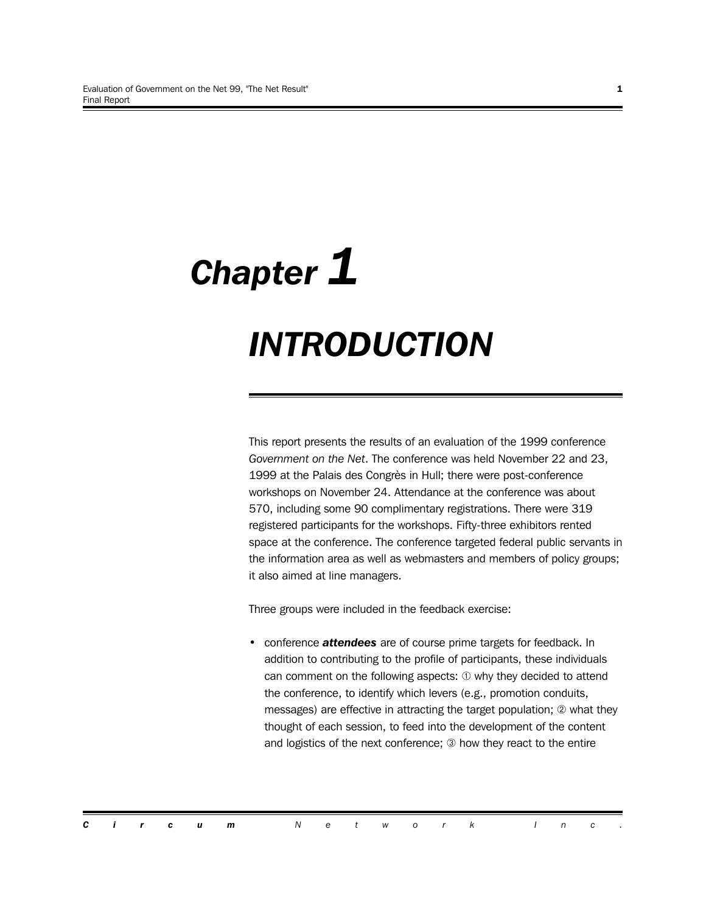# Chapter 1

# INTRODUCTION

This report presents the results of an evaluation of the 1999 conference *Government on the Net*. The conference was held November 22 and 23, 1999 at the Palais des Congrès in Hull; there were post-conference workshops on November 24. Attendance at the conference was about 570, including some 90 complimentary registrations. There were 319 registered participants for the workshops. Fifty-three exhibitors rented space at the conference. The conference targeted federal public servants in the information area as well as webmasters and members of policy groups; it also aimed at line managers.

Three groups were included in the feedback exercise:

- conference ***attendees*** are of course prime targets for feedback. In addition to contributing to the profile of participants, these individuals can comment on the following aspects: ① why they decided to attend the conference, to identify which levers (e.g., promotion conduits, messages) are effective in attracting the target population; ② what they thought of each session, to feed into the development of the content and logistics of the next conference; ③ how they react to the entire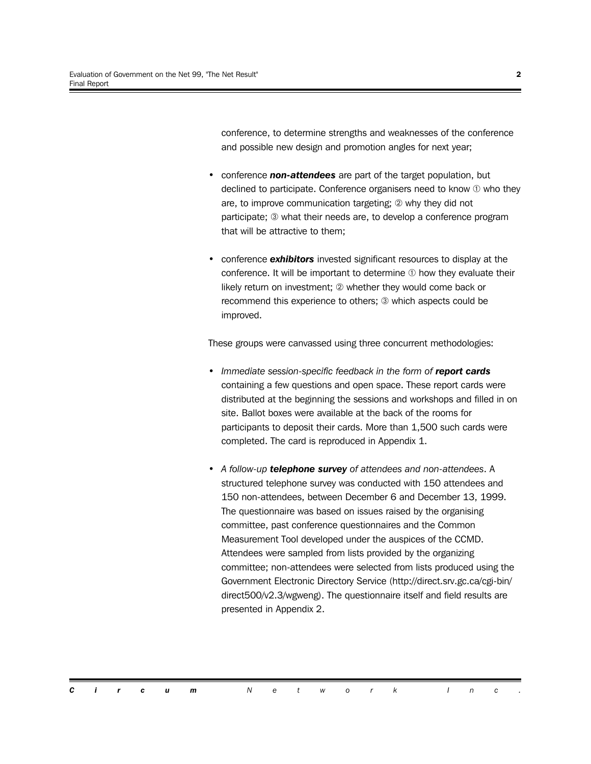conference, to determine strengths and weaknesses of the conference and possible new design and promotion angles for next year;

- conference ***non-attendees*** are part of the target population, but declined to participate. Conference organisers need to know ① who they are, to improve communication targeting; ② why they did not participate; ③ what their needs are, to develop a conference program that will be attractive to them;

- conference ***exhibitors*** invested significant resources to display at the conference. It will be important to determine ① how they evaluate their likely return on investment; ② whether they would come back or recommend this experience to others; ③ which aspects could be improved.

These groups were canvassed using three concurrent methodologies:

- *Immediate session-specific feedback in the form of* ***report cards*** containing a few questions and open space. These report cards were distributed at the beginning the sessions and workshops and filled in on site. Ballot boxes were available at the back of the rooms for participants to deposit their cards. More than 1,500 such cards were completed. The card is reproduced in Appendix 1.

- *A follow-up* ***telephone survey*** *of attendees and non-attendees*. A structured telephone survey was conducted with 150 attendees and 150 non-attendees, between December 6 and December 13, 1999. The questionnaire was based on issues raised by the organising committee, past conference questionnaires and the Common Measurement Tool developed under the auspices of the CCMD. Attendees were sampled from lists provided by the organizing committee; non-attendees were selected from lists produced using the Government Electronic Directory Service (http://direct.srv.gc.ca/cgi-bin/direct500/v2.3/wgweng). The questionnaire itself and field results are presented in Appendix 2.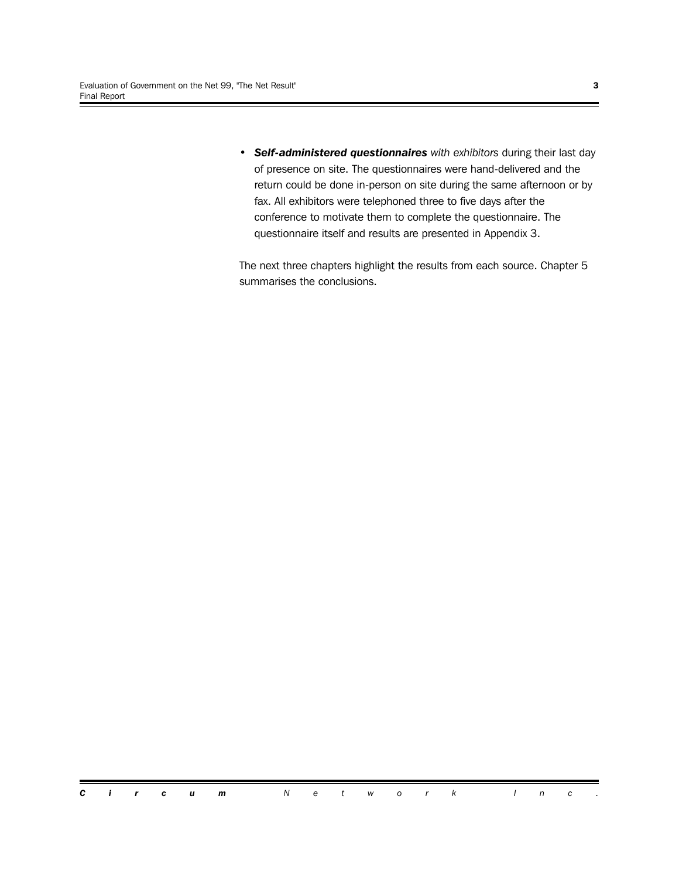- ***Self-administered questionnaires*** *with exhibitors* during their last day of presence on site. The questionnaires were hand-delivered and the return could be done in-person on site during the same afternoon or by fax. All exhibitors were telephoned three to five days after the conference to motivate them to complete the questionnaire. The questionnaire itself and results are presented in Appendix 3.

The next three chapters highlight the results from each source. Chapter 5 summarises the conclusions.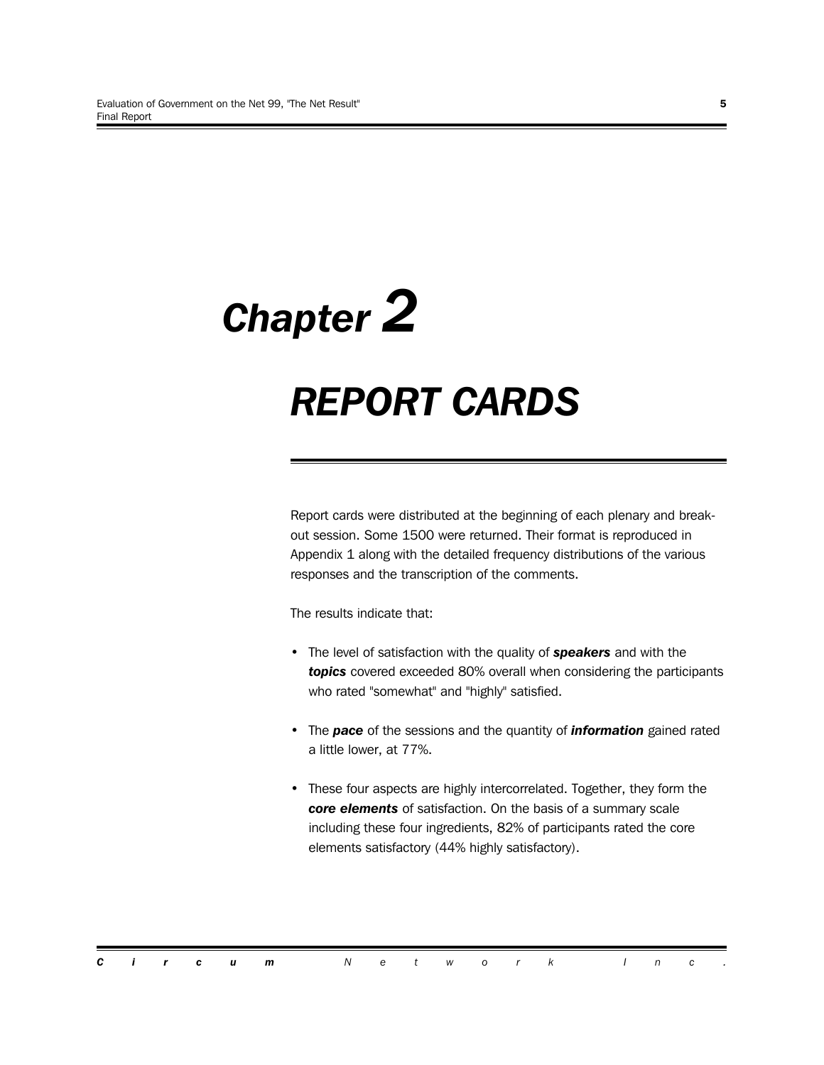# *Chapter 2*

# *REPORT CARDS*

Report cards were distributed at the beginning of each plenary and break-out session. Some 1500 were returned. Their format is reproduced in Appendix 1 along with the detailed frequency distributions of the various responses and the transcription of the comments.

The results indicate that:

- The level of satisfaction with the quality of ***speakers*** and with the ***topics*** covered exceeded 80% overall when considering the participants who rated "somewhat" and "highly" satisfied.

- The ***pace*** of the sessions and the quantity of ***information*** gained rated a little lower, at 77%.

- These four aspects are highly intercorrelated. Together, they form the ***core elements*** of satisfaction. On the basis of a summary scale including these four ingredients, 82% of participants rated the core elements satisfactory (44% highly satisfactory).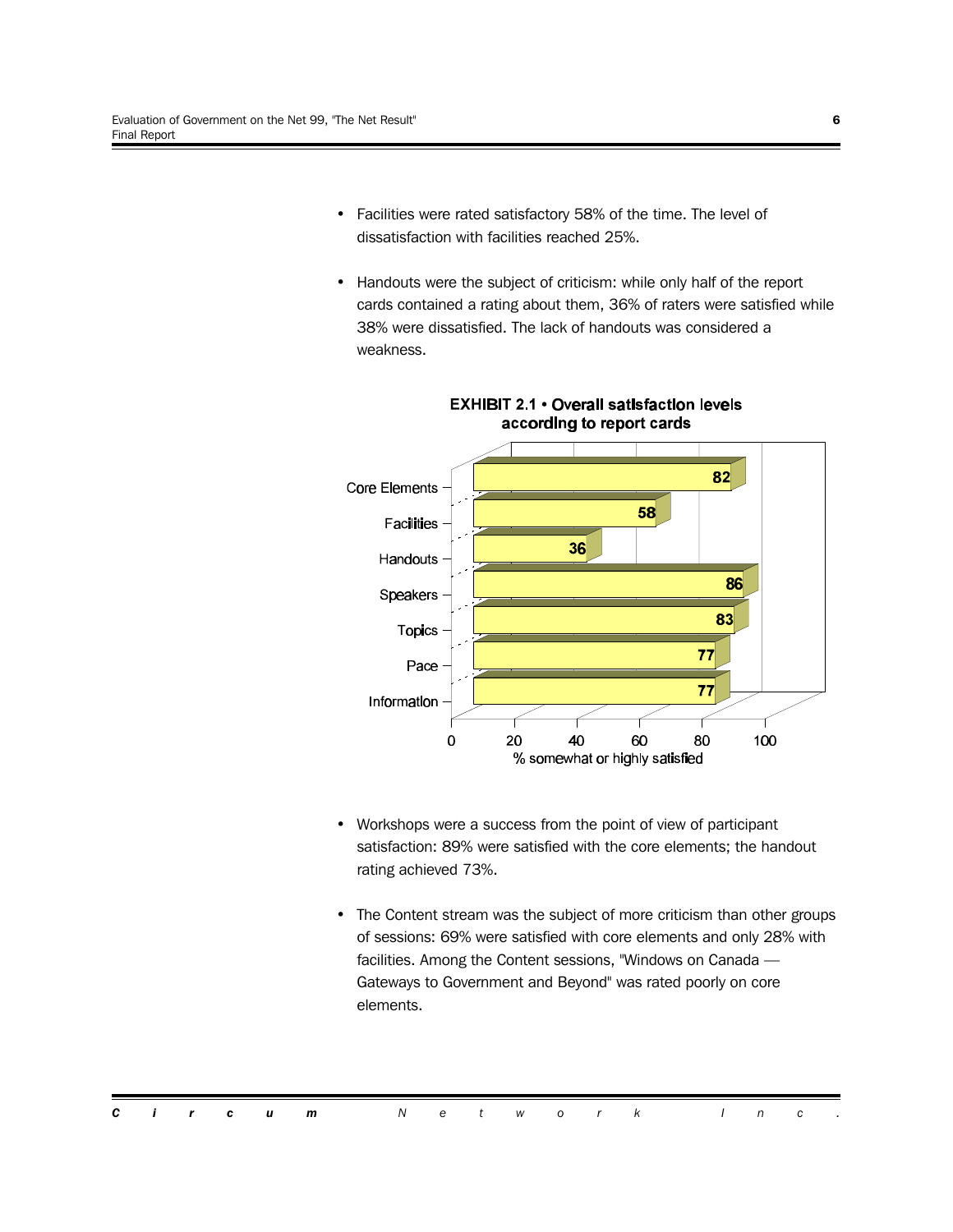- Facilities were rated satisfactory 58% of the time. The level of dissatisfaction with facilities reached 25%.

- Handouts were the subject of criticism: while only half of the report cards contained a rating about them, 36% of raters were satisfied while 38% were dissatisfied. The lack of handouts was considered a weakness.

**EXHIBIT 2.1 • Overall satisfaction levels according to report cards**

| | % somewhat or highly satisfied |
|---|---|
| Core Elements | 82 |
| Facilities | 58 |
| Handouts | 36 |
| Speakers | 86 |
| Topics | 83 |
| Pace | 77 |
| Information | 77 |

- Workshops were a success from the point of view of participant satisfaction: 89% were satisfied with the core elements; the handout rating achieved 73%.

- The Content stream was the subject of more criticism than other groups of sessions: 69% were satisfied with core elements and only 28% with facilities. Among the Content sessions, "Windows on Canada — Gateways to Government and Beyond" was rated poorly on core elements.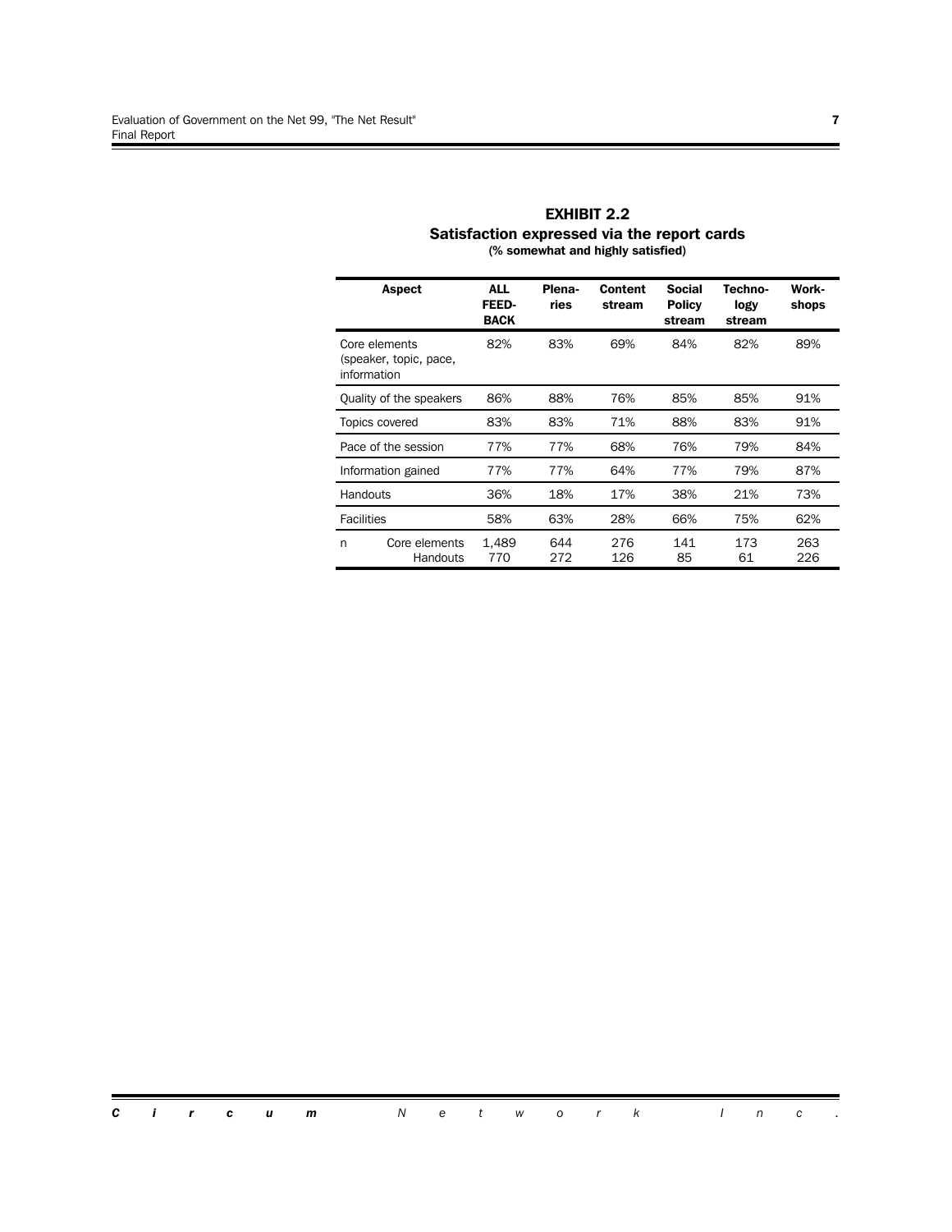**EXHIBIT 2.2**
**Satisfaction expressed via the report cards**
**(% somewhat and highly satisfied)**

| Aspect | ALL FEED-BACK | Plena-ries | Content stream | Social Policy stream | Techno-logy stream | Work-shops |
|---|---|---|---|---|---|---|
| Core elements (speaker, topic, pace, information | 82% | 83% | 69% | 84% | 82% | 89% |
| Quality of the speakers | 86% | 88% | 76% | 85% | 85% | 91% |
| Topics covered | 83% | 83% | 71% | 88% | 83% | 91% |
| Pace of the session | 77% | 77% | 68% | 76% | 79% | 84% |
| Information gained | 77% | 77% | 64% | 77% | 79% | 87% |
| Handouts | 36% | 18% | 17% | 38% | 21% | 73% |
| Facilities | 58% | 63% | 28% | 66% | 75% | 62% |
| n Core elements | 1,489 | 644 | 276 | 141 | 173 | 263 |
| n Handouts | 770 | 272 | 126 | 85 | 61 | 226 |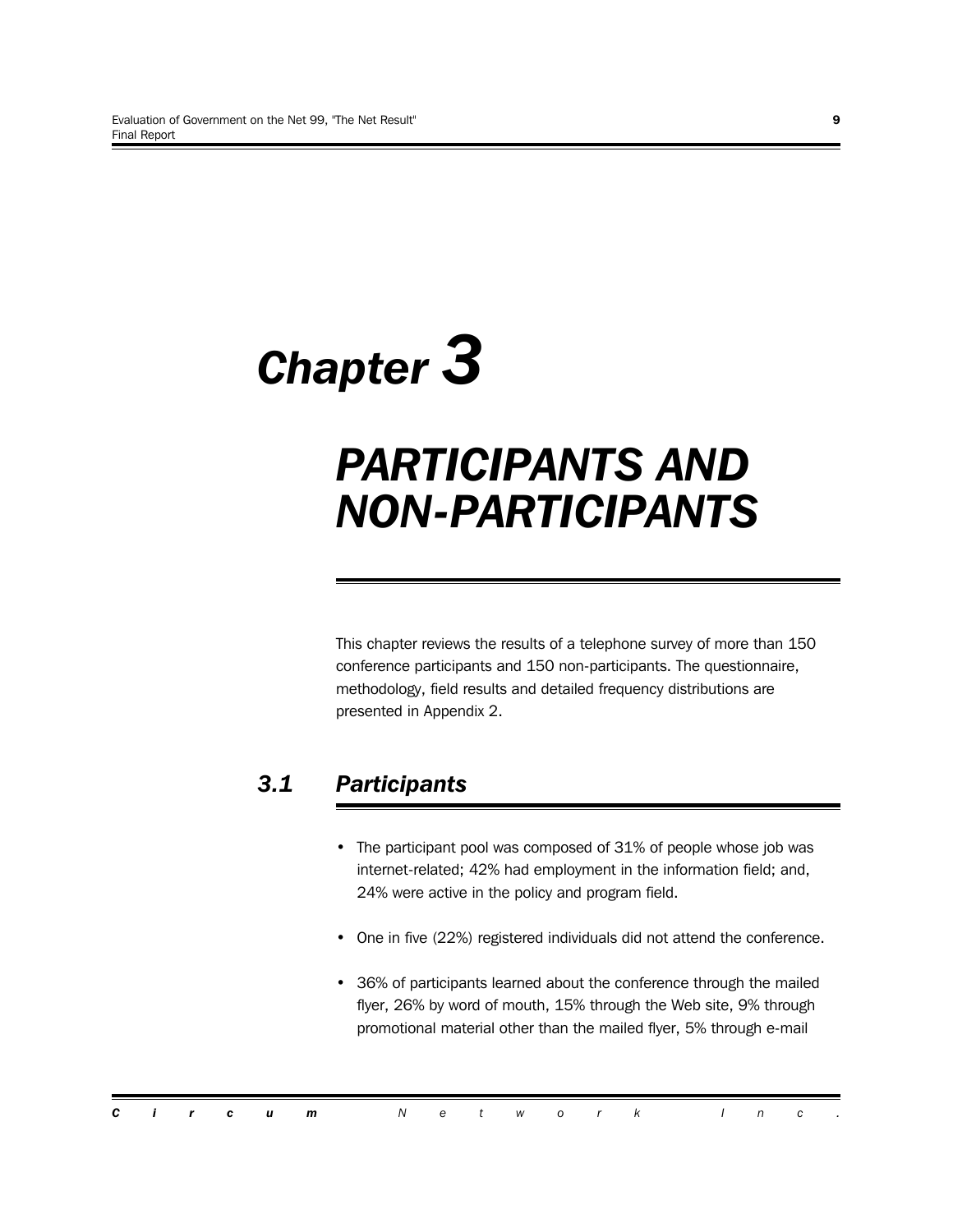# Chapter 3

# PARTICIPANTS AND NON-PARTICIPANTS

This chapter reviews the results of a telephone survey of more than 150 conference participants and 150 non-participants. The questionnaire, methodology, field results and detailed frequency distributions are presented in Appendix 2.

## 3.1 Participants

- The participant pool was composed of 31% of people whose job was internet-related; 42% had employment in the information field; and, 24% were active in the policy and program field.
- One in five (22%) registered individuals did not attend the conference.
- 36% of participants learned about the conference through the mailed flyer, 26% by word of mouth, 15% through the Web site, 9% through promotional material other than the mailed flyer, 5% through e-mail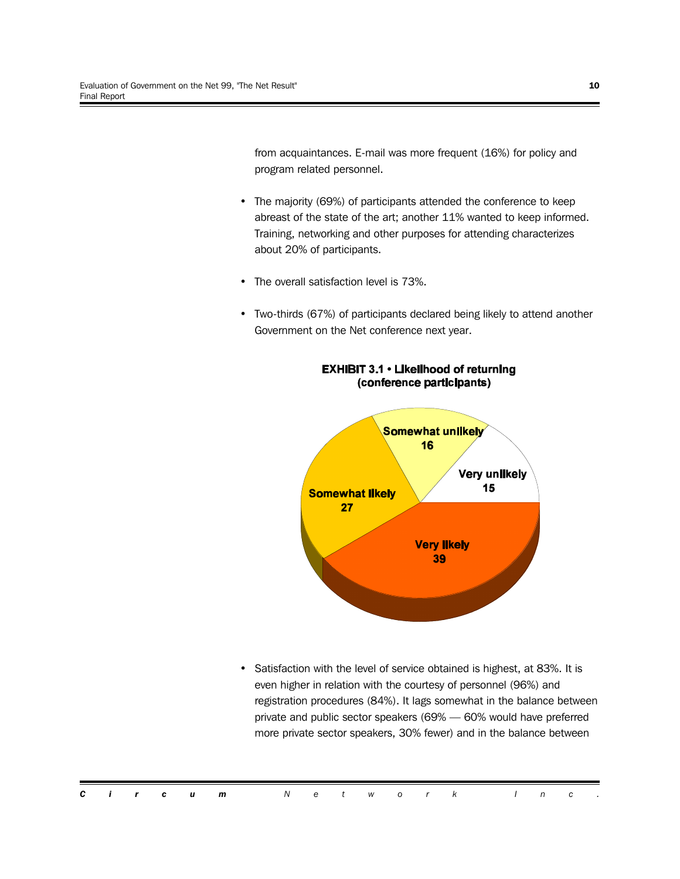from acquaintances. E-mail was more frequent (16%) for policy and program related personnel.

- The majority (69%) of participants attended the conference to keep abreast of the state of the art; another 11% wanted to keep informed. Training, networking and other purposes for attending characterizes about 20% of participants.

- The overall satisfaction level is 73%.

- Two-thirds (67%) of participants declared being likely to attend another Government on the Net conference next year.

**EXHIBIT 3.1 • Likelihood of returning (conference participants)**

| Response | % |
|---|---|
| Very likely | 39 |
| Somewhat likely | 27 |
| Somewhat unlikely | 16 |
| Very unlikely | 15 |

- Satisfaction with the level of service obtained is highest, at 83%. It is even higher in relation with the courtesy of personnel (96%) and registration procedures (84%). It lags somewhat in the balance between private and public sector speakers (69% — 60% would have preferred more private sector speakers, 30% fewer) and in the balance between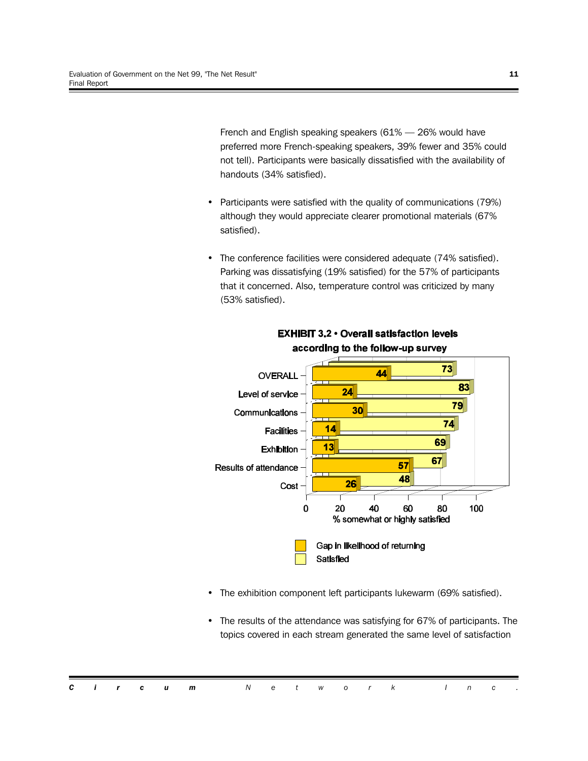French and English speaking speakers (61% — 26% would have preferred more French-speaking speakers, 39% fewer and 35% could not tell). Participants were basically dissatisfied with the availability of handouts (34% satisfied).

- Participants were satisfied with the quality of communications (79%) although they would appreciate clearer promotional materials (67% satisfied).
- The conference facilities were considered adequate (74% satisfied). Parking was dissatisfying (19% satisfied) for the 57% of participants that it concerned. Also, temperature control was criticized by many (53% satisfied).

**EXHIBIT 3.2 • Overall satisfaction levels according to the follow-up survey**

| | Gap in likelihood of returning | Satisfied |
|---|---|---|
| OVERALL | 44 | 73 |
| Level of service | 24 | 83 |
| Communications | 30 | 79 |
| Facilities | 14 | 74 |
| Exhibition | 13 | 69 |
| Results of attendance | 57 | 67 |
| Cost | 26 | 48 |

% somewhat or highly satisfied

- The exhibition component left participants lukewarm (69% satisfied).
- The results of the attendance was satisfying for 67% of participants. The topics covered in each stream generated the same level of satisfaction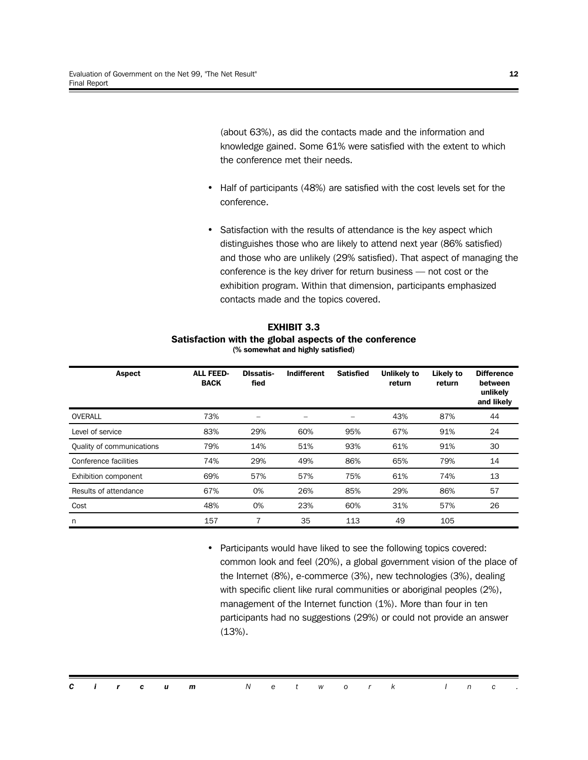(about 63%), as did the contacts made and the information and knowledge gained. Some 61% were satisfied with the extent to which the conference met their needs.

- Half of participants (48%) are satisfied with the cost levels set for the conference.
- Satisfaction with the results of attendance is the key aspect which distinguishes those who are likely to attend next year (86% satisfied) and those who are unlikely (29% satisfied). That aspect of managing the conference is the key driver for return business — not cost or the exhibition program. Within that dimension, participants emphasized contacts made and the topics covered.

**EXHIBIT 3.3**
**Satisfaction with the global aspects of the conference**
**(% somewhat and highly satisfied)**

| Aspect | ALL FEED-BACK | DIssatis-fied | Indifferent | Satisfied | Unlikely to return | Likely to return | Difference between unlikely and likely |
|---|---|---|---|---|---|---|---|
| OVERALL | 73% | – | – | – | 43% | 87% | 44 |
| Level of service | 83% | 29% | 60% | 95% | 67% | 91% | 24 |
| Quality of communications | 79% | 14% | 51% | 93% | 61% | 91% | 30 |
| Conference facilities | 74% | 29% | 49% | 86% | 65% | 79% | 14 |
| Exhibition component | 69% | 57% | 57% | 75% | 61% | 74% | 13 |
| Results of attendance | 67% | 0% | 26% | 85% | 29% | 86% | 57 |
| Cost | 48% | 0% | 23% | 60% | 31% | 57% | 26 |
| n | 157 | 7 | 35 | 113 | 49 | 105 | |

- Participants would have liked to see the following topics covered: common look and feel (20%), a global government vision of the place of the Internet (8%), e-commerce (3%), new technologies (3%), dealing with specific client like rural communities or aboriginal peoples (2%), management of the Internet function (1%). More than four in ten participants had no suggestions (29%) or could not provide an answer (13%).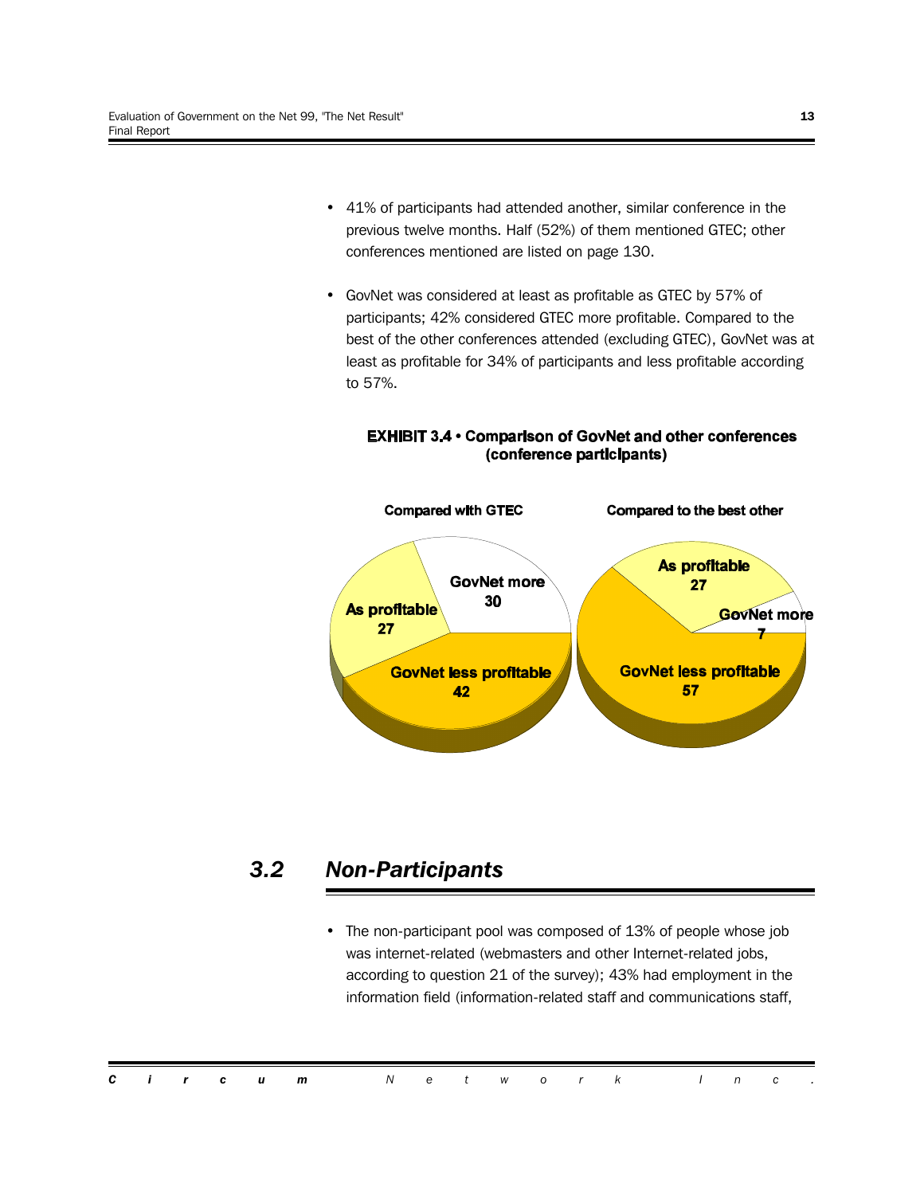- 41% of participants had attended another, similar conference in the previous twelve months. Half (52%) of them mentioned GTEC; other conferences mentioned are listed on page 130.

- GovNet was considered at least as profitable as GTEC by 57% of participants; 42% considered GTEC more profitable. Compared to the best of the other conferences attended (excluding GTEC), GovNet was at least as profitable for 34% of participants and less profitable according to 57%.

**EXHIBIT 3.4 • Comparison of GovNet and other conferences (conference participants)**

| | Compared with GTEC | Compared to the best other |
|---|---|---|
| GovNet more | 30 | 7 |
| As profitable | 27 | 27 |
| GovNet less profitable | 42 | 57 |

## 3.2 *Non-Participants*

- The non-participant pool was composed of 13% of people whose job was internet-related (webmasters and other Internet-related jobs, according to question 21 of the survey); 43% had employment in the information field (information-related staff and communications staff,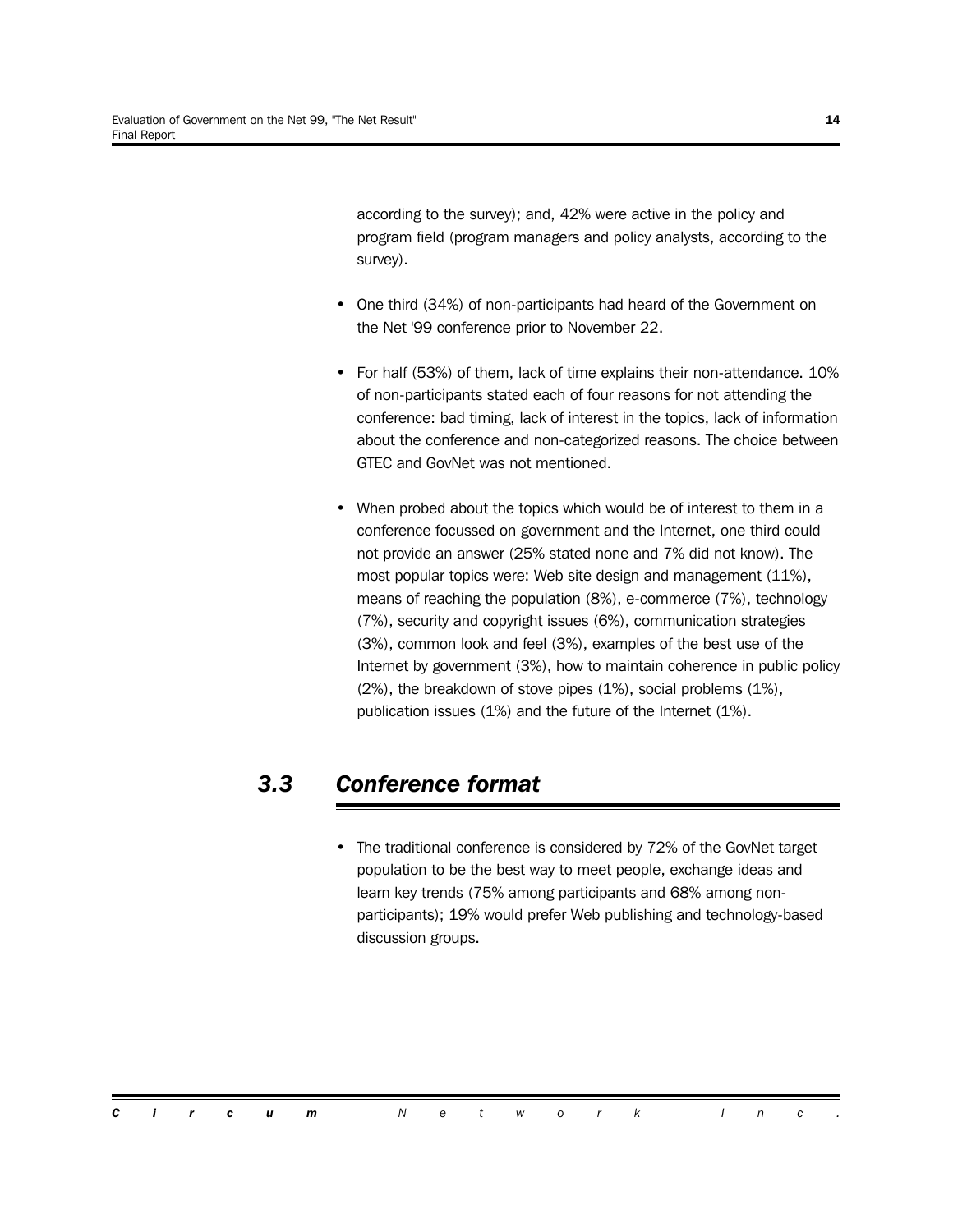according to the survey); and, 42% were active in the policy and program field (program managers and policy analysts, according to the survey).

- One third (34%) of non-participants had heard of the Government on the Net '99 conference prior to November 22.
- For half (53%) of them, lack of time explains their non-attendance. 10% of non-participants stated each of four reasons for not attending the conference: bad timing, lack of interest in the topics, lack of information about the conference and non-categorized reasons. The choice between GTEC and GovNet was not mentioned.
- When probed about the topics which would be of interest to them in a conference focussed on government and the Internet, one third could not provide an answer (25% stated none and 7% did not know). The most popular topics were: Web site design and management (11%), means of reaching the population (8%), e-commerce (7%), technology (7%), security and copyright issues (6%), communication strategies (3%), common look and feel (3%), examples of the best use of the Internet by government (3%), how to maintain coherence in public policy (2%), the breakdown of stove pipes (1%), social problems (1%), publication issues (1%) and the future of the Internet (1%).

## *3.3 Conference format*

- The traditional conference is considered by 72% of the GovNet target population to be the best way to meet people, exchange ideas and learn key trends (75% among participants and 68% among non-participants); 19% would prefer Web publishing and technology-based discussion groups.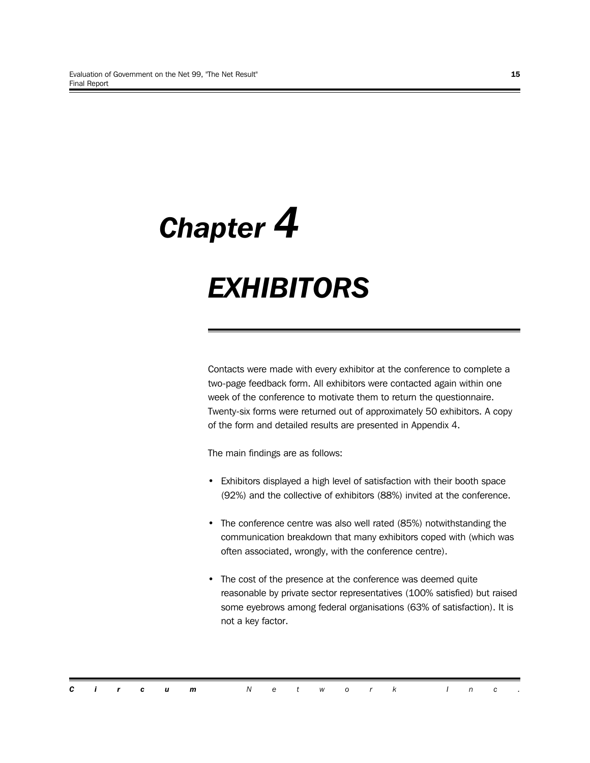# Chapter 4

# EXHIBITORS

Contacts were made with every exhibitor at the conference to complete a two-page feedback form. All exhibitors were contacted again within one week of the conference to motivate them to return the questionnaire. Twenty-six forms were returned out of approximately 50 exhibitors. A copy of the form and detailed results are presented in Appendix 4.

The main findings are as follows:

- Exhibitors displayed a high level of satisfaction with their booth space (92%) and the collective of exhibitors (88%) invited at the conference.
- The conference centre was also well rated (85%) notwithstanding the communication breakdown that many exhibitors coped with (which was often associated, wrongly, with the conference centre).
- The cost of the presence at the conference was deemed quite reasonable by private sector representatives (100% satisfied) but raised some eyebrows among federal organisations (63% of satisfaction). It is not a key factor.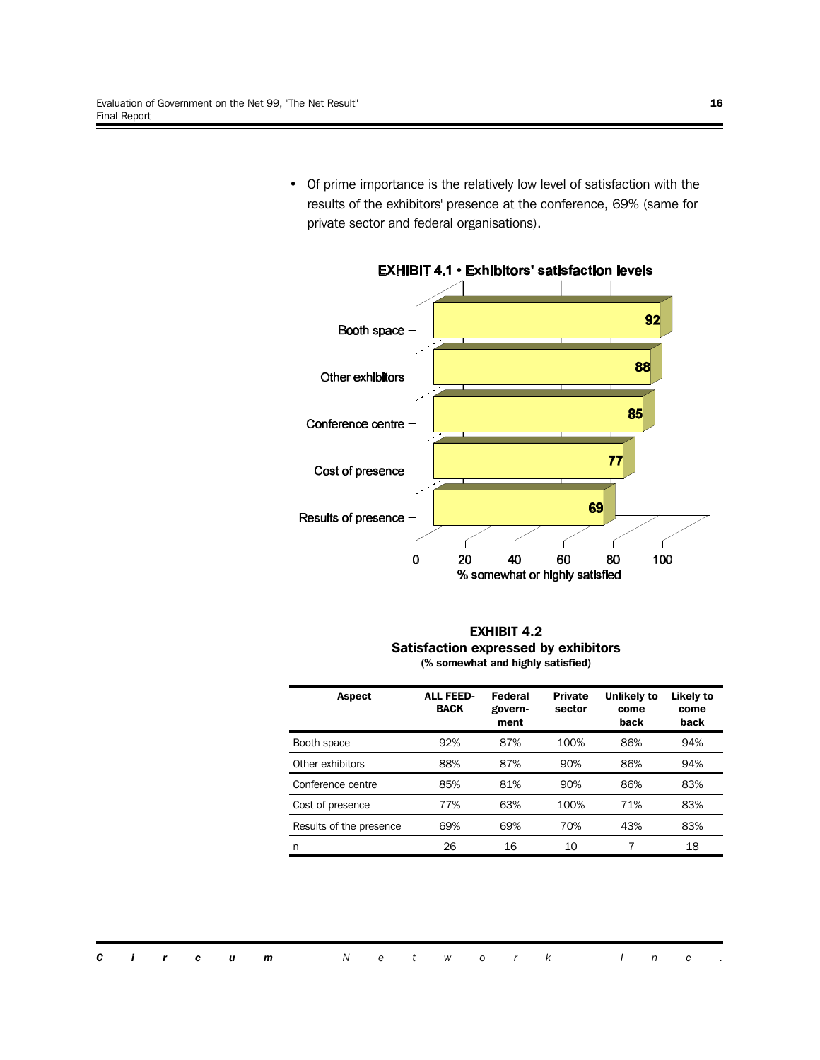- Of prime importance is the relatively low level of satisfaction with the results of the exhibitors' presence at the conference, 69% (same for private sector and federal organisations).

**EXHIBIT 4.1 • Exhibitors' satisfaction levels**

| Aspect | % somewhat or highly satisfied |
|---|---|
| Booth space | 92 |
| Other exhibitors | 88 |
| Conference centre | 85 |
| Cost of presence | 77 |
| Results of presence | 69 |

**EXHIBIT 4.2**
**Satisfaction expressed by exhibitors**
**(% somewhat and highly satisfied)**

| Aspect | ALL FEED-BACK | Federal govern-ment | Private sector | Unlikely to come back | Likely to come back |
|---|---|---|---|---|---|
| Booth space | 92% | 87% | 100% | 86% | 94% |
| Other exhibitors | 88% | 87% | 90% | 86% | 94% |
| Conference centre | 85% | 81% | 90% | 86% | 83% |
| Cost of presence | 77% | 63% | 100% | 71% | 83% |
| Results of the presence | 69% | 69% | 70% | 43% | 83% |
| n | 26 | 16 | 10 | 7 | 18 |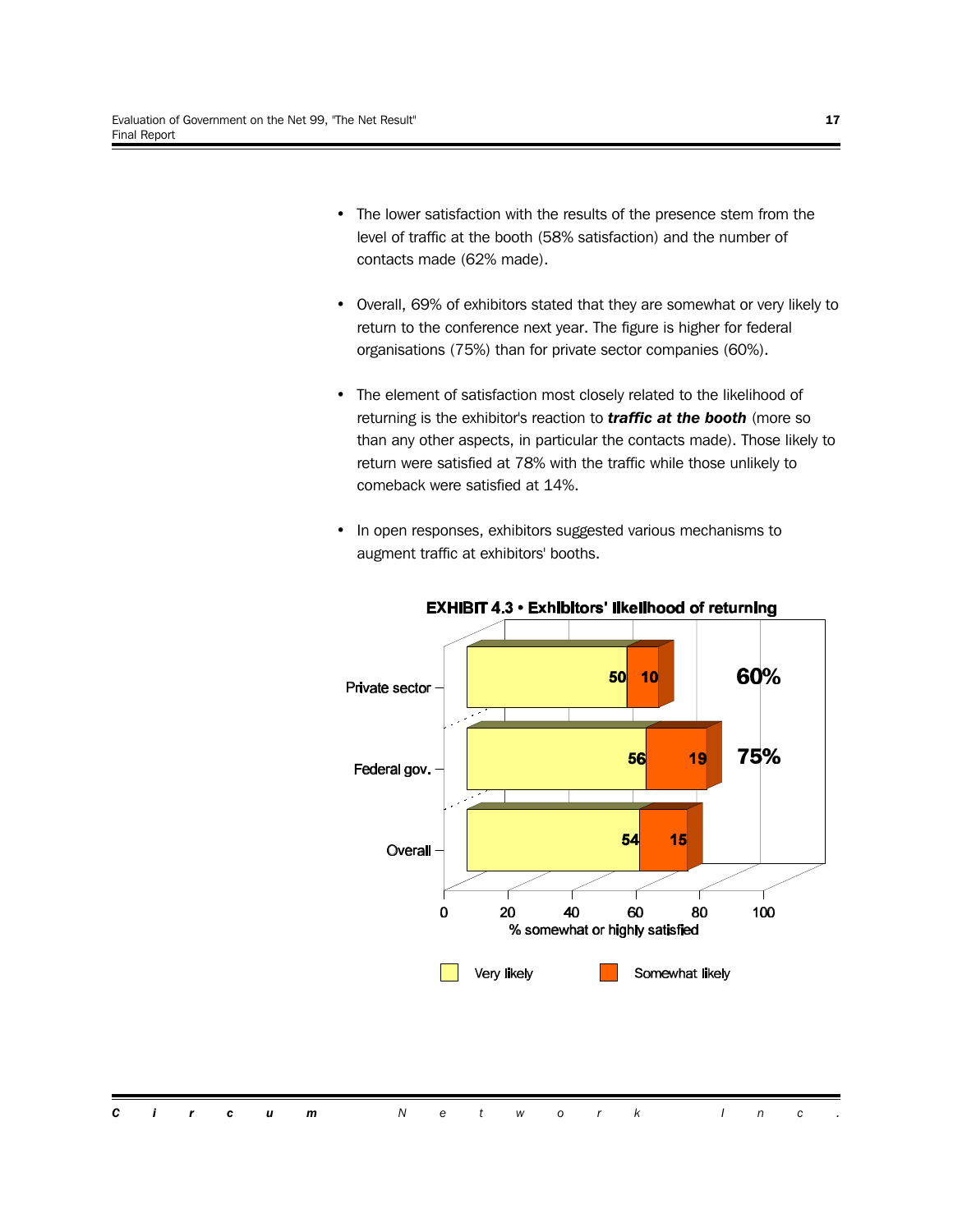- The lower satisfaction with the results of the presence stem from the level of traffic at the booth (58% satisfaction) and the number of contacts made (62% made).

- Overall, 69% of exhibitors stated that they are somewhat or very likely to return to the conference next year. The figure is higher for federal organisations (75%) than for private sector companies (60%).

- The element of satisfaction most closely related to the likelihood of returning is the exhibitor's reaction to ***traffic at the booth*** (more so than any other aspects, in particular the contacts made). Those likely to return were satisfied at 78% with the traffic while those unlikely to comeback were satisfied at 14%.

- In open responses, exhibitors suggested various mechanisms to augment traffic at exhibitors' booths.

**EXHIBIT 4.3 • Exhibitors' likelihood of returning**

| | Very likely | Somewhat likely | Total |
|---|---|---|---|
| Private sector | 50 | 10 | 60% |
| Federal gov. | 56 | 19 | 75% |
| Overall | 54 | 15 | |

% somewhat or highly satisfied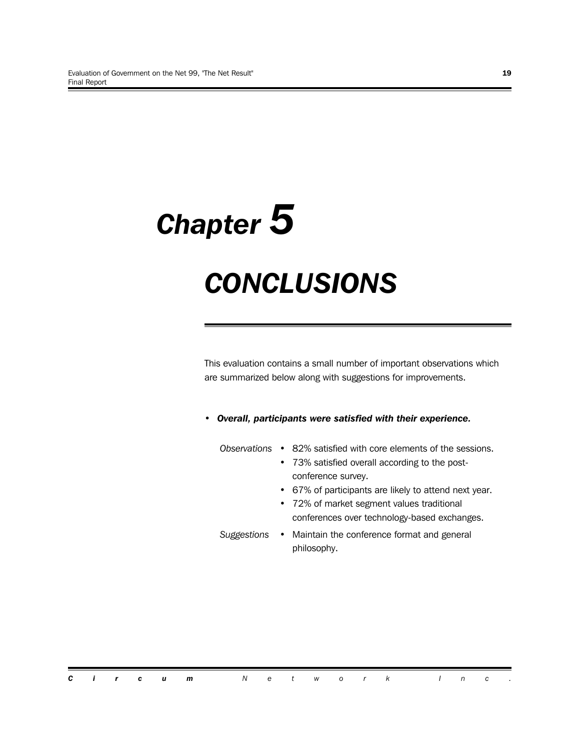# Chapter 5

# CONCLUSIONS

This evaluation contains a small number of important observations which are summarized below along with suggestions for improvements.

- ***Overall, participants were satisfied with their experience.***

*Observations*

- 82% satisfied with core elements of the sessions.
- 73% satisfied overall according to the post-conference survey.
- 67% of participants are likely to attend next year.
- 72% of market segment values traditional conferences over technology-based exchanges.

*Suggestions*

- Maintain the conference format and general philosophy.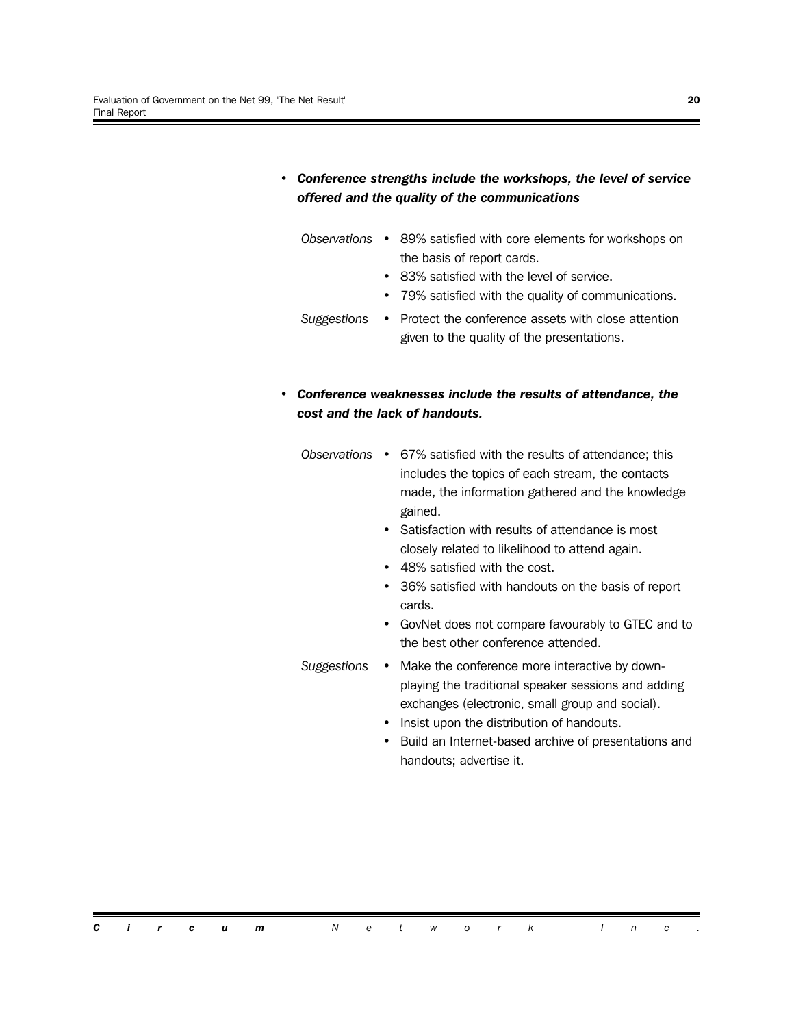- ***Conference strengths include the workshops, the level of service offered and the quality of the communications***

  *Observations*
  - 89% satisfied with core elements for workshops on the basis of report cards.
  - 83% satisfied with the level of service.
  - 79% satisfied with the quality of communications.

  *Suggestions*
  - Protect the conference assets with close attention given to the quality of the presentations.

- ***Conference weaknesses include the results of attendance, the cost and the lack of handouts.***

  *Observations*
  - 67% satisfied with the results of attendance; this includes the topics of each stream, the contacts made, the information gathered and the knowledge gained.
  - Satisfaction with results of attendance is most closely related to likelihood to attend again.
  - 48% satisfied with the cost.
  - 36% satisfied with handouts on the basis of report cards.
  - GovNet does not compare favourably to GTEC and to the best other conference attended.

  *Suggestions*
  - Make the conference more interactive by down-playing the traditional speaker sessions and adding exchanges (electronic, small group and social).
  - Insist upon the distribution of handouts.
  - Build an Internet-based archive of presentations and handouts; advertise it.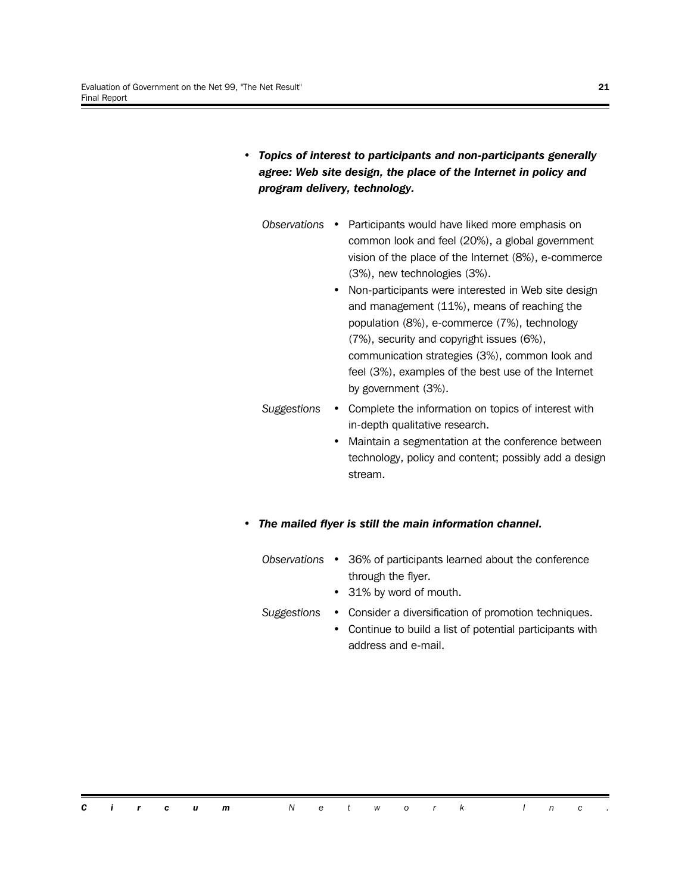- ***Topics of interest to participants and non-participants generally agree: Web site design, the place of the Internet in policy and program delivery, technology.***

*Observations*

- Participants would have liked more emphasis on common look and feel (20%), a global government vision of the place of the Internet (8%), e-commerce (3%), new technologies (3%).
- Non-participants were interested in Web site design and management (11%), means of reaching the population (8%), e-commerce (7%), technology (7%), security and copyright issues (6%), communication strategies (3%), common look and feel (3%), examples of the best use of the Internet by government (3%).

*Suggestions*

- Complete the information on topics of interest with in-depth qualitative research.
- Maintain a segmentation at the conference between technology, policy and content; possibly add a design stream.

- ***The mailed flyer is still the main information channel.***

*Observations*

- 36% of participants learned about the conference through the flyer.
- 31% by word of mouth.

*Suggestions*

- Consider a diversification of promotion techniques.
- Continue to build a list of potential participants with address and e-mail.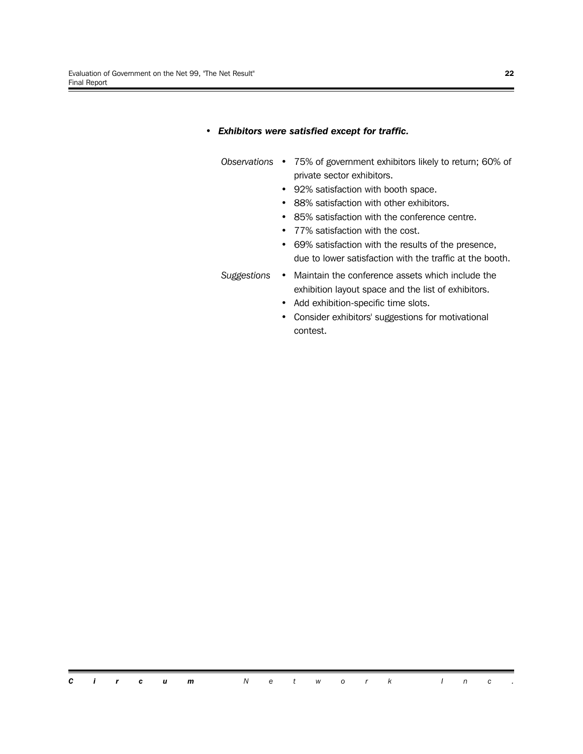- ***Exhibitors were satisfied except for traffic.***

*Observations*

- 75% of government exhibitors likely to return; 60% of private sector exhibitors.
- 92% satisfaction with booth space.
- 88% satisfaction with other exhibitors.
- 85% satisfaction with the conference centre.
- 77% satisfaction with the cost.
- 69% satisfaction with the results of the presence, due to lower satisfaction with the traffic at the booth.

*Suggestions*

- Maintain the conference assets which include the exhibition layout space and the list of exhibitors.
- Add exhibition-specific time slots.
- Consider exhibitors' suggestions for motivational contest.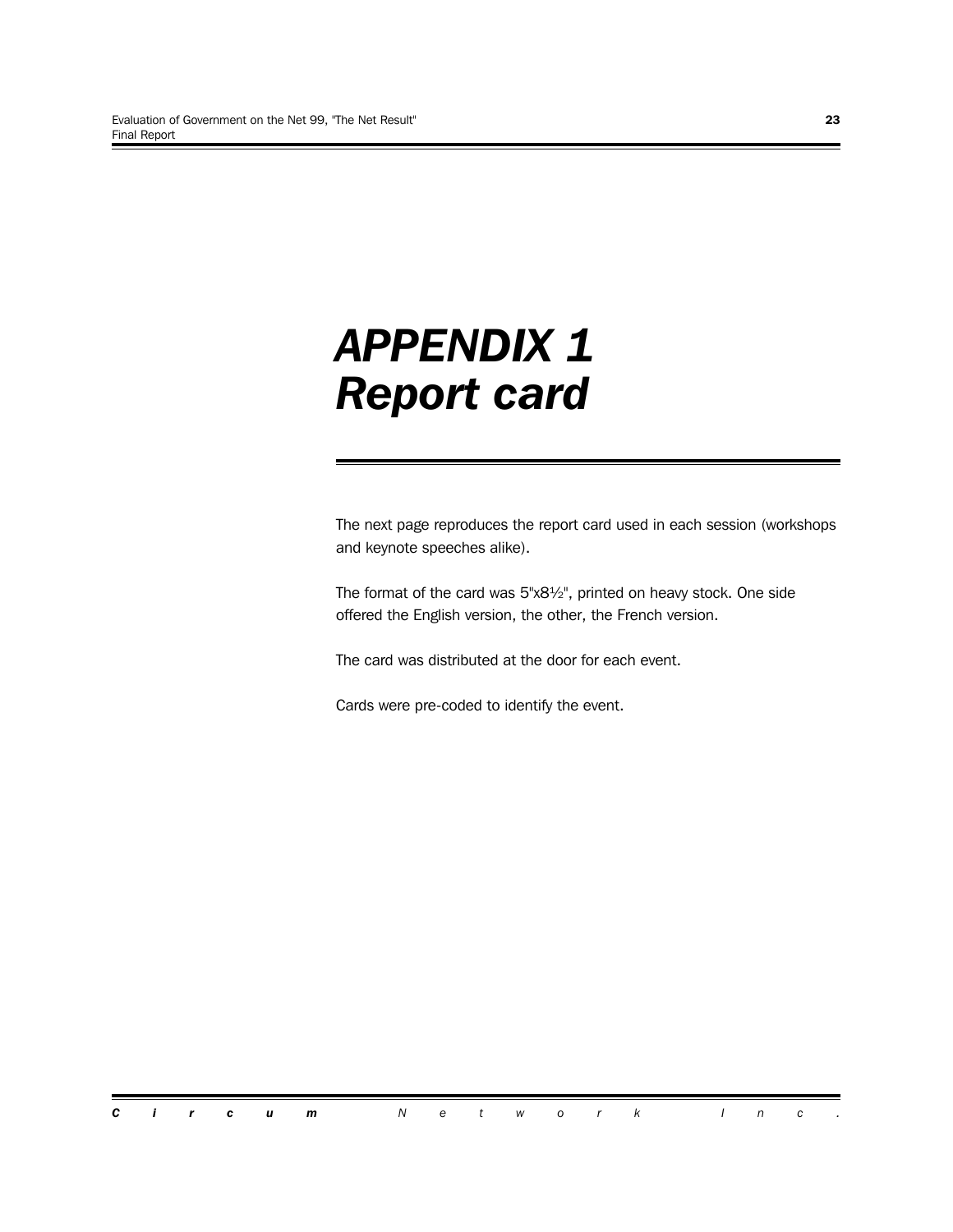# APPENDIX 1
# Report card

The next page reproduces the report card used in each session (workshops and keynote speeches alike).

The format of the card was 5"x8½", printed on heavy stock. One side offered the English version, the other, the French version.

The card was distributed at the door for each event.

Cards were pre-coded to identify the event.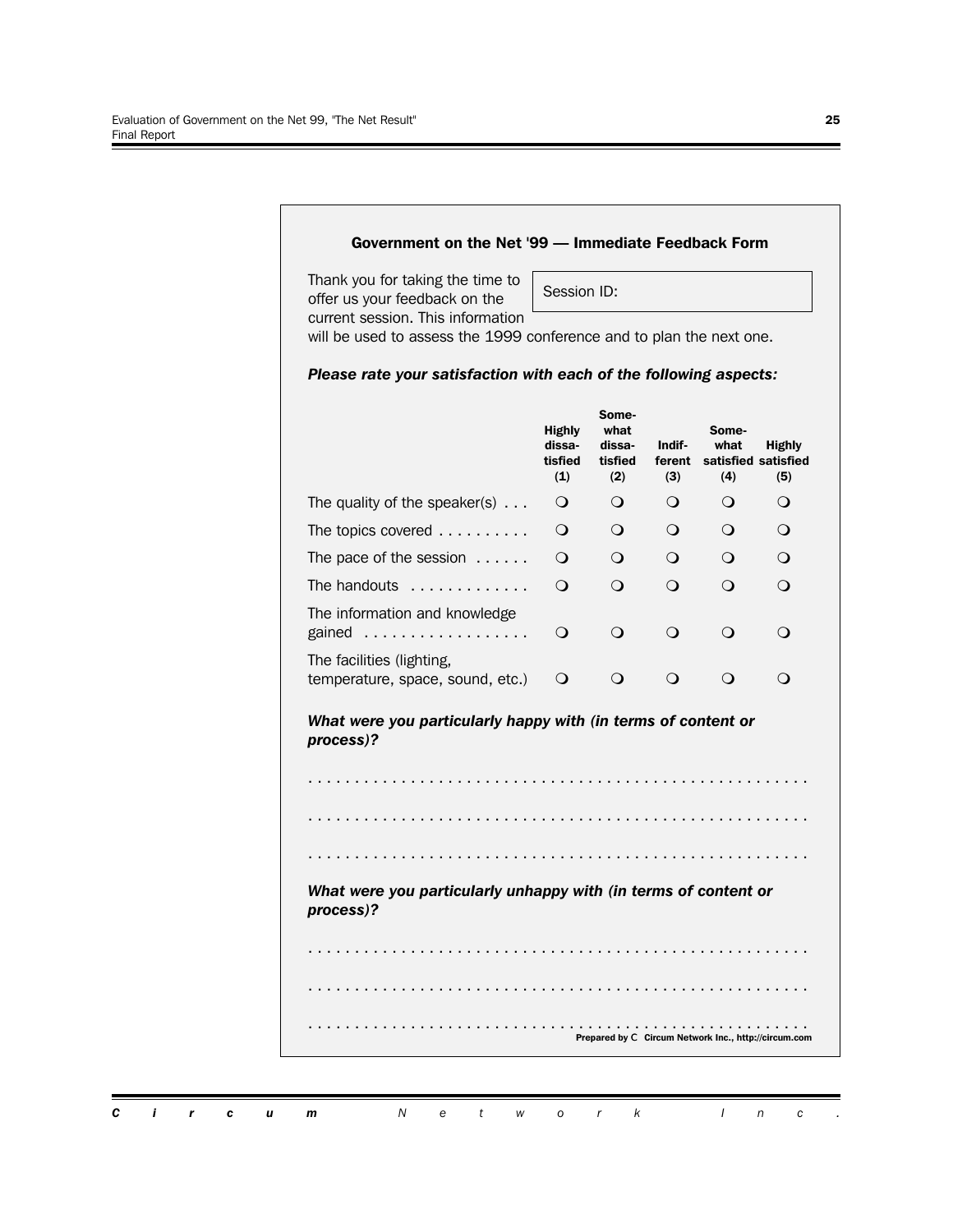## Government on the Net '99 — Immediate Feedback Form

Thank you for taking the time to offer us your feedback on the current session. This information will be used to assess the 1999 conference and to plan the next one.

Session ID:

***Please rate your satisfaction with each of the following aspects:***

| | Highly dissa-tisfied (1) | Some-what dissa-tisfied (2) | Indif-ferent (3) | Some-what satisfied (4) | Highly satisfied (5) |
|---|---|---|---|---|---|
| The quality of the speaker(s) . . . | ❍ | ❍ | ❍ | ❍ | ❍ |
| The topics covered . . . . . . . . . . | ❍ | ❍ | ❍ | ❍ | ❍ |
| The pace of the session . . . . . . | ❍ | ❍ | ❍ | ❍ | ❍ |
| The handouts . . . . . . . . . . . . . | ❍ | ❍ | ❍ | ❍ | ❍ |
| The information and knowledge gained . . . . . . . . . . . . . . . . . . | ❍ | ❍ | ❍ | ❍ | ❍ |
| The facilities (lighting, temperature, space, sound, etc.) | ❍ | ❍ | ❍ | ❍ | ❍ |

***What were you particularly happy with (in terms of content or process)?***

. . . . . . . . . . . . . . . . . . . . . . . . . . . . . . . . . . . . . . . . . . . . . . . . . . . . .

. . . . . . . . . . . . . . . . . . . . . . . . . . . . . . . . . . . . . . . . . . . . . . . . . . . . .

. . . . . . . . . . . . . . . . . . . . . . . . . . . . . . . . . . . . . . . . . . . . . . . . . . . . .

***What were you particularly unhappy with (in terms of content or process)?***

. . . . . . . . . . . . . . . . . . . . . . . . . . . . . . . . . . . . . . . . . . . . . . . . . . . . .

. . . . . . . . . . . . . . . . . . . . . . . . . . . . . . . . . . . . . . . . . . . . . . . . . . . . .

. . . . . . . . . . . . . . . . . . . . . . . . . . . . . . . . . . . . . . . . . . . . . . . . . . . . .

**Prepared by C Circum Network Inc., http://circum.com**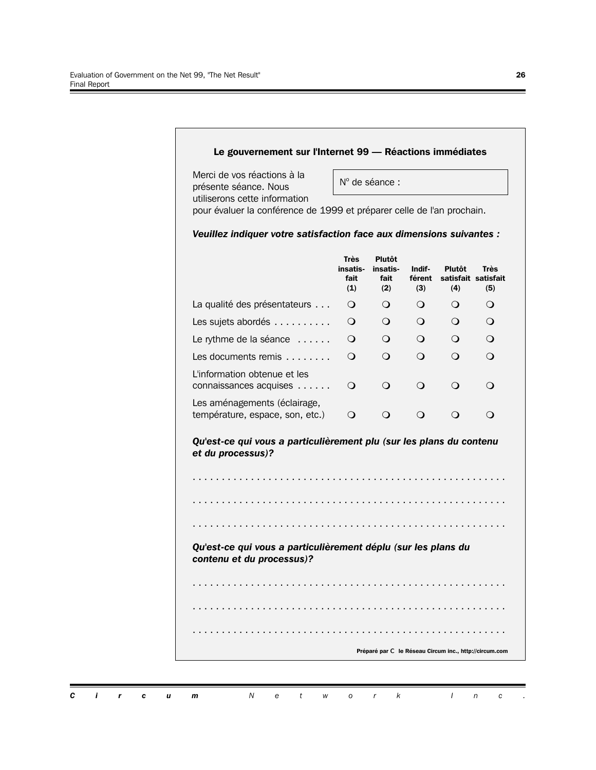### Le gouvernement sur l'Internet 99 — Réactions immédiates

Merci de vos réactions à la présente séance. Nous utiliserons cette information pour évaluer la conférence de 1999 et préparer celle de l'an prochain.

N° de séance :

***Veuillez indiquer votre satisfaction face aux dimensions suivantes :***

| | Très insatisfait (1) | Plutôt insatisfait (2) | Indifférent (3) | Plutôt satisfait (4) | Très satisfait (5) |
|---|---|---|---|---|---|
| La qualité des présentateurs . . . | ❍ | ❍ | ❍ | ❍ | ❍ |
| Les sujets abordés . . . . . . . . . . | ❍ | ❍ | ❍ | ❍ | ❍ |
| Le rythme de la séance . . . . . . | ❍ | ❍ | ❍ | ❍ | ❍ |
| Les documents remis . . . . . . . . | ❍ | ❍ | ❍ | ❍ | ❍ |
| L'information obtenue et les connaissances acquises . . . . . . | ❍ | ❍ | ❍ | ❍ | ❍ |
| Les aménagements (éclairage, température, espace, son, etc.) | ❍ | ❍ | ❍ | ❍ | ❍ |

***Qu'est-ce qui vous a particulièrement plu (sur les plans du contenu et du processus)?***

. . . . . . . . . . . . . . . . . . . . . . . . . . . . . . . . . . . . . . . . . . . . . . . . . . . . .

. . . . . . . . . . . . . . . . . . . . . . . . . . . . . . . . . . . . . . . . . . . . . . . . . . . . .

. . . . . . . . . . . . . . . . . . . . . . . . . . . . . . . . . . . . . . . . . . . . . . . . . . . . .

***Qu'est-ce qui vous a particulièrement déplu (sur les plans du contenu et du processus)?***

. . . . . . . . . . . . . . . . . . . . . . . . . . . . . . . . . . . . . . . . . . . . . . . . . . . . .

. . . . . . . . . . . . . . . . . . . . . . . . . . . . . . . . . . . . . . . . . . . . . . . . . . . . .

. . . . . . . . . . . . . . . . . . . . . . . . . . . . . . . . . . . . . . . . . . . . . . . . . . . . .

**Préparé par C le Réseau Circum inc., http://circum.com**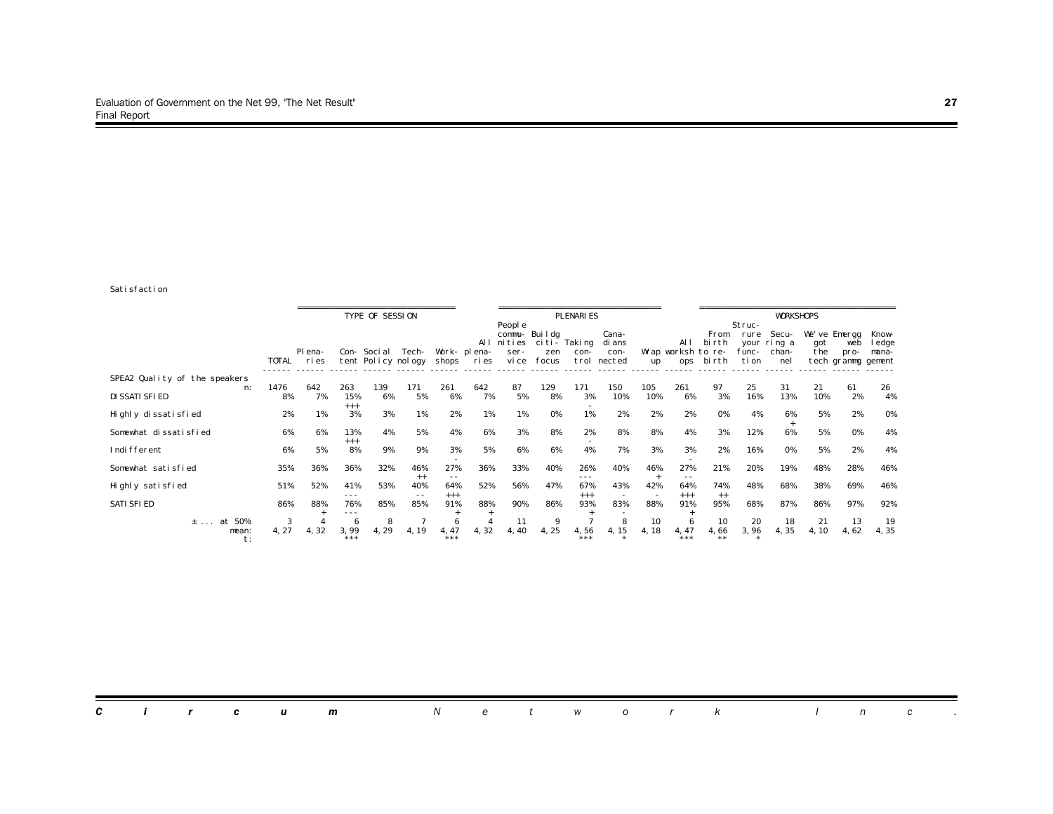Satisfaction

| | TOTAL | Plena-ries | Con-tent | Social Policy | Tech-nology | Work-shops | All plena-ries | People commu-nities ser-vice | Buildg citi-zen focus | Taking con-trol | Cana-dians con-nected | Wrap up | All worksh ops | From birth to re-birth | Struc-rure your func-tion | Secu-ring a chan-nel | We've got the tech | Emergg web pro-grammg | Know-ledge mana-gement |
|---|---|---|---|---|---|---|---|---|---|---|---|---|---|---|---|---|---|---|---|
| | TYPE OF SESSION | | | | | | PLENARIES | | | | | | WORKSHOPS | | | | | | |
| SPEA2 Quality of the speakers n: | 1476 | 642 | 263 | 139 | 171 | 261 | 642 | 87 | 129 | 171 | 150 | 105 | 261 | 97 | 25 | 31 | 21 | 61 | 26 |
| DISSATISFIED | 8% | 7% | 15% +++ | 6% | 5% | 6% | 7% | 5% | 8% | 3% - | 10% | 10% | 6% | 3% | 16% | 13% | 10% | 2% | 4% |
| Highly dissatisfied | 2% | 1% | 3% | 3% | 1% | 2% | 1% | 1% | 0% | 1% | 2% | 2% | 2% | 0% | 4% | 6% + | 5% | 2% | 0% |
| Somewhat dissatisfied | 6% | 6% | 13% +++ | 4% | 5% | 4% | 6% | 3% | 8% | 2% - | 8% | 8% | 4% | 3% | 12% | 6% | 5% | 0% | 4% |
| Indifferent | 6% | 5% | 8% | 9% | 9% | 3% - | 5% | 6% | 6% | 4% | 7% | 3% | 3% - | 2% | 16% | 0% | 5% | 2% | 4% |
| Somewhat satisfied | 35% | 36% | 36% | 32% | 46% ++ | 27% -- | 36% | 33% | 40% | 26% --- | 40% | 46% + | 27% -- | 21% | 20% | 19% | 48% | 28% | 46% |
| Highly satisfied | 51% | 52% | 41% --- | 53% | 40% -- | 64% +++ | 52% | 56% | 47% | 67% +++ | 43% - | 42% - | 64% +++ | 74% ++ | 48% | 68% | 38% | 69% | 46% |
| SATISFIED | 86% | 88% + | 76% --- | 85% | 85% | 91% + | 88% + | 90% | 86% | 93% + | 83% - | 88% | 91% + | 95% | 68% | 87% | 86% | 97% | 92% |
| ± ... at 50% | 3 | 4 | 6 | 8 | 7 | 6 | 4 | 11 | 9 | 7 | 8 | 10 | 6 | 10 | 20 | 18 | 21 | 13 | 19 |
| mean: | 4,27 | 4,32 | 3,99 | 4,29 | 4,19 | 4,47 | 4,32 | 4,40 | 4,25 | 4,56 | 4,15 | 4,18 | 4,47 | 4,66 | 3,96 | 4,35 | 4,10 | 4,62 | 4,35 |
| t: | | | *** | | | *** | | | | *** | * | | *** | ** | * | | | | |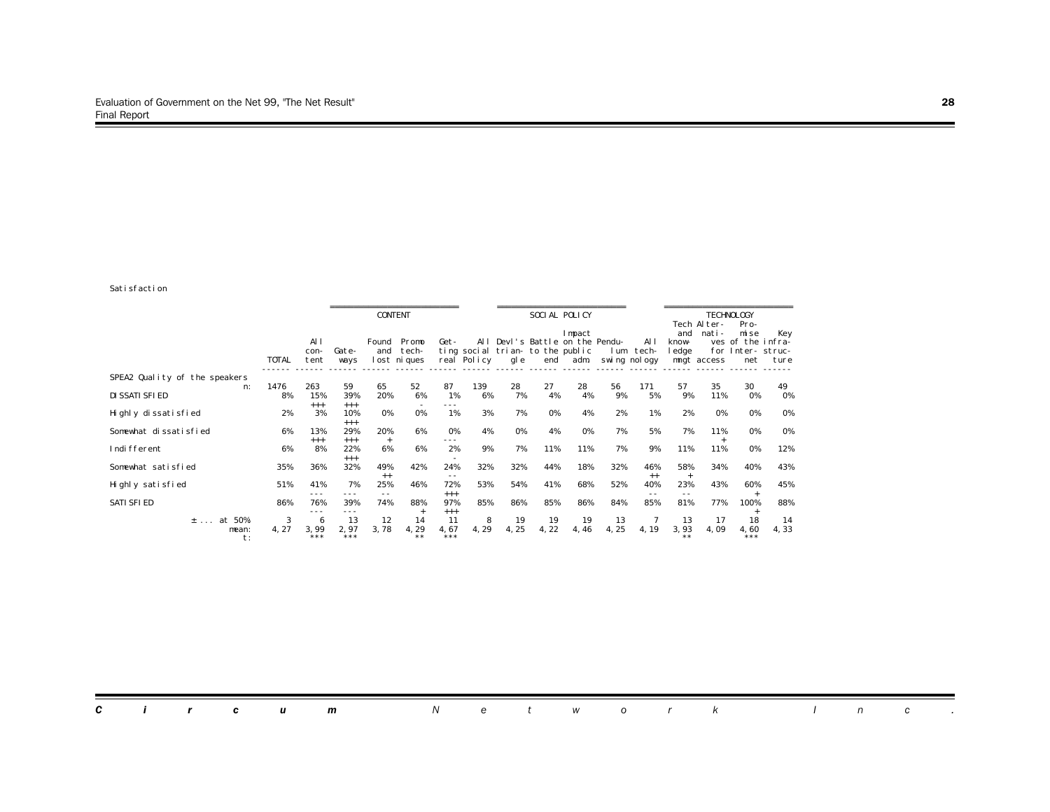Satisfaction

| | TOTAL | CONTENT: All content | CONTENT: Gateways | CONTENT: Found and lost | CONTENT: Promo techniques | CONTENT: Getting real | SOCIAL POLICY: All social Policy | SOCIAL POLICY: Devl's triangle | SOCIAL POLICY: Battle to the end | SOCIAL POLICY: Impact on the public adm | SOCIAL POLICY: Pendulum swing | TECHNOLOGY: All technology | TECHNOLOGY: Tech and knowledge mngt | TECHNOLOGY: Alternatives access | TECHNOLOGY: Promise for of the Internet | TECHNOLOGY: Key infrastructure |
|---|---|---|---|---|---|---|---|---|---|---|---|---|---|---|---|---|
| SPEA2 Quality of the speakers n: | 1476 | 263 | 59 | 65 | 52 | 87 | 139 | 28 | 27 | 28 | 56 | 171 | 57 | 35 | 30 | 49 |
| DISSATISFIED | 8% | 15% +++ | 39% +++ | 20% | 6% - | 1% --- | 6% | 7% | 4% | 4% | 9% | 5% | 9% | 11% | 0% | 0% |
| Highly dissatisfied | 2% | 3% | 10% +++ | 0% | 0% | 1% | 3% | 7% | 0% | 4% | 2% | 1% | 2% | 0% | 0% | 0% |
| Somewhat dissatisfied | 6% | 13% +++ | 29% +++ | 20% + | 6% | 0% --- | 4% | 0% | 4% | 0% | 7% | 5% | 7% | 11% + | 0% | 0% |
| Indifferent | 6% | 8% | 22% +++ | 6% | 6% | 2% - | 9% | 7% | 11% | 11% | 7% | 9% | 11% | 11% | 0% | 12% |
| Somewhat satisfied | 35% | 36% | 32% | 49% ++ | 42% | 24% -- | 32% | 32% | 44% | 18% | 32% | 46% ++ | 58% + | 34% | 40% | 43% |
| Highly satisfied | 51% | 41% --- | 7% --- | 25% -- | 46% | 72% +++ | 53% | 54% | 41% | 68% | 52% | 40% -- | 23% -- | 43% | 60% + | 45% |
| SATISFIED | 86% | 76% --- | 39% --- | 74% | 88% + | 97% +++ | 85% | 86% | 85% | 86% | 84% | 85% | 81% | 77% | 100% + | 88% |
| ± ... at 50% | 3 | 6 | 13 | 12 | 14 | 11 | 8 | 19 | 19 | 19 | 13 | 7 | 13 | 17 | 18 | 14 |
| mean: | 4,27 | 3,99 | 2,97 | 3,78 | 4,29 | 4,67 | 4,29 | 4,25 | 4,22 | 4,46 | 4,25 | 4,19 | 3,93 | 4,09 | 4,60 | 4,33 |
| t: | | *** | *** | | ** | *** | | | | | | | ** | | *** | |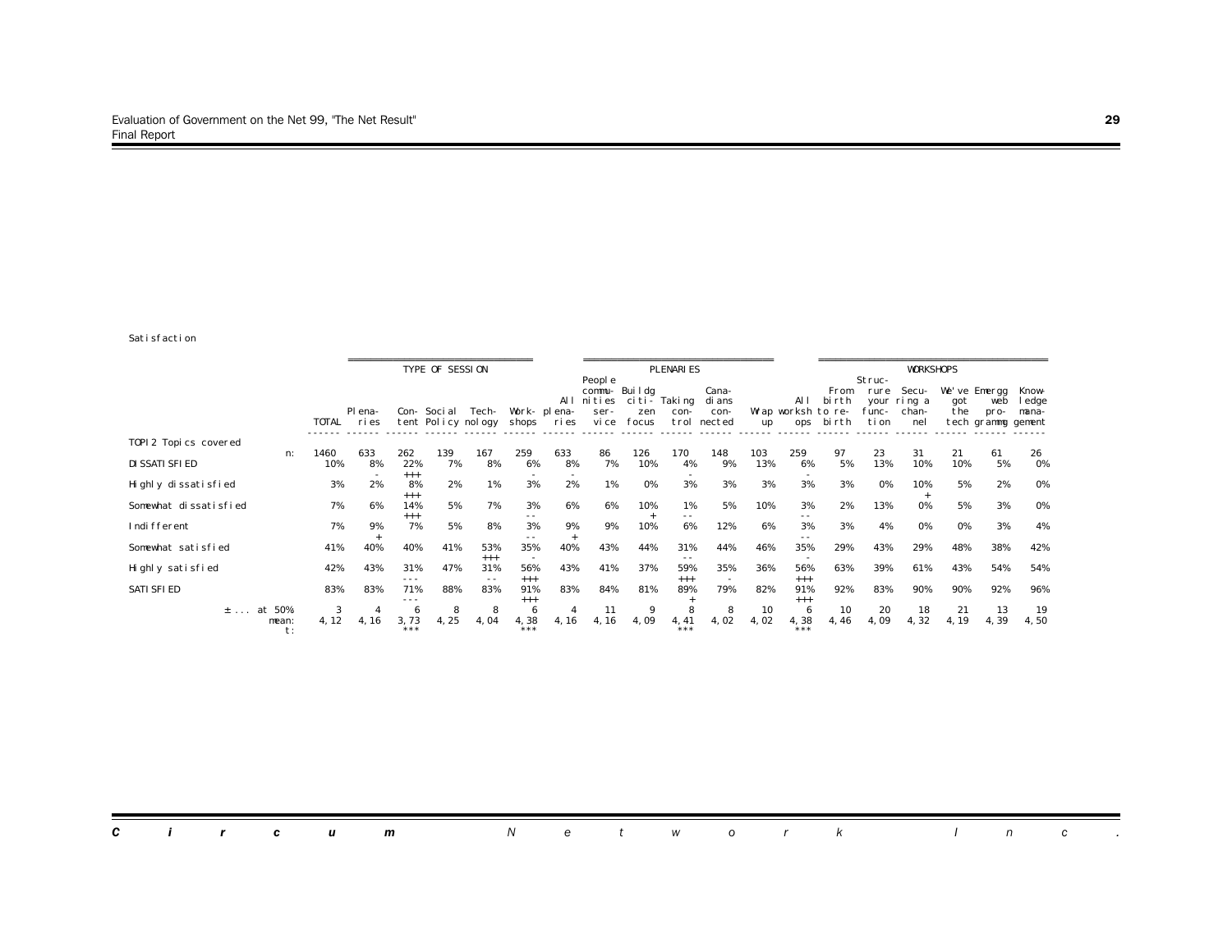Satisfaction

| | TOTAL | Plena-ries | Con-tent | Social Policy | Tech-nology | Work-shops | All plena-ries | People commu-nities ser-vice | Buildg citi-zen focus | Taking con-trol | Cana-dians con-nected | Wrap up | All worksh ops | From birth to re-birth | Struc-rure your func-tion | Secu-ring a chan-nel | We've got the tech | Emergg web pro-grammg | Know-ledge mana-gement |
|---|---|---|---|---|---|---|---|---|---|---|---|---|---|---|---|---|---|---|---|
| | | TYPE OF SESSION | | | | | PLENARIES | | | | | | WORKSHOPS | | | | | | |
| **TOPI2 Topics covered** | | | | | | | | | | | | | | | | | | | |
| n: | 1460 | 633 | 262 | 139 | 167 | 259 | 633 | 86 | 126 | 170 | 148 | 103 | 259 | 97 | 23 | 31 | 21 | 61 | 26 |
| DISSATISFIED | 10% | 8% | 22% | 7% | 8% | 6% | 8% | 7% | 10% | 4% | 9% | 13% | 6% | 5% | 13% | 10% | 10% | 5% | 0% |
| | | - | +++ | | | - | - | | | - | | | - | | | | | | |
| Highly dissatisfied | 3% | 2% | 8% | 2% | 1% | 3% | 2% | 1% | 0% | 3% | 3% | 3% | 3% | 3% | 0% | 10% | 5% | 2% | 0% |
| | | | +++ | | | | | | | | | | | | | + | | | |
| Somewhat dissatisfied | 7% | 6% | 14% | 5% | 7% | 3% | 6% | 6% | 10% | 1% | 5% | 10% | 3% | 2% | 13% | 0% | 5% | 3% | 0% |
| | | | +++ | | | -- | | | + | -- | | | -- | | | | | | |
| Indifferent | 7% | 9% | 7% | 5% | 8% | 3% | 9% | 9% | 10% | 6% | 12% | 6% | 3% | 3% | 4% | 0% | 0% | 3% | 4% |
| | | + | | | | -- | + | | | | | | -- | | | | | | |
| Somewhat satisfied | 41% | 40% | 40% | 41% | 53% | 35% | 40% | 43% | 44% | 31% | 44% | 46% | 35% | 29% | 43% | 29% | 48% | 38% | 42% |
| | | | | | +++ | - | | | | -- | | | - | | | | | | |
| Highly satisfied | 42% | 43% | 31% | 47% | 31% | 56% | 43% | 41% | 37% | 59% | 35% | 36% | 56% | 63% | 39% | 61% | 43% | 54% | 54% |
| | | | --- | | -- | +++ | | | | +++ | - | | +++ | | | | | | |
| SATISFIED | 83% | 83% | 71% | 88% | 83% | 91% | 83% | 84% | 81% | 89% | 79% | 82% | 91% | 92% | 83% | 90% | 90% | 92% | 96% |
| | | | --- | | | +++ | | | | + | | | +++ | | | | | | |
| ± ... at 50% | 3 | 4 | 6 | 8 | 8 | 6 | 4 | 11 | 9 | 8 | 8 | 10 | 6 | 10 | 20 | 18 | 21 | 13 | 19 |
| mean: | 4,12 | 4,16 | 3,73 | 4,25 | 4,04 | 4,38 | 4,16 | 4,16 | 4,09 | 4,41 | 4,02 | 4,02 | 4,38 | 4,46 | 4,09 | 4,32 | 4,19 | 4,39 | 4,50 |
| t: | | | *** | | | *** | | | | *** | | | *** | | | | | | |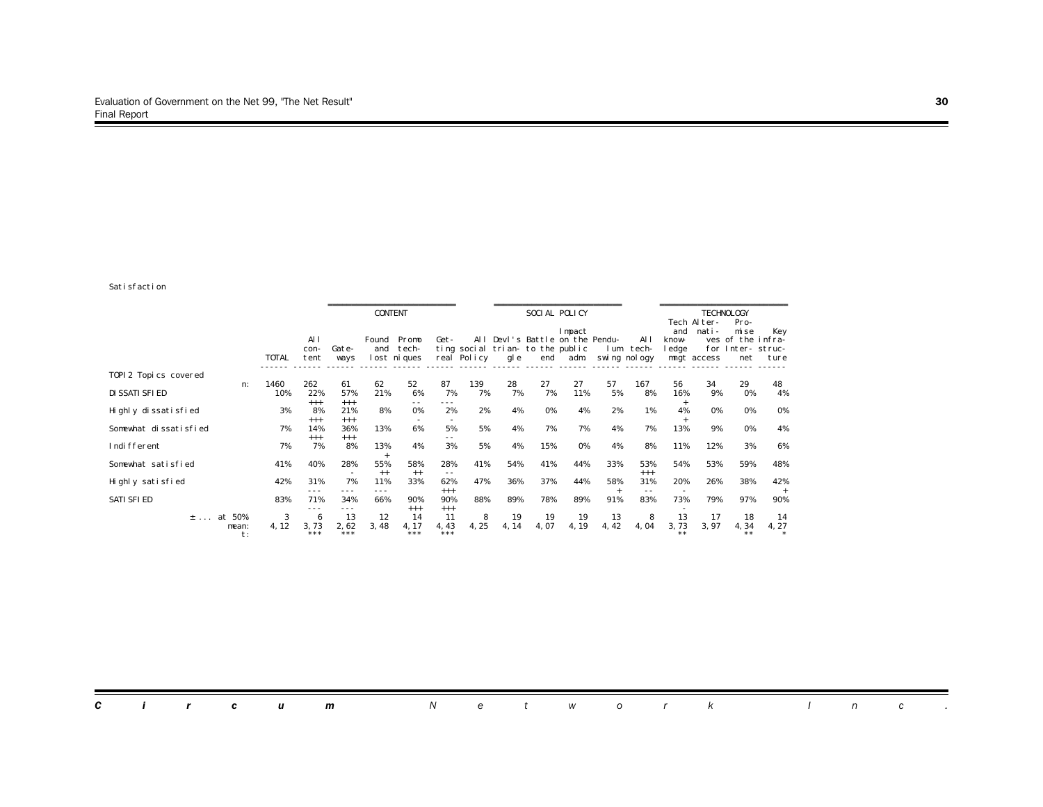Satisfaction

| | TOTAL | CONTENT: All content | Gateways | Found and lost | Promo techniques | Getting real | SOCIAL POLICY: All social Policy | Devl's triangle | Battle to the end | Impact on the public adm | Pendulum swing | TECHNOLOGY: All technology | Tech and knowledge mngt | Alternatives for access | Promise of the Internet | Key infrastructure |
|---|---|---|---|---|---|---|---|---|---|---|---|---|---|---|---|---|
| TOPI2 Topics covered n: | 1460 | 262 | 61 | 62 | 52 | 87 | 139 | 28 | 27 | 27 | 57 | 167 | 56 | 34 | 29 | 48 |
| DISSATISFIED | 10% | 22% +++ | 57% +++ | 21% | 6% -- | 7% --- | 7% | 7% | 7% | 11% | 5% | 8% | 16% + | 9% | 0% | 4% |
| Highly dissatisfied | 3% | 8% +++ | 21% +++ | 8% | 0% - | 2% - | 2% | 4% | 0% | 4% | 2% | 1% | 4% + | 0% | 0% | 0% |
| Somewhat dissatisfied | 7% | 14% +++ | 36% +++ | 13% | 6% | 5% -- | 5% | 4% | 7% | 7% | 4% | 7% | 13% | 9% | 0% | 4% |
| Indifferent | 7% | 7% | 8% | 13% + | 4% | 3% | 5% | 4% | 15% | 0% | 4% | 8% | 11% | 12% | 3% | 6% |
| Somewhat satisfied | 41% | 40% | 28% - | 55% ++ | 58% ++ | 28% -- | 41% | 54% | 41% | 44% | 33% | 53% +++ | 54% | 53% | 59% | 48% |
| Highly satisfied | 42% | 31% --- | 7% --- | 11% --- | 33% | 62% +++ | 47% | 36% | 37% | 44% | 58% + | 31% -- | 20% - | 26% | 38% | 42% + |
| SATISFIED | 83% | 71% --- | 34% --- | 66% | 90% +++ | 90% +++ | 88% | 89% | 78% | 89% | 91% | 83% | 73% - | 79% | 97% | 90% |
| ± ... at 50% | 3 | 6 | 13 | 12 | 14 | 11 | 8 | 19 | 19 | 19 | 13 | 8 | 13 | 17 | 18 | 14 |
| mean: | 4,12 | 3,73 | 2,62 | 3,48 | 4,17 | 4,43 | 4,25 | 4,14 | 4,07 | 4,19 | 4,42 | 4,04 | 3,73 | 3,97 | 4,34 | 4,27 |
| t: | | *** | *** | | *** | *** | | | | | | | ** | | ** | * |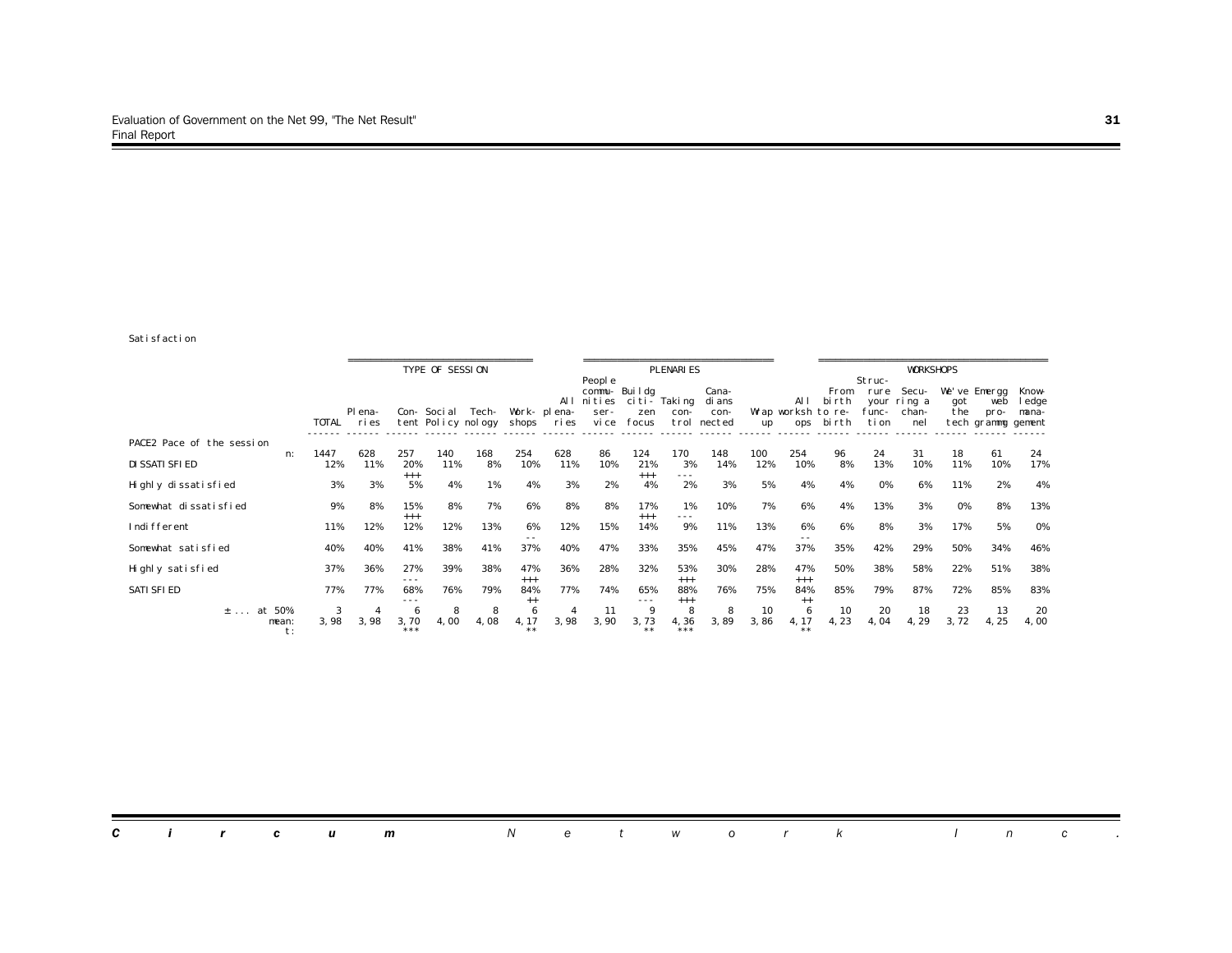Satisfaction

| | TOTAL | Plena-ries | Con-tent | Social Policy | Tech-nology | Work-shops | All plena-ries | People commu-nities ser-vice | Buildg citi-zen focus | Taking con-trol | Cana-dians con-nected | Wrap up | All worksh ops | From birth to re-birth | Struc-ture your func-tion | Secu-ring a chan-nel | We've got the tech | Emergg web pro-gramng | Know-ledge mana-gement |
|---|---|---|---|---|---|---|---|---|---|---|---|---|---|---|---|---|---|---|---|
| | | TYPE OF SESSION | | | | | PLENARIES | | | | | | WORKSHOPS | | | | | | |
| PACE2 Pace of the session | | | | | | | | | | | | | | | | | | | |
| n: | 1447 | 628 | 257 | 140 | 168 | 254 | 628 | 86 | 124 | 170 | 148 | 100 | 254 | 96 | 24 | 31 | 18 | 61 | 24 |
| DISSATISFIED | 12% | 11% | 20% +++ | 11% | 8% | 10% | 11% | 10% | 21% +++ | 3% --- | 14% | 12% | 10% | 8% | 13% | 10% | 11% | 10% | 17% |
| Highly dissatisfied | 3% | 3% | 5% | 4% | 1% | 4% | 3% | 2% | 4% | 2% | 3% | 5% | 4% | 4% | 0% | 6% | 11% | 2% | 4% |
| Somewhat dissatisfied | 9% | 8% | 15% +++ | 8% | 7% | 6% | 8% | 8% | 17% +++ | 1% --- | 10% | 7% | 6% | 4% | 13% | 3% | 0% | 8% | 13% |
| Indifferent | 11% | 12% | 12% | 12% | 13% | 6% -- | 12% | 15% | 14% | 9% | 11% | 13% | 6% -- | 6% | 8% | 3% | 17% | 5% | 0% |
| Somewhat satisfied | 40% | 40% | 41% | 38% | 41% | 37% | 40% | 47% | 33% | 35% | 45% | 47% | 37% | 35% | 42% | 29% | 50% | 34% | 46% |
| Highly satisfied | 37% | 36% | 27% --- | 39% | 38% | 47% +++ | 36% | 28% | 32% | 53% +++ | 30% | 28% | 47% +++ | 50% | 38% | 58% | 22% | 51% | 38% |
| SATISFIED | 77% | 77% | 68% --- | 76% | 79% | 84% ++ | 77% | 74% | 65% --- | 88% +++ | 76% | 75% | 84% ++ | 85% | 79% | 87% | 72% | 85% | 83% |
| ± ... at 50% | 3 | 4 | 6 | 8 | 8 | 6 | 4 | 11 | 9 | 8 | 8 | 10 | 6 | 10 | 20 | 18 | 23 | 13 | 20 |
| mean: | 3,98 | 3,98 | 3,70 | 4,00 | 4,08 | 4,17 | 3,98 | 3,90 | 3,73 | 4,36 | 3,89 | 3,86 | 4,17 | 4,23 | 4,04 | 4,29 | 3,72 | 4,25 | 4,00 |
| t: | | | *** | | | ** | | | ** | *** | | | ** | | | | | | |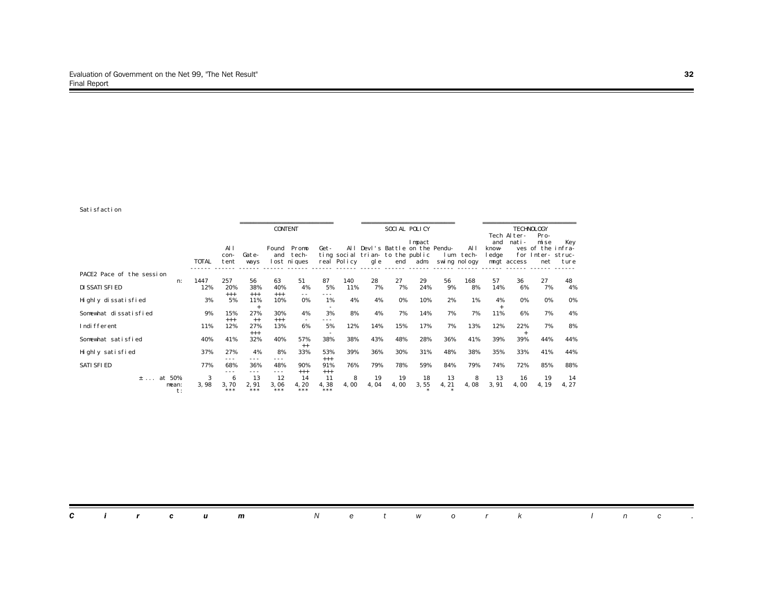Satisfaction

| | | CONTENT | | | | | SOCIAL POLICY | | | | | | TECHNOLOGY | | | |
|---|---|---|---|---|---|---|---|---|---|---|---|---|---|---|---|---|
| | TOTAL | All content | Gateways | Found and lost | Promo techniques | Getting real | All social Policy | Devl's triangle | Battle to the end | Impact on the public adm | Pendulum swing | All technology | Tech and knowledge mngt | Alternatives access | Promise of the Internet | Key infrastructure |
| PACE2 Pace of the session n: | 1447 | 257 | 56 | 63 | 51 | 87 | 140 | 28 | 27 | 29 | 56 | 168 | 57 | 36 | 27 | 48 |
| DISSATISFIED | 12% | 20% +++ | 38% +++ | 40% +++ | 4% -- | 5% --- | 11% | 7% | 7% | 24% | 9% | 8% | 14% | 6% | 7% | 4% |
| Highly dissatisfied | 3% | 5% | 11% + | 10% | 0% | 1% - | 4% | 4% | 0% | 10% | 2% | 1% | 4% + | 0% | 0% | 0% |
| Somewhat dissatisfied | 9% | 15% +++ | 27% ++ | 30% +++ | 4% - | 3% --- | 8% | 4% | 7% | 14% | 7% | 7% | 11% | 6% | 7% | 4% |
| Indifferent | 11% | 12% | 27% +++ | 13% | 6% | 5% - | 12% | 14% | 15% | 17% | 7% | 13% | 12% | 22% + | 7% | 8% |
| Somewhat satisfied | 40% | 41% | 32% | 40% | 57% ++ | 38% | 38% | 43% | 48% | 28% | 36% | 41% | 39% | 39% | 44% | 44% |
| Highly satisfied | 37% | 27% --- | 4% --- | 8% --- | 33% | 53% +++ | 39% | 36% | 30% | 31% | 48% | 38% | 35% | 33% | 41% | 44% |
| SATISFIED | 77% | 68% --- | 36% --- | 48% --- | 90% +++ | 91% +++ | 76% | 79% | 78% | 59% | 84% | 79% | 74% | 72% | 85% | 88% |
| ± ... at 50% | 3 | 6 | 13 | 12 | 14 | 11 | 8 | 19 | 19 | 18 | 13 | 8 | 13 | 16 | 19 | 14 |
| mean: | 3,98 | 3,70 | 2,91 | 3,06 | 4,20 | 4,38 | 4,00 | 4,04 | 4,00 | 3,55 | 4,21 | 4,08 | 3,91 | 4,00 | 4,19 | 4,27 |
| t: | | *** | *** | *** | *** | *** | | | | * | * | | | | | |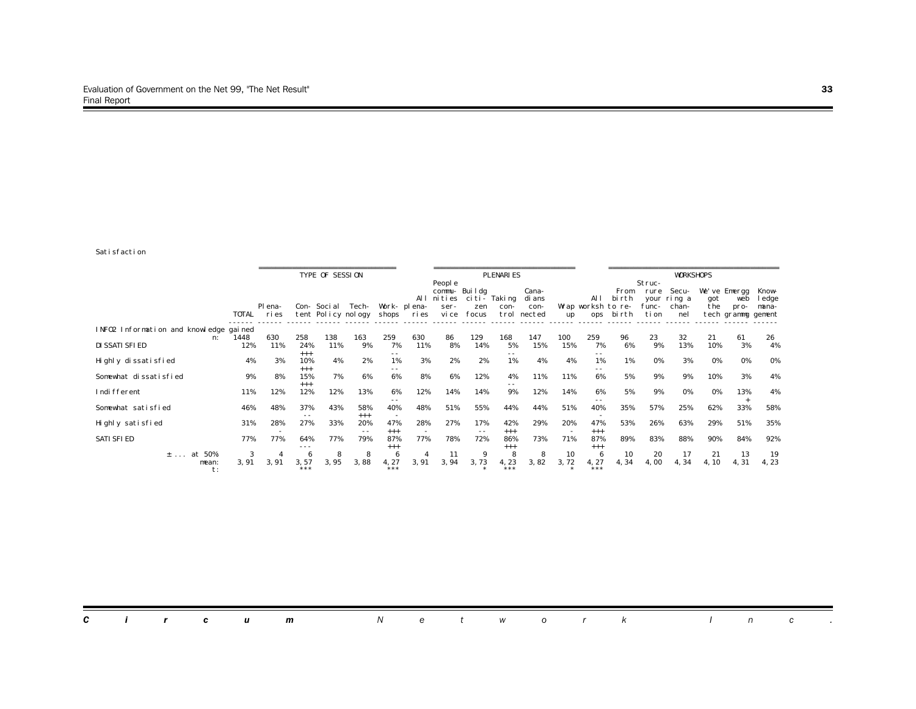Satisfaction

| | TOTAL | TYPE OF SESSION | | | | | PLENARIES | | | | | | WORKSHOPS | | | | | | | |
|---|---|---|---|---|---|---|---|---|---|---|---|---|---|---|---|---|---|---|---|---|
| | | Plena- ries | Con- tent | Social Policy | Tech- nology | Work- shops | All plena- ries | People commu- nities ser- vice | Buildg citi- zen focus | Taking con- trol | Cana- dians con- nected | Wrap up | All worksh ops | From birth to re- birth | Struc- rure your func- tion | Secu- ring a chan- nel | We've got the tech | Emergg web pro- grammg | Know- ledge mana- gement |
| INFO2 Information and knowledge gained n: | 1448 | 630 | 258 | 138 | 163 | 259 | 630 | 86 | 129 | 168 | 147 | 100 | 259 | 96 | 23 | 32 | 21 | 61 | 26 |
| DISSATISFIED | 12% | 11% | 24% +++ | 11% | 9% | 7% -- | 11% | 8% | 14% | 5% -- | 15% | 15% | 7% -- | 6% | 9% | 13% | 10% | 3% | 4% |
| Highly dissatisfied | 4% | 3% | 10% +++ | 4% | 2% | 1% -- | 3% | 2% | 2% | 1% | 4% | 4% | 1% -- | 1% | 0% | 3% | 0% | 0% | 0% |
| Somewhat dissatisfied | 9% | 8% | 15% +++ | 7% | 6% | 6% | 8% | 6% | 12% | 4% -- | 11% | 11% | 6% | 5% | 9% | 9% | 10% | 3% | 4% |
| Indifferent | 11% | 12% | 12% | 12% | 13% | 6% -- | 12% | 14% | 14% | 9% | 12% | 14% | 6% -- | 5% | 9% | 0% | 0% | 13% + | 4% |
| Somewhat satisfied | 46% | 48% | 37% -- | 43% | 58% +++ | 40% - | 48% | 51% | 55% | 44% | 44% | 51% | 40% - | 35% | 57% | 25% | 62% | 33% | 58% |
| Highly satisfied | 31% | 28% - | 27% | 33% | 20% -- | 47% +++ | 28% - | 27% | 17% -- | 42% +++ | 29% | 20% - | 47% +++ | 53% | 26% | 63% | 29% | 51% | 35% |
| SATISFIED | 77% | 77% | 64% --- | 77% | 79% | 87% +++ | 77% | 78% | 72% | 86% +++ | 73% | 71% | 87% +++ | 89% | 83% | 88% | 90% | 84% | 92% |
| ± ... at 50% | 3 | 4 | 6 | 8 | 8 | 6 | 4 | 11 | 9 | 8 | 8 | 10 | 6 | 10 | 20 | 17 | 21 | 13 | 19 |
| mean: | 3,91 | 3,91 | 3,57 | 3,95 | 3,88 | 4,27 | 3,91 | 3,94 | 3,73 | 4,23 | 3,82 | 3,72 | 4,27 | 4,34 | 4,00 | 4,34 | 4,10 | 4,31 | 4,23 |
| t: | | | *** | | | *** | | | * | *** | | * | *** | | | | | | |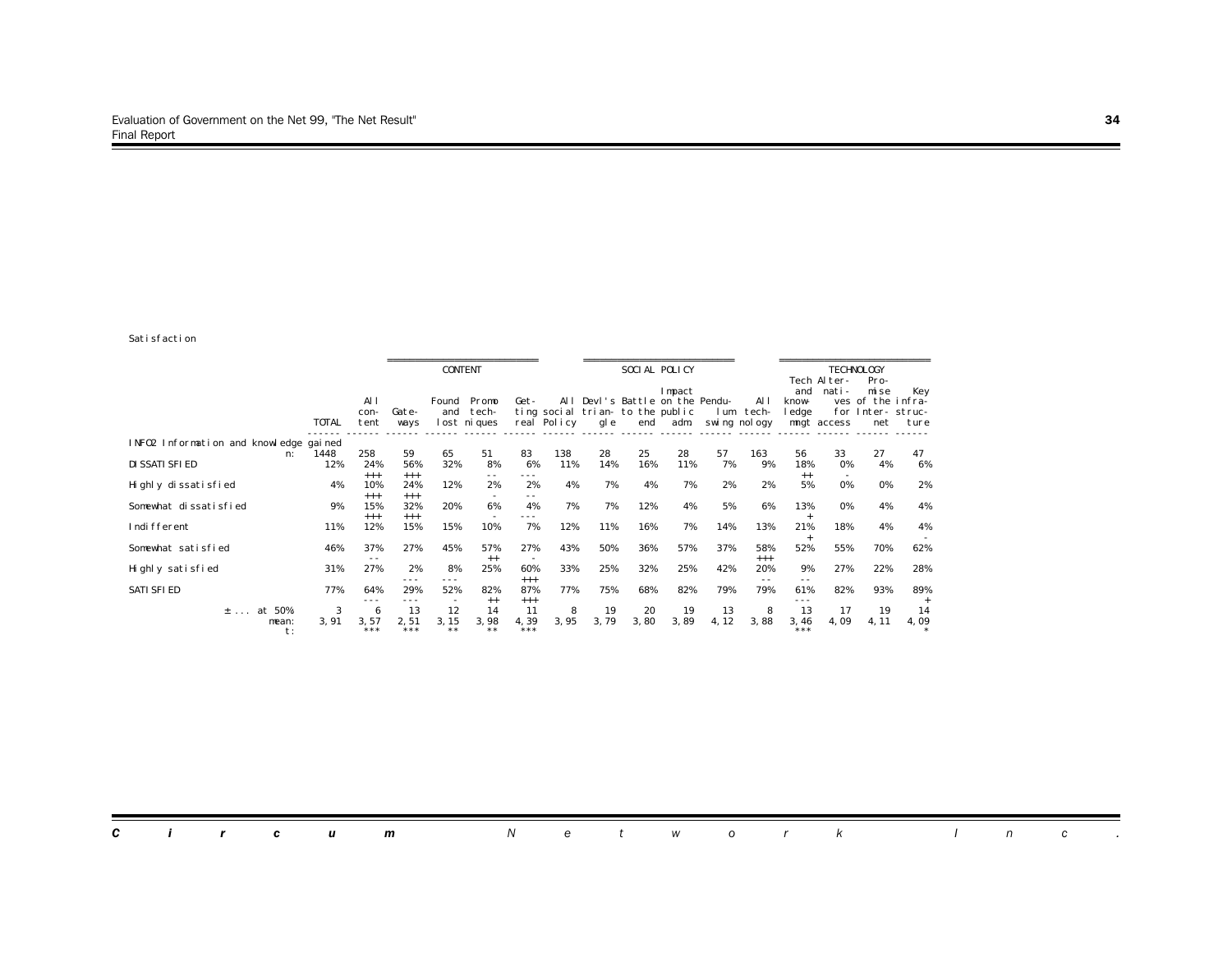Satisfaction

| | TOTAL | CONTENT | | | | | SOCIAL POLICY | | | | | TECHNOLOGY | | | | |
|---|---|---|---|---|---|---|---|---|---|---|---|---|---|---|---|---|
| | | All con-tent | Gate-ways | Found and lost | Promo tech-niques | Get-ting real | All social Policy | Devl's trian-gle | Battle to the end | Impact on the public adm | Pendu-lum swing | All tech-nology | Tech and know-ledge mngt | Alter-nati-ves for access | Pro-mise of the Inter-net | Key infra-struc-ture |
| INFO2 Information and knowledge gained n: | 1448 | 258 | 59 | 65 | 51 | 83 | 138 | 28 | 25 | 28 | 57 | 163 | 56 | 33 | 27 | 47 |
| DISSATISFIED | 12% | 24% +++ | 56% +++ | 32% | 8% -- | 6% --- | 11% | 14% | 16% | 11% | 7% | 9% | 18% ++ | 0% - | 4% | 6% |
| Highly dissatisfied | 4% | 10% +++ | 24% +++ | 12% | 2% - | 2% -- | 4% | 7% | 4% | 7% | 2% | 2% | 5% | 0% | 0% | 2% |
| Somewhat dissatisfied | 9% | 15% +++ | 32% +++ | 20% | 6% - | 4% --- | 7% | 7% | 12% | 4% | 5% | 6% | 13% + | 0% | 4% | 4% |
| Indifferent | 11% | 12% | 15% | 15% | 10% | 7% | 12% | 11% | 16% | 7% | 14% | 13% | 21% + | 18% | 4% | 4% - |
| Somewhat satisfied | 46% | 37% -- | 27% | 45% | 57% ++ | 27% - | 43% | 50% | 36% | 57% | 37% | 58% +++ | 52% | 55% | 70% | 62% |
| Highly satisfied | 31% | 27% | 2% --- | 8% --- | 25% | 60% +++ | 33% | 25% | 32% | 25% | 42% | 20% -- | 9% -- | 27% | 22% | 28% |
| SATISFIED | 77% | 64% --- | 29% --- | 52% - | 82% ++ | 87% +++ | 77% | 75% | 68% | 82% | 79% | 79% | 61% --- | 82% | 93% | 89% + |
| ± ... at 50% | 3 | 6 | 13 | 12 | 14 | 11 | 8 | 19 | 20 | 19 | 13 | 8 | 13 | 17 | 19 | 14 |
| mean: | 3,91 | 3,57 | 2,51 | 3,15 | 3,98 | 4,39 | 3,95 | 3,79 | 3,80 | 3,89 | 4,12 | 3,88 | 3,46 | 4,09 | 4,11 | 4,09 |
| t: | | *** | *** | ** | ** | *** | | | | | | | *** | | | * |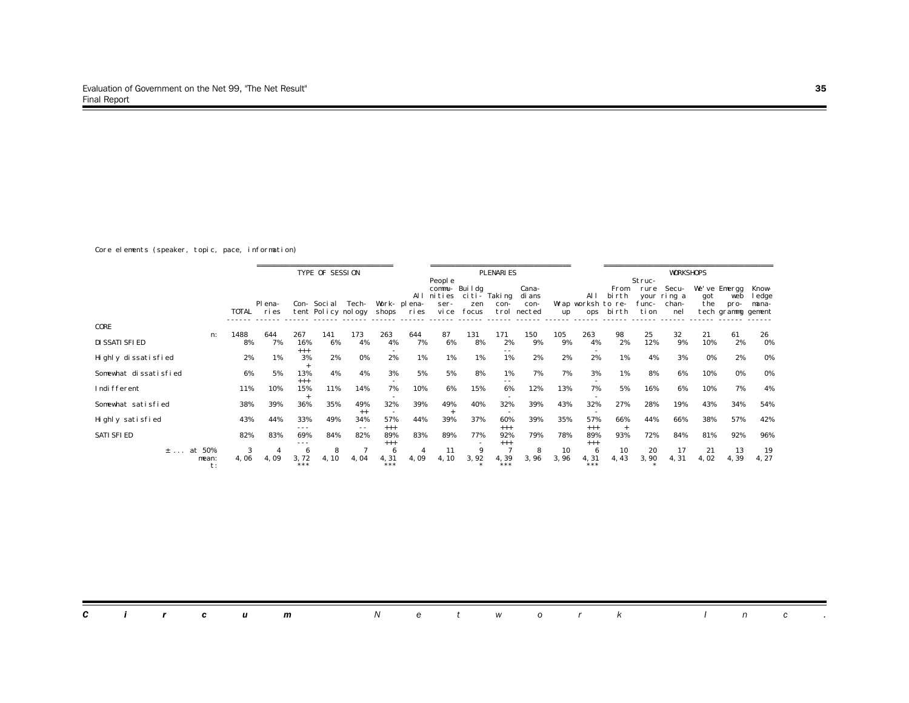Core elements (speaker, topic, pace, information)

| | TOTAL | Plena-ries | Con-tent | Social Policy | Tech-nology | Work-shops | All plena-ries | People commu-nities ser-vice | Buildg citi-zen focus | Taking con-trol | Cana-dians con-nected | Wrap up | All worksh ops | From birth to re-birth | Struc-rure your func-tion | Secu-ring a chan-nel | We've got the tech | Emergg web pro-grammg | Know-ledge mana-gement |
|---|---|---|---|---|---|---|---|---|---|---|---|---|---|---|---|---|---|---|---|
| | | | TYPE OF SESSION | | | | PLENARIES | | | | | | WORKSHOPS | | | | | | |
| CORE | | | | | | | | | | | | | | | | | | | |
| n: | 1488 | 644 | 267 | 141 | 173 | 263 | 644 | 87 | 131 | 171 | 150 | 105 | 263 | 98 | 25 | 32 | 21 | 61 | 26 |
| DISSATISFIED | 8% | 7% | 16% +++ | 6% | 4% | 4% - | 7% | 6% | 8% | 2% -- | 9% | 9% | 4% - | 2% | 12% | 9% | 10% | 2% | 0% |
| Highly dissatisfied | 2% | 1% | 3% + | 2% | 0% | 2% | 1% | 1% | 1% | 1% | 2% | 2% | 2% | 1% | 4% | 3% | 0% | 2% | 0% |
| Somewhat dissatisfied | 6% | 5% | 13% +++ | 4% | 4% | 3% - | 5% | 5% | 8% | 1% -- | 7% | 7% | 3% - | 1% | 8% | 6% | 10% | 0% | 0% |
| Indifferent | 11% | 10% | 15% + | 11% | 14% | 7% - | 10% | 6% | 15% | 6% - | 12% | 13% | 7% - | 5% | 16% | 6% | 10% | 7% | 4% |
| Somewhat satisfied | 38% | 39% | 36% | 35% | 49% ++ | 32% - | 39% | 49% + | 40% | 32% - | 39% | 43% | 32% - | 27% | 28% | 19% | 43% | 34% | 54% |
| Highly satisfied | 43% | 44% | 33% --- | 49% | 34% -- | 57% +++ | 44% | 39% | 37% | 60% +++ | 39% | 35% | 57% +++ | 66% + | 44% | 66% | 38% | 57% | 42% |
| SATISFIED | 82% | 83% | 69% --- | 84% | 82% | 89% +++ | 83% | 89% | 77% - | 92% +++ | 79% | 78% | 89% +++ | 93% | 72% | 84% | 81% | 92% | 96% |
| ± ... at 50% | 3 | 4 | 6 | 8 | 7 | 6 | 4 | 11 | 9 | 7 | 8 | 10 | 6 | 10 | 20 | 17 | 21 | 13 | 19 |
| mean: | 4,06 | 4,09 | 3,72 | 4,10 | 4,04 | 4,31 | 4,09 | 4,10 | 3,92 | 4,39 | 3,96 | 3,96 | 4,31 | 4,43 | 3,90 | 4,31 | 4,02 | 4,39 | 4,27 |
| t: | | | *** | | | *** | | | * | *** | | | *** | | * | | | | |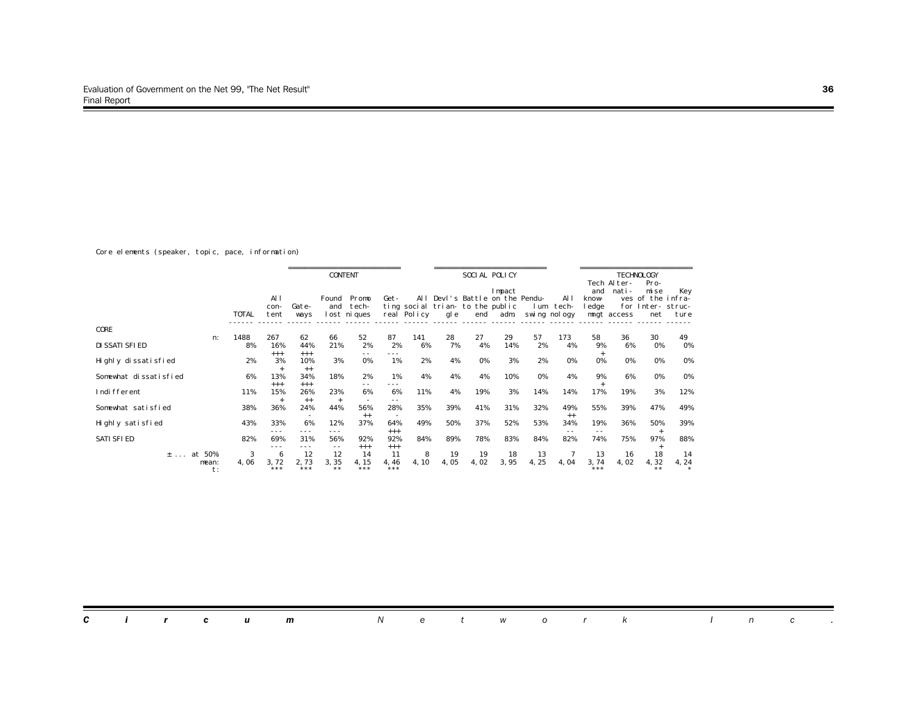Core elements (speaker, topic, pace, information)

| | TOTAL | All content | Gateways | Found and lost | Promo techniques | Getting real | All social Policy | Devl's triangle | Battle to the end | Impact on the public adm | Pendulum swing | All technology | Tech and knowledge mngt | Alternatives access | Promise of the Internet | Key infrastructure |
|---|---|---|---|---|---|---|---|---|---|---|---|---|---|---|---|---|
| | | CONTENT | | | | | SOCIAL POLICY | | | | | TECHNOLOGY | | | | |
| **CORE** | | | | | | | | | | | | | | | | |
| n: | 1488 | 267 | 62 | 66 | 52 | 87 | 141 | 28 | 27 | 29 | 57 | 173 | 58 | 36 | 30 | 49 |
| DISSATISFIED | 8% | 16% +++ | 44% +++ | 21% | 2% -- | 2% --- | 6% | 7% | 4% | 14% | 2% | 4% | 9% + | 6% | 0% | 0% |
| Highly dissatisfied | 2% | 3% + | 10% ++ | 3% | 0% | 1% | 2% | 4% | 0% | 3% | 2% | 0% | 0% | 0% | 0% | 0% |
| Somewhat dissatisfied | 6% | 13% +++ | 34% +++ | 18% | 2% -- | 1% --- | 4% | 4% | 4% | 10% | 0% | 4% | 9% + | 6% | 0% | 0% |
| Indifferent | 11% | 15% + | 26% ++ | 23% + | 6% - | 6% -- | 11% | 4% | 19% | 3% | 14% | 14% | 17% | 19% | 3% | 12% |
| Somewhat satisfied | 38% | 36% | 24% - | 44% | 56% ++ | 28% - | 35% | 39% | 41% | 31% | 32% | 49% ++ | 55% | 39% | 47% | 49% |
| Highly satisfied | 43% | 33% --- | 6% --- | 12% --- | 37% | 64% +++ | 49% | 50% | 37% | 52% | 53% | 34% -- | 19% -- | 36% | 50% + | 39% |
| SATISFIED | 82% | 69% --- | 31% --- | 56% -- | 92% +++ | 92% +++ | 84% | 89% | 78% | 83% | 84% | 82% | 74% | 75% | 97% + | 88% |
| ± ... at 50% | 3 | 6 | 12 | 12 | 14 | 11 | 8 | 19 | 19 | 18 | 13 | 7 | 13 | 16 | 18 | 14 |
| mean: | 4,06 | 3,72 | 2,73 | 3,35 | 4,15 | 4,46 | 4,10 | 4,05 | 4,02 | 3,95 | 4,25 | 4,04 | 3,74 | 4,02 | 4,32 | 4,24 |
| t: | | *** | *** | ** | *** | *** | | | | | | | *** | | ** | * |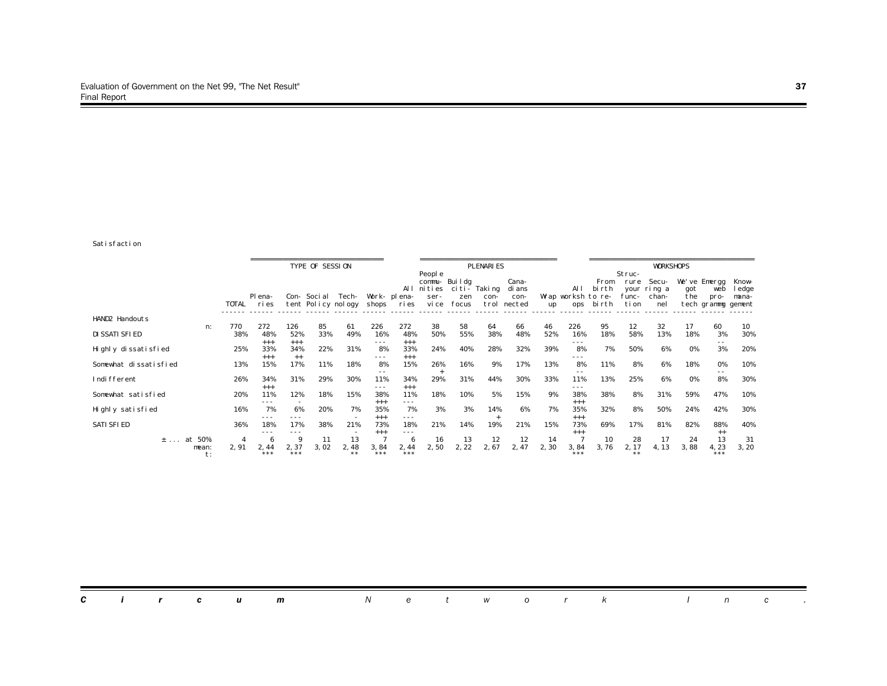Satisfaction

| | TYPE OF SESSION | | | | | | PLENARIES | | | | | | WORKSHOPS | | | | | | | |
|---|---|---|---|---|---|---|---|---|---|---|---|---|---|---|---|---|---|---|---|---|
| | TOTAL | Plenaries | Content | Social Policy | Technology | Workshops | All plenaries | People communities service | Buildg citizen focus | Taking control | Canadians connected | Wrap up | All workshops | From birth to rebirth | Structure your function | Securing a channel | We've got the tech | Emergg web programmg | Knowledge management |
| **HAND2 Handouts** n: | 770 | 272 | 126 | 85 | 61 | 226 | 272 | 38 | 58 | 64 | 66 | 46 | 226 | 95 | 12 | 32 | 17 | 60 | 10 |
| DISSATISFIED | 38% | 48% +++ | 52% +++ | 33% | 49% | 16% --- | 48% +++ | 50% | 55% | 38% | 48% | 52% | 16% --- | 18% | 58% | 13% | 18% | 3% -- | 30% |
| Highly dissatisfied | 25% | 33% +++ | 34% ++ | 22% | 31% | 8% --- | 33% +++ | 24% | 40% | 28% | 32% | 39% | 8% --- | 7% | 50% | 6% | 0% | 3% | 20% |
| Somewhat dissatisfied | 13% | 15% | 17% | 11% | 18% | 8% -- | 15% | 26% + | 16% | 9% | 17% | 13% | 8% -- | 11% | 8% | 6% | 18% | 0% -- | 10% |
| Indifferent | 26% | 34% +++ | 31% | 29% | 30% | 11% --- | 34% +++ | 29% | 31% | 44% | 30% | 33% | 11% --- | 13% | 25% | 6% | 0% | 8% | 30% |
| Somewhat satisfied | 20% | 11% --- | 12% - | 18% | 15% | 38% +++ | 11% --- | 18% | 10% | 5% | 15% | 9% | 38% +++ | 38% | 8% | 31% | 59% | 47% | 10% |
| Highly satisfied | 16% | 7% --- | 6% --- | 20% | 7% - | 35% +++ | 7% --- | 3% | 3% | 14% + | 6% | 7% | 35% +++ | 32% | 8% | 50% | 24% | 42% | 30% |
| SATISFIED | 36% | 18% --- | 17% --- | 38% | 21% - | 73% +++ | 18% --- | 21% | 14% | 19% | 21% | 15% | 73% +++ | 69% | 17% | 81% | 82% | 88% ++ | 40% |
| ± ... at 50% | 4 | 6 | 9 | 11 | 13 | 7 | 6 | 16 | 13 | 12 | 12 | 14 | 7 | 10 | 28 | 17 | 24 | 13 | 31 |
| mean: | 2,91 | 2,44 | 2,37 | 3,02 | 2,48 | 3,84 | 2,44 | 2,50 | 2,22 | 2,67 | 2,47 | 2,30 | 3,84 | 3,76 | 2,17 | 4,13 | 3,88 | 4,23 | 3,20 |
| t: | | *** | *** | | ** | *** | *** | | | | | | *** | | ** | | | *** | |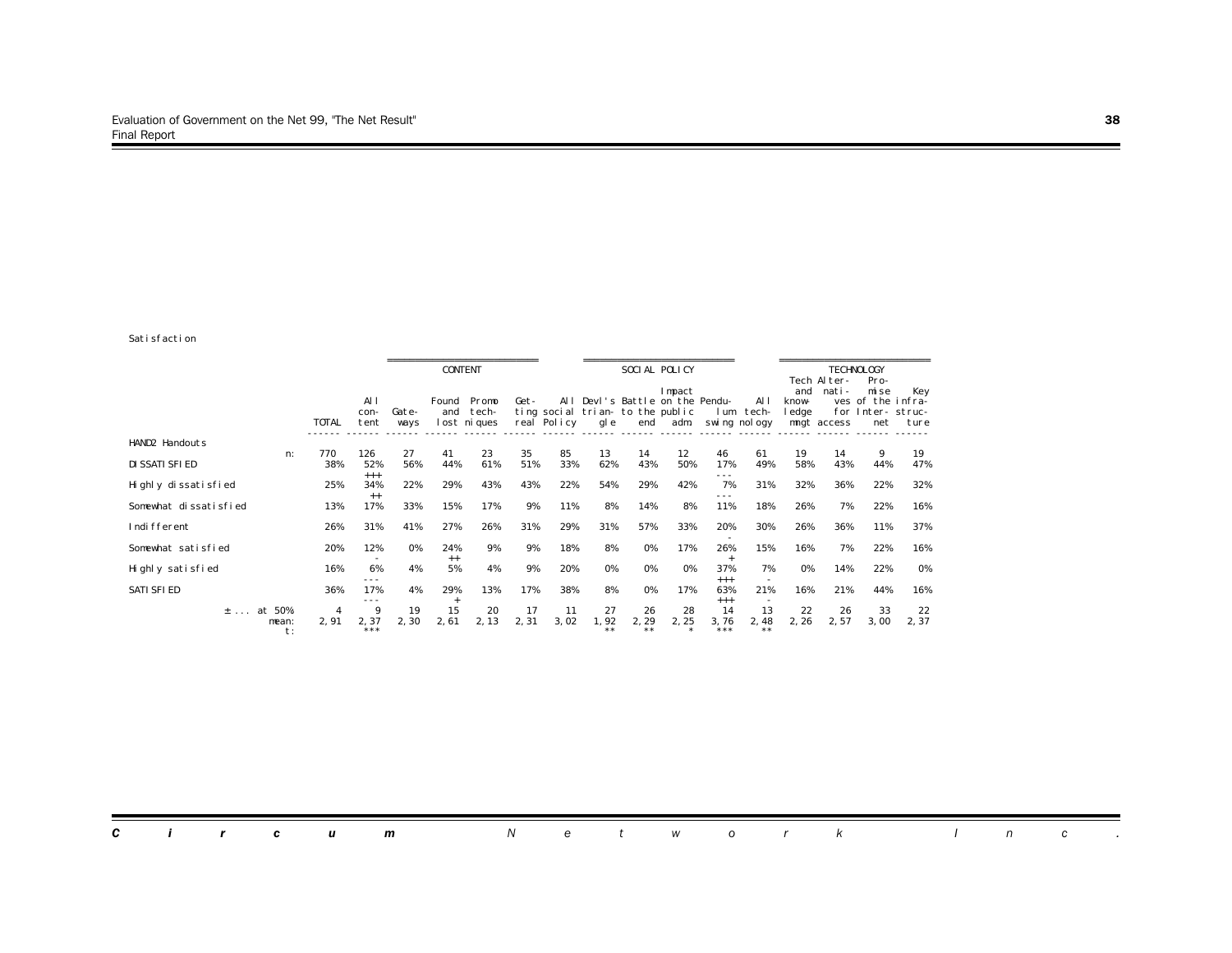Satisfaction

| | TOTAL | All content | Gateways | Found and lost | Promo techniques | Getting real | All social Policy | Devl's triangle | Battle to the end | Impact on the public adm | Pendulum swing | All technology | Tech and knowledge mngt | Alternatives for access | Promise of the Internet | Key infrastructure |
|---|---|---|---|---|---|---|---|---|---|---|---|---|---|---|---|---|
| | | CONTENT | | | | | SOCIAL POLICY | | | | | TECHNOLOGY | | | | |
| HAND2 Handouts n: | 770 | 126 | 27 | 41 | 23 | 35 | 85 | 13 | 14 | 12 | 46 | 61 | 19 | 14 | 9 | 19 |
| DISSATISFIED | 38% | 52% +++ | 56% | 44% | 61% | 51% | 33% | 62% | 43% | 50% | 17% --- | 49% | 58% | 43% | 44% | 47% |
| Highly dissatisfied | 25% | 34% ++ | 22% | 29% | 43% | 43% | 22% | 54% | 29% | 42% | 7% --- | 31% | 32% | 36% | 22% | 32% |
| Somewhat dissatisfied | 13% | 17% | 33% | 15% | 17% | 9% | 11% | 8% | 14% | 8% | 11% | 18% | 26% | 7% | 22% | 16% |
| Indifferent | 26% | 31% | 41% | 27% | 26% | 31% | 29% | 31% | 57% | 33% | 20% - | 30% | 26% | 36% | 11% | 37% |
| Somewhat satisfied | 20% | 12% - | 0% | 24% ++ | 9% | 9% | 18% | 8% | 0% | 17% | 26% + | 15% | 16% | 7% | 22% | 16% |
| Highly satisfied | 16% | 6% --- | 4% | 5% | 4% | 9% | 20% | 0% | 0% | 0% | 37% +++ | 7% - | 0% | 14% | 22% | 0% |
| SATISFIED | 36% | 17% --- | 4% | 29% + | 13% | 17% | 38% | 8% | 0% | 17% | 63% +++ | 21% - | 16% | 21% | 44% | 16% |
| ± ... at 50% | 4 | 9 | 19 | 15 | 20 | 17 | 11 | 27 | 26 | 28 | 14 | 13 | 22 | 26 | 33 | 22 |
| mean: | 2,91 | 2,37 | 2,30 | 2,61 | 2,13 | 2,31 | 3,02 | 1,92 | 2,29 | 2,25 | 3,76 | 2,48 | 2,26 | 2,57 | 3,00 | 2,37 |
| t: | | *** | | | | | | ** | ** | * | *** | ** | | | | |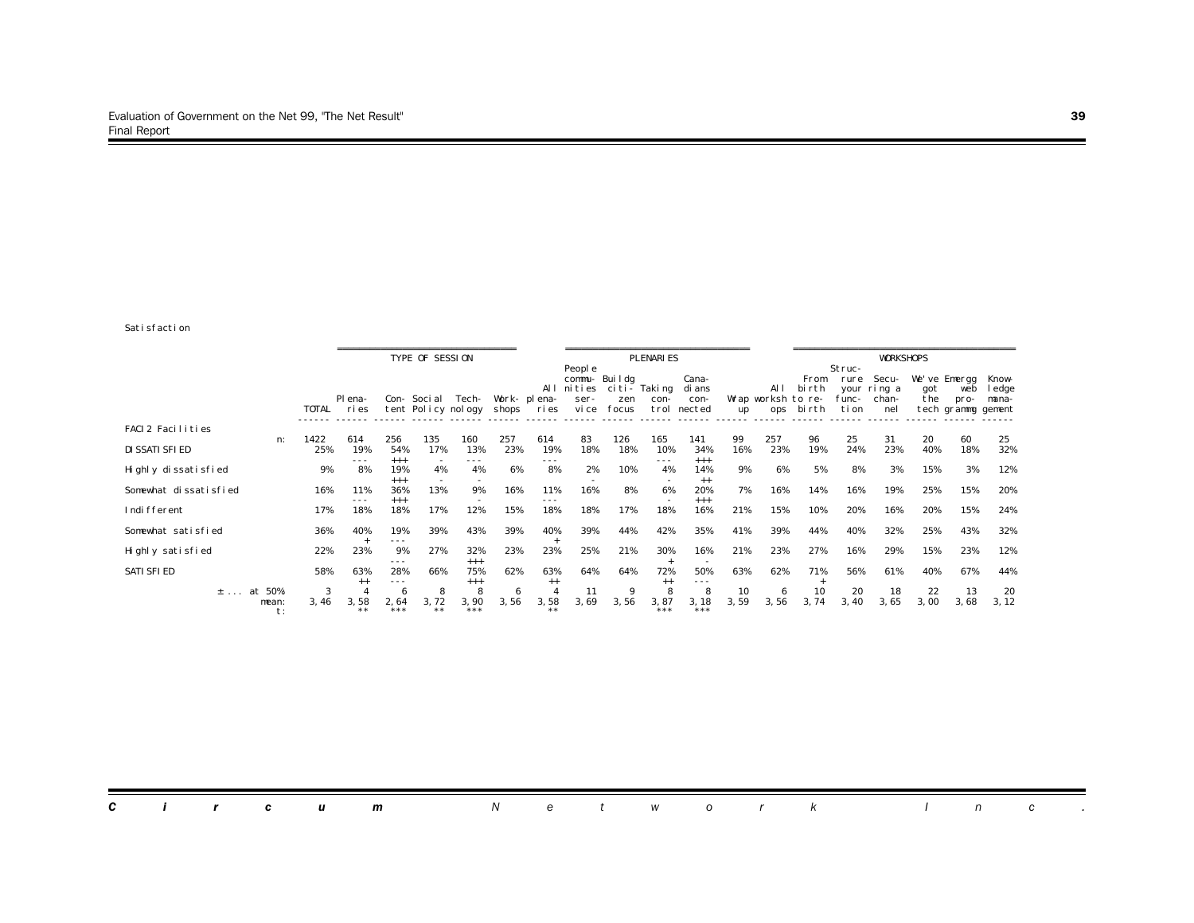Satisfaction

| | TOTAL | Plenaries | Content | Social Policy | Technology | Workshops | All plenaries | People communities service | Buildg citizen focus | Taking control | Canadians connected | Wrap up | All workshops | From birth to rebirth | Structure your function | Securing a channel | We've got the tech | Emergg web programmg | Knowledge management |
|---|---|---|---|---|---|---|---|---|---|---|---|---|---|---|---|---|---|---|---|
| | | TYPE OF SESSION | | | | | PLENARIES | | | | | | WORKSHOPS | | | | | | |
| **FACI2 Facilities** | | | | | | | | | | | | | | | | | | | |
| n: | 1422 | 614 | 256 | 135 | 160 | 257 | 614 | 83 | 126 | 165 | 141 | 99 | 257 | 96 | 25 | 31 | 20 | 60 | 25 |
| DISSATISFIED | 25% | 19% | 54% | 17% | 13% | 23% | 19% | 18% | 18% | 10% | 34% | 16% | 23% | 19% | 24% | 23% | 40% | 18% | 32% |
| | | --- | +++ | - | --- | | --- | | | --- | +++ | | | | | | | | |
| Highly dissatisfied | 9% | 8% | 19% | 4% | 4% | 6% | 8% | 2% | 10% | 4% | 14% | 9% | 6% | 5% | 8% | 3% | 15% | 3% | 12% |
| | | | +++ | - | - | | | - | | - | ++ | | | | | | | | |
| Somewhat dissatisfied | 16% | 11% | 36% | 13% | 9% | 16% | 11% | 16% | 8% | 6% | 20% | 7% | 16% | 14% | 16% | 19% | 25% | 15% | 20% |
| | | --- | +++ | | - | | --- | | | - | +++ | | | | | | | | |
| Indifferent | 17% | 18% | 18% | 17% | 12% | 15% | 18% | 18% | 17% | 18% | 16% | 21% | 15% | 10% | 20% | 16% | 20% | 15% | 24% |
| Somewhat satisfied | 36% | 40% | 19% | 39% | 43% | 39% | 40% | 39% | 44% | 42% | 35% | 41% | 39% | 44% | 40% | 32% | 25% | 43% | 32% |
| | | + | --- | | | | + | | | | | | | | | | | | |
| Highly satisfied | 22% | 23% | 9% | 27% | 32% | 23% | 23% | 25% | 21% | 30% | 16% | 21% | 23% | 27% | 16% | 29% | 15% | 23% | 12% |
| | | | --- | | +++ | | | | | + | - | | | | | | | | |
| SATISFIED | 58% | 63% | 28% | 66% | 75% | 62% | 63% | 64% | 64% | 72% | 50% | 63% | 62% | 71% | 56% | 61% | 40% | 67% | 44% |
| | | ++ | --- | | +++ | | ++ | | | ++ | --- | | | + | | | | | |
| ± ... at 50% | 3 | 4 | 6 | 8 | 8 | 6 | 4 | 11 | 9 | 8 | 8 | 10 | 6 | 10 | 20 | 18 | 22 | 13 | 20 |
| mean: | 3,46 | 3,58 | 2,64 | 3,72 | 3,90 | 3,56 | 3,58 | 3,69 | 3,56 | 3,87 | 3,18 | 3,59 | 3,56 | 3,74 | 3,40 | 3,65 | 3,00 | 3,68 | 3,12 |
| t: | | ** | *** | ** | *** | | ** | | | *** | *** | | | | | | | | |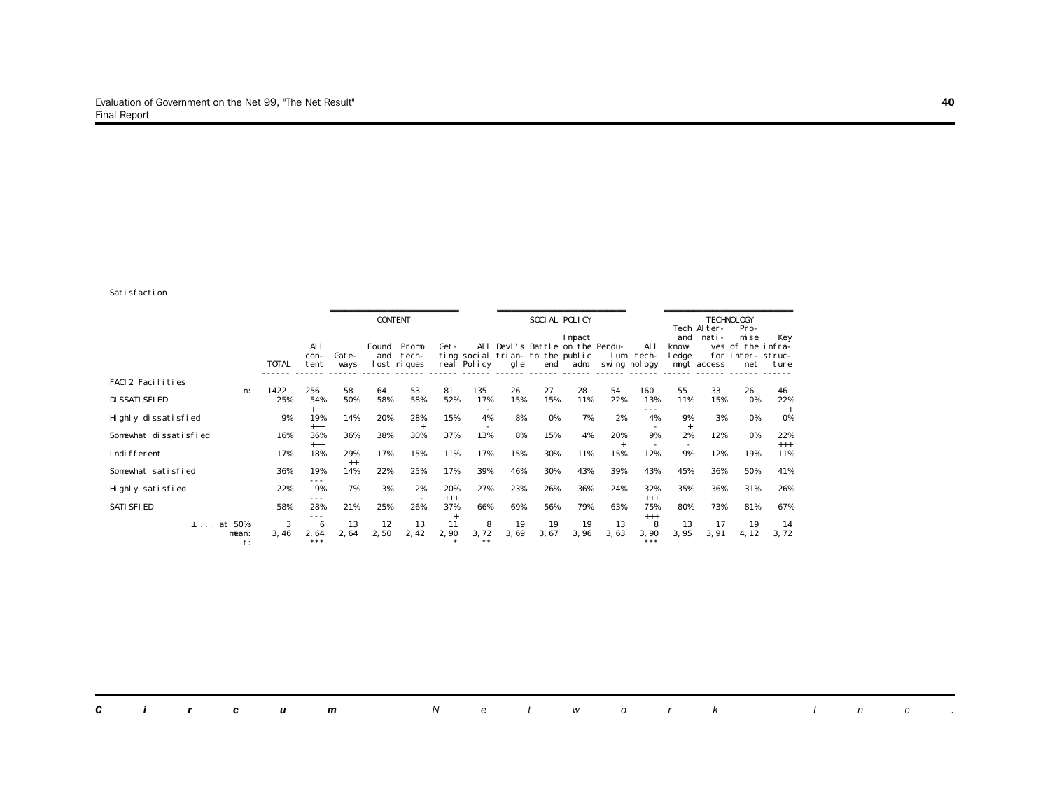Satisfaction

| | TOTAL | CONTENT: All content | Gateways | Found and lost | Promo techniques | Getting real | SOCIAL POLICY: All social Policy | Devl's triangle | Battle to the end | Impact on the public adm | Pendulum swing | TECHNOLOGY: All technology | Tech and knowledge mngt | Alternatives access | Promise for the Internet | Key infrastructure |
|---|---|---|---|---|---|---|---|---|---|---|---|---|---|---|---|---|
| **FACI2 Facilities** | | | | | | | | | | | | | | | | |
| n: | 1422 | 256 | 58 | 64 | 53 | 81 | 135 | 26 | 27 | 28 | 54 | 160 | 55 | 33 | 26 | 46 |
| DISSATISFIED | 25% | 54% +++ | 50% | 58% | 58% | 52% | 17% - | 15% | 15% | 11% | 22% | 13% --- | 11% | 15% | 0% | 22% + |
| Highly dissatisfied | 9% | 19% +++ | 14% | 20% | 28% + | 15% | 4% - | 8% | 0% | 7% | 2% | 4% - | 9% + | 3% | 0% | 0% |
| Somewhat dissatisfied | 16% | 36% +++ | 36% | 38% | 30% | 37% | 13% | 8% | 15% | 4% | 20% + | 9% - | 2% - | 12% | 0% | 22% +++ |
| Indifferent | 17% | 18% | 29% ++ | 17% | 15% | 11% | 17% | 15% | 30% | 11% | 15% | 12% | 9% | 12% | 19% | 11% |
| Somewhat satisfied | 36% | 19% --- | 14% | 22% | 25% | 17% | 39% | 46% | 30% | 43% | 39% | 43% | 45% | 36% | 50% | 41% |
| Highly satisfied | 22% | 9% --- | 7% | 3% | 2% - | 20% +++ | 27% | 23% | 26% | 36% | 24% | 32% +++ | 35% | 36% | 31% | 26% |
| SATISFIED | 58% | 28% --- | 21% | 25% | 26% | 37% + | 66% | 69% | 56% | 79% | 63% | 75% +++ | 80% | 73% | 81% | 67% |
| ± ... at 50% | 3 | 6 | 13 | 12 | 13 | 11 | 8 | 19 | 19 | 19 | 13 | 8 | 13 | 17 | 19 | 14 |
| mean: | 3,46 | 2,64 | 2,64 | 2,50 | 2,42 | 2,90 | 3,72 | 3,69 | 3,67 | 3,96 | 3,63 | 3,90 | 3,95 | 3,91 | 4,12 | 3,72 |
| t: | | *** | | | | * | ** | | | | | *** | | | | |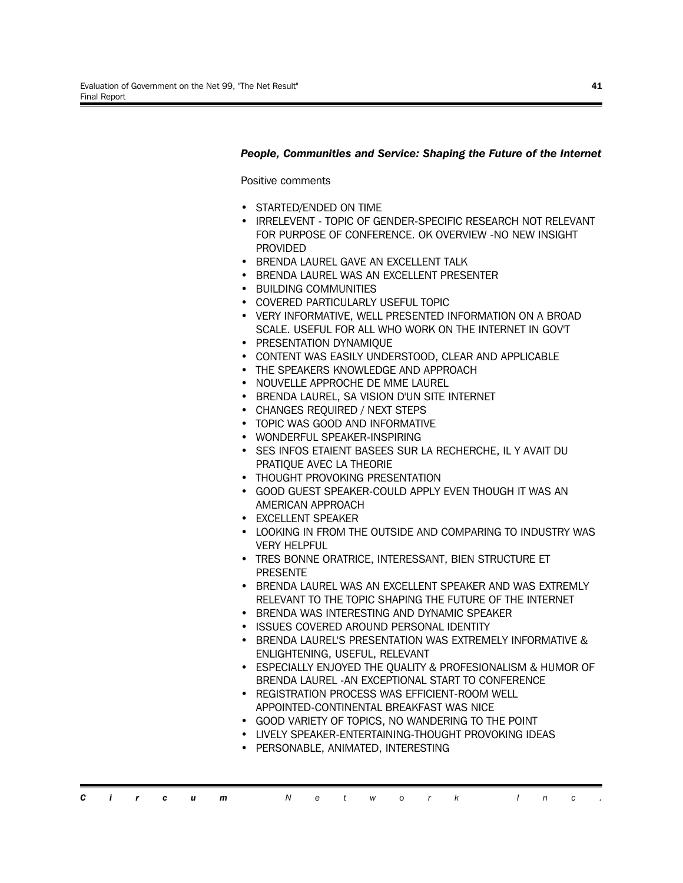***People, Communities and Service: Shaping the Future of the Internet***

Positive comments

- STARTED/ENDED ON TIME
- IRRELEVENT - TOPIC OF GENDER-SPECIFIC RESEARCH NOT RELEVANT FOR PURPOSE OF CONFERENCE. OK OVERVIEW -NO NEW INSIGHT PROVIDED
- BRENDA LAUREL GAVE AN EXCELLENT TALK
- BRENDA LAUREL WAS AN EXCELLENT PRESENTER
- BUILDING COMMUNITIES
- COVERED PARTICULARLY USEFUL TOPIC
- VERY INFORMATIVE, WELL PRESENTED INFORMATION ON A BROAD SCALE. USEFUL FOR ALL WHO WORK ON THE INTERNET IN GOV'T
- PRESENTATION DYNAMIQUE
- CONTENT WAS EASILY UNDERSTOOD, CLEAR AND APPLICABLE
- THE SPEAKERS KNOWLEDGE AND APPROACH
- NOUVELLE APPROCHE DE MME LAUREL
- BRENDA LAUREL, SA VISION D'UN SITE INTERNET
- CHANGES REQUIRED / NEXT STEPS
- TOPIC WAS GOOD AND INFORMATIVE
- WONDERFUL SPEAKER-INSPIRING
- SES INFOS ETAIENT BASEES SUR LA RECHERCHE, IL Y AVAIT DU PRATIQUE AVEC LA THEORIE
- THOUGHT PROVOKING PRESENTATION
- GOOD GUEST SPEAKER-COULD APPLY EVEN THOUGH IT WAS AN AMERICAN APPROACH
- EXCELLENT SPEAKER
- LOOKING IN FROM THE OUTSIDE AND COMPARING TO INDUSTRY WAS VERY HELPFUL
- TRES BONNE ORATRICE, INTERESSANT, BIEN STRUCTURE ET PRESENTE
- BRENDA LAUREL WAS AN EXCELLENT SPEAKER AND WAS EXTREMLY RELEVANT TO THE TOPIC SHAPING THE FUTURE OF THE INTERNET
- BRENDA WAS INTERESTING AND DYNAMIC SPEAKER
- ISSUES COVERED AROUND PERSONAL IDENTITY
- BRENDA LAUREL'S PRESENTATION WAS EXTREMELY INFORMATIVE & ENLIGHTENING, USEFUL, RELEVANT
- ESPECIALLY ENJOYED THE QUALITY & PROFESIONALISM & HUMOR OF BRENDA LAUREL -AN EXCEPTIONAL START TO CONFERENCE
- REGISTRATION PROCESS WAS EFFICIENT-ROOM WELL APPOINTED-CONTINENTAL BREAKFAST WAS NICE
- GOOD VARIETY OF TOPICS, NO WANDERING TO THE POINT
- LIVELY SPEAKER-ENTERTAINING-THOUGHT PROVOKING IDEAS
- PERSONABLE, ANIMATED, INTERESTING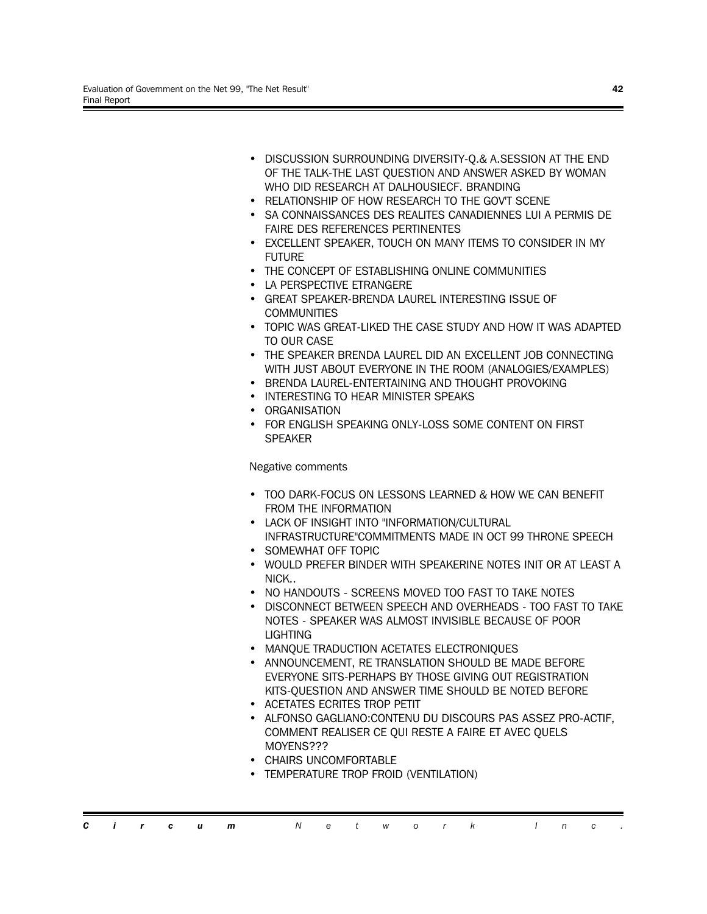- DISCUSSION SURROUNDING DIVERSITY-Q.& A.SESSION AT THE END OF THE TALK-THE LAST QUESTION AND ANSWER ASKED BY WOMAN WHO DID RESEARCH AT DALHOUSIECF. BRANDING
- RELATIONSHIP OF HOW RESEARCH TO THE GOV'T SCENE
- SA CONNAISSANCES DES REALITES CANADIENNES LUI A PERMIS DE FAIRE DES REFERENCES PERTINENTES
- EXCELLENT SPEAKER, TOUCH ON MANY ITEMS TO CONSIDER IN MY FUTURE
- THE CONCEPT OF ESTABLISHING ONLINE COMMUNITIES
- LA PERSPECTIVE ETRANGERE
- GREAT SPEAKER-BRENDA LAUREL INTERESTING ISSUE OF COMMUNITIES
- TOPIC WAS GREAT-LIKED THE CASE STUDY AND HOW IT WAS ADAPTED TO OUR CASE
- THE SPEAKER BRENDA LAUREL DID AN EXCELLENT JOB CONNECTING WITH JUST ABOUT EVERYONE IN THE ROOM (ANALOGIES/EXAMPLES)
- BRENDA LAUREL-ENTERTAINING AND THOUGHT PROVOKING
- INTERESTING TO HEAR MINISTER SPEAKS
- ORGANISATION
- FOR ENGLISH SPEAKING ONLY-LOSS SOME CONTENT ON FIRST SPEAKER

Negative comments

- TOO DARK-FOCUS ON LESSONS LEARNED & HOW WE CAN BENEFIT FROM THE INFORMATION
- LACK OF INSIGHT INTO "INFORMATION/CULTURAL INFRASTRUCTURE"COMMITMENTS MADE IN OCT 99 THRONE SPEECH
- SOMEWHAT OFF TOPIC
- WOULD PREFER BINDER WITH SPEAKERINE NOTES INIT OR AT LEAST A NICK..
- NO HANDOUTS - SCREENS MOVED TOO FAST TO TAKE NOTES
- DISCONNECT BETWEEN SPEECH AND OVERHEADS - TOO FAST TO TAKE NOTES - SPEAKER WAS ALMOST INVISIBLE BECAUSE OF POOR LIGHTING
- MANQUE TRADUCTION ACETATES ELECTRONIQUES
- ANNOUNCEMENT, RE TRANSLATION SHOULD BE MADE BEFORE EVERYONE SITS-PERHAPS BY THOSE GIVING OUT REGISTRATION KITS-QUESTION AND ANSWER TIME SHOULD BE NOTED BEFORE
- ACETATES ECRITES TROP PETIT
- ALFONSO GAGLIANO:CONTENU DU DISCOURS PAS ASSEZ PRO-ACTIF, COMMENT REALISER CE QUI RESTE A FAIRE ET AVEC QUELS MOYENS???
- CHAIRS UNCOMFORTABLE
- TEMPERATURE TROP FROID (VENTILATION)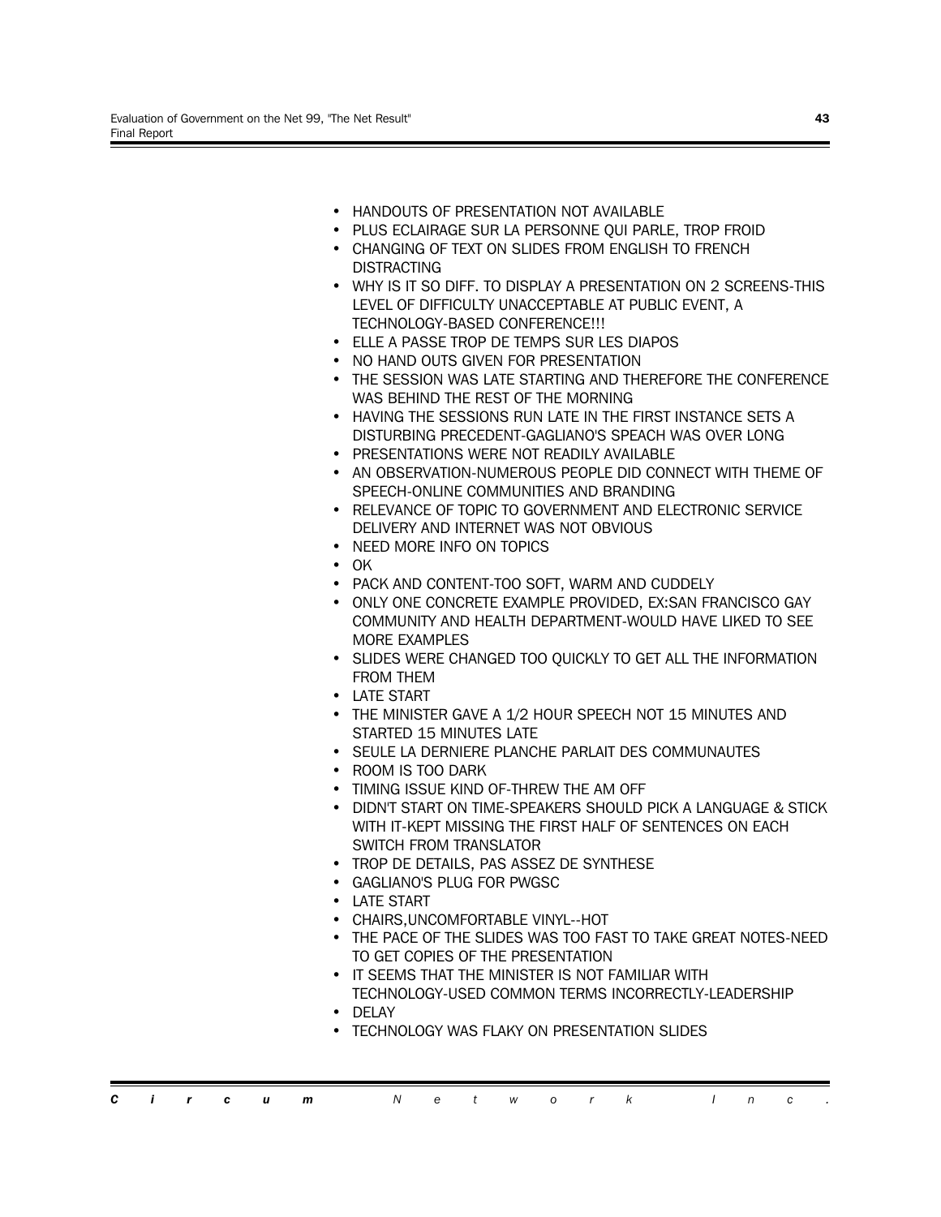- HANDOUTS OF PRESENTATION NOT AVAILABLE
- PLUS ECLAIRAGE SUR LA PERSONNE QUI PARLE, TROP FROID
- CHANGING OF TEXT ON SLIDES FROM ENGLISH TO FRENCH DISTRACTING
- WHY IS IT SO DIFF. TO DISPLAY A PRESENTATION ON 2 SCREENS-THIS LEVEL OF DIFFICULTY UNACCEPTABLE AT PUBLIC EVENT, A TECHNOLOGY-BASED CONFERENCE!!!
- ELLE A PASSE TROP DE TEMPS SUR LES DIAPOS
- NO HAND OUTS GIVEN FOR PRESENTATION
- THE SESSION WAS LATE STARTING AND THEREFORE THE CONFERENCE WAS BEHIND THE REST OF THE MORNING
- HAVING THE SESSIONS RUN LATE IN THE FIRST INSTANCE SETS A DISTURBING PRECEDENT-GAGLIANO'S SPEACH WAS OVER LONG
- PRESENTATIONS WERE NOT READILY AVAILABLE
- AN OBSERVATION-NUMEROUS PEOPLE DID CONNECT WITH THEME OF SPEECH-ONLINE COMMUNITIES AND BRANDING
- RELEVANCE OF TOPIC TO GOVERNMENT AND ELECTRONIC SERVICE DELIVERY AND INTERNET WAS NOT OBVIOUS
- NEED MORE INFO ON TOPICS
- OK
- PACK AND CONTENT-TOO SOFT, WARM AND CUDDELY
- ONLY ONE CONCRETE EXAMPLE PROVIDED, EX:SAN FRANCISCO GAY COMMUNITY AND HEALTH DEPARTMENT-WOULD HAVE LIKED TO SEE MORE EXAMPLES
- SLIDES WERE CHANGED TOO QUICKLY TO GET ALL THE INFORMATION FROM THEM
- LATE START
- THE MINISTER GAVE A 1/2 HOUR SPEECH NOT 15 MINUTES AND STARTED 15 MINUTES LATE
- SEULE LA DERNIERE PLANCHE PARLAIT DES COMMUNAUTES
- ROOM IS TOO DARK
- TIMING ISSUE KIND OF-THREW THE AM OFF
- DIDN'T START ON TIME-SPEAKERS SHOULD PICK A LANGUAGE & STICK WITH IT-KEPT MISSING THE FIRST HALF OF SENTENCES ON EACH SWITCH FROM TRANSLATOR
- TROP DE DETAILS, PAS ASSEZ DE SYNTHESE
- GAGLIANO'S PLUG FOR PWGSC
- LATE START
- CHAIRS,UNCOMFORTABLE VINYL--HOT
- THE PACE OF THE SLIDES WAS TOO FAST TO TAKE GREAT NOTES-NEED TO GET COPIES OF THE PRESENTATION
- IT SEEMS THAT THE MINISTER IS NOT FAMILIAR WITH TECHNOLOGY-USED COMMON TERMS INCORRECTLY-LEADERSHIP
- DELAY
- TECHNOLOGY WAS FLAKY ON PRESENTATION SLIDES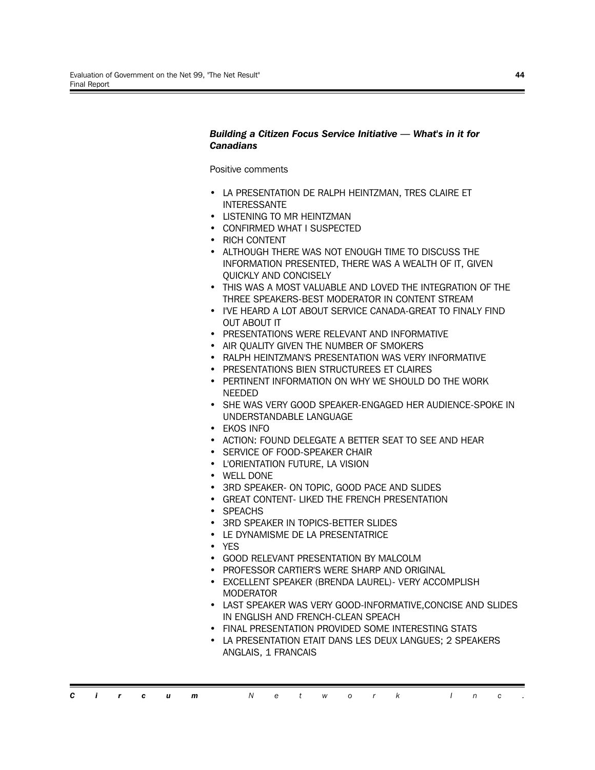***Building a Citizen Focus Service Initiative — What's in it for Canadians***

Positive comments

- LA PRESENTATION DE RALPH HEINTZMAN, TRES CLAIRE ET INTERESSANTE
- LISTENING TO MR HEINTZMAN
- CONFIRMED WHAT I SUSPECTED
- RICH CONTENT
- ALTHOUGH THERE WAS NOT ENOUGH TIME TO DISCUSS THE INFORMATION PRESENTED, THERE WAS A WEALTH OF IT, GIVEN QUICKLY AND CONCISELY
- THIS WAS A MOST VALUABLE AND LOVED THE INTEGRATION OF THE THREE SPEAKERS-BEST MODERATOR IN CONTENT STREAM
- I'VE HEARD A LOT ABOUT SERVICE CANADA-GREAT TO FINALY FIND OUT ABOUT IT
- PRESENTATIONS WERE RELEVANT AND INFORMATIVE
- AIR QUALITY GIVEN THE NUMBER OF SMOKERS
- RALPH HEINTZMAN'S PRESENTATION WAS VERY INFORMATIVE
- PRESENTATIONS BIEN STRUCTUREES ET CLAIRES
- PERTINENT INFORMATION ON WHY WE SHOULD DO THE WORK NEEDED
- SHE WAS VERY GOOD SPEAKER-ENGAGED HER AUDIENCE-SPOKE IN UNDERSTANDABLE LANGUAGE
- EKOS INFO
- ACTION: FOUND DELEGATE A BETTER SEAT TO SEE AND HEAR
- SERVICE OF FOOD-SPEAKER CHAIR
- L'ORIENTATION FUTURE, LA VISION
- WELL DONE
- 3RD SPEAKER- ON TOPIC, GOOD PACE AND SLIDES
- GREAT CONTENT- LIKED THE FRENCH PRESENTATION
- SPEACHS
- 3RD SPEAKER IN TOPICS-BETTER SLIDES
- LE DYNAMISME DE LA PRESENTATRICE
- YES
- GOOD RELEVANT PRESENTATION BY MALCOLM
- PROFESSOR CARTIER'S WERE SHARP AND ORIGINAL
- EXCELLENT SPEAKER (BRENDA LAUREL)- VERY ACCOMPLISH MODERATOR
- LAST SPEAKER WAS VERY GOOD-INFORMATIVE,CONCISE AND SLIDES IN ENGLISH AND FRENCH-CLEAN SPEACH
- FINAL PRESENTATION PROVIDED SOME INTERESTING STATS
- LA PRESENTATION ETAIT DANS LES DEUX LANGUES; 2 SPEAKERS ANGLAIS, 1 FRANCAIS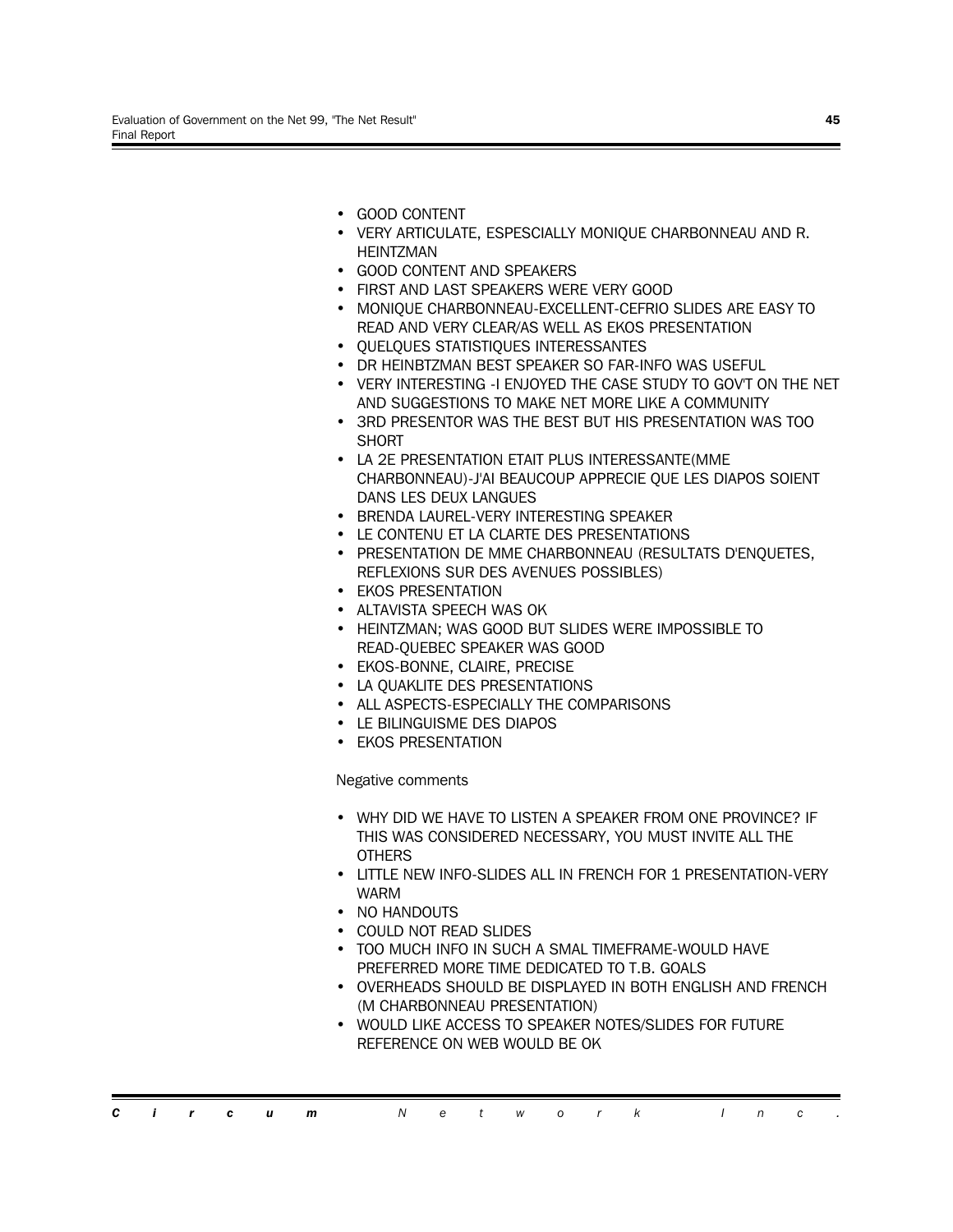- GOOD CONTENT
- VERY ARTICULATE, ESPESCIALLY MONIQUE CHARBONNEAU AND R. HEINTZMAN
- GOOD CONTENT AND SPEAKERS
- FIRST AND LAST SPEAKERS WERE VERY GOOD
- MONIQUE CHARBONNEAU-EXCELLENT-CEFRIO SLIDES ARE EASY TO READ AND VERY CLEAR/AS WELL AS EKOS PRESENTATION
- QUELQUES STATISTIQUES INTERESSANTES
- DR HEINBTZMAN BEST SPEAKER SO FAR-INFO WAS USEFUL
- VERY INTERESTING -I ENJOYED THE CASE STUDY TO GOV'T ON THE NET AND SUGGESTIONS TO MAKE NET MORE LIKE A COMMUNITY
- 3RD PRESENTOR WAS THE BEST BUT HIS PRESENTATION WAS TOO SHORT
- LA 2E PRESENTATION ETAIT PLUS INTERESSANTE(MME CHARBONNEAU)-J'AI BEAUCOUP APPRECIE QUE LES DIAPOS SOIENT DANS LES DEUX LANGUES
- BRENDA LAUREL-VERY INTERESTING SPEAKER
- LE CONTENU ET LA CLARTE DES PRESENTATIONS
- PRESENTATION DE MME CHARBONNEAU (RESULTATS D'ENQUETES, REFLEXIONS SUR DES AVENUES POSSIBLES)
- EKOS PRESENTATION
- ALTAVISTA SPEECH WAS OK
- HEINTZMAN; WAS GOOD BUT SLIDES WERE IMPOSSIBLE TO READ-QUEBEC SPEAKER WAS GOOD
- EKOS-BONNE, CLAIRE, PRECISE
- LA QUAKLITE DES PRESENTATIONS
- ALL ASPECTS-ESPECIALLY THE COMPARISONS
- LE BILINGUISME DES DIAPOS
- EKOS PRESENTATION

Negative comments

- WHY DID WE HAVE TO LISTEN A SPEAKER FROM ONE PROVINCE? IF THIS WAS CONSIDERED NECESSARY, YOU MUST INVITE ALL THE OTHERS
- LITTLE NEW INFO-SLIDES ALL IN FRENCH FOR 1 PRESENTATION-VERY WARM
- NO HANDOUTS
- COULD NOT READ SLIDES
- TOO MUCH INFO IN SUCH A SMAL TIMEFRAME-WOULD HAVE PREFERRED MORE TIME DEDICATED TO T.B. GOALS
- OVERHEADS SHOULD BE DISPLAYED IN BOTH ENGLISH AND FRENCH (M CHARBONNEAU PRESENTATION)
- WOULD LIKE ACCESS TO SPEAKER NOTES/SLIDES FOR FUTURE REFERENCE ON WEB WOULD BE OK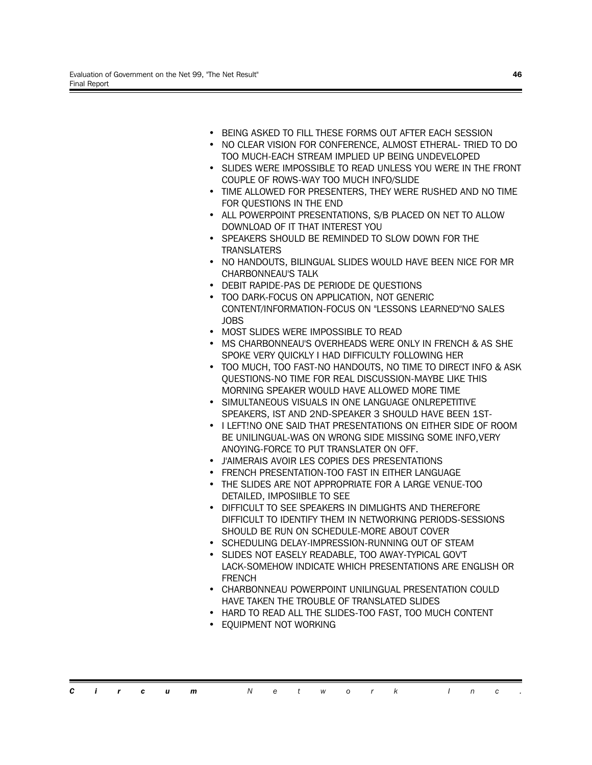- BEING ASKED TO FILL THESE FORMS OUT AFTER EACH SESSION
- NO CLEAR VISION FOR CONFERENCE, ALMOST ETHERAL- TRIED TO DO TOO MUCH-EACH STREAM IMPLIED UP BEING UNDEVELOPED
- SLIDES WERE IMPOSSIBLE TO READ UNLESS YOU WERE IN THE FRONT COUPLE OF ROWS-WAY TOO MUCH INFO/SLIDE
- TIME ALLOWED FOR PRESENTERS, THEY WERE RUSHED AND NO TIME FOR QUESTIONS IN THE END
- ALL POWERPOINT PRESENTATIONS, S/B PLACED ON NET TO ALLOW DOWNLOAD OF IT THAT INTEREST YOU
- SPEAKERS SHOULD BE REMINDED TO SLOW DOWN FOR THE TRANSLATERS
- NO HANDOUTS, BILINGUAL SLIDES WOULD HAVE BEEN NICE FOR MR CHARBONNEAU'S TALK
- DEBIT RAPIDE-PAS DE PERIODE DE QUESTIONS
- TOO DARK-FOCUS ON APPLICATION, NOT GENERIC CONTENT/INFORMATION-FOCUS ON "LESSONS LEARNED"NO SALES JOBS
- MOST SLIDES WERE IMPOSSIBLE TO READ
- MS CHARBONNEAU'S OVERHEADS WERE ONLY IN FRENCH & AS SHE SPOKE VERY QUICKLY I HAD DIFFICULTY FOLLOWING HER
- TOO MUCH, TOO FAST-NO HANDOUTS, NO TIME TO DIRECT INFO & ASK QUESTIONS-NO TIME FOR REAL DISCUSSION-MAYBE LIKE THIS MORNING SPEAKER WOULD HAVE ALLOWED MORE TIME
- SIMULTANEOUS VISUALS IN ONE LANGUAGE ONLREPETITIVE SPEAKERS, IST AND 2ND-SPEAKER 3 SHOULD HAVE BEEN 1ST-
- I LEFT!NO ONE SAID THAT PRESENTATIONS ON EITHER SIDE OF ROOM BE UNILINGUAL-WAS ON WRONG SIDE MISSING SOME INFO,VERY ANOYING-FORCE TO PUT TRANSLATER ON OFF.
- J'AIMERAIS AVOIR LES COPIES DES PRESENTATIONS
- FRENCH PRESENTATION-TOO FAST IN EITHER LANGUAGE
- THE SLIDES ARE NOT APPROPRIATE FOR A LARGE VENUE-TOO DETAILED, IMPOSIIBLE TO SEE
- DIFFICULT TO SEE SPEAKERS IN DIMLIGHTS AND THEREFORE DIFFICULT TO IDENTIFY THEM IN NETWORKING PERIODS-SESSIONS SHOULD BE RUN ON SCHEDULE-MORE ABOUT COVER
- SCHEDULING DELAY-IMPRESSION-RUNNING OUT OF STEAM
- SLIDES NOT EASELY READABLE, TOO AWAY-TYPICAL GOV'T LACK-SOMEHOW INDICATE WHICH PRESENTATIONS ARE ENGLISH OR FRENCH
- CHARBONNEAU POWERPOINT UNILINGUAL PRESENTATION COULD HAVE TAKEN THE TROUBLE OF TRANSLATED SLIDES
- HARD TO READ ALL THE SLIDES-TOO FAST, TOO MUCH CONTENT
- EQUIPMENT NOT WORKING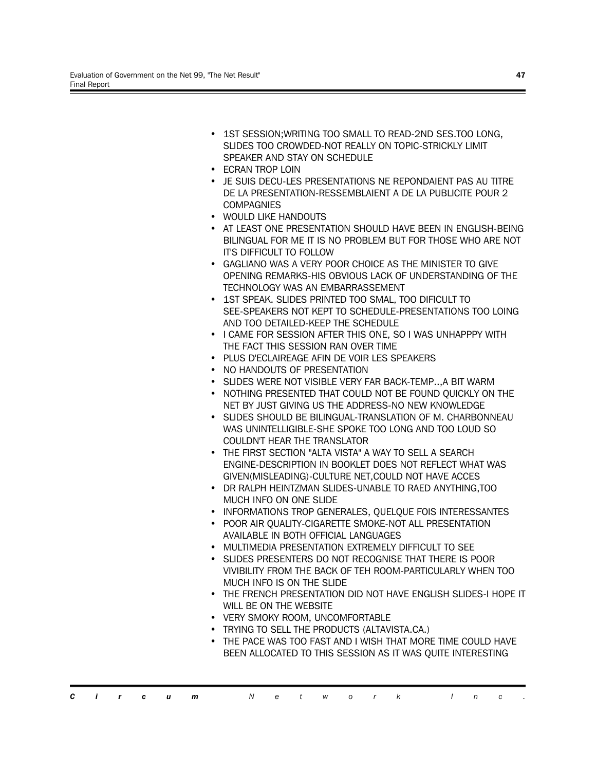- 1ST SESSION;WRITING TOO SMALL TO READ-2ND SES.TOO LONG, SLIDES TOO CROWDED-NOT REALLY ON TOPIC-STRICKLY LIMIT SPEAKER AND STAY ON SCHEDULE
- ECRAN TROP LOIN
- JE SUIS DECU-LES PRESENTATIONS NE REPONDAIENT PAS AU TITRE DE LA PRESENTATION-RESSEMBLAIENT A DE LA PUBLICITE POUR 2 COMPAGNIES
- WOULD LIKE HANDOUTS
- AT LEAST ONE PRESENTATION SHOULD HAVE BEEN IN ENGLISH-BEING BILINGUAL FOR ME IT IS NO PROBLEM BUT FOR THOSE WHO ARE NOT IT'S DIFFICULT TO FOLLOW
- GAGLIANO WAS A VERY POOR CHOICE AS THE MINISTER TO GIVE OPENING REMARKS-HIS OBVIOUS LACK OF UNDERSTANDING OF THE TECHNOLOGY WAS AN EMBARRASSEMENT
- 1ST SPEAK. SLIDES PRINTED TOO SMAL, TOO DIFICULT TO SEE-SPEAKERS NOT KEPT TO SCHEDULE-PRESENTATIONS TOO LOING AND TOO DETAILED-KEEP THE SCHEDULE
- I CAME FOR SESSION AFTER THIS ONE, SO I WAS UNHAPPPY WITH THE FACT THIS SESSION RAN OVER TIME
- PLUS D'ECLAIREAGE AFIN DE VOIR LES SPEAKERS
- NO HANDOUTS OF PRESENTATION
- SLIDES WERE NOT VISIBLE VERY FAR BACK-TEMP..,A BIT WARM
- NOTHING PRESENTED THAT COULD NOT BE FOUND QUICKLY ON THE NET BY JUST GIVING US THE ADDRESS-NO NEW KNOWLEDGE
- SLIDES SHOULD BE BILINGUAL-TRANSLATION OF M. CHARBONNEAU WAS UNINTELLIGIBLE-SHE SPOKE TOO LONG AND TOO LOUD SO COULDN'T HEAR THE TRANSLATOR
- THE FIRST SECTION "ALTA VISTA" A WAY TO SELL A SEARCH ENGINE-DESCRIPTION IN BOOKLET DOES NOT REFLECT WHAT WAS GIVEN(MISLEADING)-CULTURE NET,COULD NOT HAVE ACCES
- DR RALPH HEINTZMAN SLIDES-UNABLE TO RAED ANYTHING,TOO MUCH INFO ON ONE SLIDE
- INFORMATIONS TROP GENERALES, QUELQUE FOIS INTERESSANTES
- POOR AIR QUALITY-CIGARETTE SMOKE-NOT ALL PRESENTATION AVAILABLE IN BOTH OFFICIAL LANGUAGES
- MULTIMEDIA PRESENTATION EXTREMELY DIFFICULT TO SEE
- SLIDES PRESENTERS DO NOT RECOGNISE THAT THERE IS POOR VIVIBILITY FROM THE BACK OF TEH ROOM-PARTICULARLY WHEN TOO MUCH INFO IS ON THE SLIDE
- THE FRENCH PRESENTATION DID NOT HAVE ENGLISH SLIDES-I HOPE IT WILL BE ON THE WEBSITE
- VERY SMOKY ROOM, UNCOMFORTABLE
- TRYING TO SELL THE PRODUCTS (ALTAVISTA.CA.)
- THE PACE WAS TOO FAST AND I WISH THAT MORE TIME COULD HAVE BEEN ALLOCATED TO THIS SESSION AS IT WAS QUITE INTERESTING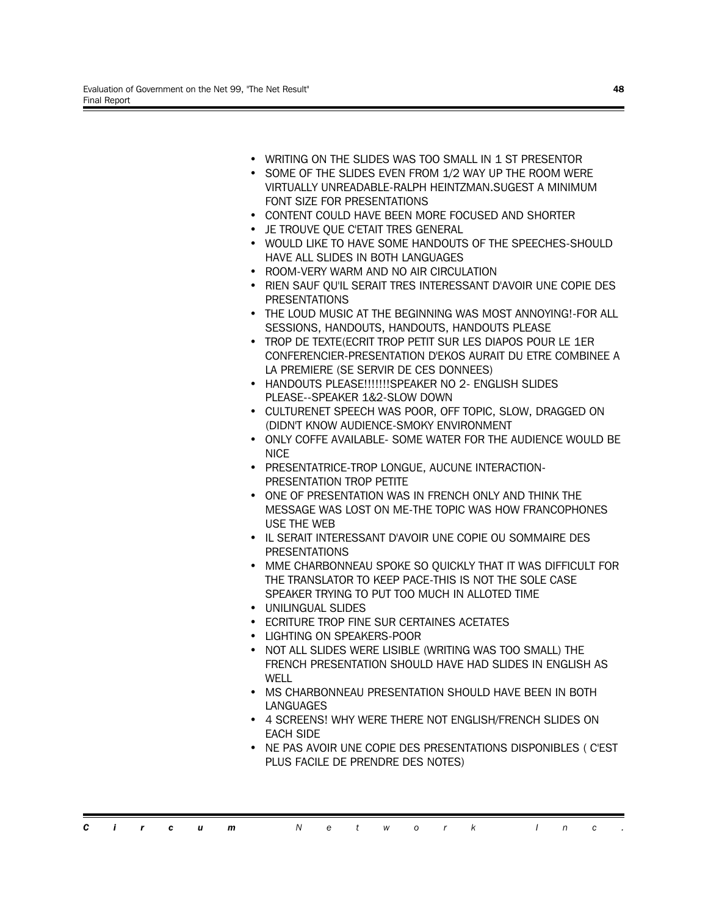- WRITING ON THE SLIDES WAS TOO SMALL IN 1 ST PRESENTOR
- SOME OF THE SLIDES EVEN FROM 1/2 WAY UP THE ROOM WERE VIRTUALLY UNREADABLE-RALPH HEINTZMAN.SUGEST A MINIMUM FONT SIZE FOR PRESENTATIONS
- CONTENT COULD HAVE BEEN MORE FOCUSED AND SHORTER
- JE TROUVE QUE C'ETAIT TRES GENERAL
- WOULD LIKE TO HAVE SOME HANDOUTS OF THE SPEECHES-SHOULD HAVE ALL SLIDES IN BOTH LANGUAGES
- ROOM-VERY WARM AND NO AIR CIRCULATION
- RIEN SAUF QU'IL SERAIT TRES INTERESSANT D'AVOIR UNE COPIE DES PRESENTATIONS
- THE LOUD MUSIC AT THE BEGINNING WAS MOST ANNOYING!-FOR ALL SESSIONS, HANDOUTS, HANDOUTS, HANDOUTS PLEASE
- TROP DE TEXTE(ECRIT TROP PETIT SUR LES DIAPOS POUR LE 1ER CONFERENCIER-PRESENTATION D'EKOS AURAIT DU ETRE COMBINEE A LA PREMIERE (SE SERVIR DE CES DONNEES)
- HANDOUTS PLEASE!!!!!!!SPEAKER NO 2- ENGLISH SLIDES PLEASE--SPEAKER 1&2-SLOW DOWN
- CULTURENET SPEECH WAS POOR, OFF TOPIC, SLOW, DRAGGED ON (DIDN'T KNOW AUDIENCE-SMOKY ENVIRONMENT
- ONLY COFFE AVAILABLE- SOME WATER FOR THE AUDIENCE WOULD BE NICE
- PRESENTATRICE-TROP LONGUE, AUCUNE INTERACTION-PRESENTATION TROP PETITE
- ONE OF PRESENTATION WAS IN FRENCH ONLY AND THINK THE MESSAGE WAS LOST ON ME-THE TOPIC WAS HOW FRANCOPHONES USE THE WEB
- IL SERAIT INTERESSANT D'AVOIR UNE COPIE OU SOMMAIRE DES PRESENTATIONS
- MME CHARBONNEAU SPOKE SO QUICKLY THAT IT WAS DIFFICULT FOR THE TRANSLATOR TO KEEP PACE-THIS IS NOT THE SOLE CASE SPEAKER TRYING TO PUT TOO MUCH IN ALLOTED TIME
- UNILINGUAL SLIDES
- ECRITURE TROP FINE SUR CERTAINES ACETATES
- LIGHTING ON SPEAKERS-POOR
- NOT ALL SLIDES WERE LISIBLE (WRITING WAS TOO SMALL) THE FRENCH PRESENTATION SHOULD HAVE HAD SLIDES IN ENGLISH AS WELL
- MS CHARBONNEAU PRESENTATION SHOULD HAVE BEEN IN BOTH LANGUAGES
- 4 SCREENS! WHY WERE THERE NOT ENGLISH/FRENCH SLIDES ON EACH SIDE
- NE PAS AVOIR UNE COPIE DES PRESENTATIONS DISPONIBLES ( C'EST PLUS FACILE DE PRENDRE DES NOTES)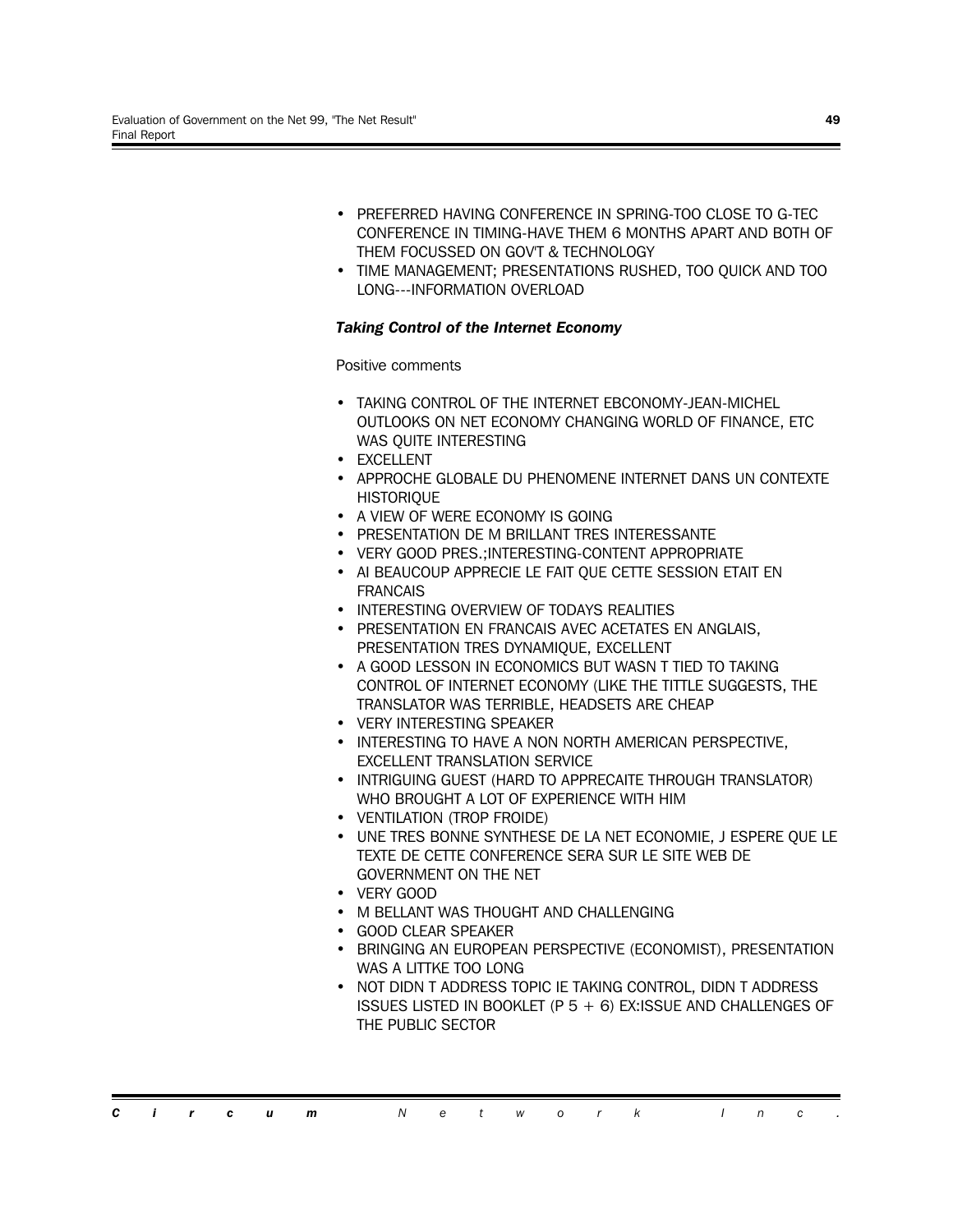- PREFERRED HAVING CONFERENCE IN SPRING-TOO CLOSE TO G-TEC CONFERENCE IN TIMING-HAVE THEM 6 MONTHS APART AND BOTH OF THEM FOCUSSED ON GOV'T & TECHNOLOGY
- TIME MANAGEMENT; PRESENTATIONS RUSHED, TOO QUICK AND TOO LONG---INFORMATION OVERLOAD

***Taking Control of the Internet Economy***

Positive comments

- TAKING CONTROL OF THE INTERNET EBCONOMY-JEAN-MICHEL OUTLOOKS ON NET ECONOMY CHANGING WORLD OF FINANCE, ETC WAS QUITE INTERESTING
- EXCELLENT
- APPROCHE GLOBALE DU PHENOMENE INTERNET DANS UN CONTEXTE HISTORIQUE
- A VIEW OF WERE ECONOMY IS GOING
- PRESENTATION DE M BRILLANT TRES INTERESSANTE
- VERY GOOD PRES.;INTERESTING-CONTENT APPROPRIATE
- AI BEAUCOUP APPRECIE LE FAIT QUE CETTE SESSION ETAIT EN FRANCAIS
- INTERESTING OVERVIEW OF TODAYS REALITIES
- PRESENTATION EN FRANCAIS AVEC ACETATES EN ANGLAIS, PRESENTATION TRES DYNAMIQUE, EXCELLENT
- A GOOD LESSON IN ECONOMICS BUT WASN T TIED TO TAKING CONTROL OF INTERNET ECONOMY (LIKE THE TITTLE SUGGESTS, THE TRANSLATOR WAS TERRIBLE, HEADSETS ARE CHEAP
- VERY INTERESTING SPEAKER
- INTERESTING TO HAVE A NON NORTH AMERICAN PERSPECTIVE, EXCELLENT TRANSLATION SERVICE
- INTRIGUING GUEST (HARD TO APPRECAITE THROUGH TRANSLATOR) WHO BROUGHT A LOT OF EXPERIENCE WITH HIM
- VENTILATION (TROP FROIDE)
- UNE TRES BONNE SYNTHESE DE LA NET ECONOMIE, J ESPERE QUE LE TEXTE DE CETTE CONFERENCE SERA SUR LE SITE WEB DE GOVERNMENT ON THE NET
- VERY GOOD
- M BELLANT WAS THOUGHT AND CHALLENGING
- GOOD CLEAR SPEAKER
- BRINGING AN EUROPEAN PERSPECTIVE (ECONOMIST), PRESENTATION WAS A LITTKE TOO LONG
- NOT DIDN T ADDRESS TOPIC IE TAKING CONTROL, DIDN T ADDRESS ISSUES LISTED IN BOOKLET (P 5 + 6) EX:ISSUE AND CHALLENGES OF THE PUBLIC SECTOR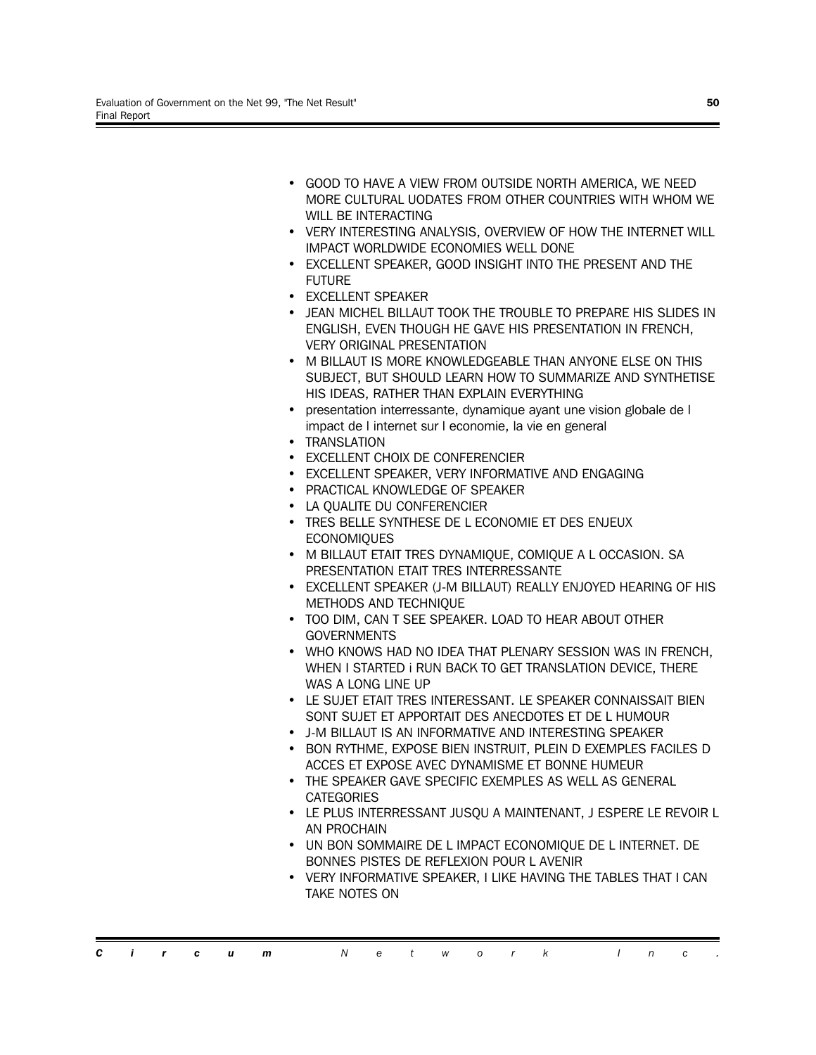- GOOD TO HAVE A VIEW FROM OUTSIDE NORTH AMERICA, WE NEED MORE CULTURAL UODATES FROM OTHER COUNTRIES WITH WHOM WE WILL BE INTERACTING
- VERY INTERESTING ANALYSIS, OVERVIEW OF HOW THE INTERNET WILL IMPACT WORLDWIDE ECONOMIES WELL DONE
- EXCELLENT SPEAKER, GOOD INSIGHT INTO THE PRESENT AND THE FUTURE
- EXCELLENT SPEAKER
- JEAN MICHEL BILLAUT TOOK THE TROUBLE TO PREPARE HIS SLIDES IN ENGLISH, EVEN THOUGH HE GAVE HIS PRESENTATION IN FRENCH, VERY ORIGINAL PRESENTATION
- M BILLAUT IS MORE KNOWLEDGEABLE THAN ANYONE ELSE ON THIS SUBJECT, BUT SHOULD LEARN HOW TO SUMMARIZE AND SYNTHETISE HIS IDEAS, RATHER THAN EXPLAIN EVERYTHING
- presentation interressante, dynamique ayant une vision globale de l impact de l internet sur l economie, la vie en general
- TRANSLATION
- EXCELLENT CHOIX DE CONFERENCIER
- EXCELLENT SPEAKER, VERY INFORMATIVE AND ENGAGING
- PRACTICAL KNOWLEDGE OF SPEAKER
- LA QUALITE DU CONFERENCIER
- TRES BELLE SYNTHESE DE L ECONOMIE ET DES ENJEUX ECONOMIQUES
- M BILLAUT ETAIT TRES DYNAMIQUE, COMIQUE A L OCCASION. SA PRESENTATION ETAIT TRES INTERRESSANTE
- EXCELLENT SPEAKER (J-M BILLAUT) REALLY ENJOYED HEARING OF HIS METHODS AND TECHNIQUE
- TOO DIM, CAN T SEE SPEAKER. LOAD TO HEAR ABOUT OTHER GOVERNMENTS
- WHO KNOWS HAD NO IDEA THAT PLENARY SESSION WAS IN FRENCH, WHEN I STARTED i RUN BACK TO GET TRANSLATION DEVICE, THERE WAS A LONG LINE UP
- LE SUJET ETAIT TRES INTERESSANT. LE SPEAKER CONNAISSAIT BIEN SONT SUJET ET APPORTAIT DES ANECDOTES ET DE L HUMOUR
- J-M BILLAUT IS AN INFORMATIVE AND INTERESTING SPEAKER
- BON RYTHME, EXPOSE BIEN INSTRUIT, PLEIN D EXEMPLES FACILES D ACCES ET EXPOSE AVEC DYNAMISME ET BONNE HUMEUR
- THE SPEAKER GAVE SPECIFIC EXEMPLES AS WELL AS GENERAL CATEGORIES
- LE PLUS INTERRESSANT JUSQU A MAINTENANT, J ESPERE LE REVOIR L AN PROCHAIN
- UN BON SOMMAIRE DE L IMPACT ECONOMIQUE DE L INTERNET. DE BONNES PISTES DE REFLEXION POUR L AVENIR
- VERY INFORMATIVE SPEAKER, I LIKE HAVING THE TABLES THAT I CAN TAKE NOTES ON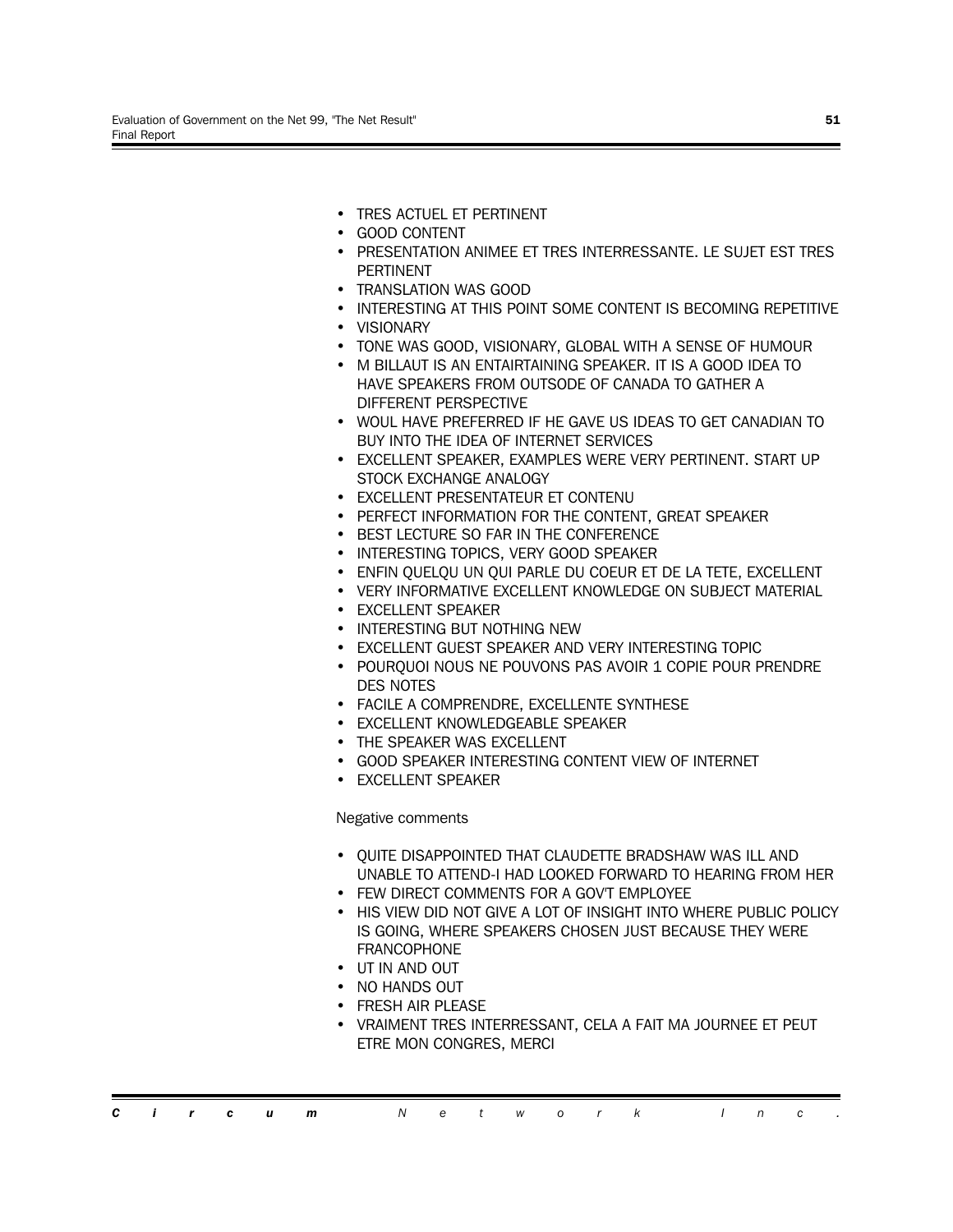- TRES ACTUEL ET PERTINENT
- GOOD CONTENT
- PRESENTATION ANIMEE ET TRES INTERRESSANTE. LE SUJET EST TRES PERTINENT
- TRANSLATION WAS GOOD
- INTERESTING AT THIS POINT SOME CONTENT IS BECOMING REPETITIVE
- VISIONARY
- TONE WAS GOOD, VISIONARY, GLOBAL WITH A SENSE OF HUMOUR
- M BILLAUT IS AN ENTAIRTAINING SPEAKER. IT IS A GOOD IDEA TO HAVE SPEAKERS FROM OUTSODE OF CANADA TO GATHER A DIFFERENT PERSPECTIVE
- WOUL HAVE PREFERRED IF HE GAVE US IDEAS TO GET CANADIAN TO BUY INTO THE IDEA OF INTERNET SERVICES
- EXCELLENT SPEAKER, EXAMPLES WERE VERY PERTINENT. START UP STOCK EXCHANGE ANALOGY
- EXCELLENT PRESENTATEUR ET CONTENU
- PERFECT INFORMATION FOR THE CONTENT, GREAT SPEAKER
- BEST LECTURE SO FAR IN THE CONFERENCE
- INTERESTING TOPICS, VERY GOOD SPEAKER
- ENFIN QUELQU UN QUI PARLE DU COEUR ET DE LA TETE, EXCELLENT
- VERY INFORMATIVE EXCELLENT KNOWLEDGE ON SUBJECT MATERIAL
- EXCELLENT SPEAKER
- INTERESTING BUT NOTHING NEW
- EXCELLENT GUEST SPEAKER AND VERY INTERESTING TOPIC
- POURQUOI NOUS NE POUVONS PAS AVOIR 1 COPIE POUR PRENDRE DES NOTES
- FACILE A COMPRENDRE, EXCELLENTE SYNTHESE
- EXCELLENT KNOWLEDGEABLE SPEAKER
- THE SPEAKER WAS EXCELLENT
- GOOD SPEAKER INTERESTING CONTENT VIEW OF INTERNET
- EXCELLENT SPEAKER

Negative comments

- QUITE DISAPPOINTED THAT CLAUDETTE BRADSHAW WAS ILL AND UNABLE TO ATTEND-I HAD LOOKED FORWARD TO HEARING FROM HER
- FEW DIRECT COMMENTS FOR A GOV'T EMPLOYEE
- HIS VIEW DID NOT GIVE A LOT OF INSIGHT INTO WHERE PUBLIC POLICY IS GOING, WHERE SPEAKERS CHOSEN JUST BECAUSE THEY WERE FRANCOPHONE
- UT IN AND OUT
- NO HANDS OUT
- FRESH AIR PLEASE
- VRAIMENT TRES INTERRESSANT, CELA A FAIT MA JOURNEE ET PEUT ETRE MON CONGRES, MERCI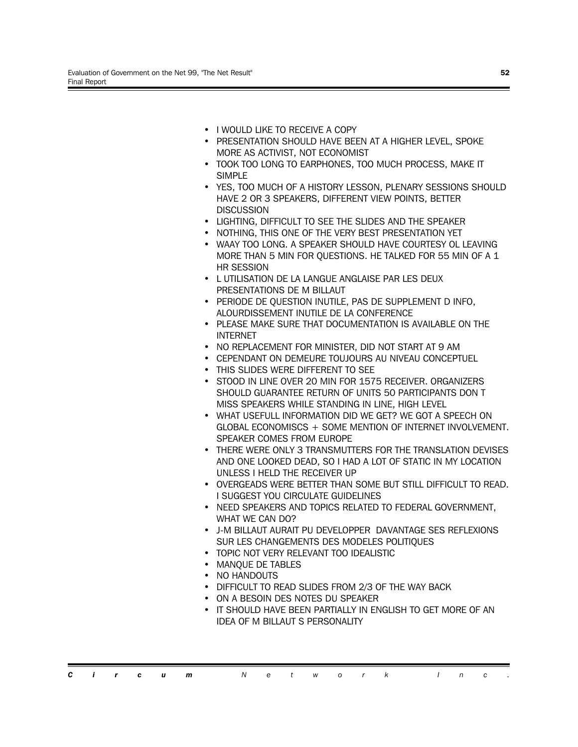- I WOULD LIKE TO RECEIVE A COPY
- PRESENTATION SHOULD HAVE BEEN AT A HIGHER LEVEL, SPOKE MORE AS ACTIVIST, NOT ECONOMIST
- TOOK TOO LONG TO EARPHONES, TOO MUCH PROCESS, MAKE IT SIMPLE
- YES, TOO MUCH OF A HISTORY LESSON, PLENARY SESSIONS SHOULD HAVE 2 OR 3 SPEAKERS, DIFFERENT VIEW POINTS, BETTER DISCUSSION
- LIGHTING, DIFFICULT TO SEE THE SLIDES AND THE SPEAKER
- NOTHING, THIS ONE OF THE VERY BEST PRESENTATION YET
- WAAY TOO LONG. A SPEAKER SHOULD HAVE COURTESY OL LEAVING MORE THAN 5 MIN FOR QUESTIONS. HE TALKED FOR 55 MIN OF A 1 HR SESSION
- L UTILISATION DE LA LANGUE ANGLAISE PAR LES DEUX PRESENTATIONS DE M BILLAUT
- PERIODE DE QUESTION INUTILE, PAS DE SUPPLEMENT D INFO, ALOURDISSEMENT INUTILE DE LA CONFERENCE
- PLEASE MAKE SURE THAT DOCUMENTATION IS AVAILABLE ON THE INTERNET
- NO REPLACEMENT FOR MINISTER, DID NOT START AT 9 AM
- CEPENDANT ON DEMEURE TOUJOURS AU NIVEAU CONCEPTUEL
- THIS SLIDES WERE DIFFERENT TO SEE
- STOOD IN LINE OVER 20 MIN FOR 1575 RECEIVER. ORGANIZERS SHOULD GUARANTEE RETURN OF UNITS 50 PARTICIPANTS DON T MISS SPEAKERS WHILE STANDING IN LINE, HIGH LEVEL
- WHAT USEFULL INFORMATION DID WE GET? WE GOT A SPEECH ON GLOBAL ECONOMISCS + SOME MENTION OF INTERNET INVOLVEMENT. SPEAKER COMES FROM EUROPE
- THERE WERE ONLY 3 TRANSMUTTERS FOR THE TRANSLATION DEVISES AND ONE LOOKED DEAD, SO I HAD A LOT OF STATIC IN MY LOCATION UNLESS I HELD THE RECEIVER UP
- OVERGEADS WERE BETTER THAN SOME BUT STILL DIFFICULT TO READ. I SUGGEST YOU CIRCULATE GUIDELINES
- NEED SPEAKERS AND TOPICS RELATED TO FEDERAL GOVERNMENT, WHAT WE CAN DO?
- J-M BILLAUT AURAIT PU DEVELOPPER DAVANTAGE SES REFLEXIONS SUR LES CHANGEMENTS DES MODELES POLITIQUES
- TOPIC NOT VERY RELEVANT TOO IDEALISTIC
- MANQUE DE TABLES
- NO HANDOUTS
- DIFFICULT TO READ SLIDES FROM 2/3 OF THE WAY BACK
- ON A BESOIN DES NOTES DU SPEAKER
- IT SHOULD HAVE BEEN PARTIALLY IN ENGLISH TO GET MORE OF AN IDEA OF M BILLAUT S PERSONALITY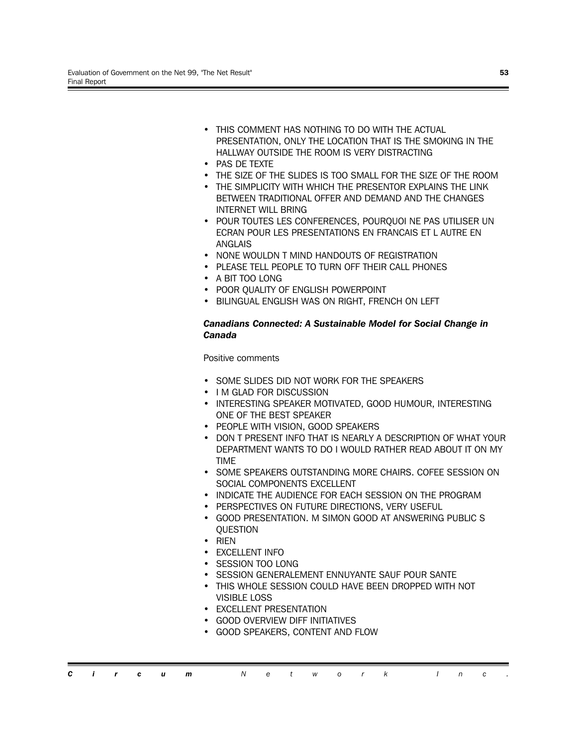- THIS COMMENT HAS NOTHING TO DO WITH THE ACTUAL PRESENTATION, ONLY THE LOCATION THAT IS THE SMOKING IN THE HALLWAY OUTSIDE THE ROOM IS VERY DISTRACTING
- PAS DE TEXTE
- THE SIZE OF THE SLIDES IS TOO SMALL FOR THE SIZE OF THE ROOM
- THE SIMPLICITY WITH WHICH THE PRESENTOR EXPLAINS THE LINK BETWEEN TRADITIONAL OFFER AND DEMAND AND THE CHANGES INTERNET WILL BRING
- POUR TOUTES LES CONFERENCES, POURQUOI NE PAS UTILISER UN ECRAN POUR LES PRESENTATIONS EN FRANCAIS ET L AUTRE EN ANGLAIS
- NONE WOULDN T MIND HANDOUTS OF REGISTRATION
- PLEASE TELL PEOPLE TO TURN OFF THEIR CALL PHONES
- A BIT TOO LONG
- POOR QUALITY OF ENGLISH POWERPOINT
- BILINGUAL ENGLISH WAS ON RIGHT, FRENCH ON LEFT

***Canadians Connected: A Sustainable Model for Social Change in Canada***

Positive comments

- SOME SLIDES DID NOT WORK FOR THE SPEAKERS
- I M GLAD FOR DISCUSSION
- INTERESTING SPEAKER MOTIVATED, GOOD HUMOUR, INTERESTING ONE OF THE BEST SPEAKER
- PEOPLE WITH VISION, GOOD SPEAKERS
- DON T PRESENT INFO THAT IS NEARLY A DESCRIPTION OF WHAT YOUR DEPARTMENT WANTS TO DO I WOULD RATHER READ ABOUT IT ON MY TIME
- SOME SPEAKERS OUTSTANDING MORE CHAIRS. COFEE SESSION ON SOCIAL COMPONENTS EXCELLENT
- INDICATE THE AUDIENCE FOR EACH SESSION ON THE PROGRAM
- PERSPECTIVES ON FUTURE DIRECTIONS, VERY USEFUL
- GOOD PRESENTATION. M SIMON GOOD AT ANSWERING PUBLIC S QUESTION
- RIEN
- EXCELLENT INFO
- SESSION TOO LONG
- SESSION GENERALEMENT ENNUYANTE SAUF POUR SANTE
- THIS WHOLE SESSION COULD HAVE BEEN DROPPED WITH NOT VISIBLE LOSS
- EXCELLENT PRESENTATION
- GOOD OVERVIEW DIFF INITIATIVES
- GOOD SPEAKERS, CONTENT AND FLOW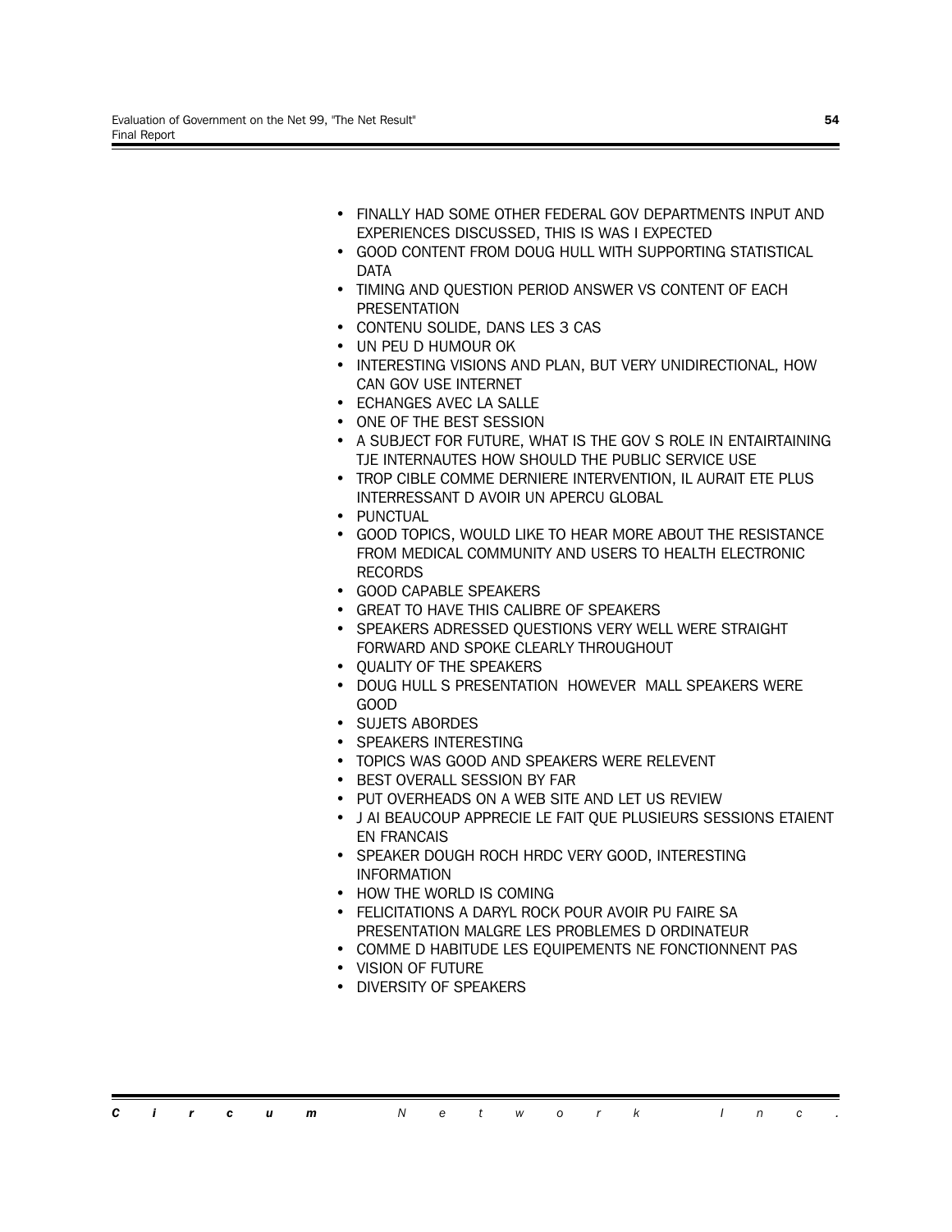- FINALLY HAD SOME OTHER FEDERAL GOV DEPARTMENTS INPUT AND EXPERIENCES DISCUSSED, THIS IS WAS I EXPECTED
- GOOD CONTENT FROM DOUG HULL WITH SUPPORTING STATISTICAL DATA
- TIMING AND QUESTION PERIOD ANSWER VS CONTENT OF EACH PRESENTATION
- CONTENU SOLIDE, DANS LES 3 CAS
- UN PEU D HUMOUR OK
- INTERESTING VISIONS AND PLAN, BUT VERY UNIDIRECTIONAL, HOW CAN GOV USE INTERNET
- ECHANGES AVEC LA SALLE
- ONE OF THE BEST SESSION
- A SUBJECT FOR FUTURE, WHAT IS THE GOV S ROLE IN ENTAIRTAINING TJE INTERNAUTES HOW SHOULD THE PUBLIC SERVICE USE
- TROP CIBLE COMME DERNIERE INTERVENTION, IL AURAIT ETE PLUS INTERRESSANT D AVOIR UN APERCU GLOBAL
- PUNCTUAL
- GOOD TOPICS, WOULD LIKE TO HEAR MORE ABOUT THE RESISTANCE FROM MEDICAL COMMUNITY AND USERS TO HEALTH ELECTRONIC RECORDS
- GOOD CAPABLE SPEAKERS
- GREAT TO HAVE THIS CALIBRE OF SPEAKERS
- SPEAKERS ADRESSED QUESTIONS VERY WELL WERE STRAIGHT FORWARD AND SPOKE CLEARLY THROUGHOUT
- QUALITY OF THE SPEAKERS
- DOUG HULL S PRESENTATION HOWEVER MALL SPEAKERS WERE GOOD
- SUJETS ABORDES
- SPEAKERS INTERESTING
- TOPICS WAS GOOD AND SPEAKERS WERE RELEVENT
- BEST OVERALL SESSION BY FAR
- PUT OVERHEADS ON A WEB SITE AND LET US REVIEW
- J AI BEAUCOUP APPRECIE LE FAIT QUE PLUSIEURS SESSIONS ETAIENT EN FRANCAIS
- SPEAKER DOUGH ROCH HRDC VERY GOOD, INTERESTING INFORMATION
- HOW THE WORLD IS COMING
- FELICITATIONS A DARYL ROCK POUR AVOIR PU FAIRE SA PRESENTATION MALGRE LES PROBLEMES D ORDINATEUR
- COMME D HABITUDE LES EQUIPEMENTS NE FONCTIONNENT PAS
- VISION OF FUTURE
- DIVERSITY OF SPEAKERS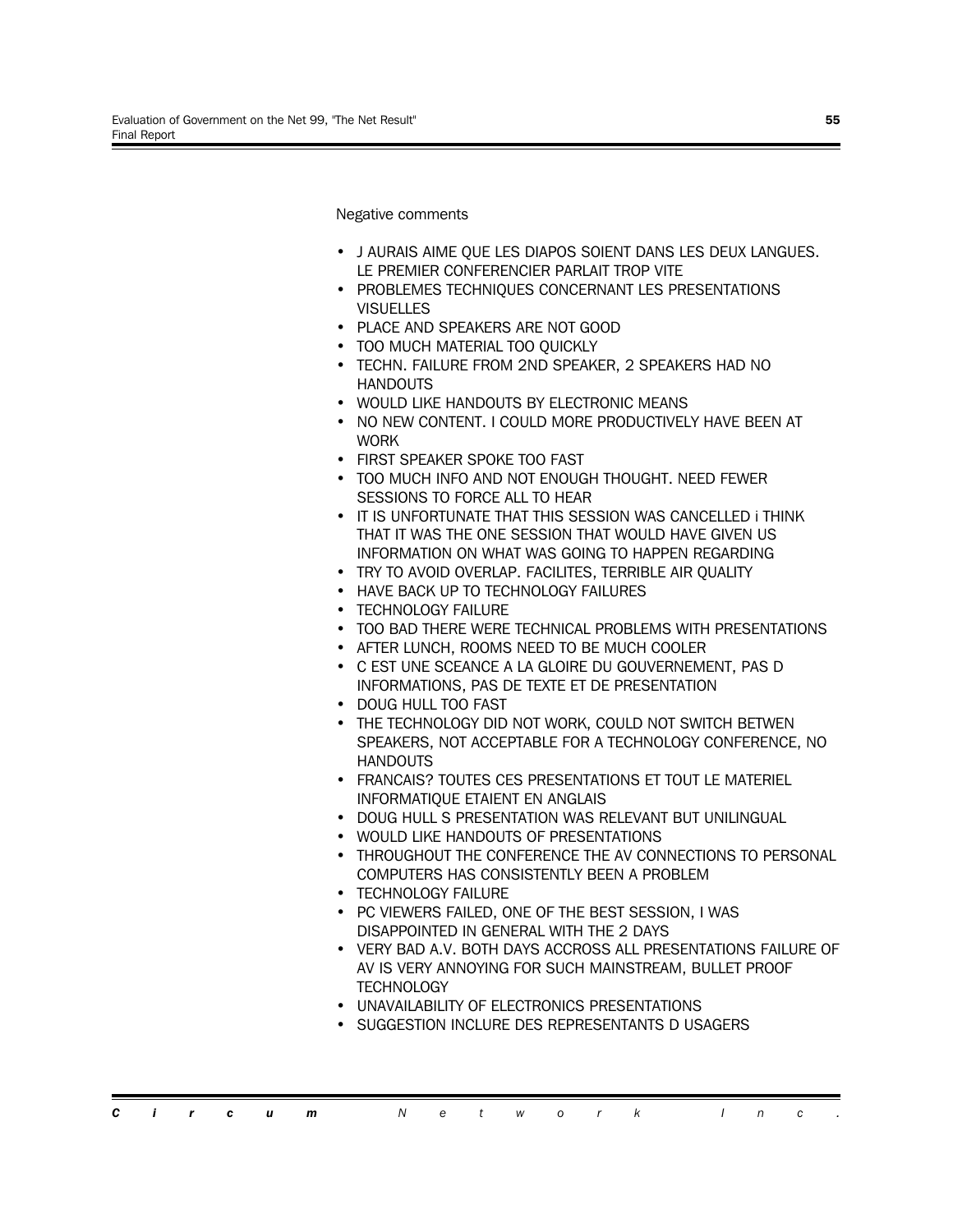Negative comments

- J AURAIS AIME QUE LES DIAPOS SOIENT DANS LES DEUX LANGUES. LE PREMIER CONFERENCIER PARLAIT TROP VITE
- PROBLEMES TECHNIQUES CONCERNANT LES PRESENTATIONS VISUELLES
- PLACE AND SPEAKERS ARE NOT GOOD
- TOO MUCH MATERIAL TOO QUICKLY
- TECHN. FAILURE FROM 2ND SPEAKER, 2 SPEAKERS HAD NO HANDOUTS
- WOULD LIKE HANDOUTS BY ELECTRONIC MEANS
- NO NEW CONTENT. I COULD MORE PRODUCTIVELY HAVE BEEN AT WORK
- FIRST SPEAKER SPOKE TOO FAST
- TOO MUCH INFO AND NOT ENOUGH THOUGHT. NEED FEWER SESSIONS TO FORCE ALL TO HEAR
- IT IS UNFORTUNATE THAT THIS SESSION WAS CANCELLED i THINK THAT IT WAS THE ONE SESSION THAT WOULD HAVE GIVEN US INFORMATION ON WHAT WAS GOING TO HAPPEN REGARDING
- TRY TO AVOID OVERLAP. FACILITES, TERRIBLE AIR QUALITY
- HAVE BACK UP TO TECHNOLOGY FAILURES
- TECHNOLOGY FAILURE
- TOO BAD THERE WERE TECHNICAL PROBLEMS WITH PRESENTATIONS
- AFTER LUNCH, ROOMS NEED TO BE MUCH COOLER
- C EST UNE SCEANCE A LA GLOIRE DU GOUVERNEMENT, PAS D INFORMATIONS, PAS DE TEXTE ET DE PRESENTATION
- DOUG HULL TOO FAST
- THE TECHNOLOGY DID NOT WORK, COULD NOT SWITCH BETWEN SPEAKERS, NOT ACCEPTABLE FOR A TECHNOLOGY CONFERENCE, NO HANDOUTS
- FRANCAIS? TOUTES CES PRESENTATIONS ET TOUT LE MATERIEL INFORMATIQUE ETAIENT EN ANGLAIS
- DOUG HULL S PRESENTATION WAS RELEVANT BUT UNILINGUAL
- WOULD LIKE HANDOUTS OF PRESENTATIONS
- THROUGHOUT THE CONFERENCE THE AV CONNECTIONS TO PERSONAL COMPUTERS HAS CONSISTENTLY BEEN A PROBLEM
- TECHNOLOGY FAILURE
- PC VIEWERS FAILED, ONE OF THE BEST SESSION, I WAS DISAPPOINTED IN GENERAL WITH THE 2 DAYS
- VERY BAD A.V. BOTH DAYS ACCROSS ALL PRESENTATIONS FAILURE OF AV IS VERY ANNOYING FOR SUCH MAINSTREAM, BULLET PROOF TECHNOLOGY
- UNAVAILABILITY OF ELECTRONICS PRESENTATIONS
- SUGGESTION INCLURE DES REPRESENTANTS D USAGERS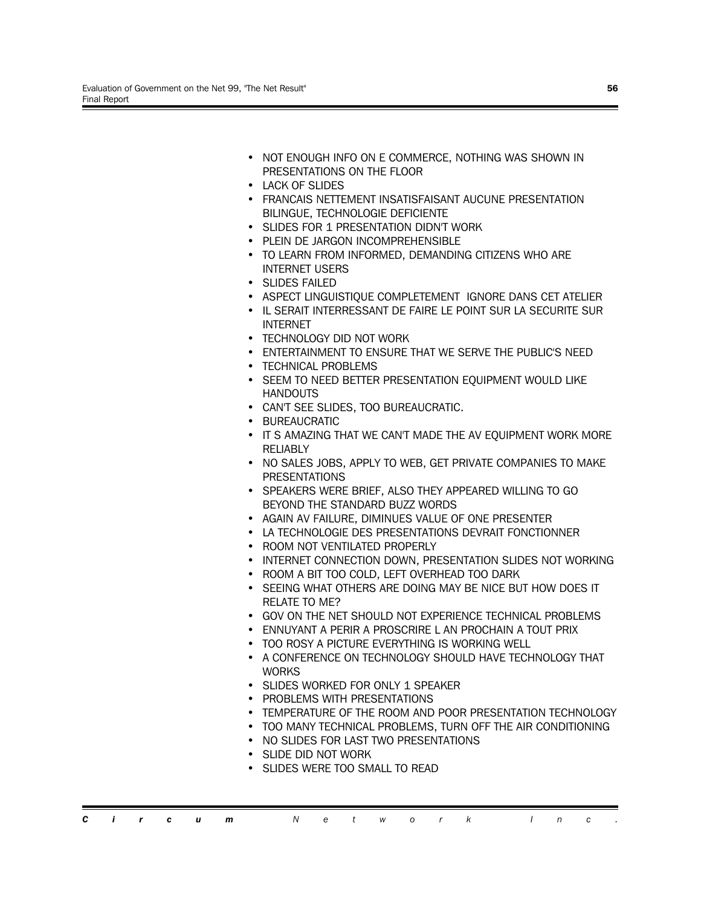- NOT ENOUGH INFO ON E COMMERCE, NOTHING WAS SHOWN IN PRESENTATIONS ON THE FLOOR
- LACK OF SLIDES
- FRANCAIS NETTEMENT INSATISFAISANT AUCUNE PRESENTATION BILINGUE, TECHNOLOGIE DEFICIENTE
- SLIDES FOR 1 PRESENTATION DIDN'T WORK
- PLEIN DE JARGON INCOMPREHENSIBLE
- TO LEARN FROM INFORMED, DEMANDING CITIZENS WHO ARE INTERNET USERS
- SLIDES FAILED
- ASPECT LINGUISTIQUE COMPLETEMENT IGNORE DANS CET ATELIER
- IL SERAIT INTERRESSANT DE FAIRE LE POINT SUR LA SECURITE SUR INTERNET
- TECHNOLOGY DID NOT WORK
- ENTERTAINMENT TO ENSURE THAT WE SERVE THE PUBLIC'S NEED
- TECHNICAL PROBLEMS
- SEEM TO NEED BETTER PRESENTATION EQUIPMENT WOULD LIKE HANDOUTS
- CAN'T SEE SLIDES, TOO BUREAUCRATIC.
- BUREAUCRATIC
- IT S AMAZING THAT WE CAN'T MADE THE AV EQUIPMENT WORK MORE RELIABLY
- NO SALES JOBS, APPLY TO WEB, GET PRIVATE COMPANIES TO MAKE PRESENTATIONS
- SPEAKERS WERE BRIEF, ALSO THEY APPEARED WILLING TO GO BEYOND THE STANDARD BUZZ WORDS
- AGAIN AV FAILURE, DIMINUES VALUE OF ONE PRESENTER
- LA TECHNOLOGIE DES PRESENTATIONS DEVRAIT FONCTIONNER
- ROOM NOT VENTILATED PROPERLY
- INTERNET CONNECTION DOWN, PRESENTATION SLIDES NOT WORKING
- ROOM A BIT TOO COLD, LEFT OVERHEAD TOO DARK
- SEEING WHAT OTHERS ARE DOING MAY BE NICE BUT HOW DOES IT RELATE TO ME?
- GOV ON THE NET SHOULD NOT EXPERIENCE TECHNICAL PROBLEMS
- ENNUYANT A PERIR A PROSCRIRE L AN PROCHAIN A TOUT PRIX
- TOO ROSY A PICTURE EVERYTHING IS WORKING WELL
- A CONFERENCE ON TECHNOLOGY SHOULD HAVE TECHNOLOGY THAT WORKS
- SLIDES WORKED FOR ONLY 1 SPEAKER
- PROBLEMS WITH PRESENTATIONS
- TEMPERATURE OF THE ROOM AND POOR PRESENTATION TECHNOLOGY
- TOO MANY TECHNICAL PROBLEMS, TURN OFF THE AIR CONDITIONING
- NO SLIDES FOR LAST TWO PRESENTATIONS
- SLIDE DID NOT WORK
- SLIDES WERE TOO SMALL TO READ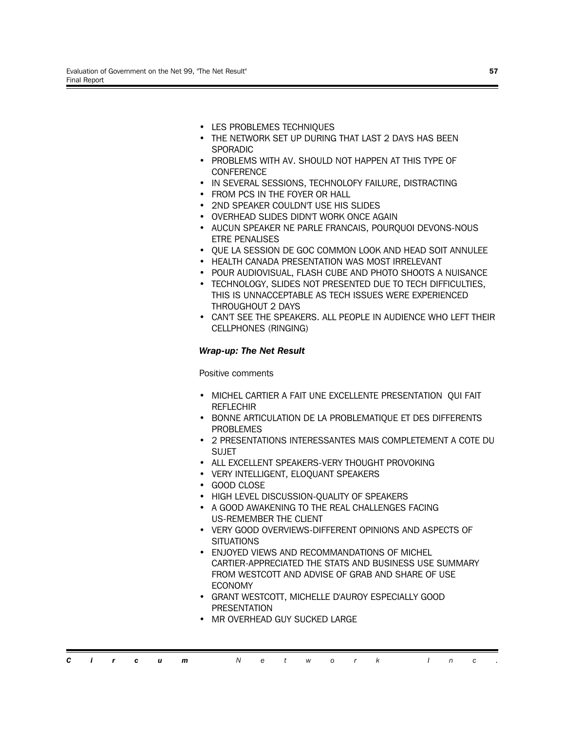- LES PROBLEMES TECHNIQUES
- THE NETWORK SET UP DURING THAT LAST 2 DAYS HAS BEEN SPORADIC
- PROBLEMS WITH AV. SHOULD NOT HAPPEN AT THIS TYPE OF CONFERENCE
- IN SEVERAL SESSIONS, TECHNOLOFY FAILURE, DISTRACTING
- FROM PCS IN THE FOYER OR HALL
- 2ND SPEAKER COULDN'T USE HIS SLIDES
- OVERHEAD SLIDES DIDN'T WORK ONCE AGAIN
- AUCUN SPEAKER NE PARLE FRANCAIS, POURQUOI DEVONS-NOUS ETRE PENALISES
- QUE LA SESSION DE GOC COMMON LOOK AND HEAD SOIT ANNULEE
- HEALTH CANADA PRESENTATION WAS MOST IRRELEVANT
- POUR AUDIOVISUAL, FLASH CUBE AND PHOTO SHOOTS A NUISANCE
- TECHNOLOGY, SLIDES NOT PRESENTED DUE TO TECH DIFFICULTIES, THIS IS UNNACCEPTABLE AS TECH ISSUES WERE EXPERIENCED THROUGHOUT 2 DAYS
- CAN'T SEE THE SPEAKERS. ALL PEOPLE IN AUDIENCE WHO LEFT THEIR CELLPHONES (RINGING)

***Wrap-up: The Net Result***

Positive comments

- MICHEL CARTIER A FAIT UNE EXCELLENTE PRESENTATION QUI FAIT REFLECHIR
- BONNE ARTICULATION DE LA PROBLEMATIQUE ET DES DIFFERENTS PROBLEMES
- 2 PRESENTATIONS INTERESSANTES MAIS COMPLETEMENT A COTE DU SUJET
- ALL EXCELLENT SPEAKERS-VERY THOUGHT PROVOKING
- VERY INTELLIGENT, ELOQUANT SPEAKERS
- GOOD CLOSE
- HIGH LEVEL DISCUSSION-QUALITY OF SPEAKERS
- A GOOD AWAKENING TO THE REAL CHALLENGES FACING US-REMEMBER THE CLIENT
- VERY GOOD OVERVIEWS-DIFFERENT OPINIONS AND ASPECTS OF SITUATIONS
- ENJOYED VIEWS AND RECOMMANDATIONS OF MICHEL CARTIER-APPRECIATED THE STATS AND BUSINESS USE SUMMARY FROM WESTCOTT AND ADVISE OF GRAB AND SHARE OF USE ECONOMY
- GRANT WESTCOTT, MICHELLE D'AUROY ESPECIALLY GOOD PRESENTATION
- MR OVERHEAD GUY SUCKED LARGE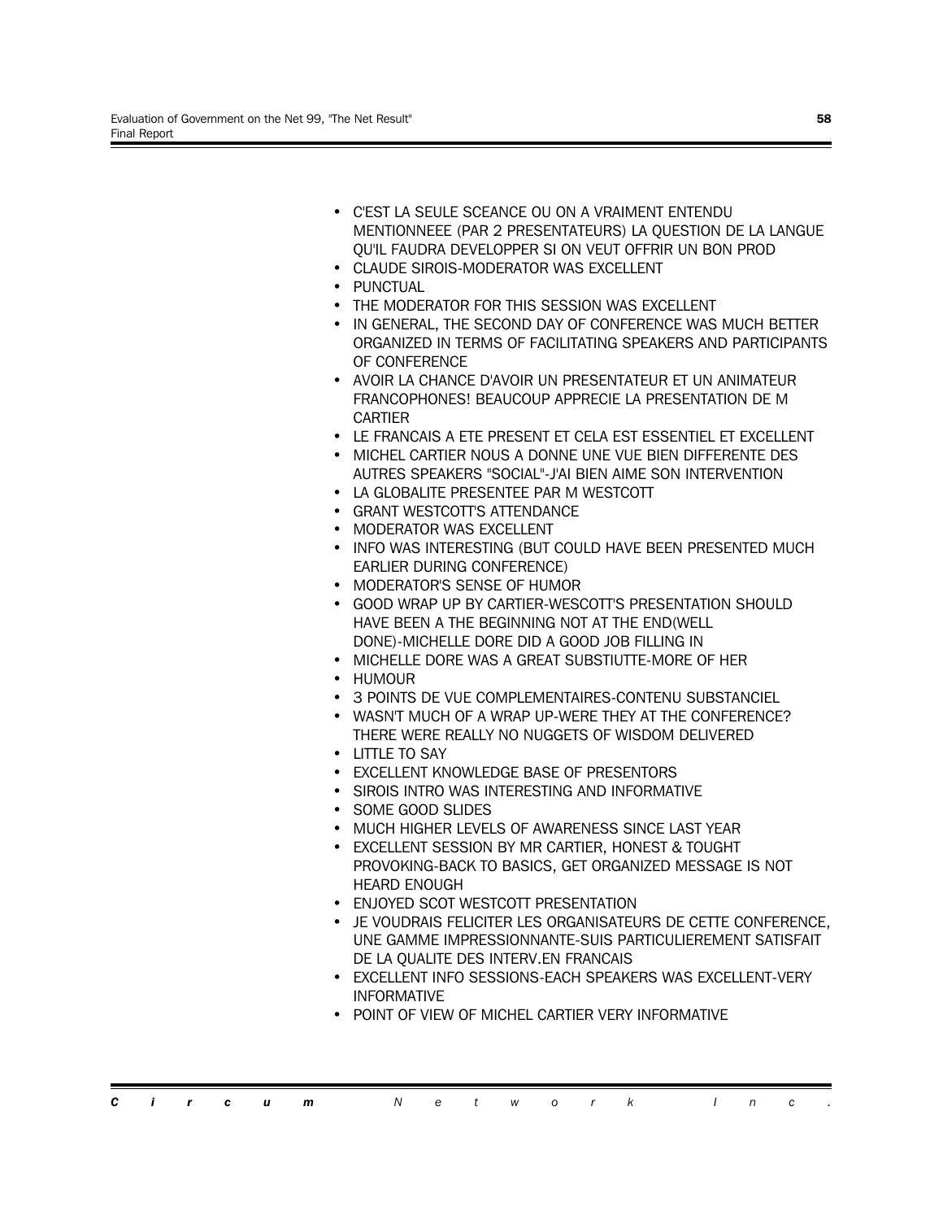- C'EST LA SEULE SCEANCE OU ON A VRAIMENT ENTENDU MENTIONNEEE (PAR 2 PRESENTATEURS) LA QUESTION DE LA LANGUE QU'IL FAUDRA DEVELOPPER SI ON VEUT OFFRIR UN BON PROD
- CLAUDE SIROIS-MODERATOR WAS EXCELLENT
- PUNCTUAL
- THE MODERATOR FOR THIS SESSION WAS EXCELLENT
- IN GENERAL, THE SECOND DAY OF CONFERENCE WAS MUCH BETTER ORGANIZED IN TERMS OF FACILITATING SPEAKERS AND PARTICIPANTS OF CONFERENCE
- AVOIR LA CHANCE D'AVOIR UN PRESENTATEUR ET UN ANIMATEUR FRANCOPHONES! BEAUCOUP APPRECIE LA PRESENTATION DE M CARTIER
- LE FRANCAIS A ETE PRESENT ET CELA EST ESSENTIEL ET EXCELLENT
- MICHEL CARTIER NOUS A DONNE UNE VUE BIEN DIFFERENTE DES AUTRES SPEAKERS "SOCIAL"-J'AI BIEN AIME SON INTERVENTION
- LA GLOBALITE PRESENTEE PAR M WESTCOTT
- GRANT WESTCOTT'S ATTENDANCE
- MODERATOR WAS EXCELLENT
- INFO WAS INTERESTING (BUT COULD HAVE BEEN PRESENTED MUCH EARLIER DURING CONFERENCE)
- MODERATOR'S SENSE OF HUMOR
- GOOD WRAP UP BY CARTIER-WESCOTT'S PRESENTATION SHOULD HAVE BEEN A THE BEGINNING NOT AT THE END(WELL DONE)-MICHELLE DORE DID A GOOD JOB FILLING IN
- MICHELLE DORE WAS A GREAT SUBSTIUTTE-MORE OF HER
- HUMOUR
- 3 POINTS DE VUE COMPLEMENTAIRES-CONTENU SUBSTANCIEL
- WASN'T MUCH OF A WRAP UP-WERE THEY AT THE CONFERENCE? THERE WERE REALLY NO NUGGETS OF WISDOM DELIVERED
- LITTLE TO SAY
- EXCELLENT KNOWLEDGE BASE OF PRESENTORS
- SIROIS INTRO WAS INTERESTING AND INFORMATIVE
- SOME GOOD SLIDES
- MUCH HIGHER LEVELS OF AWARENESS SINCE LAST YEAR
- EXCELLENT SESSION BY MR CARTIER, HONEST & TOUGHT PROVOKING-BACK TO BASICS, GET ORGANIZED MESSAGE IS NOT HEARD ENOUGH
- ENJOYED SCOT WESTCOTT PRESENTATION
- JE VOUDRAIS FELICITER LES ORGANISATEURS DE CETTE CONFERENCE, UNE GAMME IMPRESSIONNANTE-SUIS PARTICULIEREMENT SATISFAIT DE LA QUALITE DES INTERV.EN FRANCAIS
- EXCELLENT INFO SESSIONS-EACH SPEAKERS WAS EXCELLENT-VERY INFORMATIVE
- POINT OF VIEW OF MICHEL CARTIER VERY INFORMATIVE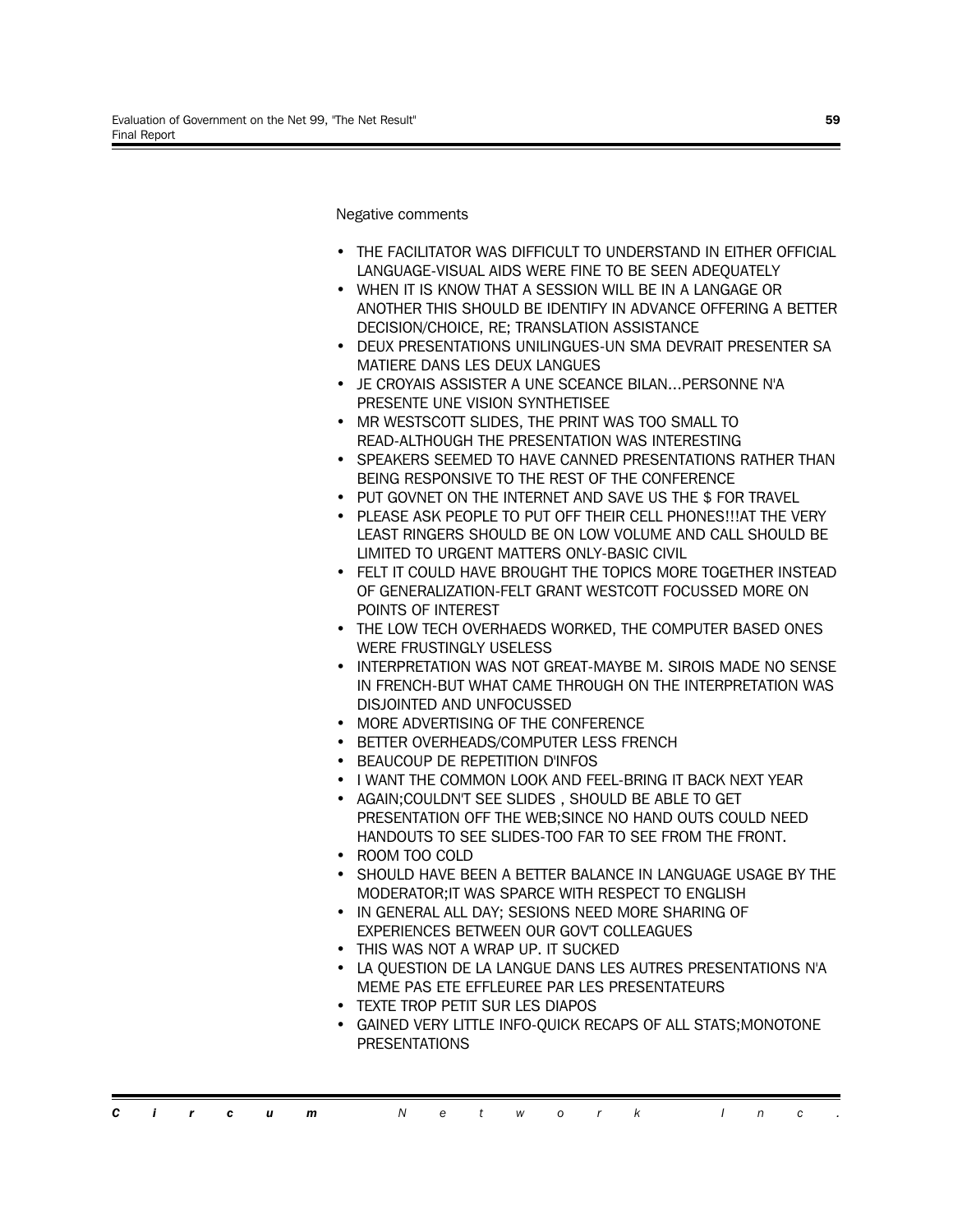Negative comments

- THE FACILITATOR WAS DIFFICULT TO UNDERSTAND IN EITHER OFFICIAL LANGUAGE-VISUAL AIDS WERE FINE TO BE SEEN ADEQUATELY
- WHEN IT IS KNOW THAT A SESSION WILL BE IN A LANGAGE OR ANOTHER THIS SHOULD BE IDENTIFY IN ADVANCE OFFERING A BETTER DECISION/CHOICE, RE; TRANSLATION ASSISTANCE
- DEUX PRESENTATIONS UNILINGUES-UN SMA DEVRAIT PRESENTER SA MATIERE DANS LES DEUX LANGUES
- JE CROYAIS ASSISTER A UNE SCEANCE BILAN...PERSONNE N'A PRESENTE UNE VISION SYNTHETISEE
- MR WESTSCOTT SLIDES, THE PRINT WAS TOO SMALL TO READ-ALTHOUGH THE PRESENTATION WAS INTERESTING
- SPEAKERS SEEMED TO HAVE CANNED PRESENTATIONS RATHER THAN BEING RESPONSIVE TO THE REST OF THE CONFERENCE
- PUT GOVNET ON THE INTERNET AND SAVE US THE $ FOR TRAVEL
- PLEASE ASK PEOPLE TO PUT OFF THEIR CELL PHONES!!!AT THE VERY LEAST RINGERS SHOULD BE ON LOW VOLUME AND CALL SHOULD BE LIMITED TO URGENT MATTERS ONLY-BASIC CIVIL
- FELT IT COULD HAVE BROUGHT THE TOPICS MORE TOGETHER INSTEAD OF GENERALIZATION-FELT GRANT WESTCOTT FOCUSSED MORE ON POINTS OF INTEREST
- THE LOW TECH OVERHAEDS WORKED, THE COMPUTER BASED ONES WERE FRUSTINGLY USELESS
- INTERPRETATION WAS NOT GREAT-MAYBE M. SIROIS MADE NO SENSE IN FRENCH-BUT WHAT CAME THROUGH ON THE INTERPRETATION WAS DISJOINTED AND UNFOCUSSED
- MORE ADVERTISING OF THE CONFERENCE
- BETTER OVERHEADS/COMPUTER LESS FRENCH
- BEAUCOUP DE REPETITION D'INFOS
- I WANT THE COMMON LOOK AND FEEL-BRING IT BACK NEXT YEAR
- AGAIN;COULDN'T SEE SLIDES , SHOULD BE ABLE TO GET PRESENTATION OFF THE WEB;SINCE NO HAND OUTS COULD NEED HANDOUTS TO SEE SLIDES-TOO FAR TO SEE FROM THE FRONT.
- ROOM TOO COLD
- SHOULD HAVE BEEN A BETTER BALANCE IN LANGUAGE USAGE BY THE MODERATOR;IT WAS SPARCE WITH RESPECT TO ENGLISH
- IN GENERAL ALL DAY; SESIONS NEED MORE SHARING OF EXPERIENCES BETWEEN OUR GOV'T COLLEAGUES
- THIS WAS NOT A WRAP UP. IT SUCKED
- LA QUESTION DE LA LANGUE DANS LES AUTRES PRESENTATIONS N'A MEME PAS ETE EFFLEUREE PAR LES PRESENTATEURS
- TEXTE TROP PETIT SUR LES DIAPOS
- GAINED VERY LITTLE INFO-QUICK RECAPS OF ALL STATS;MONOTONE PRESENTATIONS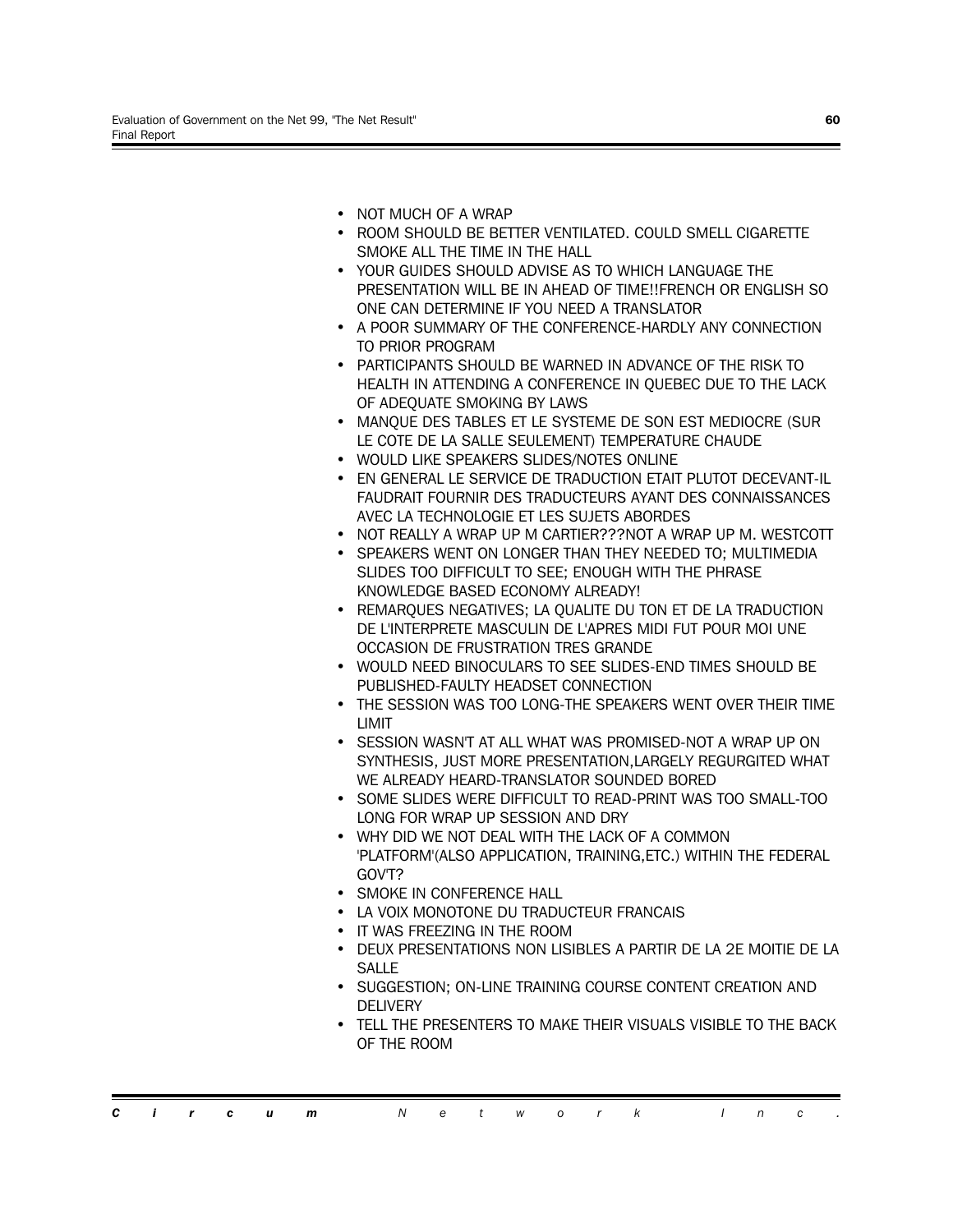- NOT MUCH OF A WRAP
- ROOM SHOULD BE BETTER VENTILATED. COULD SMELL CIGARETTE SMOKE ALL THE TIME IN THE HALL
- YOUR GUIDES SHOULD ADVISE AS TO WHICH LANGUAGE THE PRESENTATION WILL BE IN AHEAD OF TIME!!FRENCH OR ENGLISH SO ONE CAN DETERMINE IF YOU NEED A TRANSLATOR
- A POOR SUMMARY OF THE CONFERENCE-HARDLY ANY CONNECTION TO PRIOR PROGRAM
- PARTICIPANTS SHOULD BE WARNED IN ADVANCE OF THE RISK TO HEALTH IN ATTENDING A CONFERENCE IN QUEBEC DUE TO THE LACK OF ADEQUATE SMOKING BY LAWS
- MANQUE DES TABLES ET LE SYSTEME DE SON EST MEDIOCRE (SUR LE COTE DE LA SALLE SEULEMENT) TEMPERATURE CHAUDE
- WOULD LIKE SPEAKERS SLIDES/NOTES ONLINE
- EN GENERAL LE SERVICE DE TRADUCTION ETAIT PLUTOT DECEVANT-IL FAUDRAIT FOURNIR DES TRADUCTEURS AYANT DES CONNAISSANCES AVEC LA TECHNOLOGIE ET LES SUJETS ABORDES
- NOT REALLY A WRAP UP M CARTIER???NOT A WRAP UP M. WESTCOTT
- SPEAKERS WENT ON LONGER THAN THEY NEEDED TO; MULTIMEDIA SLIDES TOO DIFFICULT TO SEE; ENOUGH WITH THE PHRASE KNOWLEDGE BASED ECONOMY ALREADY!
- REMARQUES NEGATIVES; LA QUALITE DU TON ET DE LA TRADUCTION DE L'INTERPRETE MASCULIN DE L'APRES MIDI FUT POUR MOI UNE OCCASION DE FRUSTRATION TRES GRANDE
- WOULD NEED BINOCULARS TO SEE SLIDES-END TIMES SHOULD BE PUBLISHED-FAULTY HEADSET CONNECTION
- THE SESSION WAS TOO LONG-THE SPEAKERS WENT OVER THEIR TIME LIMIT
- SESSION WASN'T AT ALL WHAT WAS PROMISED-NOT A WRAP UP ON SYNTHESIS, JUST MORE PRESENTATION,LARGELY REGURGITED WHAT WE ALREADY HEARD-TRANSLATOR SOUNDED BORED
- SOME SLIDES WERE DIFFICULT TO READ-PRINT WAS TOO SMALL-TOO LONG FOR WRAP UP SESSION AND DRY
- WHY DID WE NOT DEAL WITH THE LACK OF A COMMON 'PLATFORM'(ALSO APPLICATION, TRAINING,ETC.) WITHIN THE FEDERAL GOV'T?
- SMOKE IN CONFERENCE HALL
- LA VOIX MONOTONE DU TRADUCTEUR FRANCAIS
- IT WAS FREEZING IN THE ROOM
- DEUX PRESENTATIONS NON LISIBLES A PARTIR DE LA 2E MOITIE DE LA SALLE
- SUGGESTION; ON-LINE TRAINING COURSE CONTENT CREATION AND DELIVERY
- TELL THE PRESENTERS TO MAKE THEIR VISUALS VISIBLE TO THE BACK OF THE ROOM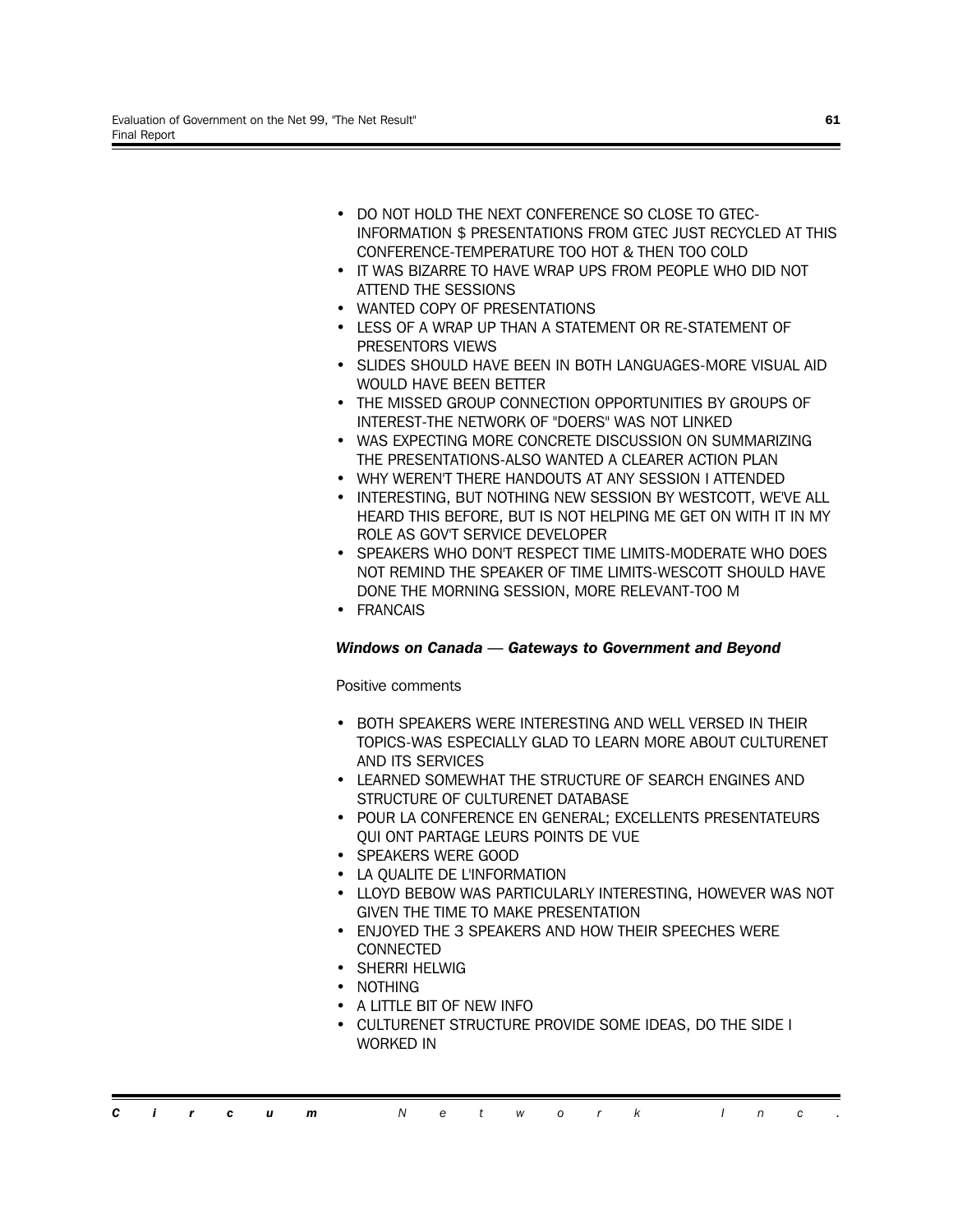- DO NOT HOLD THE NEXT CONFERENCE SO CLOSE TO GTEC-INFORMATION $ PRESENTATIONS FROM GTEC JUST RECYCLED AT THIS CONFERENCE-TEMPERATURE TOO HOT & THEN TOO COLD
- IT WAS BIZARRE TO HAVE WRAP UPS FROM PEOPLE WHO DID NOT ATTEND THE SESSIONS
- WANTED COPY OF PRESENTATIONS
- LESS OF A WRAP UP THAN A STATEMENT OR RE-STATEMENT OF PRESENTORS VIEWS
- SLIDES SHOULD HAVE BEEN IN BOTH LANGUAGES-MORE VISUAL AID WOULD HAVE BEEN BETTER
- THE MISSED GROUP CONNECTION OPPORTUNITIES BY GROUPS OF INTEREST-THE NETWORK OF "DOERS" WAS NOT LINKED
- WAS EXPECTING MORE CONCRETE DISCUSSION ON SUMMARIZING THE PRESENTATIONS-ALSO WANTED A CLEARER ACTION PLAN
- WHY WEREN'T THERE HANDOUTS AT ANY SESSION I ATTENDED
- INTERESTING, BUT NOTHING NEW SESSION BY WESTCOTT, WE'VE ALL HEARD THIS BEFORE, BUT IS NOT HELPING ME GET ON WITH IT IN MY ROLE AS GOV'T SERVICE DEVELOPER
- SPEAKERS WHO DON'T RESPECT TIME LIMITS-MODERATE WHO DOES NOT REMIND THE SPEAKER OF TIME LIMITS-WESCOTT SHOULD HAVE DONE THE MORNING SESSION, MORE RELEVANT-TOO M
- FRANCAIS

***Windows on Canada — Gateways to Government and Beyond***

Positive comments

- BOTH SPEAKERS WERE INTERESTING AND WELL VERSED IN THEIR TOPICS-WAS ESPECIALLY GLAD TO LEARN MORE ABOUT CULTURENET AND ITS SERVICES
- LEARNED SOMEWHAT THE STRUCTURE OF SEARCH ENGINES AND STRUCTURE OF CULTURENET DATABASE
- POUR LA CONFERENCE EN GENERAL; EXCELLENTS PRESENTATEURS QUI ONT PARTAGE LEURS POINTS DE VUE
- SPEAKERS WERE GOOD
- LA QUALITE DE L'INFORMATION
- LLOYD BEBOW WAS PARTICULARLY INTERESTING, HOWEVER WAS NOT GIVEN THE TIME TO MAKE PRESENTATION
- ENJOYED THE 3 SPEAKERS AND HOW THEIR SPEECHES WERE CONNECTED
- SHERRI HELWIG
- NOTHING
- A LITTLE BIT OF NEW INFO
- CULTURENET STRUCTURE PROVIDE SOME IDEAS, DO THE SIDE I WORKED IN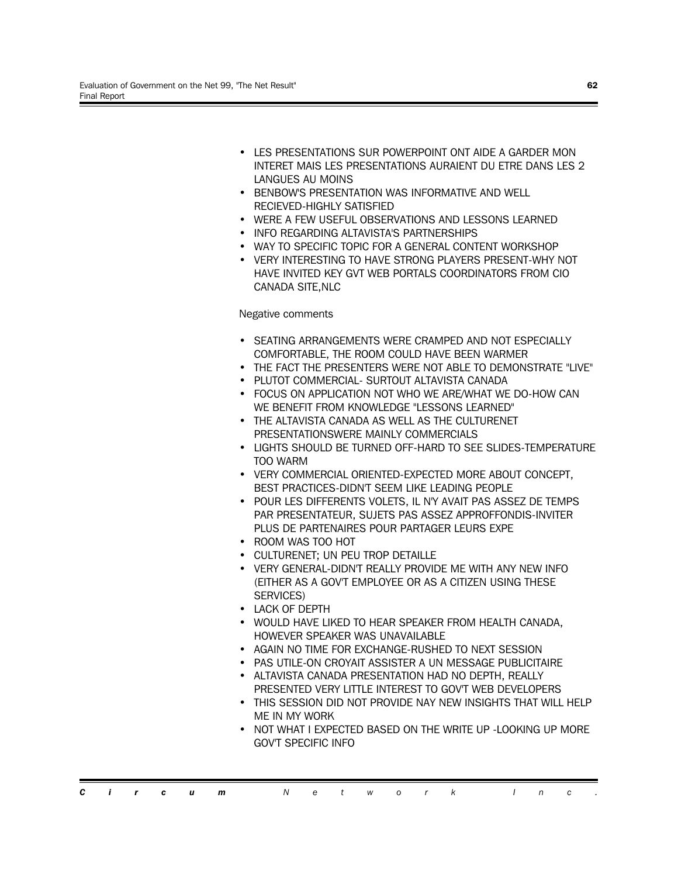- LES PRESENTATIONS SUR POWERPOINT ONT AIDE A GARDER MON INTERET MAIS LES PRESENTATIONS AURAIENT DU ETRE DANS LES 2 LANGUES AU MOINS
- BENBOW'S PRESENTATION WAS INFORMATIVE AND WELL RECIEVED-HIGHLY SATISFIED
- WERE A FEW USEFUL OBSERVATIONS AND LESSONS LEARNED
- INFO REGARDING ALTAVISTA'S PARTNERSHIPS
- WAY TO SPECIFIC TOPIC FOR A GENERAL CONTENT WORKSHOP
- VERY INTERESTING TO HAVE STRONG PLAYERS PRESENT-WHY NOT HAVE INVITED KEY GVT WEB PORTALS COORDINATORS FROM CIO CANADA SITE,NLC

Negative comments

- SEATING ARRANGEMENTS WERE CRAMPED AND NOT ESPECIALLY COMFORTABLE, THE ROOM COULD HAVE BEEN WARMER
- THE FACT THE PRESENTERS WERE NOT ABLE TO DEMONSTRATE "LIVE"
- PLUTOT COMMERCIAL- SURTOUT ALTAVISTA CANADA
- FOCUS ON APPLICATION NOT WHO WE ARE/WHAT WE DO-HOW CAN WE BENEFIT FROM KNOWLEDGE "LESSONS LEARNED"
- THE ALTAVISTA CANADA AS WELL AS THE CULTURENET PRESENTATIONSWERE MAINLY COMMERCIALS
- LIGHTS SHOULD BE TURNED OFF-HARD TO SEE SLIDES-TEMPERATURE TOO WARM
- VERY COMMERCIAL ORIENTED-EXPECTED MORE ABOUT CONCEPT, BEST PRACTICES-DIDN'T SEEM LIKE LEADING PEOPLE
- POUR LES DIFFERENTS VOLETS, IL N'Y AVAIT PAS ASSEZ DE TEMPS PAR PRESENTATEUR, SUJETS PAS ASSEZ APPROFFONDIS-INVITER PLUS DE PARTENAIRES POUR PARTAGER LEURS EXPE
- ROOM WAS TOO HOT
- CULTURENET; UN PEU TROP DETAILLE
- VERY GENERAL-DIDN'T REALLY PROVIDE ME WITH ANY NEW INFO (EITHER AS A GOV'T EMPLOYEE OR AS A CITIZEN USING THESE SERVICES)
- LACK OF DEPTH
- WOULD HAVE LIKED TO HEAR SPEAKER FROM HEALTH CANADA, HOWEVER SPEAKER WAS UNAVAILABLE
- AGAIN NO TIME FOR EXCHANGE-RUSHED TO NEXT SESSION
- PAS UTILE-ON CROYAIT ASSISTER A UN MESSAGE PUBLICITAIRE
- ALTAVISTA CANADA PRESENTATION HAD NO DEPTH, REALLY PRESENTED VERY LITTLE INTEREST TO GOV'T WEB DEVELOPERS
- THIS SESSION DID NOT PROVIDE NAY NEW INSIGHTS THAT WILL HELP ME IN MY WORK
- NOT WHAT I EXPECTED BASED ON THE WRITE UP -LOOKING UP MORE GOV'T SPECIFIC INFO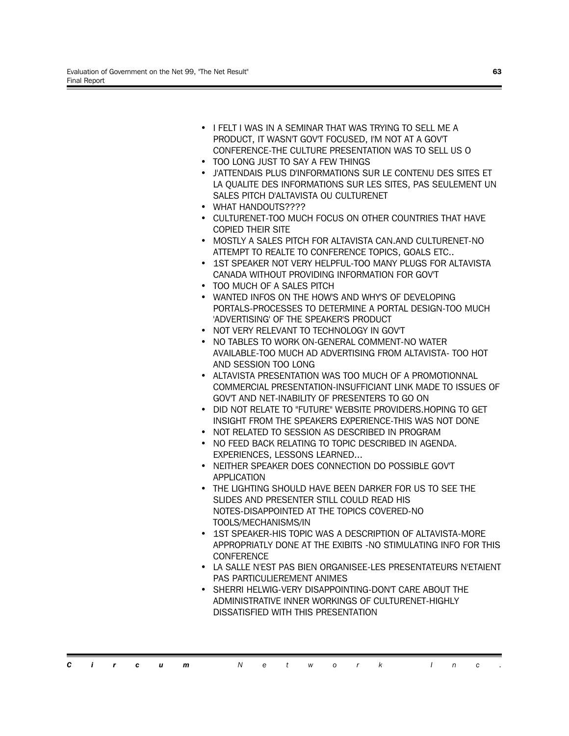- I FELT I WAS IN A SEMINAR THAT WAS TRYING TO SELL ME A PRODUCT, IT WASN'T GOV'T FOCUSED, I'M NOT AT A GOV'T CONFERENCE-THE CULTURE PRESENTATION WAS TO SELL US O
- TOO LONG JUST TO SAY A FEW THINGS
- J'ATTENDAIS PLUS D'INFORMATIONS SUR LE CONTENU DES SITES ET LA QUALITE DES INFORMATIONS SUR LES SITES, PAS SEULEMENT UN SALES PITCH D'ALTAVISTA OU CULTURENET
- WHAT HANDOUTS????
- CULTURENET-TOO MUCH FOCUS ON OTHER COUNTRIES THAT HAVE COPIED THEIR SITE
- MOSTLY A SALES PITCH FOR ALTAVISTA CAN.AND CULTURENET-NO ATTEMPT TO REALTE TO CONFERENCE TOPICS, GOALS ETC..
- 1ST SPEAKER NOT VERY HELPFUL-TOO MANY PLUGS FOR ALTAVISTA CANADA WITHOUT PROVIDING INFORMATION FOR GOV'T
- TOO MUCH OF A SALES PITCH
- WANTED INFOS ON THE HOW'S AND WHY'S OF DEVELOPING PORTALS-PROCESSES TO DETERMINE A PORTAL DESIGN-TOO MUCH 'ADVERTISING' OF THE SPEAKER'S PRODUCT
- NOT VERY RELEVANT TO TECHNOLOGY IN GOV'T
- NO TABLES TO WORK ON-GENERAL COMMENT-NO WATER AVAILABLE-TOO MUCH AD ADVERTISING FROM ALTAVISTA- TOO HOT AND SESSION TOO LONG
- ALTAVISTA PRESENTATION WAS TOO MUCH OF A PROMOTIONNAL COMMERCIAL PRESENTATION-INSUFFICIANT LINK MADE TO ISSUES OF GOV'T AND NET-INABILITY OF PRESENTERS TO GO ON
- DID NOT RELATE TO "FUTURE" WEBSITE PROVIDERS.HOPING TO GET INSIGHT FROM THE SPEAKERS EXPERIENCE-THIS WAS NOT DONE
- NOT RELATED TO SESSION AS DESCRIBED IN PROGRAM
- NO FEED BACK RELATING TO TOPIC DESCRIBED IN AGENDA. EXPERIENCES, LESSONS LEARNED...
- NEITHER SPEAKER DOES CONNECTION DO POSSIBLE GOV'T APPLICATION
- THE LIGHTING SHOULD HAVE BEEN DARKER FOR US TO SEE THE SLIDES AND PRESENTER STILL COULD READ HIS NOTES-DISAPPOINTED AT THE TOPICS COVERED-NO TOOLS/MECHANISMS/IN
- 1ST SPEAKER-HIS TOPIC WAS A DESCRIPTION OF ALTAVISTA-MORE APPROPRIATLY DONE AT THE EXIBITS -NO STIMULATING INFO FOR THIS CONFERENCE
- LA SALLE N'EST PAS BIEN ORGANISEE-LES PRESENTATEURS N'ETAIENT PAS PARTICULIEREMENT ANIMES
- SHERRI HELWIG-VERY DISAPPOINTING-DON'T CARE ABOUT THE ADMINISTRATIVE INNER WORKINGS OF CULTURENET-HIGHLY DISSATISFIED WITH THIS PRESENTATION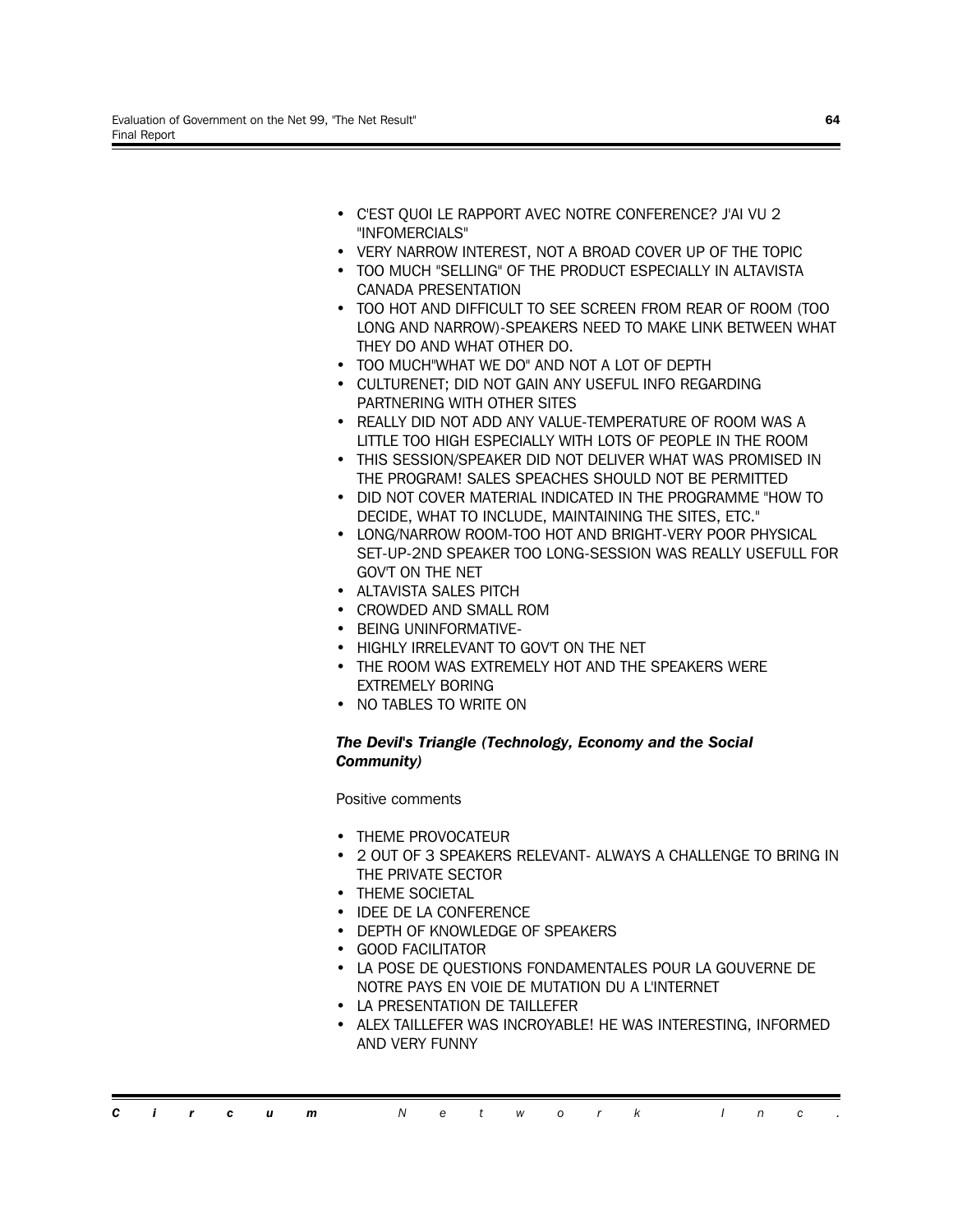- C'EST QUOI LE RAPPORT AVEC NOTRE CONFERENCE? J'AI VU 2 "INFOMERCIALS"
- VERY NARROW INTEREST, NOT A BROAD COVER UP OF THE TOPIC
- TOO MUCH "SELLING" OF THE PRODUCT ESPECIALLY IN ALTAVISTA CANADA PRESENTATION
- TOO HOT AND DIFFICULT TO SEE SCREEN FROM REAR OF ROOM (TOO LONG AND NARROW)-SPEAKERS NEED TO MAKE LINK BETWEEN WHAT THEY DO AND WHAT OTHER DO.
- TOO MUCH"WHAT WE DO" AND NOT A LOT OF DEPTH
- CULTURENET; DID NOT GAIN ANY USEFUL INFO REGARDING PARTNERING WITH OTHER SITES
- REALLY DID NOT ADD ANY VALUE-TEMPERATURE OF ROOM WAS A LITTLE TOO HIGH ESPECIALLY WITH LOTS OF PEOPLE IN THE ROOM
- THIS SESSION/SPEAKER DID NOT DELIVER WHAT WAS PROMISED IN THE PROGRAM! SALES SPEACHES SHOULD NOT BE PERMITTED
- DID NOT COVER MATERIAL INDICATED IN THE PROGRAMME "HOW TO DECIDE, WHAT TO INCLUDE, MAINTAINING THE SITES, ETC."
- LONG/NARROW ROOM-TOO HOT AND BRIGHT-VERY POOR PHYSICAL SET-UP-2ND SPEAKER TOO LONG-SESSION WAS REALLY USEFULL FOR GOV'T ON THE NET
- ALTAVISTA SALES PITCH
- CROWDED AND SMALL ROM
- BEING UNINFORMATIVE-
- HIGHLY IRRELEVANT TO GOV'T ON THE NET
- THE ROOM WAS EXTREMELY HOT AND THE SPEAKERS WERE EXTREMELY BORING
- NO TABLES TO WRITE ON

***The Devil's Triangle (Technology, Economy and the Social Community)***

Positive comments

- THEME PROVOCATEUR
- 2 OUT OF 3 SPEAKERS RELEVANT- ALWAYS A CHALLENGE TO BRING IN THE PRIVATE SECTOR
- THEME SOCIETAL
- IDEE DE LA CONFERENCE
- DEPTH OF KNOWLEDGE OF SPEAKERS
- GOOD FACILITATOR
- LA POSE DE QUESTIONS FONDAMENTALES POUR LA GOUVERNE DE NOTRE PAYS EN VOIE DE MUTATION DU A L'INTERNET
- LA PRESENTATION DE TAILLEFER
- ALEX TAILLEFER WAS INCROYABLE! HE WAS INTERESTING, INFORMED AND VERY FUNNY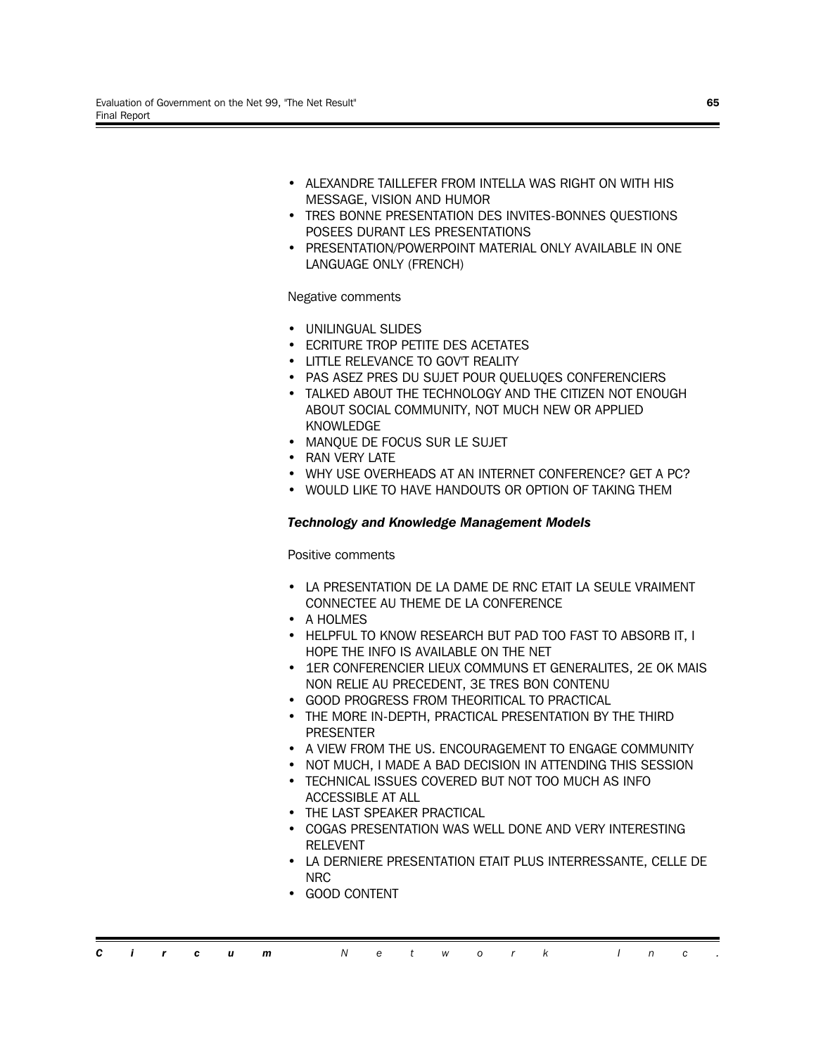- ALEXANDRE TAILLEFER FROM INTELLA WAS RIGHT ON WITH HIS MESSAGE, VISION AND HUMOR
- TRES BONNE PRESENTATION DES INVITES-BONNES QUESTIONS POSEES DURANT LES PRESENTATIONS
- PRESENTATION/POWERPOINT MATERIAL ONLY AVAILABLE IN ONE LANGUAGE ONLY (FRENCH)

Negative comments

- UNILINGUAL SLIDES
- ECRITURE TROP PETITE DES ACETATES
- LITTLE RELEVANCE TO GOV'T REALITY
- PAS ASEZ PRES DU SUJET POUR QUELUQES CONFERENCIERS
- TALKED ABOUT THE TECHNOLOGY AND THE CITIZEN NOT ENOUGH ABOUT SOCIAL COMMUNITY, NOT MUCH NEW OR APPLIED KNOWLEDGE
- MANQUE DE FOCUS SUR LE SUJET
- RAN VERY LATE
- WHY USE OVERHEADS AT AN INTERNET CONFERENCE? GET A PC?
- WOULD LIKE TO HAVE HANDOUTS OR OPTION OF TAKING THEM

***Technology and Knowledge Management Models***

Positive comments

- LA PRESENTATION DE LA DAME DE RNC ETAIT LA SEULE VRAIMENT CONNECTEE AU THEME DE LA CONFERENCE
- A HOLMES
- HELPFUL TO KNOW RESEARCH BUT PAD TOO FAST TO ABSORB IT, I HOPE THE INFO IS AVAILABLE ON THE NET
- 1ER CONFERENCIER LIEUX COMMUNS ET GENERALITES, 2E OK MAIS NON RELIE AU PRECEDENT, 3E TRES BON CONTENU
- GOOD PROGRESS FROM THEORITICAL TO PRACTICAL
- THE MORE IN-DEPTH, PRACTICAL PRESENTATION BY THE THIRD PRESENTER
- A VIEW FROM THE US. ENCOURAGEMENT TO ENGAGE COMMUNITY
- NOT MUCH, I MADE A BAD DECISION IN ATTENDING THIS SESSION
- TECHNICAL ISSUES COVERED BUT NOT TOO MUCH AS INFO ACCESSIBLE AT ALL
- THE LAST SPEAKER PRACTICAL
- COGAS PRESENTATION WAS WELL DONE AND VERY INTERESTING RELEVENT
- LA DERNIERE PRESENTATION ETAIT PLUS INTERRESSANTE, CELLE DE NRC
- GOOD CONTENT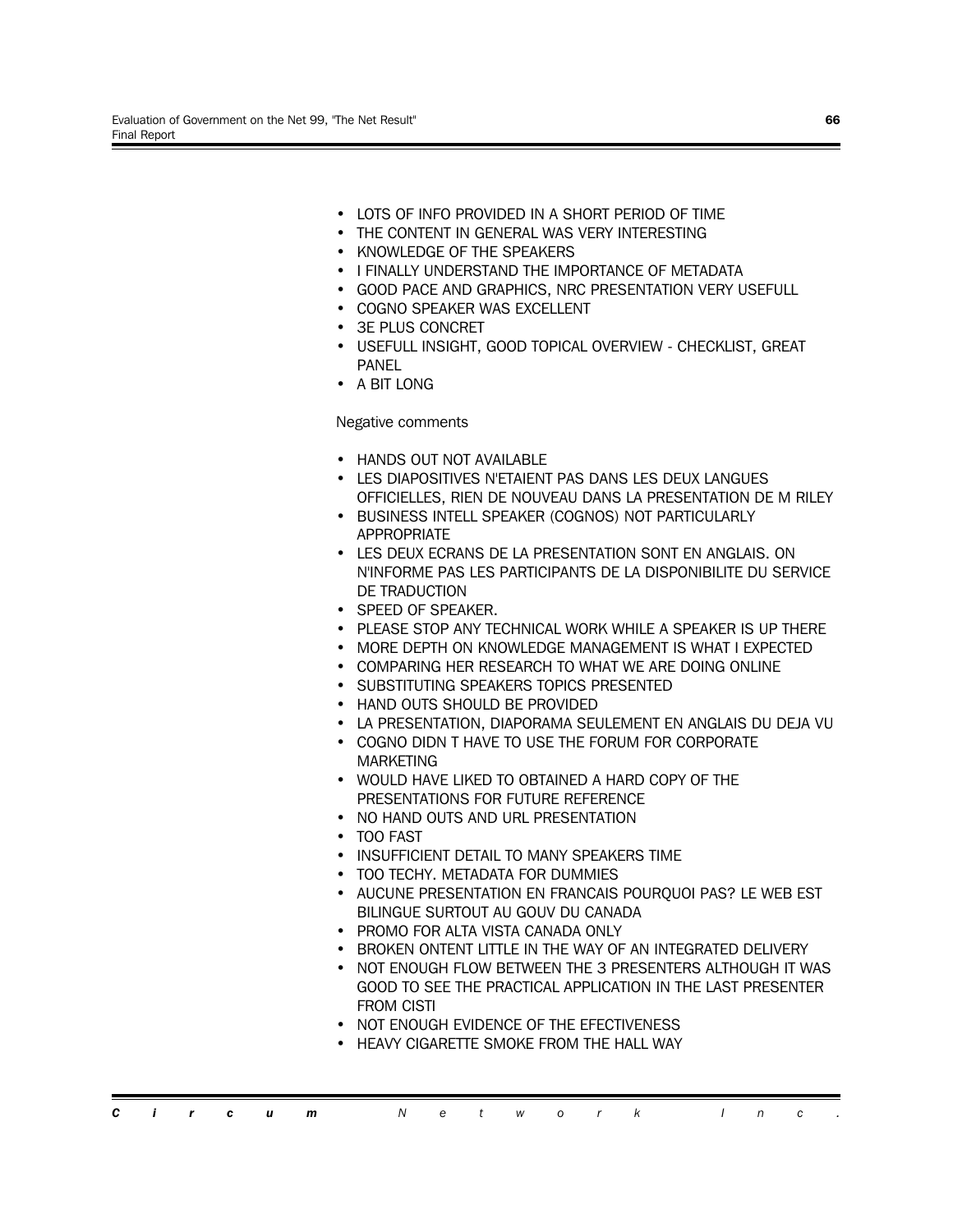- LOTS OF INFO PROVIDED IN A SHORT PERIOD OF TIME
- THE CONTENT IN GENERAL WAS VERY INTERESTING
- KNOWLEDGE OF THE SPEAKERS
- I FINALLY UNDERSTAND THE IMPORTANCE OF METADATA
- GOOD PACE AND GRAPHICS, NRC PRESENTATION VERY USEFULL
- COGNO SPEAKER WAS EXCELLENT
- 3E PLUS CONCRET
- USEFULL INSIGHT, GOOD TOPICAL OVERVIEW - CHECKLIST, GREAT PANEL
- A BIT LONG

Negative comments

- HANDS OUT NOT AVAILABLE
- LES DIAPOSITIVES N'ETAIENT PAS DANS LES DEUX LANGUES OFFICIELLES, RIEN DE NOUVEAU DANS LA PRESENTATION DE M RILEY
- BUSINESS INTELL SPEAKER (COGNOS) NOT PARTICULARLY APPROPRIATE
- LES DEUX ECRANS DE LA PRESENTATION SONT EN ANGLAIS. ON N'INFORME PAS LES PARTICIPANTS DE LA DISPONIBILITE DU SERVICE DE TRADUCTION
- SPEED OF SPEAKER.
- PLEASE STOP ANY TECHNICAL WORK WHILE A SPEAKER IS UP THERE
- MORE DEPTH ON KNOWLEDGE MANAGEMENT IS WHAT I EXPECTED
- COMPARING HER RESEARCH TO WHAT WE ARE DOING ONLINE
- SUBSTITUTING SPEAKERS TOPICS PRESENTED
- HAND OUTS SHOULD BE PROVIDED
- LA PRESENTATION, DIAPORAMA SEULEMENT EN ANGLAIS DU DEJA VU
- COGNO DIDN T HAVE TO USE THE FORUM FOR CORPORATE MARKETING
- WOULD HAVE LIKED TO OBTAINED A HARD COPY OF THE PRESENTATIONS FOR FUTURE REFERENCE
- NO HAND OUTS AND URL PRESENTATION
- TOO FAST
- INSUFFICIENT DETAIL TO MANY SPEAKERS TIME
- TOO TECHY. METADATA FOR DUMMIES
- AUCUNE PRESENTATION EN FRANCAIS POURQUOI PAS? LE WEB EST BILINGUE SURTOUT AU GOUV DU CANADA
- PROMO FOR ALTA VISTA CANADA ONLY
- BROKEN ONTENT LITTLE IN THE WAY OF AN INTEGRATED DELIVERY
- NOT ENOUGH FLOW BETWEEN THE 3 PRESENTERS ALTHOUGH IT WAS GOOD TO SEE THE PRACTICAL APPLICATION IN THE LAST PRESENTER FROM CISTI
- NOT ENOUGH EVIDENCE OF THE EFECTIVENESS
- HEAVY CIGARETTE SMOKE FROM THE HALL WAY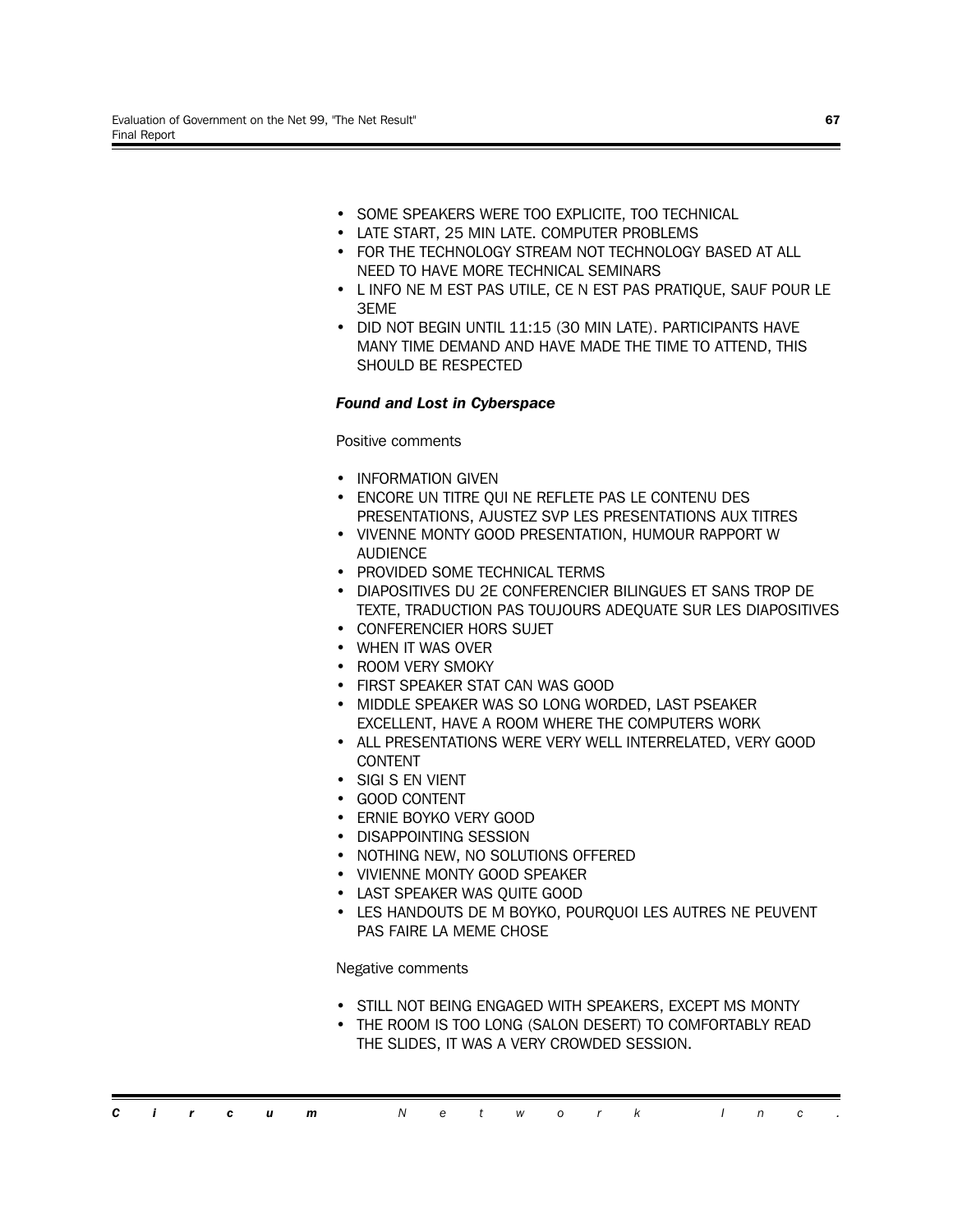- SOME SPEAKERS WERE TOO EXPLICITE, TOO TECHNICAL
- LATE START, 25 MIN LATE. COMPUTER PROBLEMS
- FOR THE TECHNOLOGY STREAM NOT TECHNOLOGY BASED AT ALL NEED TO HAVE MORE TECHNICAL SEMINARS
- L INFO NE M EST PAS UTILE, CE N EST PAS PRATIQUE, SAUF POUR LE 3EME
- DID NOT BEGIN UNTIL 11:15 (30 MIN LATE). PARTICIPANTS HAVE MANY TIME DEMAND AND HAVE MADE THE TIME TO ATTEND, THIS SHOULD BE RESPECTED

### *Found and Lost in Cyberspace*

Positive comments

- INFORMATION GIVEN
- ENCORE UN TITRE QUI NE REFLETE PAS LE CONTENU DES PRESENTATIONS, AJUSTEZ SVP LES PRESENTATIONS AUX TITRES
- VIVENNE MONTY GOOD PRESENTATION, HUMOUR RAPPORT W AUDIENCE
- PROVIDED SOME TECHNICAL TERMS
- DIAPOSITIVES DU 2E CONFERENCIER BILINGUES ET SANS TROP DE TEXTE, TRADUCTION PAS TOUJOURS ADEQUATE SUR LES DIAPOSITIVES
- CONFERENCIER HORS SUJET
- WHEN IT WAS OVER
- ROOM VERY SMOKY
- FIRST SPEAKER STAT CAN WAS GOOD
- MIDDLE SPEAKER WAS SO LONG WORDED, LAST PSEAKER EXCELLENT, HAVE A ROOM WHERE THE COMPUTERS WORK
- ALL PRESENTATIONS WERE VERY WELL INTERRELATED, VERY GOOD CONTENT
- SIGI S EN VIENT
- GOOD CONTENT
- ERNIE BOYKO VERY GOOD
- DISAPPOINTING SESSION
- NOTHING NEW, NO SOLUTIONS OFFERED
- VIVIENNE MONTY GOOD SPEAKER
- LAST SPEAKER WAS QUITE GOOD
- LES HANDOUTS DE M BOYKO, POURQUOI LES AUTRES NE PEUVENT PAS FAIRE LA MEME CHOSE

Negative comments

- STILL NOT BEING ENGAGED WITH SPEAKERS, EXCEPT MS MONTY
- THE ROOM IS TOO LONG (SALON DESERT) TO COMFORTABLY READ THE SLIDES, IT WAS A VERY CROWDED SESSION.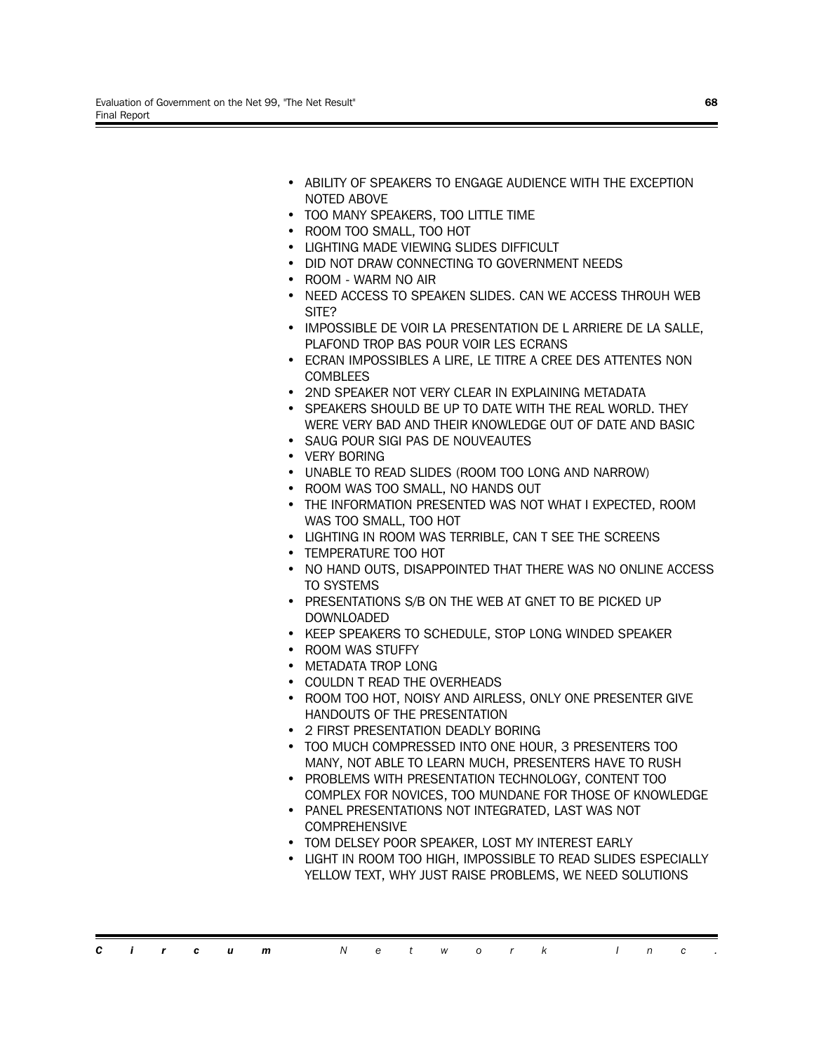- ABILITY OF SPEAKERS TO ENGAGE AUDIENCE WITH THE EXCEPTION NOTED ABOVE
- TOO MANY SPEAKERS, TOO LITTLE TIME
- ROOM TOO SMALL, TOO HOT
- LIGHTING MADE VIEWING SLIDES DIFFICULT
- DID NOT DRAW CONNECTING TO GOVERNMENT NEEDS
- ROOM - WARM NO AIR
- NEED ACCESS TO SPEAKEN SLIDES. CAN WE ACCESS THROUH WEB SITE?
- IMPOSSIBLE DE VOIR LA PRESENTATION DE L ARRIERE DE LA SALLE, PLAFOND TROP BAS POUR VOIR LES ECRANS
- ECRAN IMPOSSIBLES A LIRE, LE TITRE A CREE DES ATTENTES NON COMBLEES
- 2ND SPEAKER NOT VERY CLEAR IN EXPLAINING METADATA
- SPEAKERS SHOULD BE UP TO DATE WITH THE REAL WORLD. THEY WERE VERY BAD AND THEIR KNOWLEDGE OUT OF DATE AND BASIC
- SAUG POUR SIGI PAS DE NOUVEAUTES
- VERY BORING
- UNABLE TO READ SLIDES (ROOM TOO LONG AND NARROW)
- ROOM WAS TOO SMALL, NO HANDS OUT
- THE INFORMATION PRESENTED WAS NOT WHAT I EXPECTED, ROOM WAS TOO SMALL, TOO HOT
- LIGHTING IN ROOM WAS TERRIBLE, CAN T SEE THE SCREENS
- TEMPERATURE TOO HOT
- NO HAND OUTS, DISAPPOINTED THAT THERE WAS NO ONLINE ACCESS TO SYSTEMS
- PRESENTATIONS S/B ON THE WEB AT GNET TO BE PICKED UP DOWNLOADED
- KEEP SPEAKERS TO SCHEDULE, STOP LONG WINDED SPEAKER
- ROOM WAS STUFFY
- METADATA TROP LONG
- COULDN T READ THE OVERHEADS
- ROOM TOO HOT, NOISY AND AIRLESS, ONLY ONE PRESENTER GIVE HANDOUTS OF THE PRESENTATION
- 2 FIRST PRESENTATION DEADLY BORING
- TOO MUCH COMPRESSED INTO ONE HOUR, 3 PRESENTERS TOO MANY, NOT ABLE TO LEARN MUCH, PRESENTERS HAVE TO RUSH
- PROBLEMS WITH PRESENTATION TECHNOLOGY, CONTENT TOO COMPLEX FOR NOVICES, TOO MUNDANE FOR THOSE OF KNOWLEDGE
- PANEL PRESENTATIONS NOT INTEGRATED, LAST WAS NOT COMPREHENSIVE
- TOM DELSEY POOR SPEAKER, LOST MY INTEREST EARLY
- LIGHT IN ROOM TOO HIGH, IMPOSSIBLE TO READ SLIDES ESPECIALLY YELLOW TEXT, WHY JUST RAISE PROBLEMS, WE NEED SOLUTIONS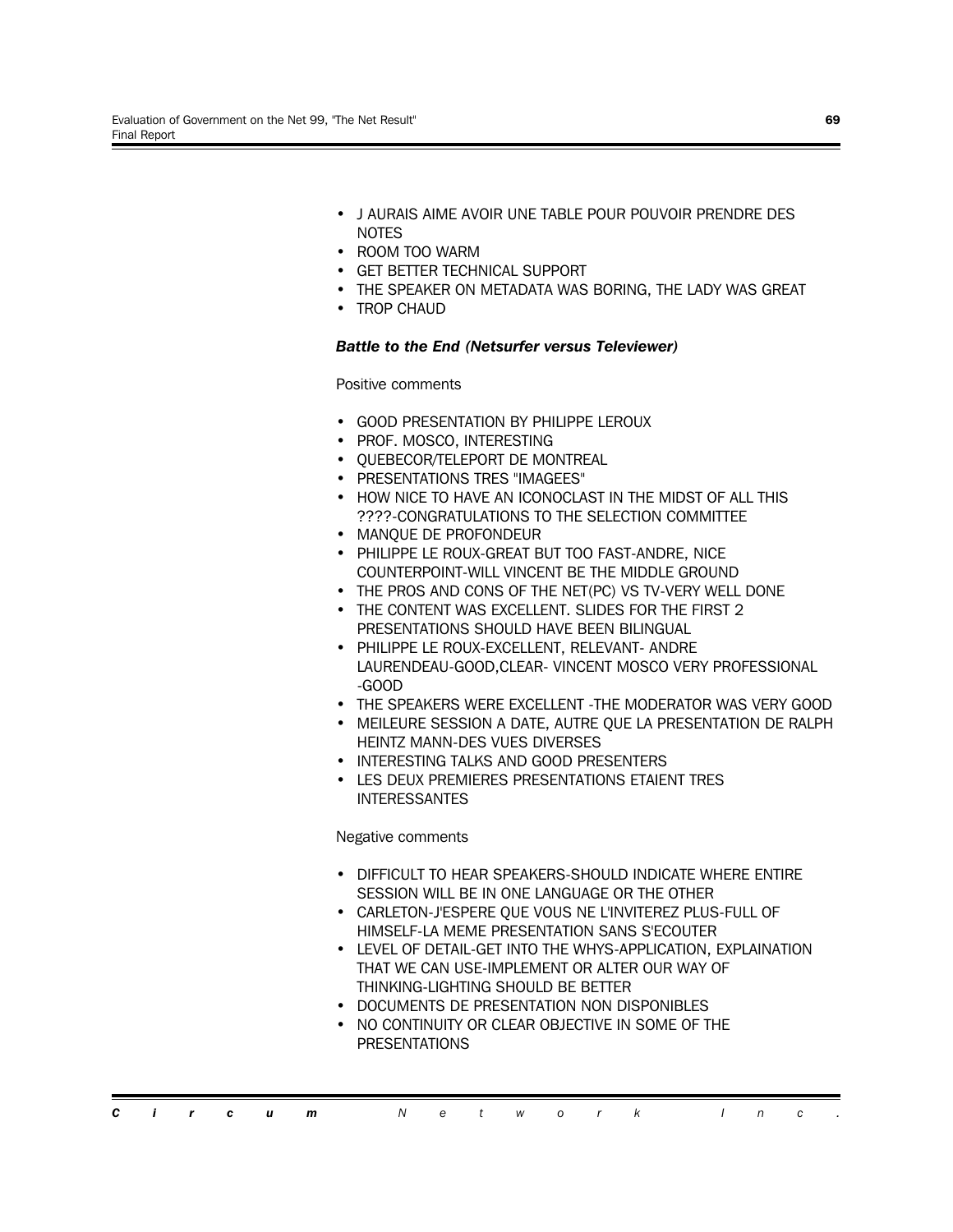- J AURAIS AIME AVOIR UNE TABLE POUR POUVOIR PRENDRE DES NOTES
- ROOM TOO WARM
- GET BETTER TECHNICAL SUPPORT
- THE SPEAKER ON METADATA WAS BORING, THE LADY WAS GREAT
- TROP CHAUD

***Battle to the End (Netsurfer versus Televiewer)***

Positive comments

- GOOD PRESENTATION BY PHILIPPE LEROUX
- PROF. MOSCO, INTERESTING
- QUEBECOR/TELEPORT DE MONTREAL
- PRESENTATIONS TRES "IMAGEES"
- HOW NICE TO HAVE AN ICONOCLAST IN THE MIDST OF ALL THIS ????-CONGRATULATIONS TO THE SELECTION COMMITTEE
- MANQUE DE PROFONDEUR
- PHILIPPE LE ROUX-GREAT BUT TOO FAST-ANDRE, NICE COUNTERPOINT-WILL VINCENT BE THE MIDDLE GROUND
- THE PROS AND CONS OF THE NET(PC) VS TV-VERY WELL DONE
- THE CONTENT WAS EXCELLENT. SLIDES FOR THE FIRST 2 PRESENTATIONS SHOULD HAVE BEEN BILINGUAL
- PHILIPPE LE ROUX-EXCELLENT, RELEVANT- ANDRE LAURENDEAU-GOOD,CLEAR- VINCENT MOSCO VERY PROFESSIONAL -GOOD
- THE SPEAKERS WERE EXCELLENT -THE MODERATOR WAS VERY GOOD
- MEILEURE SESSION A DATE, AUTRE QUE LA PRESENTATION DE RALPH HEINTZ MANN-DES VUES DIVERSES
- INTERESTING TALKS AND GOOD PRESENTERS
- LES DEUX PREMIERES PRESENTATIONS ETAIENT TRES INTERESSANTES

Negative comments

- DIFFICULT TO HEAR SPEAKERS-SHOULD INDICATE WHERE ENTIRE SESSION WILL BE IN ONE LANGUAGE OR THE OTHER
- CARLETON-J'ESPERE QUE VOUS NE L'INVITEREZ PLUS-FULL OF HIMSELF-LA MEME PRESENTATION SANS S'ECOUTER
- LEVEL OF DETAIL-GET INTO THE WHYS-APPLICATION, EXPLAINATION THAT WE CAN USE-IMPLEMENT OR ALTER OUR WAY OF THINKING-LIGHTING SHOULD BE BETTER
- DOCUMENTS DE PRESENTATION NON DISPONIBLES
- NO CONTINUITY OR CLEAR OBJECTIVE IN SOME OF THE PRESENTATIONS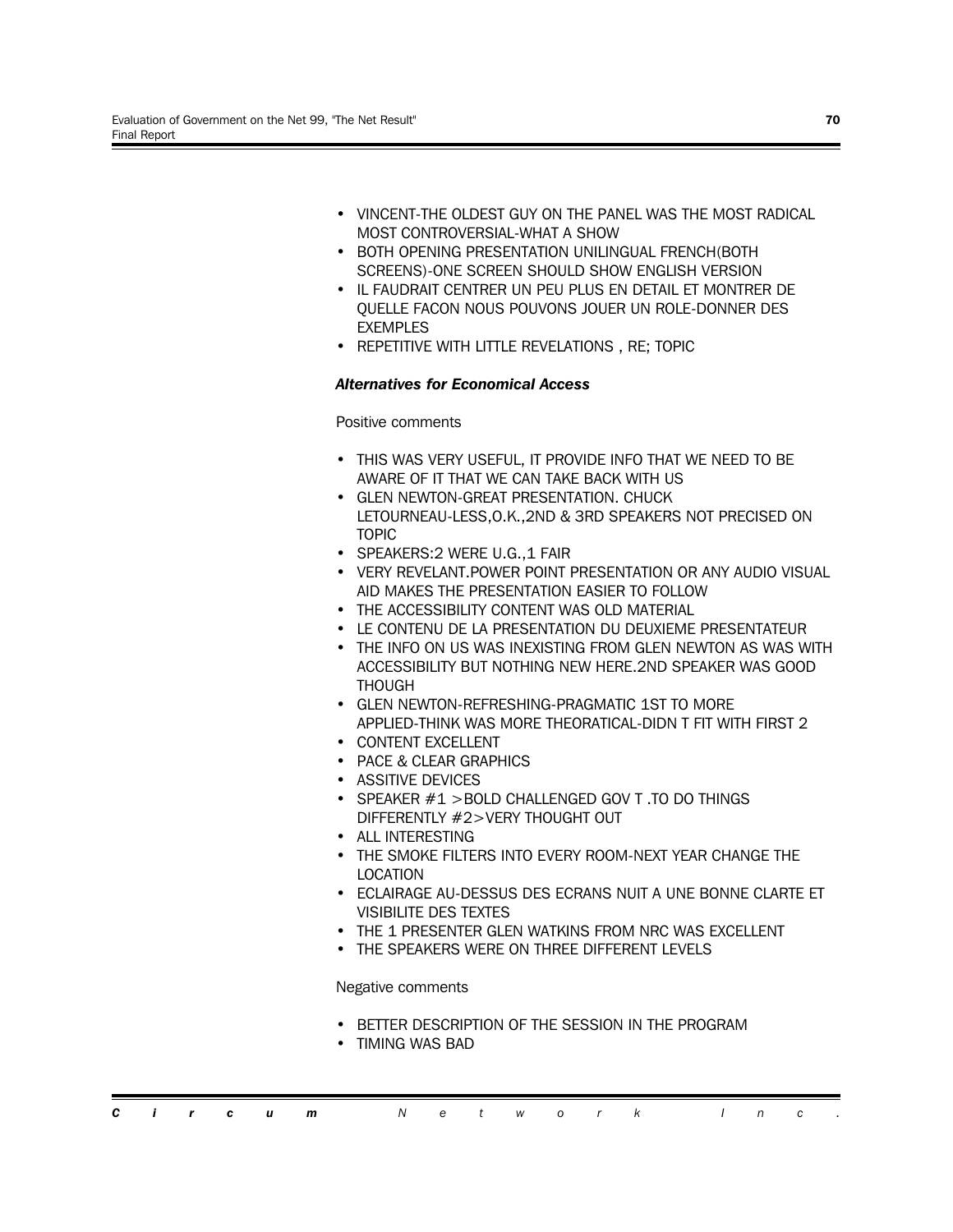- VINCENT-THE OLDEST GUY ON THE PANEL WAS THE MOST RADICAL MOST CONTROVERSIAL-WHAT A SHOW
- BOTH OPENING PRESENTATION UNILINGUAL FRENCH(BOTH SCREENS)-ONE SCREEN SHOULD SHOW ENGLISH VERSION
- IL FAUDRAIT CENTRER UN PEU PLUS EN DETAIL ET MONTRER DE QUELLE FACON NOUS POUVONS JOUER UN ROLE-DONNER DES EXEMPLES
- REPETITIVE WITH LITTLE REVELATIONS , RE; TOPIC

***Alternatives for Economical Access***

Positive comments

- THIS WAS VERY USEFUL, IT PROVIDE INFO THAT WE NEED TO BE AWARE OF IT THAT WE CAN TAKE BACK WITH US
- GLEN NEWTON-GREAT PRESENTATION. CHUCK LETOURNEAU-LESS,O.K.,2ND & 3RD SPEAKERS NOT PRECISED ON TOPIC
- SPEAKERS:2 WERE U.G.,1 FAIR
- VERY REVELANT.POWER POINT PRESENTATION OR ANY AUDIO VISUAL AID MAKES THE PRESENTATION EASIER TO FOLLOW
- THE ACCESSIBILITY CONTENT WAS OLD MATERIAL
- LE CONTENU DE LA PRESENTATION DU DEUXIEME PRESENTATEUR
- THE INFO ON US WAS INEXISTING FROM GLEN NEWTON AS WAS WITH ACCESSIBILITY BUT NOTHING NEW HERE.2ND SPEAKER WAS GOOD THOUGH
- GLEN NEWTON-REFRESHING-PRAGMATIC 1ST TO MORE APPLIED-THINK WAS MORE THEORATICAL-DIDN T FIT WITH FIRST 2
- CONTENT EXCELLENT
- PACE & CLEAR GRAPHICS
- ASSITIVE DEVICES
- SPEAKER #1 >BOLD CHALLENGED GOV T .TO DO THINGS DIFFERENTLY #2>VERY THOUGHT OUT
- ALL INTERESTING
- THE SMOKE FILTERS INTO EVERY ROOM-NEXT YEAR CHANGE THE LOCATION
- ECLAIRAGE AU-DESSUS DES ECRANS NUIT A UNE BONNE CLARTE ET VISIBILITE DES TEXTES
- THE 1 PRESENTER GLEN WATKINS FROM NRC WAS EXCELLENT
- THE SPEAKERS WERE ON THREE DIFFERENT LEVELS

Negative comments

- BETTER DESCRIPTION OF THE SESSION IN THE PROGRAM
- TIMING WAS BAD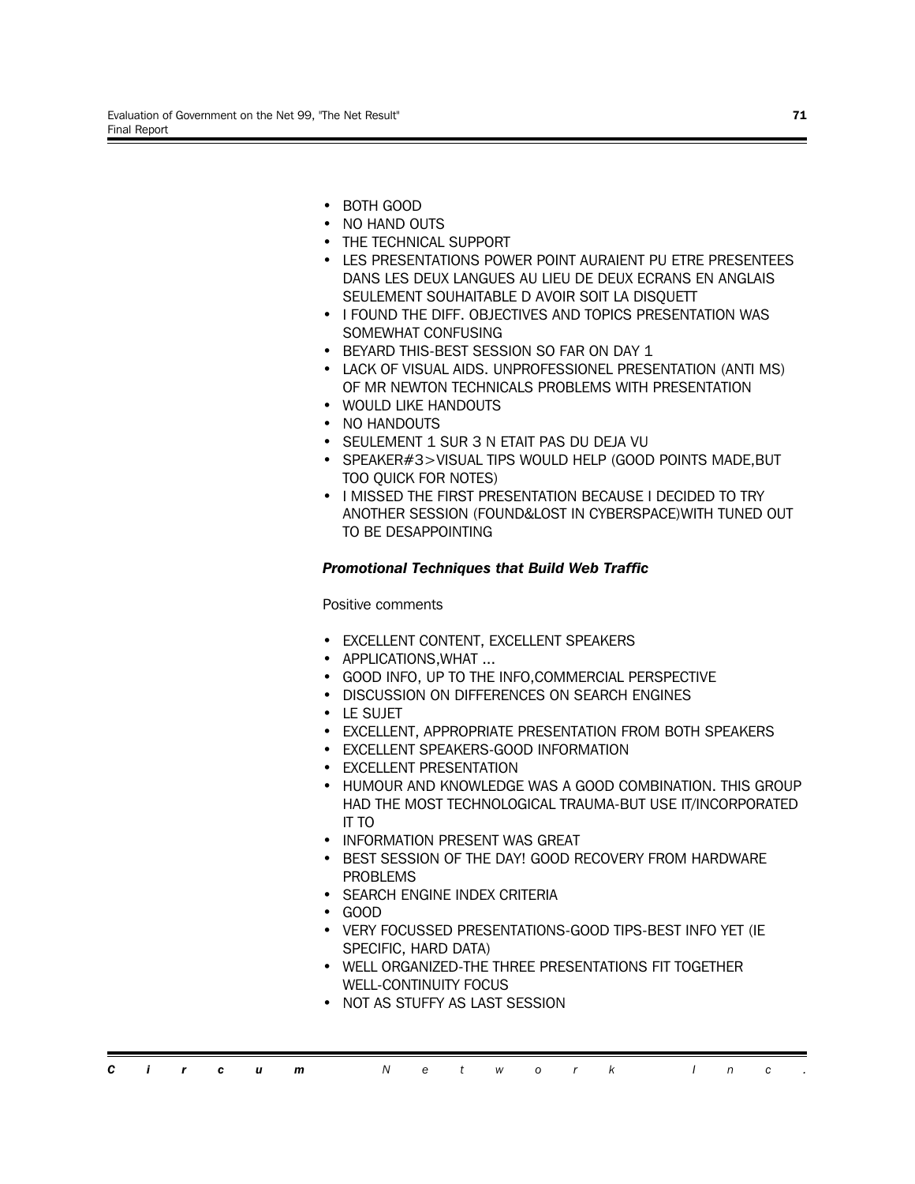- BOTH GOOD
- NO HAND OUTS
- THE TECHNICAL SUPPORT
- LES PRESENTATIONS POWER POINT AURAIENT PU ETRE PRESENTEES DANS LES DEUX LANGUES AU LIEU DE DEUX ECRANS EN ANGLAIS SEULEMENT SOUHAITABLE D AVOIR SOIT LA DISQUETT
- I FOUND THE DIFF. OBJECTIVES AND TOPICS PRESENTATION WAS SOMEWHAT CONFUSING
- BEYARD THIS-BEST SESSION SO FAR ON DAY 1
- LACK OF VISUAL AIDS. UNPROFESSIONEL PRESENTATION (ANTI MS) OF MR NEWTON TECHNICALS PROBLEMS WITH PRESENTATION
- WOULD LIKE HANDOUTS
- NO HANDOUTS
- SEULEMENT 1 SUR 3 N ETAIT PAS DU DEJA VU
- SPEAKER#3>VISUAL TIPS WOULD HELP (GOOD POINTS MADE,BUT TOO QUICK FOR NOTES)
- I MISSED THE FIRST PRESENTATION BECAUSE I DECIDED TO TRY ANOTHER SESSION (FOUND&LOST IN CYBERSPACE)WITH TUNED OUT TO BE DESAPPOINTING

***Promotional Techniques that Build Web Traffic***

Positive comments

- EXCELLENT CONTENT, EXCELLENT SPEAKERS
- APPLICATIONS,WHAT ...
- GOOD INFO, UP TO THE INFO,COMMERCIAL PERSPECTIVE
- DISCUSSION ON DIFFERENCES ON SEARCH ENGINES
- LE SUJET
- EXCELLENT, APPROPRIATE PRESENTATION FROM BOTH SPEAKERS
- EXCELLENT SPEAKERS-GOOD INFORMATION
- EXCELLENT PRESENTATION
- HUMOUR AND KNOWLEDGE WAS A GOOD COMBINATION. THIS GROUP HAD THE MOST TECHNOLOGICAL TRAUMA-BUT USE IT/INCORPORATED IT TO
- INFORMATION PRESENT WAS GREAT
- BEST SESSION OF THE DAY! GOOD RECOVERY FROM HARDWARE PROBLEMS
- SEARCH ENGINE INDEX CRITERIA
- GOOD
- VERY FOCUSSED PRESENTATIONS-GOOD TIPS-BEST INFO YET (IE SPECIFIC, HARD DATA)
- WELL ORGANIZED-THE THREE PRESENTATIONS FIT TOGETHER WELL-CONTINUITY FOCUS
- NOT AS STUFFY AS LAST SESSION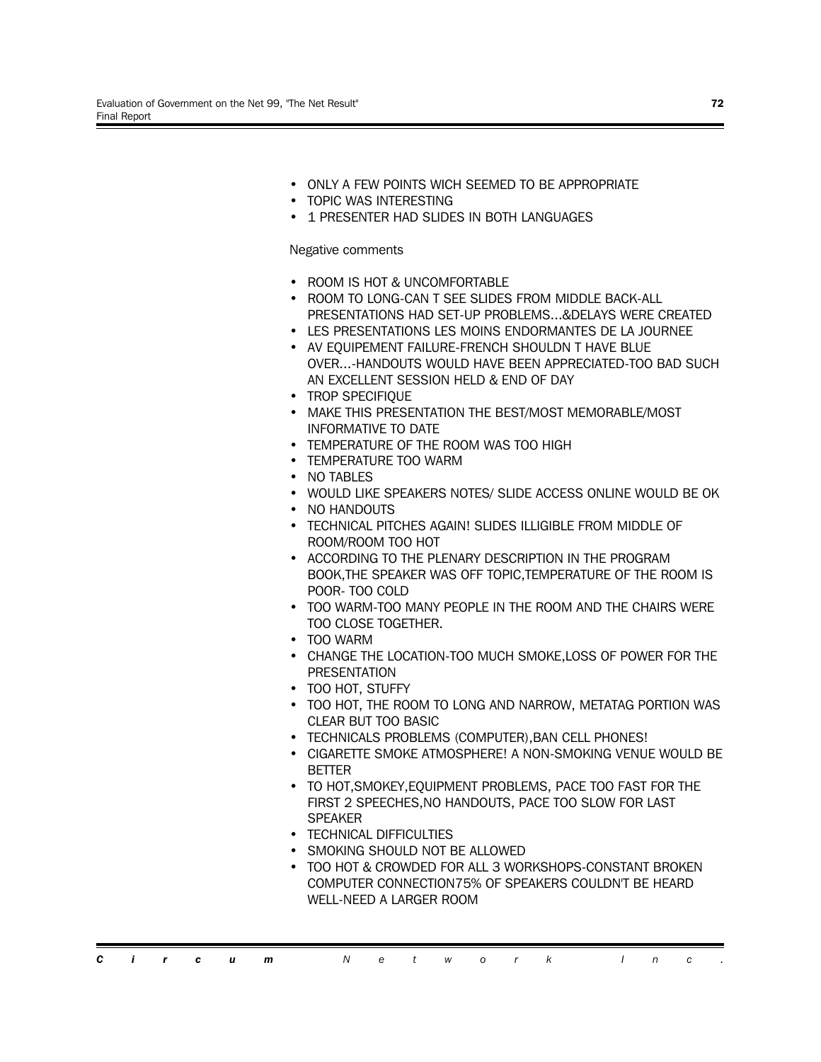- ONLY A FEW POINTS WICH SEEMED TO BE APPROPRIATE
- TOPIC WAS INTERESTING
- 1 PRESENTER HAD SLIDES IN BOTH LANGUAGES

Negative comments

- ROOM IS HOT & UNCOMFORTABLE
- ROOM TO LONG-CAN T SEE SLIDES FROM MIDDLE BACK-ALL PRESENTATIONS HAD SET-UP PROBLEMS...&DELAYS WERE CREATED
- LES PRESENTATIONS LES MOINS ENDORMANTES DE LA JOURNEE
- AV EQUIPEMENT FAILURE-FRENCH SHOULDN T HAVE BLUE OVER...-HANDOUTS WOULD HAVE BEEN APPRECIATED-TOO BAD SUCH AN EXCELLENT SESSION HELD & END OF DAY
- TROP SPECIFIQUE
- MAKE THIS PRESENTATION THE BEST/MOST MEMORABLE/MOST INFORMATIVE TO DATE
- TEMPERATURE OF THE ROOM WAS TOO HIGH
- TEMPERATURE TOO WARM
- NO TABLES
- WOULD LIKE SPEAKERS NOTES/ SLIDE ACCESS ONLINE WOULD BE OK
- NO HANDOUTS
- TECHNICAL PITCHES AGAIN! SLIDES ILLIGIBLE FROM MIDDLE OF ROOM/ROOM TOO HOT
- ACCORDING TO THE PLENARY DESCRIPTION IN THE PROGRAM BOOK,THE SPEAKER WAS OFF TOPIC,TEMPERATURE OF THE ROOM IS POOR- TOO COLD
- TOO WARM-TOO MANY PEOPLE IN THE ROOM AND THE CHAIRS WERE TOO CLOSE TOGETHER.
- TOO WARM
- CHANGE THE LOCATION-TOO MUCH SMOKE,LOSS OF POWER FOR THE PRESENTATION
- TOO HOT, STUFFY
- TOO HOT, THE ROOM TO LONG AND NARROW, METATAG PORTION WAS CLEAR BUT TOO BASIC
- TECHNICALS PROBLEMS (COMPUTER),BAN CELL PHONES!
- CIGARETTE SMOKE ATMOSPHERE! A NON-SMOKING VENUE WOULD BE BETTER
- TO HOT,SMOKEY,EQUIPMENT PROBLEMS, PACE TOO FAST FOR THE FIRST 2 SPEECHES,NO HANDOUTS, PACE TOO SLOW FOR LAST SPEAKER
- TECHNICAL DIFFICULTIES
- SMOKING SHOULD NOT BE ALLOWED
- TOO HOT & CROWDED FOR ALL 3 WORKSHOPS-CONSTANT BROKEN COMPUTER CONNECTION75% OF SPEAKERS COULDN'T BE HEARD WELL-NEED A LARGER ROOM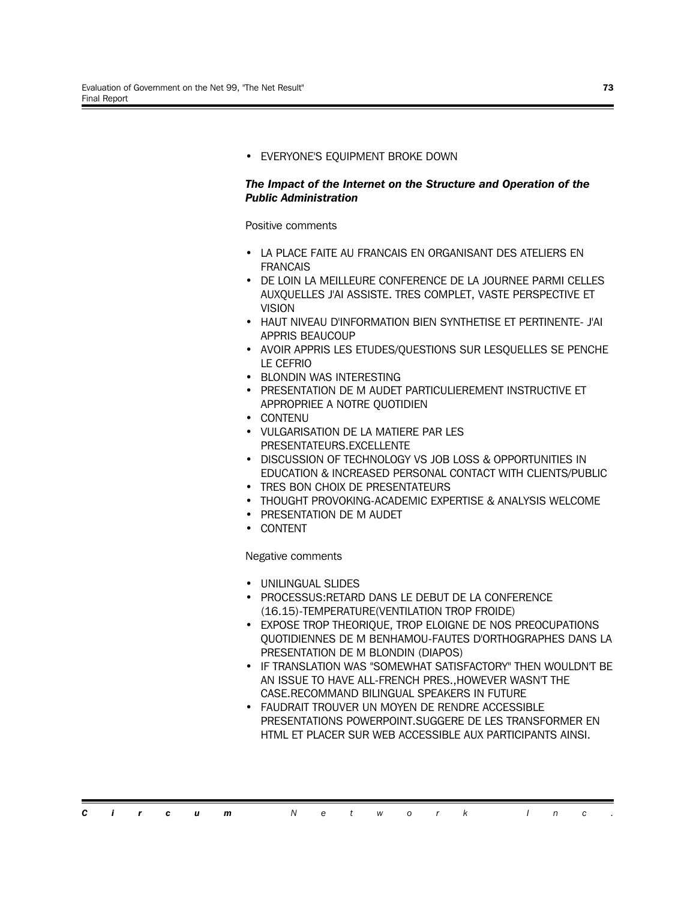- EVERYONE'S EQUIPMENT BROKE DOWN

***The Impact of the Internet on the Structure and Operation of the Public Administration***

Positive comments

- LA PLACE FAITE AU FRANCAIS EN ORGANISANT DES ATELIERS EN FRANCAIS
- DE LOIN LA MEILLEURE CONFERENCE DE LA JOURNEE PARMI CELLES AUXQUELLES J'AI ASSISTE. TRES COMPLET, VASTE PERSPECTIVE ET VISION
- HAUT NIVEAU D'INFORMATION BIEN SYNTHETISE ET PERTINENTE- J'AI APPRIS BEAUCOUP
- AVOIR APPRIS LES ETUDES/QUESTIONS SUR LESQUELLES SE PENCHE LE CEFRIO
- BLONDIN WAS INTERESTING
- PRESENTATION DE M AUDET PARTICULIEREMENT INSTRUCTIVE ET APPROPRIEE A NOTRE QUOTIDIEN
- CONTENU
- VULGARISATION DE LA MATIERE PAR LES PRESENTATEURS.EXCELLENTE
- DISCUSSION OF TECHNOLOGY VS JOB LOSS & OPPORTUNITIES IN EDUCATION & INCREASED PERSONAL CONTACT WITH CLIENTS/PUBLIC
- TRES BON CHOIX DE PRESENTATEURS
- THOUGHT PROVOKING-ACADEMIC EXPERTISE & ANALYSIS WELCOME
- PRESENTATION DE M AUDET
- CONTENT

Negative comments

- UNILINGUAL SLIDES
- PROCESSUS:RETARD DANS LE DEBUT DE LA CONFERENCE (16.15)-TEMPERATURE(VENTILATION TROP FROIDE)
- EXPOSE TROP THEORIQUE, TROP ELOIGNE DE NOS PREOCUPATIONS QUOTIDIENNES DE M BENHAMOU-FAUTES D'ORTHOGRAPHES DANS LA PRESENTATION DE M BLONDIN (DIAPOS)
- IF TRANSLATION WAS "SOMEWHAT SATISFACTORY" THEN WOULDN'T BE AN ISSUE TO HAVE ALL-FRENCH PRES.,HOWEVER WASN'T THE CASE.RECOMMAND BILINGUAL SPEAKERS IN FUTURE
- FAUDRAIT TROUVER UN MOYEN DE RENDRE ACCESSIBLE PRESENTATIONS POWERPOINT.SUGGERE DE LES TRANSFORMER EN HTML ET PLACER SUR WEB ACCESSIBLE AUX PARTICIPANTS AINSI.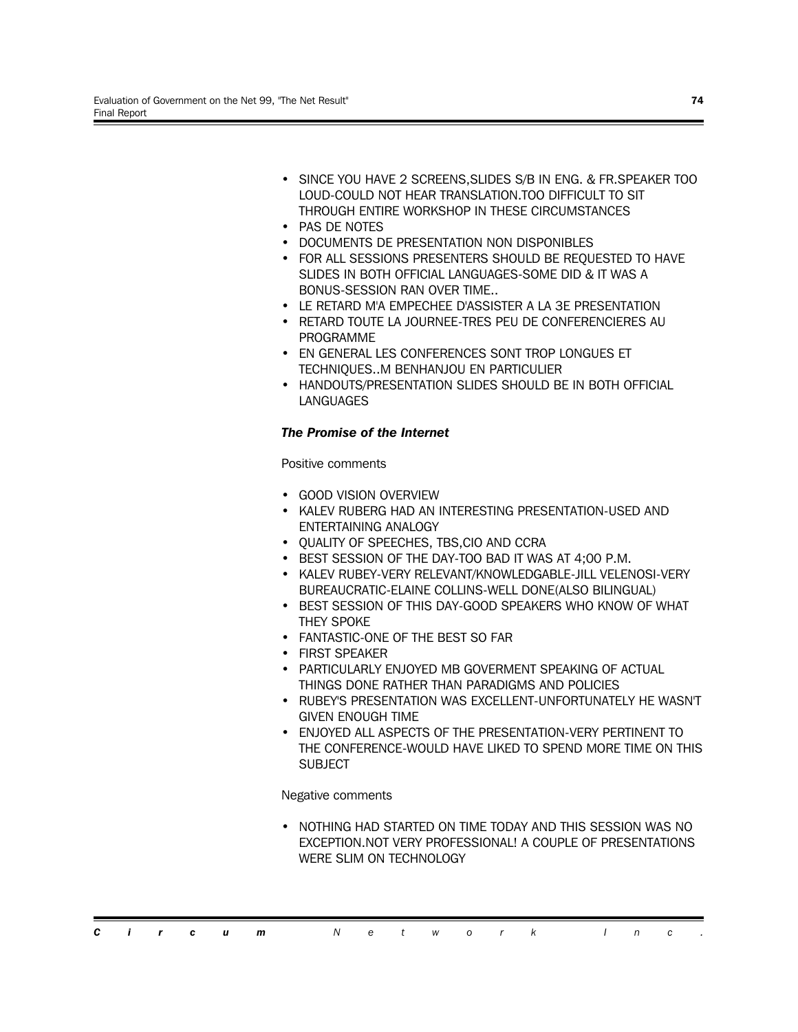- SINCE YOU HAVE 2 SCREENS,SLIDES S/B IN ENG. & FR.SPEAKER TOO LOUD-COULD NOT HEAR TRANSLATION.TOO DIFFICULT TO SIT THROUGH ENTIRE WORKSHOP IN THESE CIRCUMSTANCES
- PAS DE NOTES
- DOCUMENTS DE PRESENTATION NON DISPONIBLES
- FOR ALL SESSIONS PRESENTERS SHOULD BE REQUESTED TO HAVE SLIDES IN BOTH OFFICIAL LANGUAGES-SOME DID & IT WAS A BONUS-SESSION RAN OVER TIME..
- LE RETARD M'A EMPECHEE D'ASSISTER A LA 3E PRESENTATION
- RETARD TOUTE LA JOURNEE-TRES PEU DE CONFERENCIERES AU PROGRAMME
- EN GENERAL LES CONFERENCES SONT TROP LONGUES ET TECHNIQUES..M BENHANJOU EN PARTICULIER
- HANDOUTS/PRESENTATION SLIDES SHOULD BE IN BOTH OFFICIAL LANGUAGES

***The Promise of the Internet***

Positive comments

- GOOD VISION OVERVIEW
- KALEV RUBERG HAD AN INTERESTING PRESENTATION-USED AND ENTERTAINING ANALOGY
- QUALITY OF SPEECHES, TBS,CIO AND CCRA
- BEST SESSION OF THE DAY-TOO BAD IT WAS AT 4;00 P.M.
- KALEV RUBEY-VERY RELEVANT/KNOWLEDGABLE-JILL VELENOSI-VERY BUREAUCRATIC-ELAINE COLLINS-WELL DONE(ALSO BILINGUAL)
- BEST SESSION OF THIS DAY-GOOD SPEAKERS WHO KNOW OF WHAT THEY SPOKE
- FANTASTIC-ONE OF THE BEST SO FAR
- FIRST SPEAKER
- PARTICULARLY ENJOYED MB GOVERMENT SPEAKING OF ACTUAL THINGS DONE RATHER THAN PARADIGMS AND POLICIES
- RUBEY'S PRESENTATION WAS EXCELLENT-UNFORTUNATELY HE WASN'T GIVEN ENOUGH TIME
- ENJOYED ALL ASPECTS OF THE PRESENTATION-VERY PERTINENT TO THE CONFERENCE-WOULD HAVE LIKED TO SPEND MORE TIME ON THIS SUBJECT

Negative comments

- NOTHING HAD STARTED ON TIME TODAY AND THIS SESSION WAS NO EXCEPTION.NOT VERY PROFESSIONAL! A COUPLE OF PRESENTATIONS WERE SLIM ON TECHNOLOGY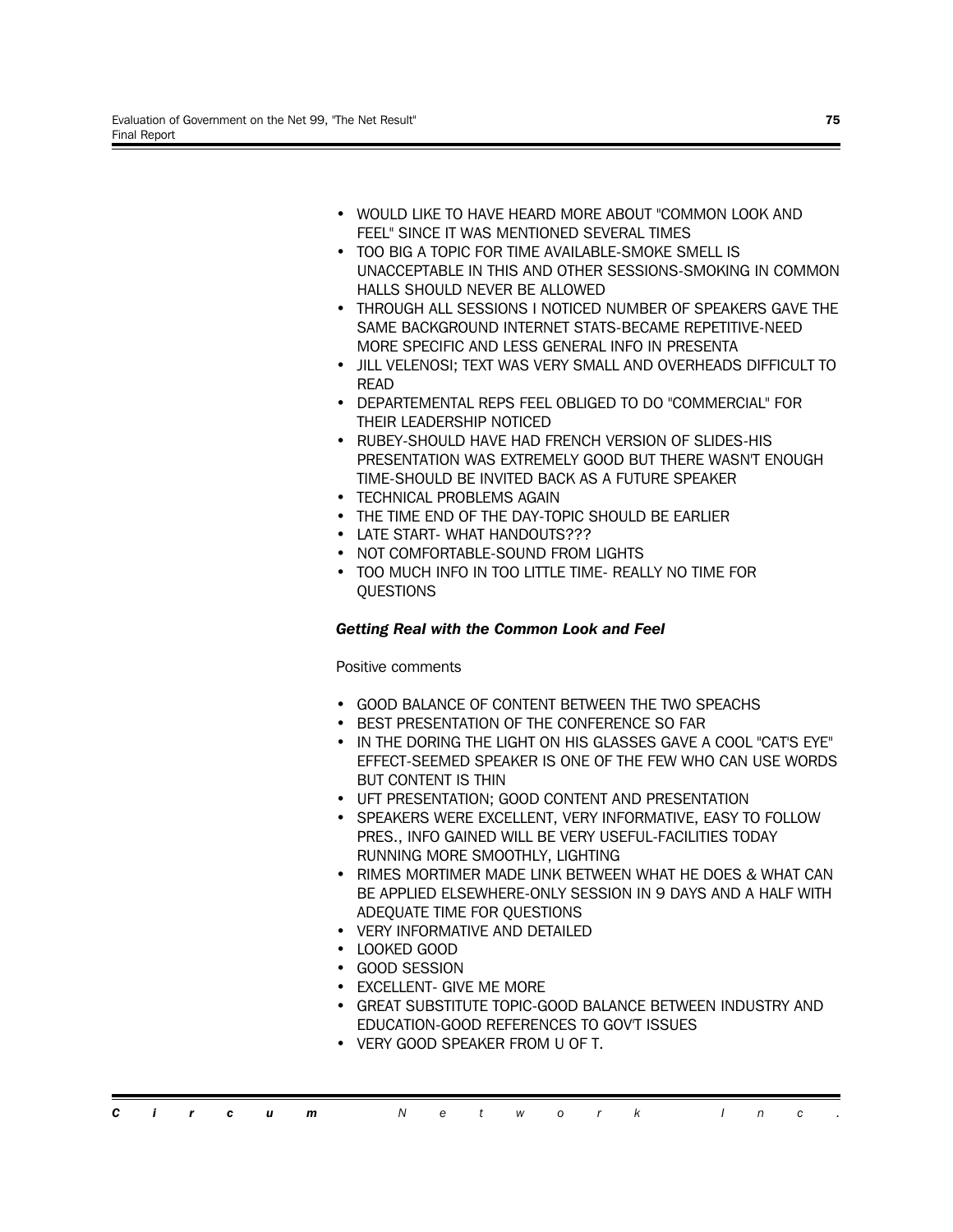- WOULD LIKE TO HAVE HEARD MORE ABOUT "COMMON LOOK AND FEEL" SINCE IT WAS MENTIONED SEVERAL TIMES
- TOO BIG A TOPIC FOR TIME AVAILABLE-SMOKE SMELL IS UNACCEPTABLE IN THIS AND OTHER SESSIONS-SMOKING IN COMMON HALLS SHOULD NEVER BE ALLOWED
- THROUGH ALL SESSIONS I NOTICED NUMBER OF SPEAKERS GAVE THE SAME BACKGROUND INTERNET STATS-BECAME REPETITIVE-NEED MORE SPECIFIC AND LESS GENERAL INFO IN PRESENTA
- JILL VELENOSI; TEXT WAS VERY SMALL AND OVERHEADS DIFFICULT TO READ
- DEPARTEMENTAL REPS FEEL OBLIGED TO DO "COMMERCIAL" FOR THEIR LEADERSHIP NOTICED
- RUBEY-SHOULD HAVE HAD FRENCH VERSION OF SLIDES-HIS PRESENTATION WAS EXTREMELY GOOD BUT THERE WASN'T ENOUGH TIME-SHOULD BE INVITED BACK AS A FUTURE SPEAKER
- TECHNICAL PROBLEMS AGAIN
- THE TIME END OF THE DAY-TOPIC SHOULD BE EARLIER
- LATE START- WHAT HANDOUTS???
- NOT COMFORTABLE-SOUND FROM LIGHTS
- TOO MUCH INFO IN TOO LITTLE TIME- REALLY NO TIME FOR QUESTIONS

### *Getting Real with the Common Look and Feel*

Positive comments

- GOOD BALANCE OF CONTENT BETWEEN THE TWO SPEACHS
- BEST PRESENTATION OF THE CONFERENCE SO FAR
- IN THE DORING THE LIGHT ON HIS GLASSES GAVE A COOL "CAT'S EYE" EFFECT-SEEMED SPEAKER IS ONE OF THE FEW WHO CAN USE WORDS BUT CONTENT IS THIN
- UFT PRESENTATION; GOOD CONTENT AND PRESENTATION
- SPEAKERS WERE EXCELLENT, VERY INFORMATIVE, EASY TO FOLLOW PRES., INFO GAINED WILL BE VERY USEFUL-FACILITIES TODAY RUNNING MORE SMOOTHLY, LIGHTING
- RIMES MORTIMER MADE LINK BETWEEN WHAT HE DOES & WHAT CAN BE APPLIED ELSEWHERE-ONLY SESSION IN 9 DAYS AND A HALF WITH ADEQUATE TIME FOR QUESTIONS
- VERY INFORMATIVE AND DETAILED
- LOOKED GOOD
- GOOD SESSION
- EXCELLENT- GIVE ME MORE
- GREAT SUBSTITUTE TOPIC-GOOD BALANCE BETWEEN INDUSTRY AND EDUCATION-GOOD REFERENCES TO GOV'T ISSUES
- VERY GOOD SPEAKER FROM U OF T.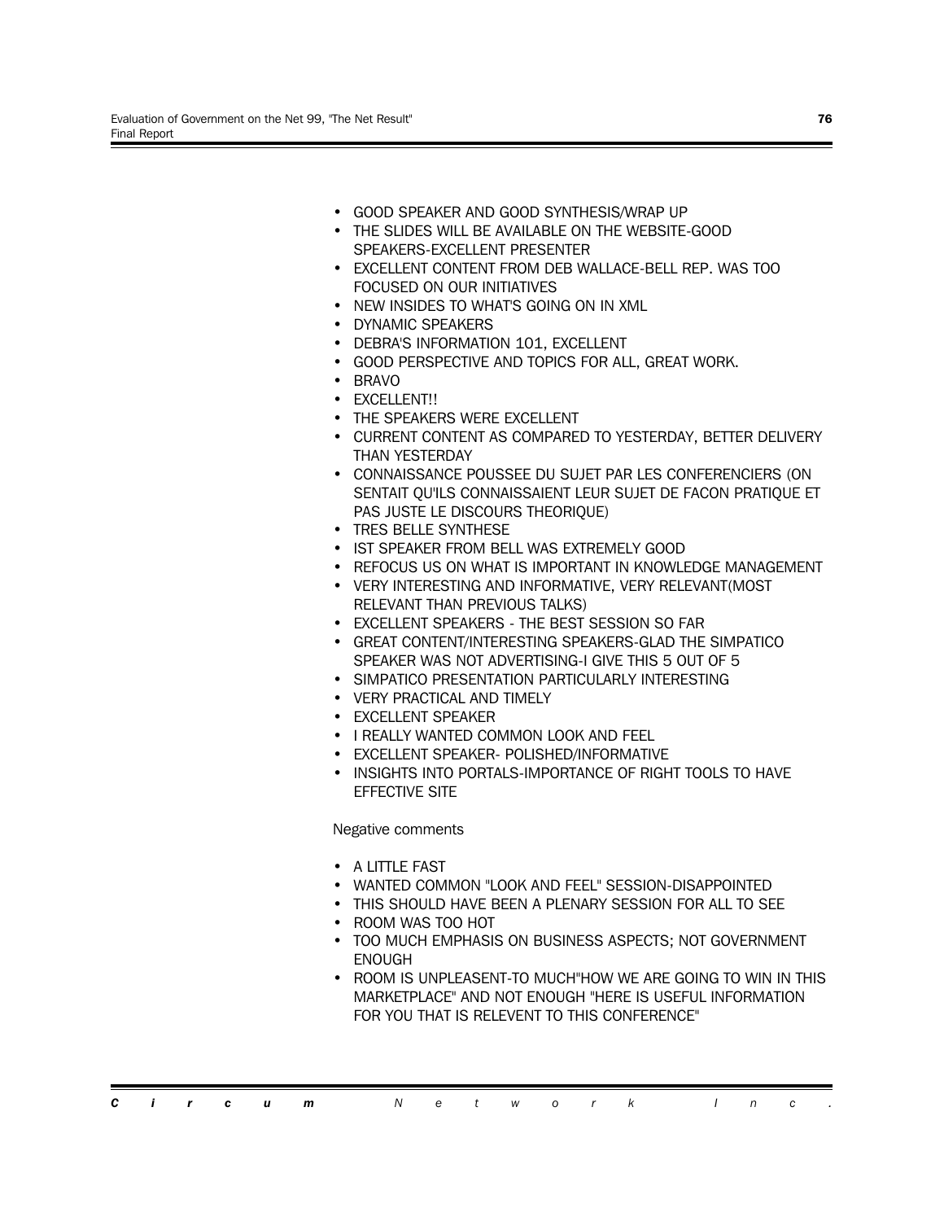- GOOD SPEAKER AND GOOD SYNTHESIS/WRAP UP
- THE SLIDES WILL BE AVAILABLE ON THE WEBSITE-GOOD SPEAKERS-EXCELLENT PRESENTER
- EXCELLENT CONTENT FROM DEB WALLACE-BELL REP. WAS TOO FOCUSED ON OUR INITIATIVES
- NEW INSIDES TO WHAT'S GOING ON IN XML
- DYNAMIC SPEAKERS
- DEBRA'S INFORMATION 101, EXCELLENT
- GOOD PERSPECTIVE AND TOPICS FOR ALL, GREAT WORK.
- BRAVO
- EXCELLENT!!
- THE SPEAKERS WERE EXCELLENT
- CURRENT CONTENT AS COMPARED TO YESTERDAY, BETTER DELIVERY THAN YESTERDAY
- CONNAISSANCE POUSSEE DU SUJET PAR LES CONFERENCIERS (ON SENTAIT QU'ILS CONNAISSAIENT LEUR SUJET DE FACON PRATIQUE ET PAS JUSTE LE DISCOURS THEORIQUE)
- TRES BELLE SYNTHESE
- IST SPEAKER FROM BELL WAS EXTREMELY GOOD
- REFOCUS US ON WHAT IS IMPORTANT IN KNOWLEDGE MANAGEMENT
- VERY INTERESTING AND INFORMATIVE, VERY RELEVANT(MOST RELEVANT THAN PREVIOUS TALKS)
- EXCELLENT SPEAKERS - THE BEST SESSION SO FAR
- GREAT CONTENT/INTERESTING SPEAKERS-GLAD THE SIMPATICO SPEAKER WAS NOT ADVERTISING-I GIVE THIS 5 OUT OF 5
- SIMPATICO PRESENTATION PARTICULARLY INTERESTING
- VERY PRACTICAL AND TIMELY
- EXCELLENT SPEAKER
- I REALLY WANTED COMMON LOOK AND FEEL
- EXCELLENT SPEAKER- POLISHED/INFORMATIVE
- INSIGHTS INTO PORTALS-IMPORTANCE OF RIGHT TOOLS TO HAVE EFFECTIVE SITE

Negative comments

- A LITTLE FAST
- WANTED COMMON "LOOK AND FEEL" SESSION-DISAPPOINTED
- THIS SHOULD HAVE BEEN A PLENARY SESSION FOR ALL TO SEE
- ROOM WAS TOO HOT
- TOO MUCH EMPHASIS ON BUSINESS ASPECTS; NOT GOVERNMENT ENOUGH
- ROOM IS UNPLEASENT-TO MUCH"HOW WE ARE GOING TO WIN IN THIS MARKETPLACE" AND NOT ENOUGH "HERE IS USEFUL INFORMATION FOR YOU THAT IS RELEVENT TO THIS CONFERENCE"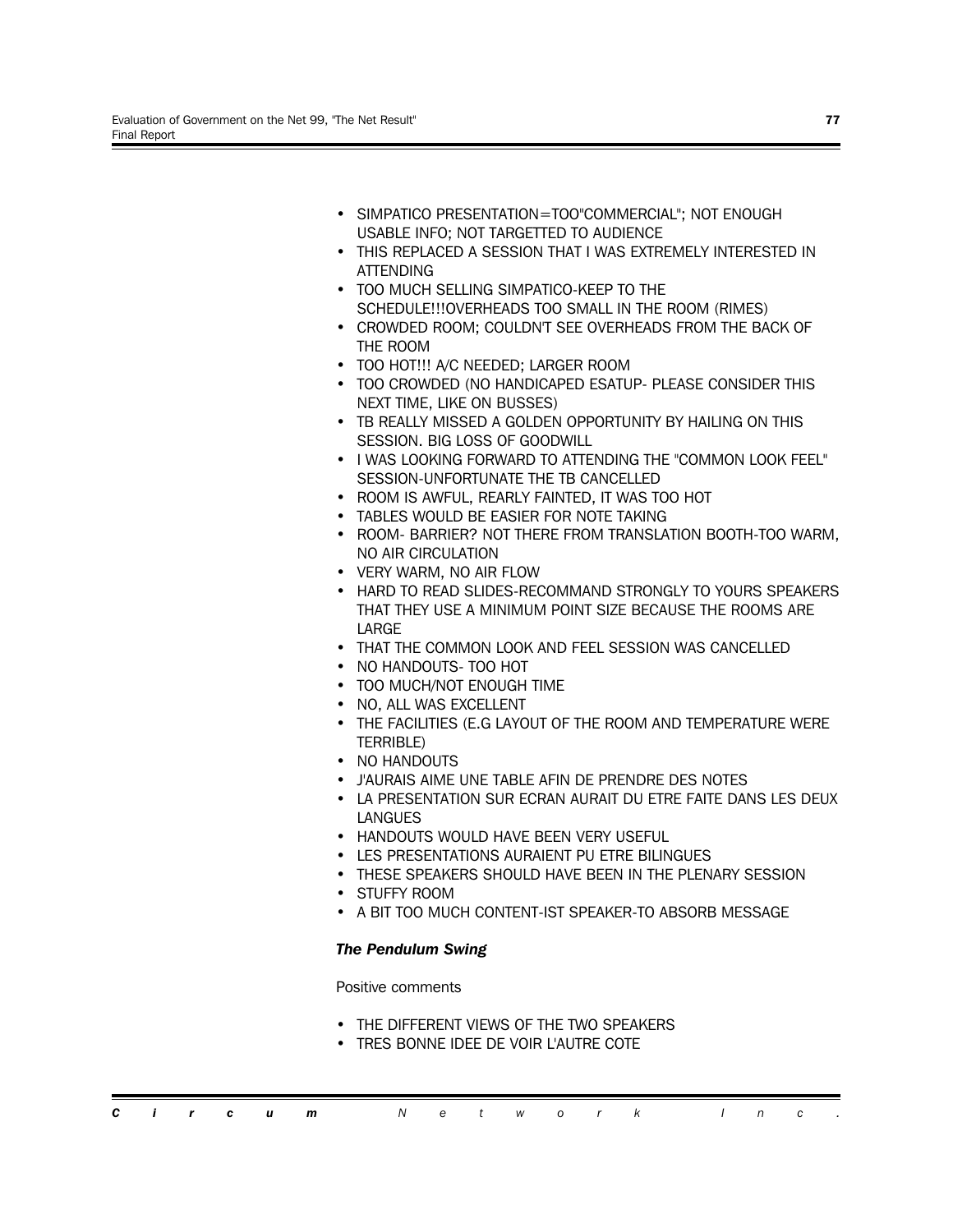- SIMPATICO PRESENTATION=TOO"COMMERCIAL"; NOT ENOUGH USABLE INFO; NOT TARGETTED TO AUDIENCE
- THIS REPLACED A SESSION THAT I WAS EXTREMELY INTERESTED IN ATTENDING
- TOO MUCH SELLING SIMPATICO-KEEP TO THE SCHEDULE!!!OVERHEADS TOO SMALL IN THE ROOM (RIMES)
- CROWDED ROOM; COULDN'T SEE OVERHEADS FROM THE BACK OF THE ROOM
- TOO HOT!!! A/C NEEDED; LARGER ROOM
- TOO CROWDED (NO HANDICAPED ESATUP- PLEASE CONSIDER THIS NEXT TIME, LIKE ON BUSSES)
- TB REALLY MISSED A GOLDEN OPPORTUNITY BY HAILING ON THIS SESSION. BIG LOSS OF GOODWILL
- I WAS LOOKING FORWARD TO ATTENDING THE "COMMON LOOK FEEL" SESSION-UNFORTUNATE THE TB CANCELLED
- ROOM IS AWFUL, REARLY FAINTED, IT WAS TOO HOT
- TABLES WOULD BE EASIER FOR NOTE TAKING
- ROOM- BARRIER? NOT THERE FROM TRANSLATION BOOTH-TOO WARM, NO AIR CIRCULATION
- VERY WARM, NO AIR FLOW
- HARD TO READ SLIDES-RECOMMAND STRONGLY TO YOURS SPEAKERS THAT THEY USE A MINIMUM POINT SIZE BECAUSE THE ROOMS ARE LARGE
- THAT THE COMMON LOOK AND FEEL SESSION WAS CANCELLED
- NO HANDOUTS- TOO HOT
- TOO MUCH/NOT ENOUGH TIME
- NO, ALL WAS EXCELLENT
- THE FACILITIES (E.G LAYOUT OF THE ROOM AND TEMPERATURE WERE TERRIBLE)
- NO HANDOUTS
- J'AURAIS AIME UNE TABLE AFIN DE PRENDRE DES NOTES
- LA PRESENTATION SUR ECRAN AURAIT DU ETRE FAITE DANS LES DEUX LANGUES
- HANDOUTS WOULD HAVE BEEN VERY USEFUL
- LES PRESENTATIONS AURAIENT PU ETRE BILINGUES
- THESE SPEAKERS SHOULD HAVE BEEN IN THE PLENARY SESSION
- STUFFY ROOM
- A BIT TOO MUCH CONTENT-IST SPEAKER-TO ABSORB MESSAGE

***The Pendulum Swing***

Positive comments

- THE DIFFERENT VIEWS OF THE TWO SPEAKERS
- TRES BONNE IDEE DE VOIR L'AUTRE COTE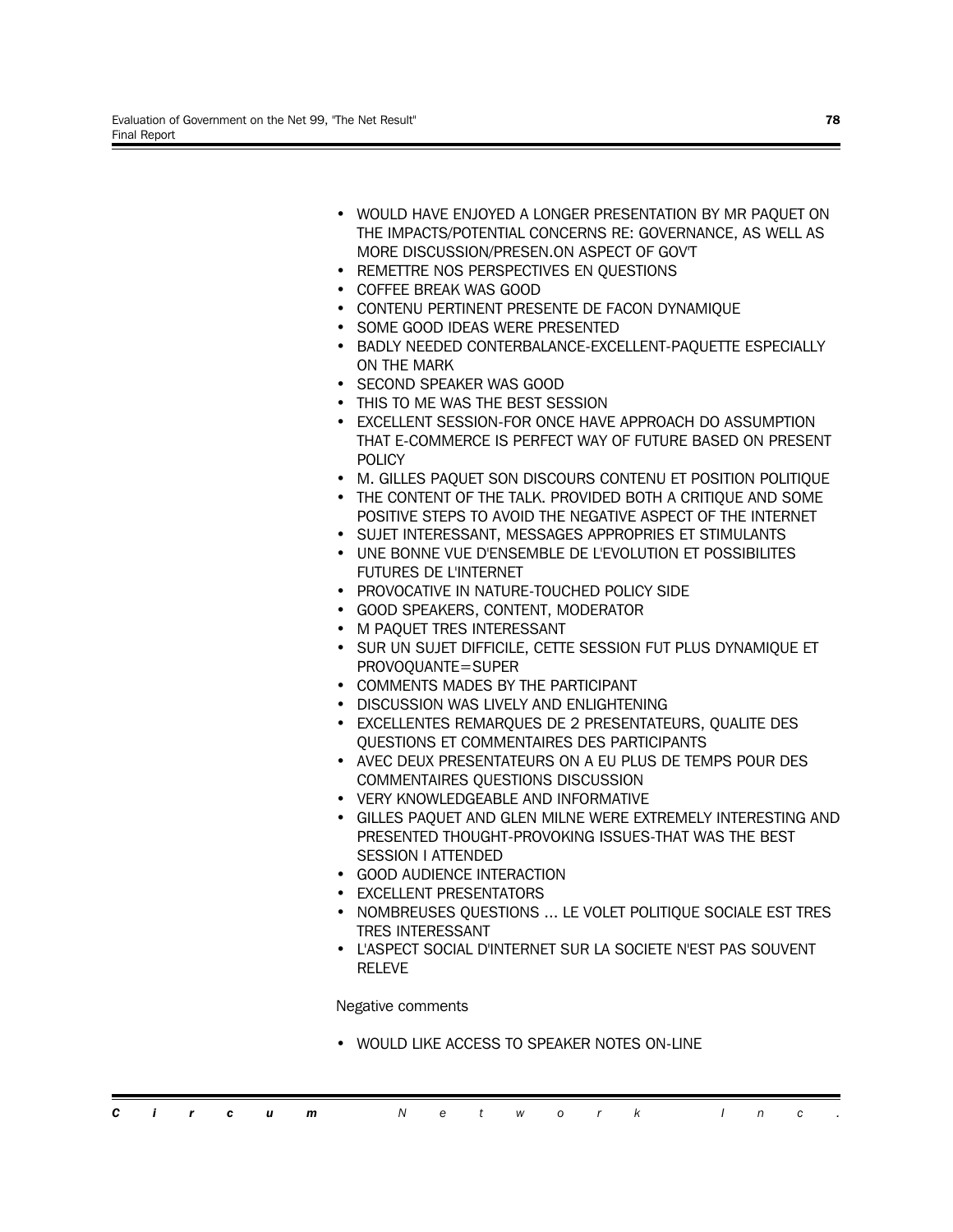- WOULD HAVE ENJOYED A LONGER PRESENTATION BY MR PAQUET ON THE IMPACTS/POTENTIAL CONCERNS RE: GOVERNANCE, AS WELL AS MORE DISCUSSION/PRESEN.ON ASPECT OF GOV'T
- REMETTRE NOS PERSPECTIVES EN QUESTIONS
- COFFEE BREAK WAS GOOD
- CONTENU PERTINENT PRESENTE DE FACON DYNAMIQUE
- SOME GOOD IDEAS WERE PRESENTED
- BADLY NEEDED CONTERBALANCE-EXCELLENT-PAQUETTE ESPECIALLY ON THE MARK
- SECOND SPEAKER WAS GOOD
- THIS TO ME WAS THE BEST SESSION
- EXCELLENT SESSION-FOR ONCE HAVE APPROACH DO ASSUMPTION THAT E-COMMERCE IS PERFECT WAY OF FUTURE BASED ON PRESENT POLICY
- M. GILLES PAQUET SON DISCOURS CONTENU ET POSITION POLITIQUE
- THE CONTENT OF THE TALK. PROVIDED BOTH A CRITIQUE AND SOME POSITIVE STEPS TO AVOID THE NEGATIVE ASPECT OF THE INTERNET
- SUJET INTERESSANT, MESSAGES APPROPRIES ET STIMULANTS
- UNE BONNE VUE D'ENSEMBLE DE L'EVOLUTION ET POSSIBILITES FUTURES DE L'INTERNET
- PROVOCATIVE IN NATURE-TOUCHED POLICY SIDE
- GOOD SPEAKERS, CONTENT, MODERATOR
- M PAQUET TRES INTERESSANT
- SUR UN SUJET DIFFICILE, CETTE SESSION FUT PLUS DYNAMIQUE ET PROVOQUANTE=SUPER
- COMMENTS MADES BY THE PARTICIPANT
- DISCUSSION WAS LIVELY AND ENLIGHTENING
- EXCELLENTES REMARQUES DE 2 PRESENTATEURS, QUALITE DES QUESTIONS ET COMMENTAIRES DES PARTICIPANTS
- AVEC DEUX PRESENTATEURS ON A EU PLUS DE TEMPS POUR DES COMMENTAIRES QUESTIONS DISCUSSION
- VERY KNOWLEDGEABLE AND INFORMATIVE
- GILLES PAQUET AND GLEN MILNE WERE EXTREMELY INTERESTING AND PRESENTED THOUGHT-PROVOKING ISSUES-THAT WAS THE BEST SESSION I ATTENDED
- GOOD AUDIENCE INTERACTION
- EXCELLENT PRESENTATORS
- NOMBREUSES QUESTIONS ... LE VOLET POLITIQUE SOCIALE EST TRES TRES INTERESSANT
- L'ASPECT SOCIAL D'INTERNET SUR LA SOCIETE N'EST PAS SOUVENT RELEVE

Negative comments

- WOULD LIKE ACCESS TO SPEAKER NOTES ON-LINE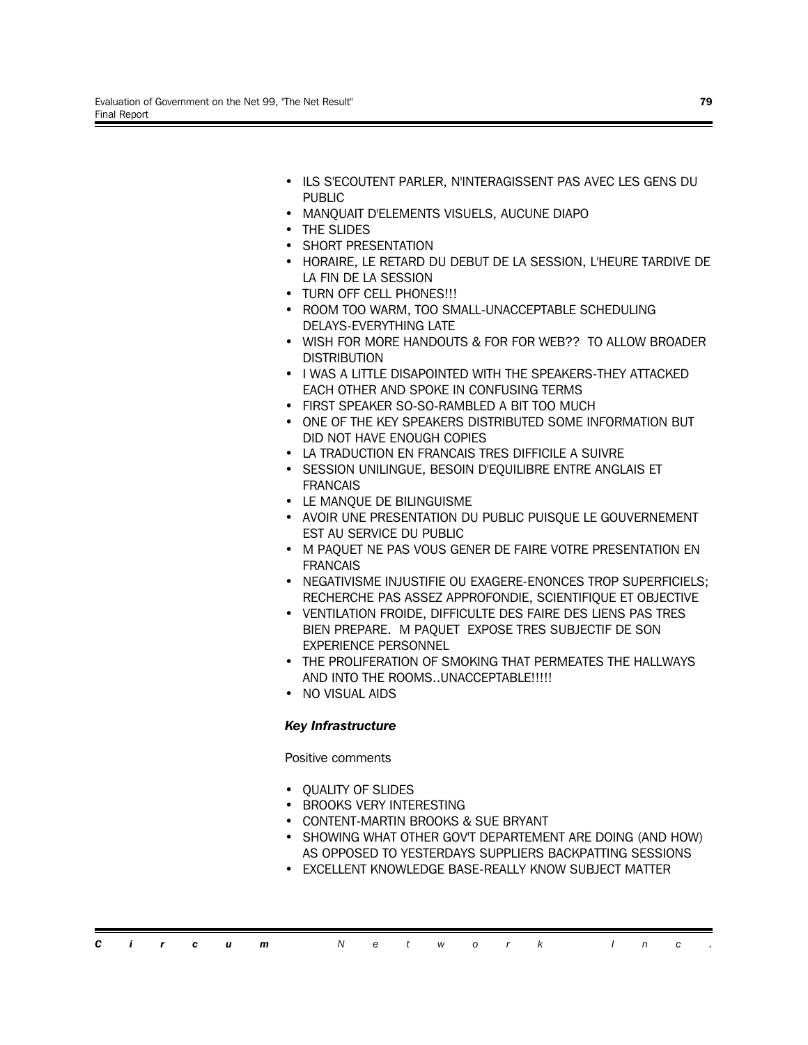- ILS S'ECOUTENT PARLER, N'INTERAGISSENT PAS AVEC LES GENS DU PUBLIC
- MANQUAIT D'ELEMENTS VISUELS, AUCUNE DIAPO
- THE SLIDES
- SHORT PRESENTATION
- HORAIRE, LE RETARD DU DEBUT DE LA SESSION, L'HEURE TARDIVE DE LA FIN DE LA SESSION
- TURN OFF CELL PHONES!!!
- ROOM TOO WARM, TOO SMALL-UNACCEPTABLE SCHEDULING DELAYS-EVERYTHING LATE
- WISH FOR MORE HANDOUTS & FOR FOR WEB?? TO ALLOW BROADER DISTRIBUTION
- I WAS A LITTLE DISAPOINTED WITH THE SPEAKERS-THEY ATTACKED EACH OTHER AND SPOKE IN CONFUSING TERMS
- FIRST SPEAKER SO-SO-RAMBLED A BIT TOO MUCH
- ONE OF THE KEY SPEAKERS DISTRIBUTED SOME INFORMATION BUT DID NOT HAVE ENOUGH COPIES
- LA TRADUCTION EN FRANCAIS TRES DIFFICILE A SUIVRE
- SESSION UNILINGUE, BESOIN D'EQUILIBRE ENTRE ANGLAIS ET FRANCAIS
- LE MANQUE DE BILINGUISME
- AVOIR UNE PRESENTATION DU PUBLIC PUISQUE LE GOUVERNEMENT EST AU SERVICE DU PUBLIC
- M PAQUET NE PAS VOUS GENER DE FAIRE VOTRE PRESENTATION EN FRANCAIS
- NEGATIVISME INJUSTIFIE OU EXAGERE-ENONCES TROP SUPERFICIELS; RECHERCHE PAS ASSEZ APPROFONDIE, SCIENTIFIQUE ET OBJECTIVE
- VENTILATION FROIDE, DIFFICULTE DES FAIRE DES LIENS PAS TRES BIEN PREPARE. M PAQUET EXPOSE TRES SUBJECTIF DE SON EXPERIENCE PERSONNEL
- THE PROLIFERATION OF SMOKING THAT PERMEATES THE HALLWAYS AND INTO THE ROOMS..UNACCEPTABLE!!!!!
- NO VISUAL AIDS

### *Key Infrastructure*

Positive comments

- QUALITY OF SLIDES
- BROOKS VERY INTERESTING
- CONTENT-MARTIN BROOKS & SUE BRYANT
- SHOWING WHAT OTHER GOV'T DEPARTEMENT ARE DOING (AND HOW) AS OPPOSED TO YESTERDAYS SUPPLIERS BACKPATTING SESSIONS
- EXCELLENT KNOWLEDGE BASE-REALLY KNOW SUBJECT MATTER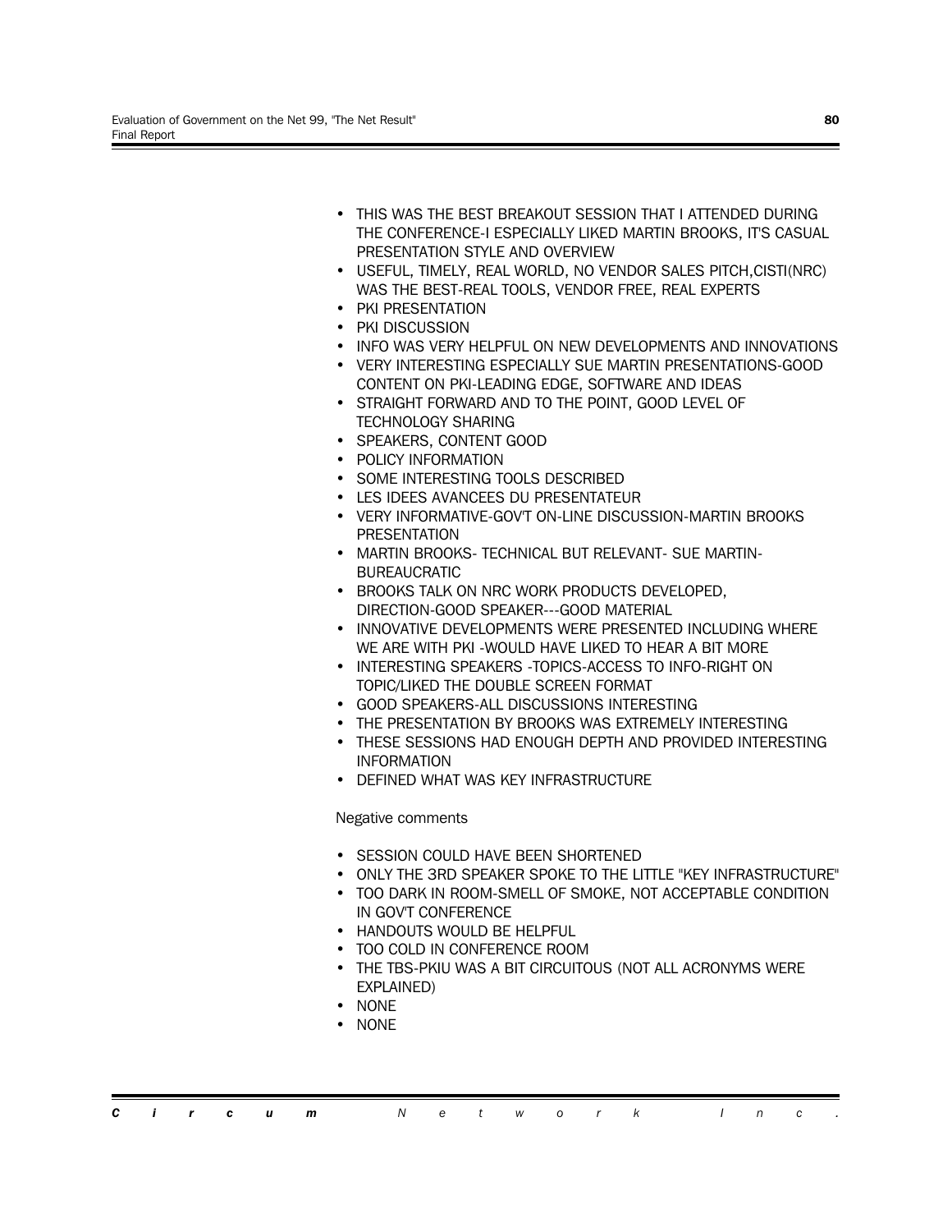- THIS WAS THE BEST BREAKOUT SESSION THAT I ATTENDED DURING THE CONFERENCE-I ESPECIALLY LIKED MARTIN BROOKS, IT'S CASUAL PRESENTATION STYLE AND OVERVIEW
- USEFUL, TIMELY, REAL WORLD, NO VENDOR SALES PITCH,CISTI(NRC) WAS THE BEST-REAL TOOLS, VENDOR FREE, REAL EXPERTS
- PKI PRESENTATION
- PKI DISCUSSION
- INFO WAS VERY HELPFUL ON NEW DEVELOPMENTS AND INNOVATIONS
- VERY INTERESTING ESPECIALLY SUE MARTIN PRESENTATIONS-GOOD CONTENT ON PKI-LEADING EDGE, SOFTWARE AND IDEAS
- STRAIGHT FORWARD AND TO THE POINT, GOOD LEVEL OF TECHNOLOGY SHARING
- SPEAKERS, CONTENT GOOD
- POLICY INFORMATION
- SOME INTERESTING TOOLS DESCRIBED
- LES IDEES AVANCEES DU PRESENTATEUR
- VERY INFORMATIVE-GOV'T ON-LINE DISCUSSION-MARTIN BROOKS PRESENTATION
- MARTIN BROOKS- TECHNICAL BUT RELEVANT- SUE MARTIN-BUREAUCRATIC
- BROOKS TALK ON NRC WORK PRODUCTS DEVELOPED, DIRECTION-GOOD SPEAKER---GOOD MATERIAL
- INNOVATIVE DEVELOPMENTS WERE PRESENTED INCLUDING WHERE WE ARE WITH PKI -WOULD HAVE LIKED TO HEAR A BIT MORE
- INTERESTING SPEAKERS -TOPICS-ACCESS TO INFO-RIGHT ON TOPIC/LIKED THE DOUBLE SCREEN FORMAT
- GOOD SPEAKERS-ALL DISCUSSIONS INTERESTING
- THE PRESENTATION BY BROOKS WAS EXTREMELY INTERESTING
- THESE SESSIONS HAD ENOUGH DEPTH AND PROVIDED INTERESTING INFORMATION
- DEFINED WHAT WAS KEY INFRASTRUCTURE

Negative comments

- SESSION COULD HAVE BEEN SHORTENED
- ONLY THE 3RD SPEAKER SPOKE TO THE LITTLE "KEY INFRASTRUCTURE"
- TOO DARK IN ROOM-SMELL OF SMOKE, NOT ACCEPTABLE CONDITION IN GOV'T CONFERENCE
- HANDOUTS WOULD BE HELPFUL
- TOO COLD IN CONFERENCE ROOM
- THE TBS-PKIU WAS A BIT CIRCUITOUS (NOT ALL ACRONYMS WERE EXPLAINED)
- NONE
- NONE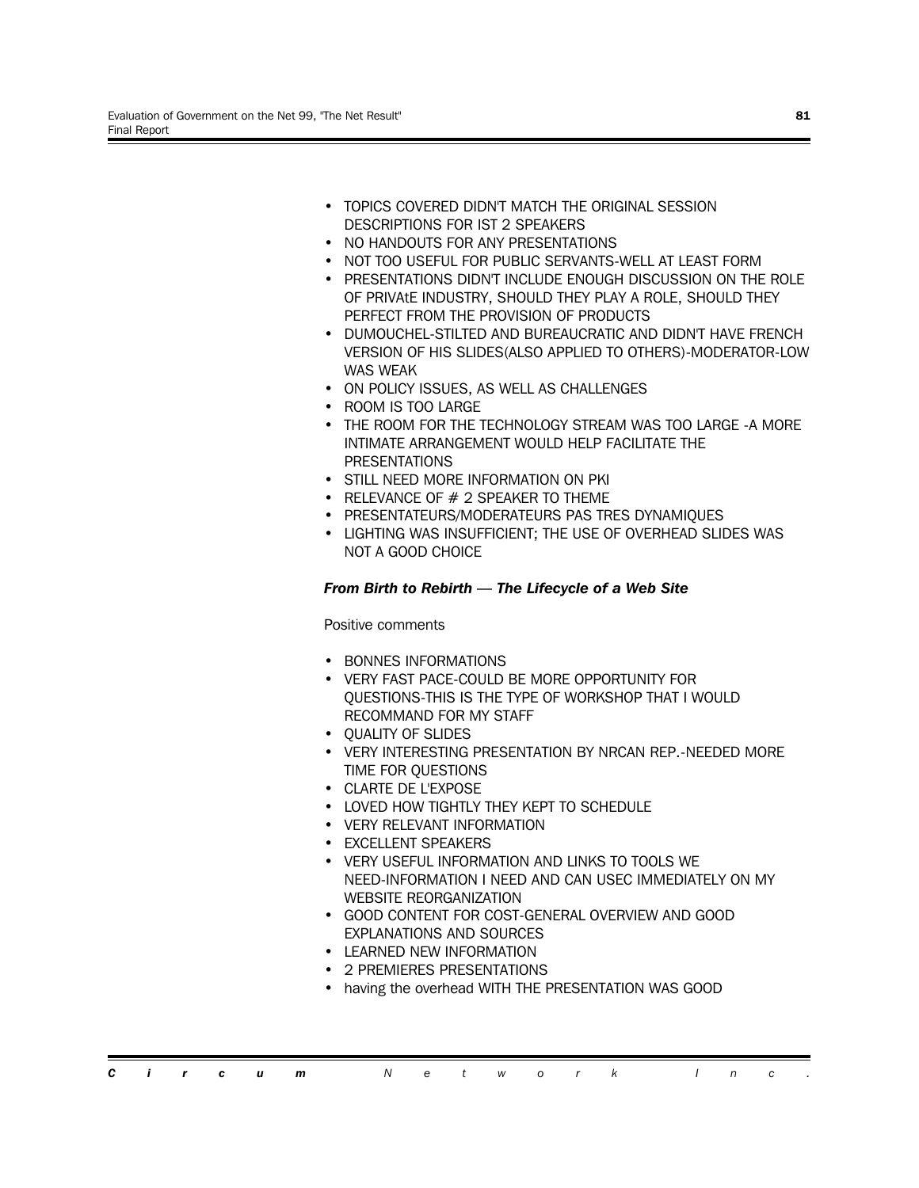- TOPICS COVERED DIDN'T MATCH THE ORIGINAL SESSION DESCRIPTIONS FOR IST 2 SPEAKERS
- NO HANDOUTS FOR ANY PRESENTATIONS
- NOT TOO USEFUL FOR PUBLIC SERVANTS-WELL AT LEAST FORM
- PRESENTATIONS DIDN'T INCLUDE ENOUGH DISCUSSION ON THE ROLE OF PRIVAtE INDUSTRY, SHOULD THEY PLAY A ROLE, SHOULD THEY PERFECT FROM THE PROVISION OF PRODUCTS
- DUMOUCHEL-STILTED AND BUREAUCRATIC AND DIDN'T HAVE FRENCH VERSION OF HIS SLIDES(ALSO APPLIED TO OTHERS)-MODERATOR-LOW WAS WEAK
- ON POLICY ISSUES, AS WELL AS CHALLENGES
- ROOM IS TOO LARGE
- THE ROOM FOR THE TECHNOLOGY STREAM WAS TOO LARGE -A MORE INTIMATE ARRANGEMENT WOULD HELP FACILITATE THE PRESENTATIONS
- STILL NEED MORE INFORMATION ON PKI
- RELEVANCE OF # 2 SPEAKER TO THEME
- PRESENTATEURS/MODERATEURS PAS TRES DYNAMIQUES
- LIGHTING WAS INSUFFICIENT; THE USE OF OVERHEAD SLIDES WAS NOT A GOOD CHOICE

***From Birth to Rebirth — The Lifecycle of a Web Site***

Positive comments

- BONNES INFORMATIONS
- VERY FAST PACE-COULD BE MORE OPPORTUNITY FOR QUESTIONS-THIS IS THE TYPE OF WORKSHOP THAT I WOULD RECOMMAND FOR MY STAFF
- QUALITY OF SLIDES
- VERY INTERESTING PRESENTATION BY NRCAN REP.-NEEDED MORE TIME FOR QUESTIONS
- CLARTE DE L'EXPOSE
- LOVED HOW TIGHTLY THEY KEPT TO SCHEDULE
- VERY RELEVANT INFORMATION
- EXCELLENT SPEAKERS
- VERY USEFUL INFORMATION AND LINKS TO TOOLS WE NEED-INFORMATION I NEED AND CAN USEC IMMEDIATELY ON MY WEBSITE REORGANIZATION
- GOOD CONTENT FOR COST-GENERAL OVERVIEW AND GOOD EXPLANATIONS AND SOURCES
- LEARNED NEW INFORMATION
- 2 PREMIERES PRESENTATIONS
- having the overhead WITH THE PRESENTATION WAS GOOD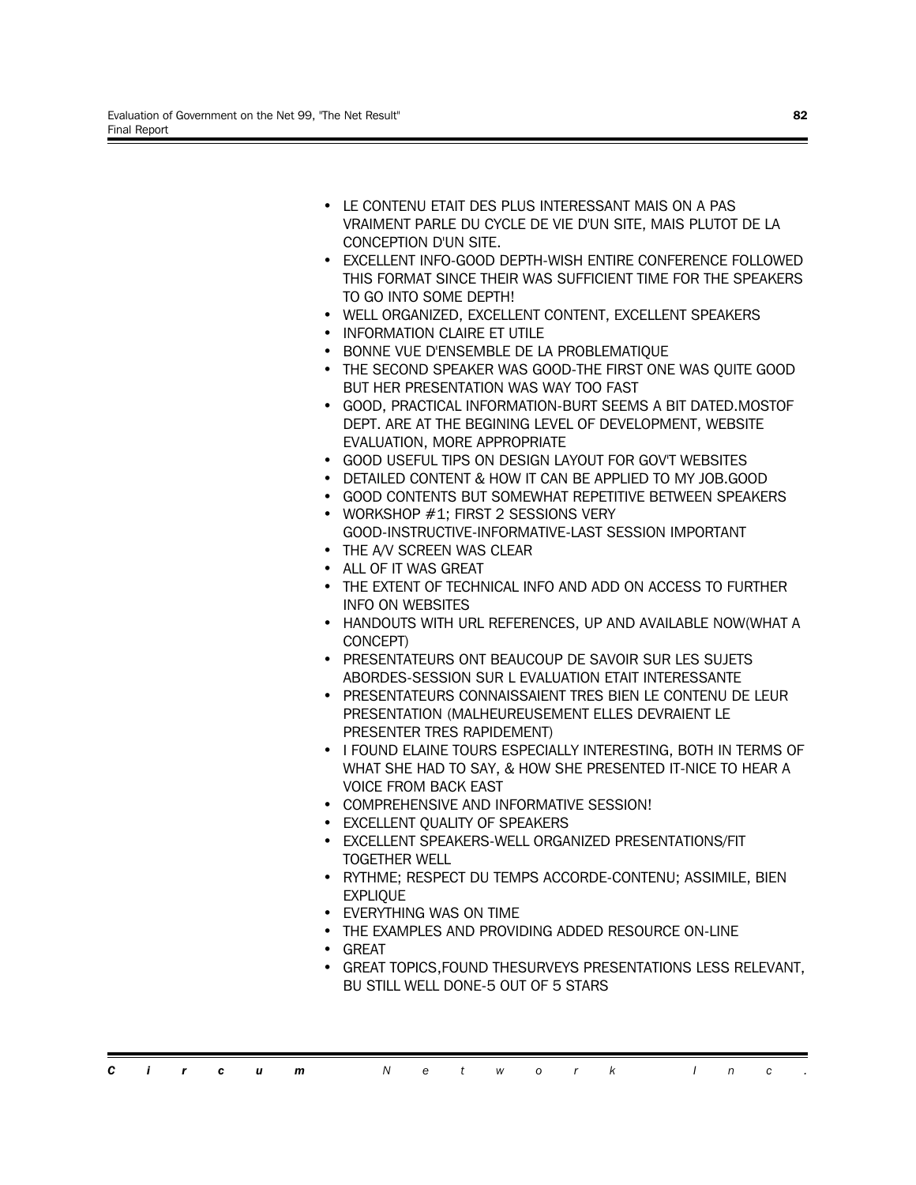- LE CONTENU ETAIT DES PLUS INTERESSANT MAIS ON A PAS VRAIMENT PARLE DU CYCLE DE VIE D'UN SITE, MAIS PLUTOT DE LA CONCEPTION D'UN SITE.
- EXCELLENT INFO-GOOD DEPTH-WISH ENTIRE CONFERENCE FOLLOWED THIS FORMAT SINCE THEIR WAS SUFFICIENT TIME FOR THE SPEAKERS TO GO INTO SOME DEPTH!
- WELL ORGANIZED, EXCELLENT CONTENT, EXCELLENT SPEAKERS
- INFORMATION CLAIRE ET UTILE
- BONNE VUE D'ENSEMBLE DE LA PROBLEMATIQUE
- THE SECOND SPEAKER WAS GOOD-THE FIRST ONE WAS QUITE GOOD BUT HER PRESENTATION WAS WAY TOO FAST
- GOOD, PRACTICAL INFORMATION-BURT SEEMS A BIT DATED.MOSTOF DEPT. ARE AT THE BEGINING LEVEL OF DEVELOPMENT, WEBSITE EVALUATION, MORE APPROPRIATE
- GOOD USEFUL TIPS ON DESIGN LAYOUT FOR GOV'T WEBSITES
- DETAILED CONTENT & HOW IT CAN BE APPLIED TO MY JOB.GOOD
- GOOD CONTENTS BUT SOMEWHAT REPETITIVE BETWEEN SPEAKERS
- WORKSHOP #1; FIRST 2 SESSIONS VERY GOOD-INSTRUCTIVE-INFORMATIVE-LAST SESSION IMPORTANT
- THE A/V SCREEN WAS CLEAR
- ALL OF IT WAS GREAT
- THE EXTENT OF TECHNICAL INFO AND ADD ON ACCESS TO FURTHER INFO ON WEBSITES
- HANDOUTS WITH URL REFERENCES, UP AND AVAILABLE NOW(WHAT A CONCEPT)
- PRESENTATEURS ONT BEAUCOUP DE SAVOIR SUR LES SUJETS ABORDES-SESSION SUR L EVALUATION ETAIT INTERESSANTE
- PRESENTATEURS CONNAISSAIENT TRES BIEN LE CONTENU DE LEUR PRESENTATION (MALHEUREUSEMENT ELLES DEVRAIENT LE PRESENTER TRES RAPIDEMENT)
- I FOUND ELAINE TOURS ESPECIALLY INTERESTING, BOTH IN TERMS OF WHAT SHE HAD TO SAY, & HOW SHE PRESENTED IT-NICE TO HEAR A VOICE FROM BACK EAST
- COMPREHENSIVE AND INFORMATIVE SESSION!
- EXCELLENT QUALITY OF SPEAKERS
- EXCELLENT SPEAKERS-WELL ORGANIZED PRESENTATIONS/FIT TOGETHER WELL
- RYTHME; RESPECT DU TEMPS ACCORDE-CONTENU; ASSIMILE, BIEN EXPLIQUE
- EVERYTHING WAS ON TIME
- THE EXAMPLES AND PROVIDING ADDED RESOURCE ON-LINE
- GREAT
- GREAT TOPICS,FOUND THESURVEYS PRESENTATIONS LESS RELEVANT, BU STILL WELL DONE-5 OUT OF 5 STARS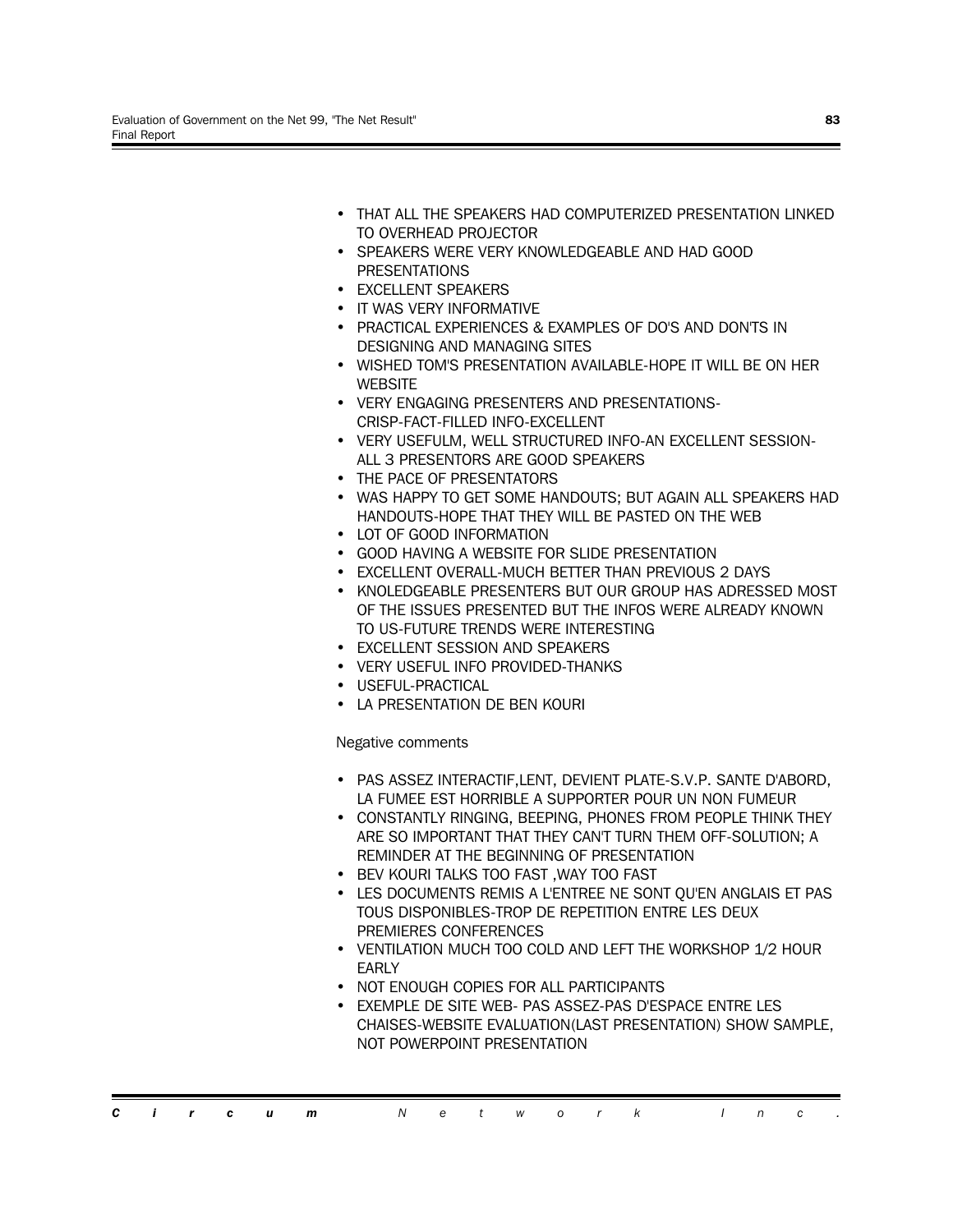- THAT ALL THE SPEAKERS HAD COMPUTERIZED PRESENTATION LINKED TO OVERHEAD PROJECTOR
- SPEAKERS WERE VERY KNOWLEDGEABLE AND HAD GOOD PRESENTATIONS
- EXCELLENT SPEAKERS
- IT WAS VERY INFORMATIVE
- PRACTICAL EXPERIENCES & EXAMPLES OF DO'S AND DON'TS IN DESIGNING AND MANAGING SITES
- WISHED TOM'S PRESENTATION AVAILABLE-HOPE IT WILL BE ON HER WEBSITE
- VERY ENGAGING PRESENTERS AND PRESENTATIONS-CRISP-FACT-FILLED INFO-EXCELLENT
- VERY USEFULM, WELL STRUCTURED INFO-AN EXCELLENT SESSION-ALL 3 PRESENTORS ARE GOOD SPEAKERS
- THE PACE OF PRESENTATORS
- WAS HAPPY TO GET SOME HANDOUTS; BUT AGAIN ALL SPEAKERS HAD HANDOUTS-HOPE THAT THEY WILL BE PASTED ON THE WEB
- LOT OF GOOD INFORMATION
- GOOD HAVING A WEBSITE FOR SLIDE PRESENTATION
- EXCELLENT OVERALL-MUCH BETTER THAN PREVIOUS 2 DAYS
- KNOLEDGEABLE PRESENTERS BUT OUR GROUP HAS ADRESSED MOST OF THE ISSUES PRESENTED BUT THE INFOS WERE ALREADY KNOWN TO US-FUTURE TRENDS WERE INTERESTING
- EXCELLENT SESSION AND SPEAKERS
- VERY USEFUL INFO PROVIDED-THANKS
- USEFUL-PRACTICAL
- LA PRESENTATION DE BEN KOURI

Negative comments

- PAS ASSEZ INTERACTIF,LENT, DEVIENT PLATE-S.V.P. SANTE D'ABORD, LA FUMEE EST HORRIBLE A SUPPORTER POUR UN NON FUMEUR
- CONSTANTLY RINGING, BEEPING, PHONES FROM PEOPLE THINK THEY ARE SO IMPORTANT THAT THEY CAN'T TURN THEM OFF-SOLUTION; A REMINDER AT THE BEGINNING OF PRESENTATION
- BEV KOURI TALKS TOO FAST ,WAY TOO FAST
- LES DOCUMENTS REMIS A L'ENTREE NE SONT QU'EN ANGLAIS ET PAS TOUS DISPONIBLES-TROP DE REPETITION ENTRE LES DEUX PREMIERES CONFERENCES
- VENTILATION MUCH TOO COLD AND LEFT THE WORKSHOP 1/2 HOUR EARLY
- NOT ENOUGH COPIES FOR ALL PARTICIPANTS
- EXEMPLE DE SITE WEB- PAS ASSEZ-PAS D'ESPACE ENTRE LES CHAISES-WEBSITE EVALUATION(LAST PRESENTATION) SHOW SAMPLE, NOT POWERPOINT PRESENTATION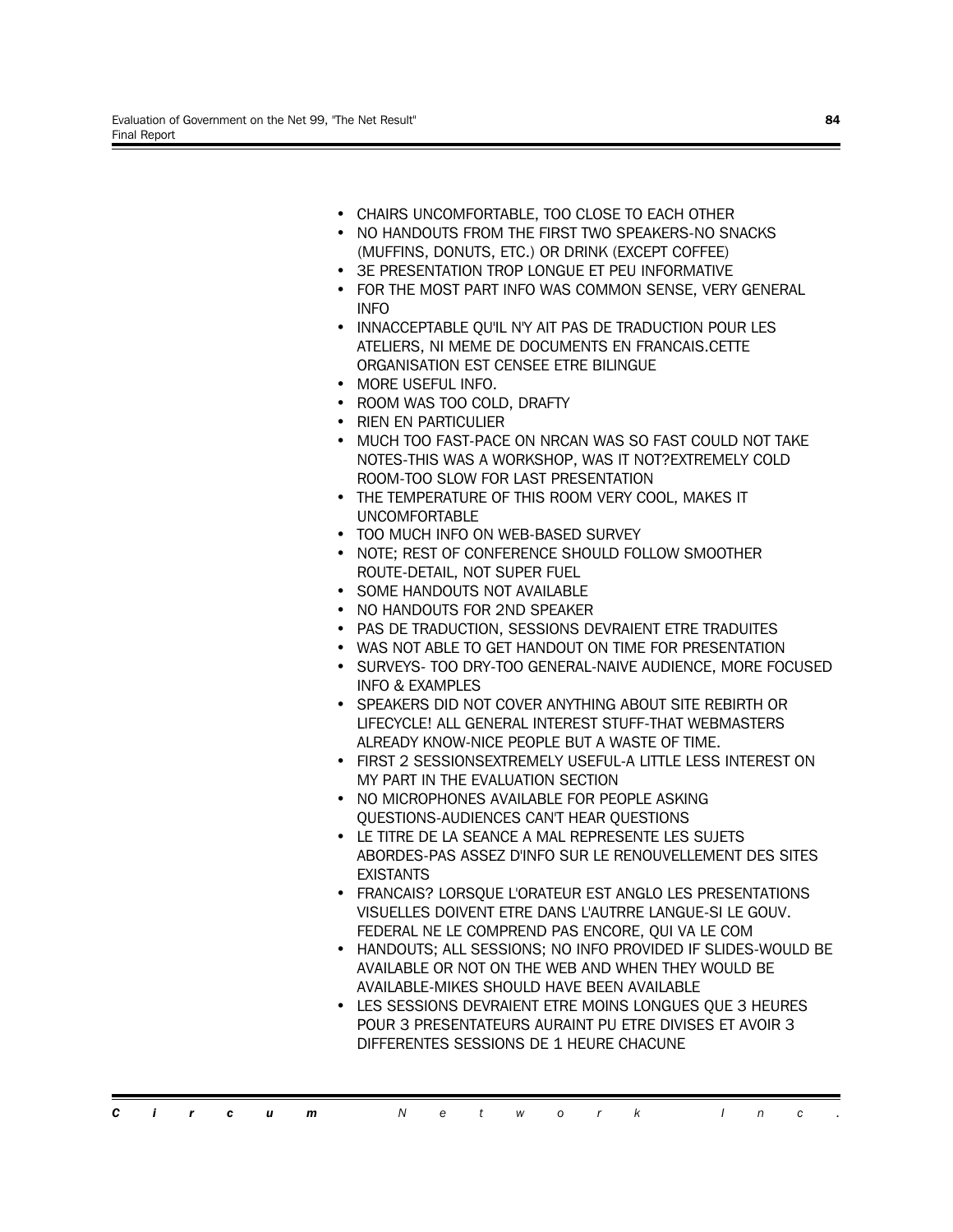- CHAIRS UNCOMFORTABLE, TOO CLOSE TO EACH OTHER
- NO HANDOUTS FROM THE FIRST TWO SPEAKERS-NO SNACKS (MUFFINS, DONUTS, ETC.) OR DRINK (EXCEPT COFFEE)
- 3E PRESENTATION TROP LONGUE ET PEU INFORMATIVE
- FOR THE MOST PART INFO WAS COMMON SENSE, VERY GENERAL INFO
- INNACCEPTABLE QU'IL N'Y AIT PAS DE TRADUCTION POUR LES ATELIERS, NI MEME DE DOCUMENTS EN FRANCAIS.CETTE ORGANISATION EST CENSEE ETRE BILINGUE
- MORE USEFUL INFO.
- ROOM WAS TOO COLD, DRAFTY
- RIEN EN PARTICULIER
- MUCH TOO FAST-PACE ON NRCAN WAS SO FAST COULD NOT TAKE NOTES-THIS WAS A WORKSHOP, WAS IT NOT?EXTREMELY COLD ROOM-TOO SLOW FOR LAST PRESENTATION
- THE TEMPERATURE OF THIS ROOM VERY COOL, MAKES IT UNCOMFORTABLE
- TOO MUCH INFO ON WEB-BASED SURVEY
- NOTE; REST OF CONFERENCE SHOULD FOLLOW SMOOTHER ROUTE-DETAIL, NOT SUPER FUEL
- SOME HANDOUTS NOT AVAILABLE
- NO HANDOUTS FOR 2ND SPEAKER
- PAS DE TRADUCTION, SESSIONS DEVRAIENT ETRE TRADUITES
- WAS NOT ABLE TO GET HANDOUT ON TIME FOR PRESENTATION
- SURVEYS- TOO DRY-TOO GENERAL-NAIVE AUDIENCE, MORE FOCUSED INFO & EXAMPLES
- SPEAKERS DID NOT COVER ANYTHING ABOUT SITE REBIRTH OR LIFECYCLE! ALL GENERAL INTEREST STUFF-THAT WEBMASTERS ALREADY KNOW-NICE PEOPLE BUT A WASTE OF TIME.
- FIRST 2 SESSIONSEXTREMELY USEFUL-A LITTLE LESS INTEREST ON MY PART IN THE EVALUATION SECTION
- NO MICROPHONES AVAILABLE FOR PEOPLE ASKING QUESTIONS-AUDIENCES CAN'T HEAR QUESTIONS
- LE TITRE DE LA SEANCE A MAL REPRESENTE LES SUJETS ABORDES-PAS ASSEZ D'INFO SUR LE RENOUVELLEMENT DES SITES EXISTANTS
- FRANCAIS? LORSQUE L'ORATEUR EST ANGLO LES PRESENTATIONS VISUELLES DOIVENT ETRE DANS L'AUTRRE LANGUE-SI LE GOUV. FEDERAL NE LE COMPREND PAS ENCORE, QUI VA LE COM
- HANDOUTS; ALL SESSIONS; NO INFO PROVIDED IF SLIDES-WOULD BE AVAILABLE OR NOT ON THE WEB AND WHEN THEY WOULD BE AVAILABLE-MIKES SHOULD HAVE BEEN AVAILABLE
- LES SESSIONS DEVRAIENT ETRE MOINS LONGUES QUE 3 HEURES POUR 3 PRESENTATEURS AURAINT PU ETRE DIVISES ET AVOIR 3 DIFFERENTES SESSIONS DE 1 HEURE CHACUNE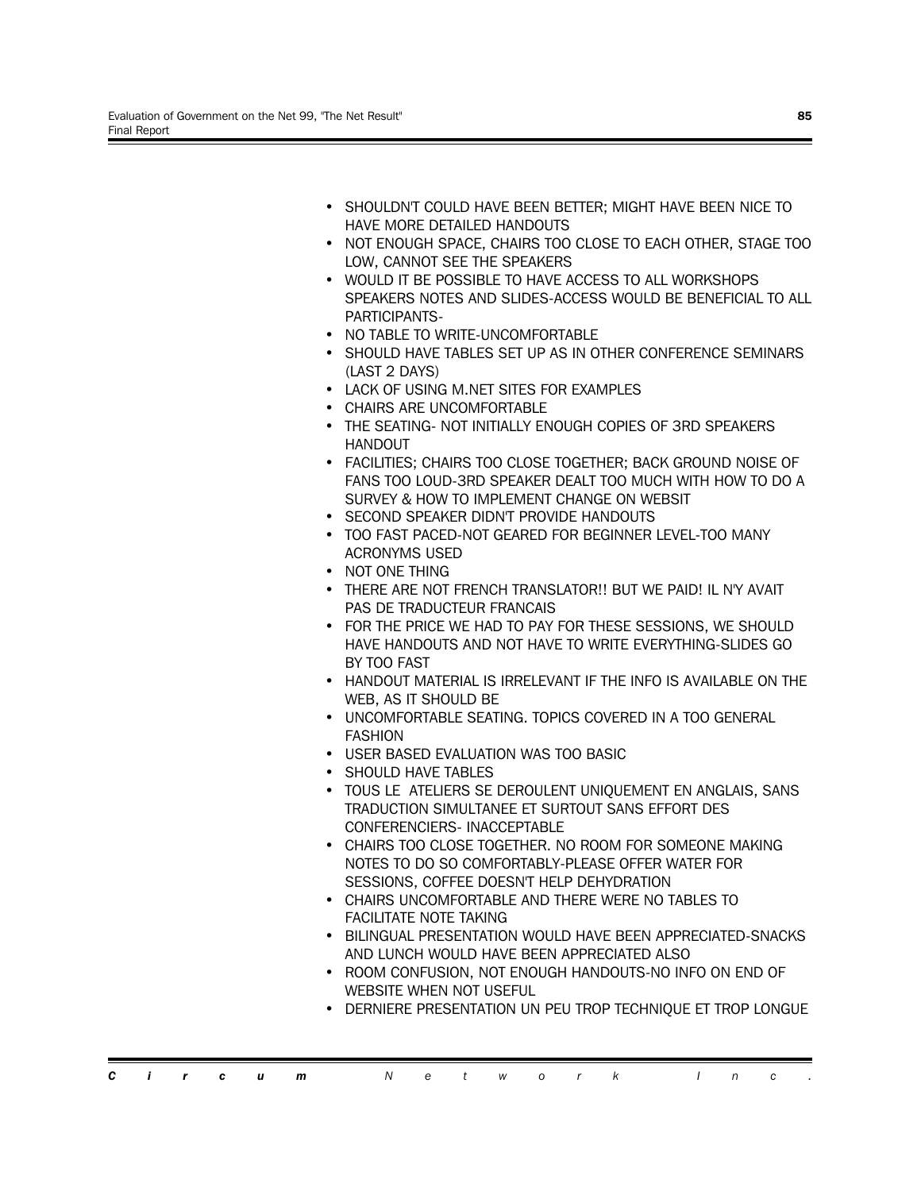- SHOULDN'T COULD HAVE BEEN BETTER; MIGHT HAVE BEEN NICE TO HAVE MORE DETAILED HANDOUTS
- NOT ENOUGH SPACE, CHAIRS TOO CLOSE TO EACH OTHER, STAGE TOO LOW, CANNOT SEE THE SPEAKERS
- WOULD IT BE POSSIBLE TO HAVE ACCESS TO ALL WORKSHOPS SPEAKERS NOTES AND SLIDES-ACCESS WOULD BE BENEFICIAL TO ALL PARTICIPANTS-
- NO TABLE TO WRITE-UNCOMFORTABLE
- SHOULD HAVE TABLES SET UP AS IN OTHER CONFERENCE SEMINARS (LAST 2 DAYS)
- LACK OF USING M.NET SITES FOR EXAMPLES
- CHAIRS ARE UNCOMFORTABLE
- THE SEATING- NOT INITIALLY ENOUGH COPIES OF 3RD SPEAKERS HANDOUT
- FACILITIES; CHAIRS TOO CLOSE TOGETHER; BACK GROUND NOISE OF FANS TOO LOUD-3RD SPEAKER DEALT TOO MUCH WITH HOW TO DO A SURVEY & HOW TO IMPLEMENT CHANGE ON WEBSIT
- SECOND SPEAKER DIDN'T PROVIDE HANDOUTS
- TOO FAST PACED-NOT GEARED FOR BEGINNER LEVEL-TOO MANY ACRONYMS USED
- NOT ONE THING
- THERE ARE NOT FRENCH TRANSLATOR!! BUT WE PAID! IL N'Y AVAIT PAS DE TRADUCTEUR FRANCAIS
- FOR THE PRICE WE HAD TO PAY FOR THESE SESSIONS, WE SHOULD HAVE HANDOUTS AND NOT HAVE TO WRITE EVERYTHING-SLIDES GO BY TOO FAST
- HANDOUT MATERIAL IS IRRELEVANT IF THE INFO IS AVAILABLE ON THE WEB, AS IT SHOULD BE
- UNCOMFORTABLE SEATING. TOPICS COVERED IN A TOO GENERAL FASHION
- USER BASED EVALUATION WAS TOO BASIC
- SHOULD HAVE TABLES
- TOUS LE ATELIERS SE DEROULENT UNIQUEMENT EN ANGLAIS, SANS TRADUCTION SIMULTANEE ET SURTOUT SANS EFFORT DES CONFERENCIERS- INACCEPTABLE
- CHAIRS TOO CLOSE TOGETHER. NO ROOM FOR SOMEONE MAKING NOTES TO DO SO COMFORTABLY-PLEASE OFFER WATER FOR SESSIONS, COFFEE DOESN'T HELP DEHYDRATION
- CHAIRS UNCOMFORTABLE AND THERE WERE NO TABLES TO FACILITATE NOTE TAKING
- BILINGUAL PRESENTATION WOULD HAVE BEEN APPRECIATED-SNACKS AND LUNCH WOULD HAVE BEEN APPRECIATED ALSO
- ROOM CONFUSION, NOT ENOUGH HANDOUTS-NO INFO ON END OF WEBSITE WHEN NOT USEFUL
- DERNIERE PRESENTATION UN PEU TROP TECHNIQUE ET TROP LONGUE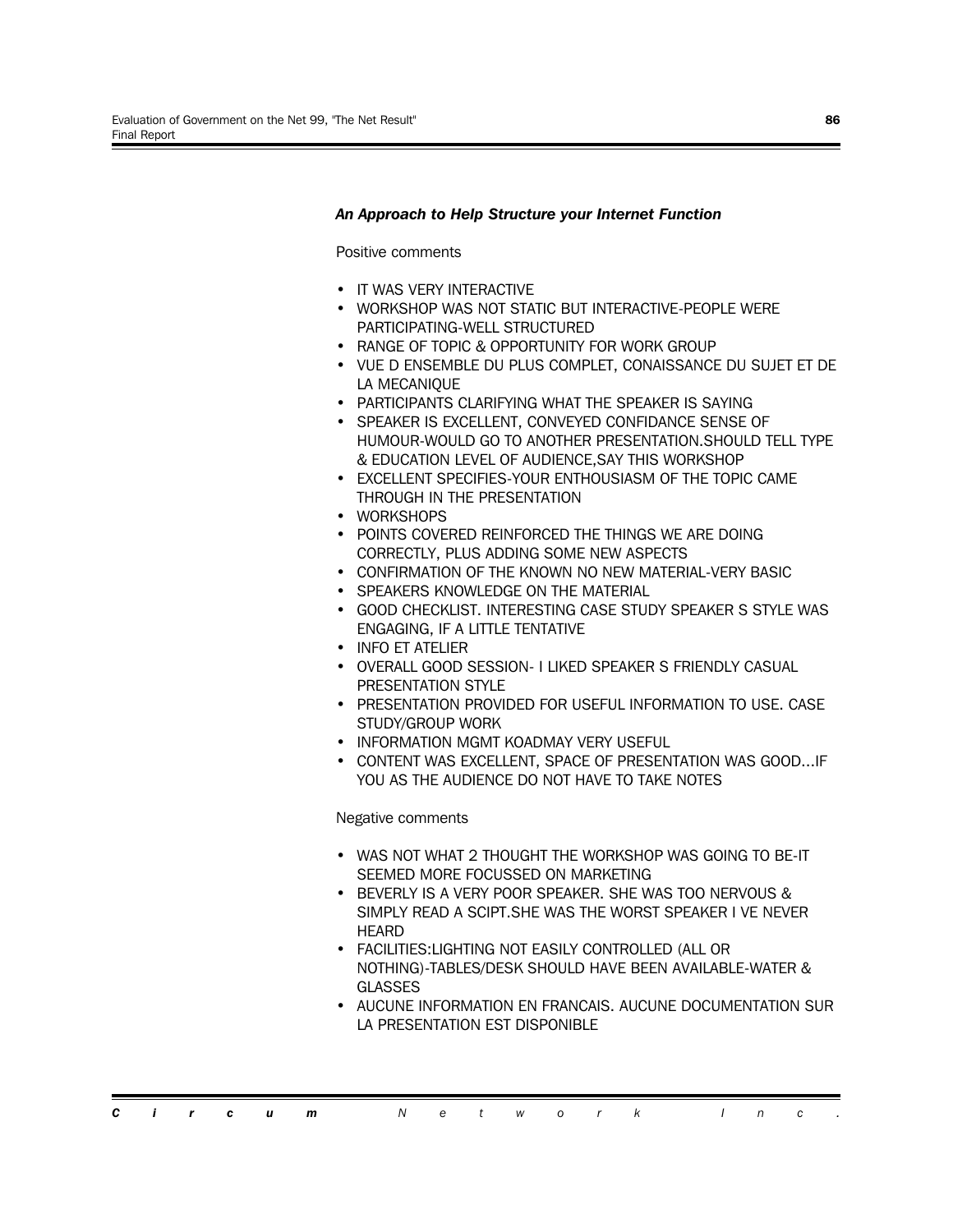### *An Approach to Help Structure your Internet Function*

Positive comments

- IT WAS VERY INTERACTIVE
- WORKSHOP WAS NOT STATIC BUT INTERACTIVE-PEOPLE WERE PARTICIPATING-WELL STRUCTURED
- RANGE OF TOPIC & OPPORTUNITY FOR WORK GROUP
- VUE D ENSEMBLE DU PLUS COMPLET, CONAISSANCE DU SUJET ET DE LA MECANIQUE
- PARTICIPANTS CLARIFYING WHAT THE SPEAKER IS SAYING
- SPEAKER IS EXCELLENT, CONVEYED CONFIDANCE SENSE OF HUMOUR-WOULD GO TO ANOTHER PRESENTATION.SHOULD TELL TYPE & EDUCATION LEVEL OF AUDIENCE,SAY THIS WORKSHOP
- EXCELLENT SPECIFIES-YOUR ENTHOUSIASM OF THE TOPIC CAME THROUGH IN THE PRESENTATION
- WORKSHOPS
- POINTS COVERED REINFORCED THE THINGS WE ARE DOING CORRECTLY, PLUS ADDING SOME NEW ASPECTS
- CONFIRMATION OF THE KNOWN NO NEW MATERIAL-VERY BASIC
- SPEAKERS KNOWLEDGE ON THE MATERIAL
- GOOD CHECKLIST. INTERESTING CASE STUDY SPEAKER S STYLE WAS ENGAGING, IF A LITTLE TENTATIVE
- INFO ET ATELIER
- OVERALL GOOD SESSION- I LIKED SPEAKER S FRIENDLY CASUAL PRESENTATION STYLE
- PRESENTATION PROVIDED FOR USEFUL INFORMATION TO USE. CASE STUDY/GROUP WORK
- INFORMATION MGMT KOADMAY VERY USEFUL
- CONTENT WAS EXCELLENT, SPACE OF PRESENTATION WAS GOOD...IF YOU AS THE AUDIENCE DO NOT HAVE TO TAKE NOTES

Negative comments

- WAS NOT WHAT 2 THOUGHT THE WORKSHOP WAS GOING TO BE-IT SEEMED MORE FOCUSSED ON MARKETING
- BEVERLY IS A VERY POOR SPEAKER. SHE WAS TOO NERVOUS & SIMPLY READ A SCIPT.SHE WAS THE WORST SPEAKER I VE NEVER HEARD
- FACILITIES:LIGHTING NOT EASILY CONTROLLED (ALL OR NOTHING)-TABLES/DESK SHOULD HAVE BEEN AVAILABLE-WATER & GLASSES
- AUCUNE INFORMATION EN FRANCAIS. AUCUNE DOCUMENTATION SUR LA PRESENTATION EST DISPONIBLE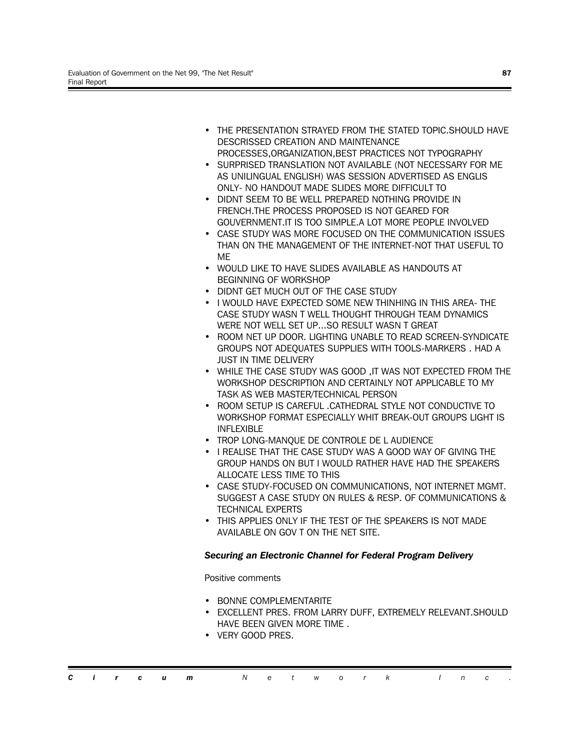- THE PRESENTATION STRAYED FROM THE STATED TOPIC.SHOULD HAVE DESCRISSED CREATION AND MAINTENANCE PROCESSES,ORGANIZATION,BEST PRACTICES NOT TYPOGRAPHY
- SURPRISED TRANSLATION NOT AVAILABLE (NOT NECESSARY FOR ME AS UNILINGUAL ENGLISH) WAS SESSION ADVERTISED AS ENGLIS ONLY- NO HANDOUT MADE SLIDES MORE DIFFICULT TO
- DIDNT SEEM TO BE WELL PREPARED NOTHING PROVIDE IN FRENCH.THE PROCESS PROPOSED IS NOT GEARED FOR GOUVERNMENT.IT IS TOO SIMPLE.A LOT MORE PEOPLE INVOLVED
- CASE STUDY WAS MORE FOCUSED ON THE COMMUNICATION ISSUES THAN ON THE MANAGEMENT OF THE INTERNET-NOT THAT USEFUL TO ME
- WOULD LIKE TO HAVE SLIDES AVAILABLE AS HANDOUTS AT BEGINNING OF WORKSHOP
- DIDNT GET MUCH OUT OF THE CASE STUDY
- I WOULD HAVE EXPECTED SOME NEW THINHING IN THIS AREA- THE CASE STUDY WASN T WELL THOUGHT THROUGH TEAM DYNAMICS WERE NOT WELL SET UP...SO RESULT WASN T GREAT
- ROOM NET UP DOOR. LIGHTING UNABLE TO READ SCREEN-SYNDICATE GROUPS NOT ADEQUATES SUPPLIES WITH TOOLS-MARKERS . HAD A JUST IN TIME DELIVERY
- WHILE THE CASE STUDY WAS GOOD ,IT WAS NOT EXPECTED FROM THE WORKSHOP DESCRIPTION AND CERTAINLY NOT APPLICABLE TO MY TASK AS WEB MASTER/TECHNICAL PERSON
- ROOM SETUP IS CAREFUL .CATHEDRAL STYLE NOT CONDUCTIVE TO WORKSHOP FORMAT ESPECIALLY WHIT BREAK-OUT GROUPS LIGHT IS INFLEXIBLE
- TROP LONG-MANQUE DE CONTROLE DE L AUDIENCE
- I REALISE THAT THE CASE STUDY WAS A GOOD WAY OF GIVING THE GROUP HANDS ON BUT I WOULD RATHER HAVE HAD THE SPEAKERS ALLOCATE LESS TIME TO THIS
- CASE STUDY-FOCUSED ON COMMUNICATIONS, NOT INTERNET MGMT. SUGGEST A CASE STUDY ON RULES & RESP. OF COMMUNICATIONS & TECHNICAL EXPERTS
- THIS APPLIES ONLY IF THE TEST OF THE SPEAKERS IS NOT MADE AVAILABLE ON GOV T ON THE NET SITE.

### *Securing an Electronic Channel for Federal Program Delivery*

Positive comments

- BONNE COMPLEMENTARITE
- EXCELLENT PRES. FROM LARRY DUFF, EXTREMELY RELEVANT.SHOULD HAVE BEEN GIVEN MORE TIME .
- VERY GOOD PRES.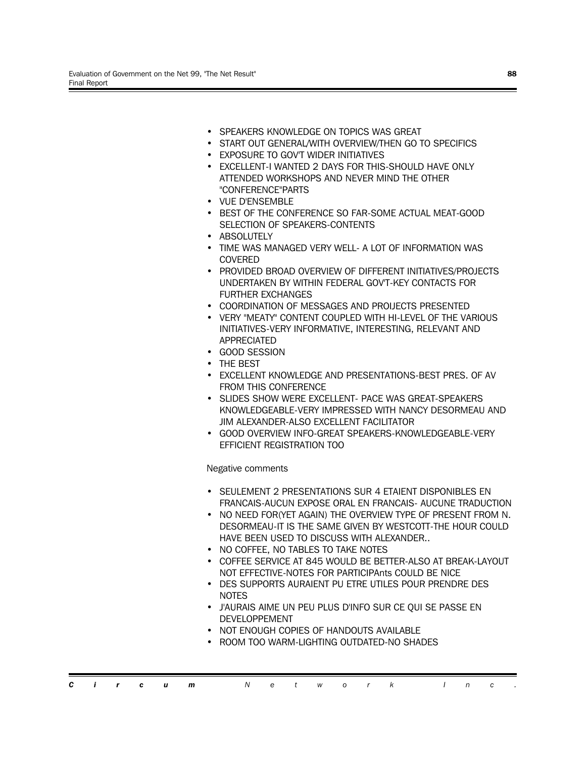- SPEAKERS KNOWLEDGE ON TOPICS WAS GREAT
- START OUT GENERAL/WITH OVERVIEW/THEN GO TO SPECIFICS
- EXPOSURE TO GOV'T WIDER INITIATIVES
- EXCELLENT-I WANTED 2 DAYS FOR THIS-SHOULD HAVE ONLY ATTENDED WORKSHOPS AND NEVER MIND THE OTHER "CONFERENCE"PARTS
- VUE D'ENSEMBLE
- BEST OF THE CONFERENCE SO FAR-SOME ACTUAL MEAT-GOOD SELECTION OF SPEAKERS-CONTENTS
- ABSOLUTELY
- TIME WAS MANAGED VERY WELL- A LOT OF INFORMATION WAS COVERED
- PROVIDED BROAD OVERVIEW OF DIFFERENT INITIATIVES/PROJECTS UNDERTAKEN BY WITHIN FEDERAL GOV'T-KEY CONTACTS FOR FURTHER EXCHANGES
- COORDINATION OF MESSAGES AND PROIJECTS PRESENTED
- VERY "MEATY" CONTENT COUPLED WITH HI-LEVEL OF THE VARIOUS INITIATIVES-VERY INFORMATIVE, INTERESTING, RELEVANT AND APPRECIATED
- GOOD SESSION
- THE BEST
- EXCELLENT KNOWLEDGE AND PRESENTATIONS-BEST PRES. OF AV FROM THIS CONFERENCE
- SLIDES SHOW WERE EXCELLENT- PACE WAS GREAT-SPEAKERS KNOWLEDGEABLE-VERY IMPRESSED WITH NANCY DESORMEAU AND JIM ALEXANDER-ALSO EXCELLENT FACILITATOR
- GOOD OVERVIEW INFO-GREAT SPEAKERS-KNOWLEDGEABLE-VERY EFFICIENT REGISTRATION TOO

Negative comments

- SEULEMENT 2 PRESENTATIONS SUR 4 ETAIENT DISPONIBLES EN FRANCAIS-AUCUN EXPOSE ORAL EN FRANCAIS- AUCUNE TRADUCTION
- NO NEED FOR(YET AGAIN) THE OVERVIEW TYPE OF PRESENT FROM N. DESORMEAU-IT IS THE SAME GIVEN BY WESTCOTT-THE HOUR COULD HAVE BEEN USED TO DISCUSS WITH ALEXANDER..
- NO COFFEE, NO TABLES TO TAKE NOTES
- COFFEE SERVICE AT 845 WOULD BE BETTER-ALSO AT BREAK-LAYOUT NOT EFFECTIVE-NOTES FOR PARTICIPAnts COULD BE NICE
- DES SUPPORTS AURAIENT PU ETRE UTILES POUR PRENDRE DES NOTES
- J'AURAIS AIME UN PEU PLUS D'INFO SUR CE QUI SE PASSE EN DEVELOPPEMENT
- NOT ENOUGH COPIES OF HANDOUTS AVAILABLE
- ROOM TOO WARM-LIGHTING OUTDATED-NO SHADES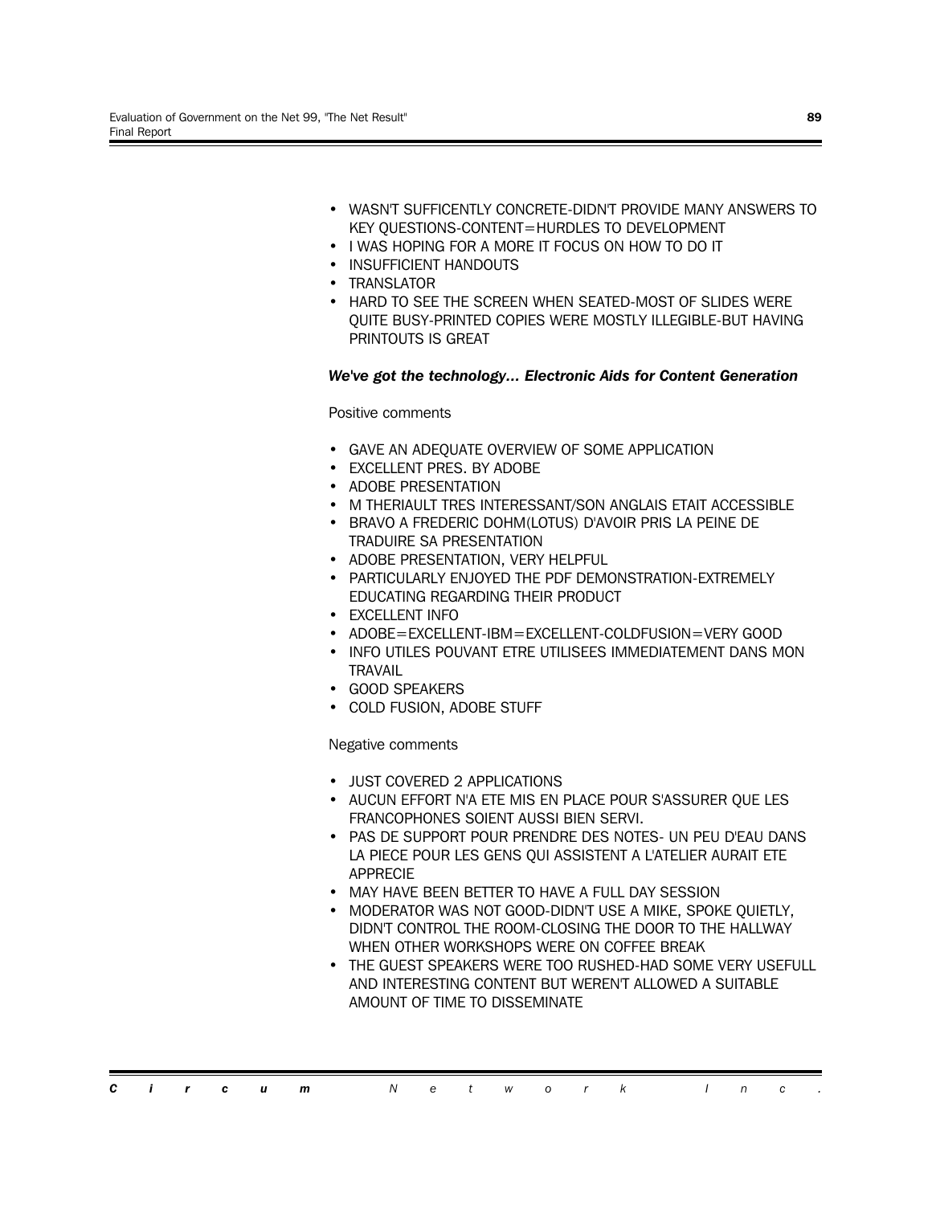- WASN'T SUFFICENTLY CONCRETE-DIDN'T PROVIDE MANY ANSWERS TO KEY QUESTIONS-CONTENT=HURDLES TO DEVELOPMENT
- I WAS HOPING FOR A MORE IT FOCUS ON HOW TO DO IT
- INSUFFICIENT HANDOUTS
- TRANSLATOR
- HARD TO SEE THE SCREEN WHEN SEATED-MOST OF SLIDES WERE QUITE BUSY-PRINTED COPIES WERE MOSTLY ILLEGIBLE-BUT HAVING PRINTOUTS IS GREAT

***We've got the technology... Electronic Aids for Content Generation***

Positive comments

- GAVE AN ADEQUATE OVERVIEW OF SOME APPLICATION
- EXCELLENT PRES. BY ADOBE
- ADOBE PRESENTATION
- M THERIAULT TRES INTERESSANT/SON ANGLAIS ETAIT ACCESSIBLE
- BRAVO A FREDERIC DOHM(LOTUS) D'AVOIR PRIS LA PEINE DE TRADUIRE SA PRESENTATION
- ADOBE PRESENTATION, VERY HELPFUL
- PARTICULARLY ENJOYED THE PDF DEMONSTRATION-EXTREMELY EDUCATING REGARDING THEIR PRODUCT
- EXCELLENT INFO
- ADOBE=EXCELLENT-IBM=EXCELLENT-COLDFUSION=VERY GOOD
- INFO UTILES POUVANT ETRE UTILISEES IMMEDIATEMENT DANS MON TRAVAIL
- GOOD SPEAKERS
- COLD FUSION, ADOBE STUFF

Negative comments

- JUST COVERED 2 APPLICATIONS
- AUCUN EFFORT N'A ETE MIS EN PLACE POUR S'ASSURER QUE LES FRANCOPHONES SOIENT AUSSI BIEN SERVI.
- PAS DE SUPPORT POUR PRENDRE DES NOTES- UN PEU D'EAU DANS LA PIECE POUR LES GENS QUI ASSISTENT A L'ATELIER AURAIT ETE APPRECIE
- MAY HAVE BEEN BETTER TO HAVE A FULL DAY SESSION
- MODERATOR WAS NOT GOOD-DIDN'T USE A MIKE, SPOKE QUIETLY, DIDN'T CONTROL THE ROOM-CLOSING THE DOOR TO THE HALLWAY WHEN OTHER WORKSHOPS WERE ON COFFEE BREAK
- THE GUEST SPEAKERS WERE TOO RUSHED-HAD SOME VERY USEFULL AND INTERESTING CONTENT BUT WEREN'T ALLOWED A SUITABLE AMOUNT OF TIME TO DISSEMINATE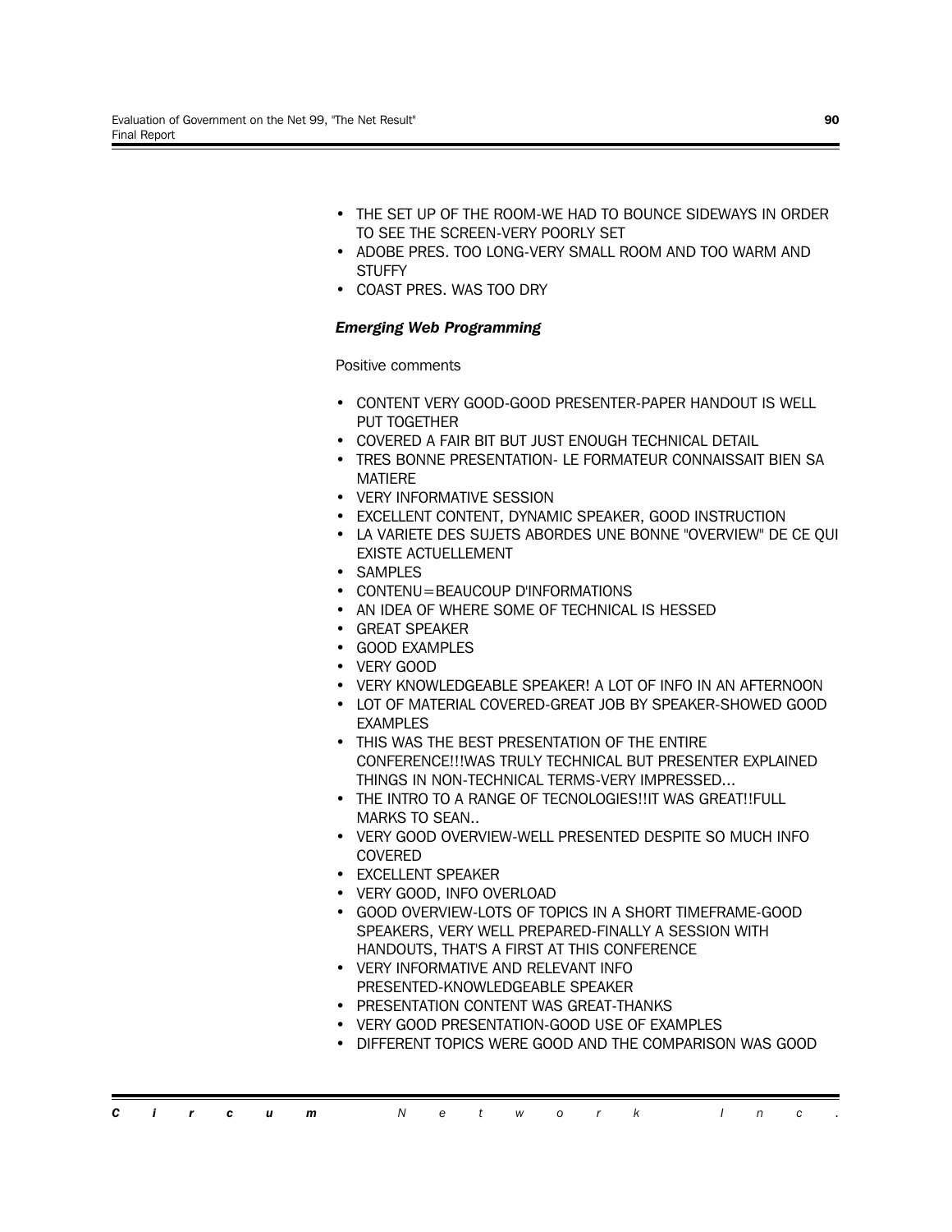- THE SET UP OF THE ROOM-WE HAD TO BOUNCE SIDEWAYS IN ORDER TO SEE THE SCREEN-VERY POORLY SET
- ADOBE PRES. TOO LONG-VERY SMALL ROOM AND TOO WARM AND STUFFY
- COAST PRES. WAS TOO DRY

***Emerging Web Programming***

Positive comments

- CONTENT VERY GOOD-GOOD PRESENTER-PAPER HANDOUT IS WELL PUT TOGETHER
- COVERED A FAIR BIT BUT JUST ENOUGH TECHNICAL DETAIL
- TRES BONNE PRESENTATION- LE FORMATEUR CONNAISSAIT BIEN SA MATIERE
- VERY INFORMATIVE SESSION
- EXCELLENT CONTENT, DYNAMIC SPEAKER, GOOD INSTRUCTION
- LA VARIETE DES SUJETS ABORDES UNE BONNE "OVERVIEW" DE CE QUI EXISTE ACTUELLEMENT
- SAMPLES
- CONTENU=BEAUCOUP D'INFORMATIONS
- AN IDEA OF WHERE SOME OF TECHNICAL IS HESSED
- GREAT SPEAKER
- GOOD EXAMPLES
- VERY GOOD
- VERY KNOWLEDGEABLE SPEAKER! A LOT OF INFO IN AN AFTERNOON
- LOT OF MATERIAL COVERED-GREAT JOB BY SPEAKER-SHOWED GOOD EXAMPLES
- THIS WAS THE BEST PRESENTATION OF THE ENTIRE CONFERENCE!!!WAS TRULY TECHNICAL BUT PRESENTER EXPLAINED THINGS IN NON-TECHNICAL TERMS-VERY IMPRESSED...
- THE INTRO TO A RANGE OF TECNOLOGIES!!IT WAS GREAT!!FULL MARKS TO SEAN..
- VERY GOOD OVERVIEW-WELL PRESENTED DESPITE SO MUCH INFO COVERED
- EXCELLENT SPEAKER
- VERY GOOD, INFO OVERLOAD
- GOOD OVERVIEW-LOTS OF TOPICS IN A SHORT TIMEFRAME-GOOD SPEAKERS, VERY WELL PREPARED-FINALLY A SESSION WITH HANDOUTS, THAT'S A FIRST AT THIS CONFERENCE
- VERY INFORMATIVE AND RELEVANT INFO PRESENTED-KNOWLEDGEABLE SPEAKER
- PRESENTATION CONTENT WAS GREAT-THANKS
- VERY GOOD PRESENTATION-GOOD USE OF EXAMPLES
- DIFFERENT TOPICS WERE GOOD AND THE COMPARISON WAS GOOD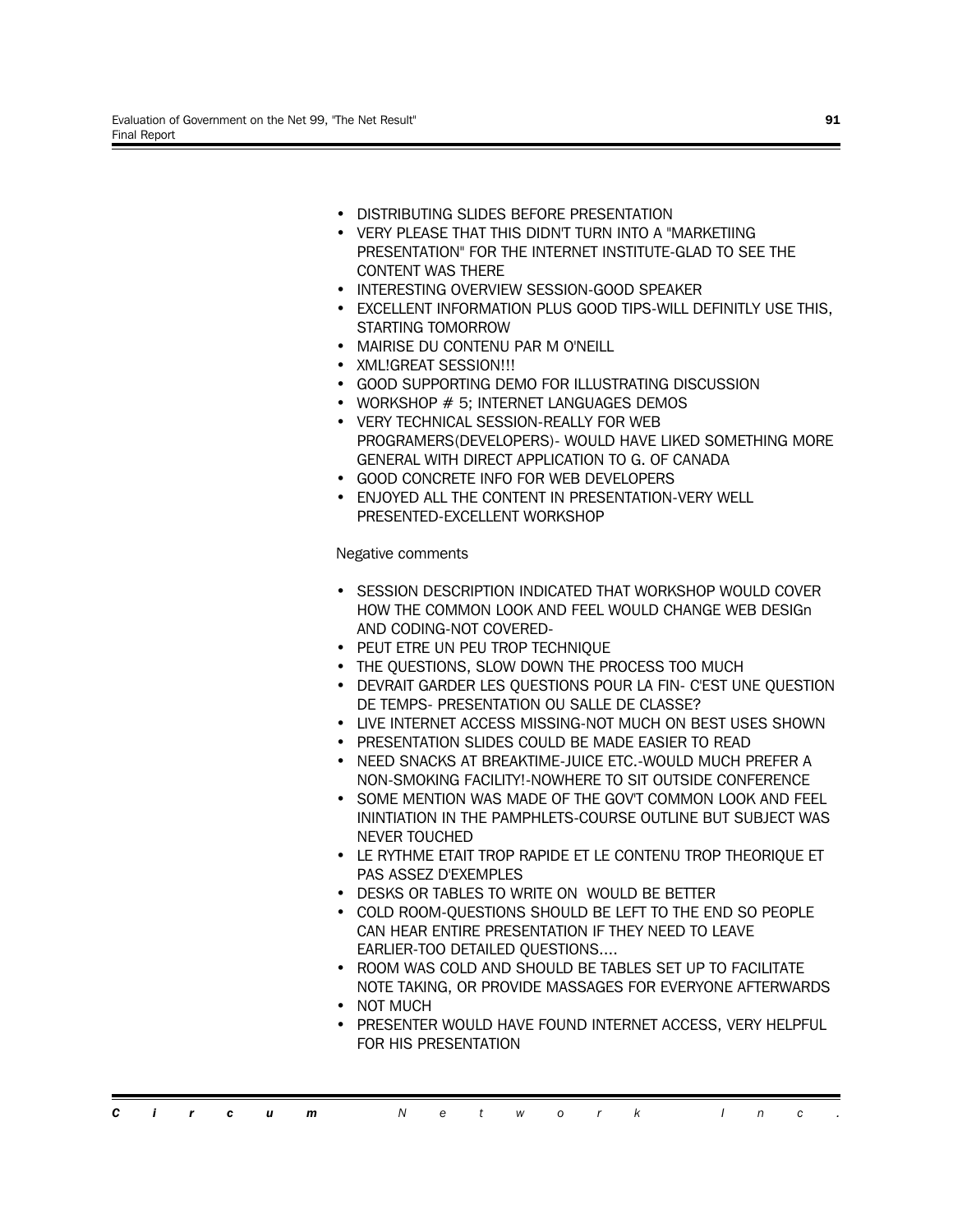- DISTRIBUTING SLIDES BEFORE PRESENTATION
- VERY PLEASE THAT THIS DIDN'T TURN INTO A "MARKETIING PRESENTATION" FOR THE INTERNET INSTITUTE-GLAD TO SEE THE CONTENT WAS THERE
- INTERESTING OVERVIEW SESSION-GOOD SPEAKER
- EXCELLENT INFORMATION PLUS GOOD TIPS-WILL DEFINITLY USE THIS, STARTING TOMORROW
- MAIRISE DU CONTENU PAR M O'NEILL
- XML!GREAT SESSION!!!
- GOOD SUPPORTING DEMO FOR ILLUSTRATING DISCUSSION
- WORKSHOP # 5; INTERNET LANGUAGES DEMOS
- VERY TECHNICAL SESSION-REALLY FOR WEB PROGRAMERS(DEVELOPERS)- WOULD HAVE LIKED SOMETHING MORE GENERAL WITH DIRECT APPLICATION TO G. OF CANADA
- GOOD CONCRETE INFO FOR WEB DEVELOPERS
- ENJOYED ALL THE CONTENT IN PRESENTATION-VERY WELL PRESENTED-EXCELLENT WORKSHOP

Negative comments

- SESSION DESCRIPTION INDICATED THAT WORKSHOP WOULD COVER HOW THE COMMON LOOK AND FEEL WOULD CHANGE WEB DESIGn AND CODING-NOT COVERED-
- PEUT ETRE UN PEU TROP TECHNIQUE
- THE QUESTIONS, SLOW DOWN THE PROCESS TOO MUCH
- DEVRAIT GARDER LES QUESTIONS POUR LA FIN- C'EST UNE QUESTION DE TEMPS- PRESENTATION OU SALLE DE CLASSE?
- LIVE INTERNET ACCESS MISSING-NOT MUCH ON BEST USES SHOWN
- PRESENTATION SLIDES COULD BE MADE EASIER TO READ
- NEED SNACKS AT BREAKTIME-JUICE ETC.-WOULD MUCH PREFER A NON-SMOKING FACILITY!-NOWHERE TO SIT OUTSIDE CONFERENCE
- SOME MENTION WAS MADE OF THE GOV'T COMMON LOOK AND FEEL ININTIATION IN THE PAMPHLETS-COURSE OUTLINE BUT SUBJECT WAS NEVER TOUCHED
- LE RYTHME ETAIT TROP RAPIDE ET LE CONTENU TROP THEORIQUE ET PAS ASSEZ D'EXEMPLES
- DESKS OR TABLES TO WRITE ON WOULD BE BETTER
- COLD ROOM-QUESTIONS SHOULD BE LEFT TO THE END SO PEOPLE CAN HEAR ENTIRE PRESENTATION IF THEY NEED TO LEAVE EARLIER-TOO DETAILED QUESTIONS....
- ROOM WAS COLD AND SHOULD BE TABLES SET UP TO FACILITATE NOTE TAKING, OR PROVIDE MASSAGES FOR EVERYONE AFTERWARDS
- NOT MUCH
- PRESENTER WOULD HAVE FOUND INTERNET ACCESS, VERY HELPFUL FOR HIS PRESENTATION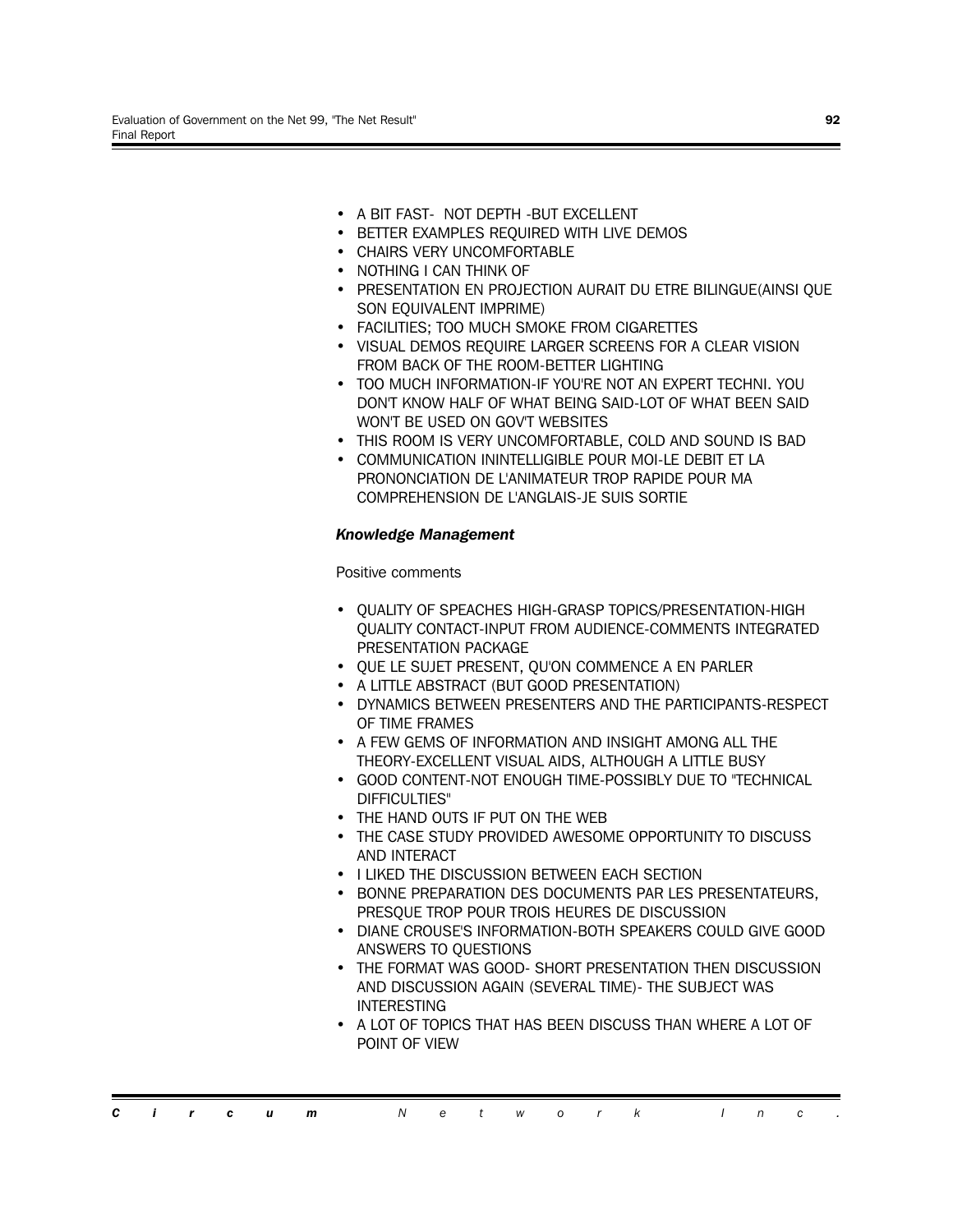- A BIT FAST-  NOT DEPTH -BUT EXCELLENT
- BETTER EXAMPLES REQUIRED WITH LIVE DEMOS
- CHAIRS VERY UNCOMFORTABLE
- NOTHING I CAN THINK OF
- PRESENTATION EN PROJECTION AURAIT DU ETRE BILINGUE(AINSI QUE SON EQUIVALENT IMPRIME)
- FACILITIES; TOO MUCH SMOKE FROM CIGARETTES
- VISUAL DEMOS REQUIRE LARGER SCREENS FOR A CLEAR VISION FROM BACK OF THE ROOM-BETTER LIGHTING
- TOO MUCH INFORMATION-IF YOU'RE NOT AN EXPERT TECHNI. YOU DON'T KNOW HALF OF WHAT BEING SAID-LOT OF WHAT BEEN SAID WON'T BE USED ON GOV'T WEBSITES
- THIS ROOM IS VERY UNCOMFORTABLE, COLD AND SOUND IS BAD
- COMMUNICATION ININTELLIGIBLE POUR MOI-LE DEBIT ET LA PRONONCIATION DE L'ANIMATEUR TROP RAPIDE POUR MA COMPREHENSION DE L'ANGLAIS-JE SUIS SORTIE

### *Knowledge Management*

Positive comments

- QUALITY OF SPEACHES HIGH-GRASP TOPICS/PRESENTATION-HIGH QUALITY CONTACT-INPUT FROM AUDIENCE-COMMENTS INTEGRATED PRESENTATION PACKAGE
- QUE LE SUJET PRESENT, QU'ON COMMENCE A EN PARLER
- A LITTLE ABSTRACT (BUT GOOD PRESENTATION)
- DYNAMICS BETWEEN PRESENTERS AND THE PARTICIPANTS-RESPECT OF TIME FRAMES
- A FEW GEMS OF INFORMATION AND INSIGHT AMONG ALL THE THEORY-EXCELLENT VISUAL AIDS, ALTHOUGH A LITTLE BUSY
- GOOD CONTENT-NOT ENOUGH TIME-POSSIBLY DUE TO "TECHNICAL DIFFICULTIES"
- THE HAND OUTS IF PUT ON THE WEB
- THE CASE STUDY PROVIDED AWESOME OPPORTUNITY TO DISCUSS AND INTERACT
- I LIKED THE DISCUSSION BETWEEN EACH SECTION
- BONNE PREPARATION DES DOCUMENTS PAR LES PRESENTATEURS, PRESQUE TROP POUR TROIS HEURES DE DISCUSSION
- DIANE CROUSE'S INFORMATION-BOTH SPEAKERS COULD GIVE GOOD ANSWERS TO QUESTIONS
- THE FORMAT WAS GOOD- SHORT PRESENTATION THEN DISCUSSION AND DISCUSSION AGAIN (SEVERAL TIME)- THE SUBJECT WAS INTERESTING
- A LOT OF TOPICS THAT HAS BEEN DISCUSS THAN WHERE A LOT OF POINT OF VIEW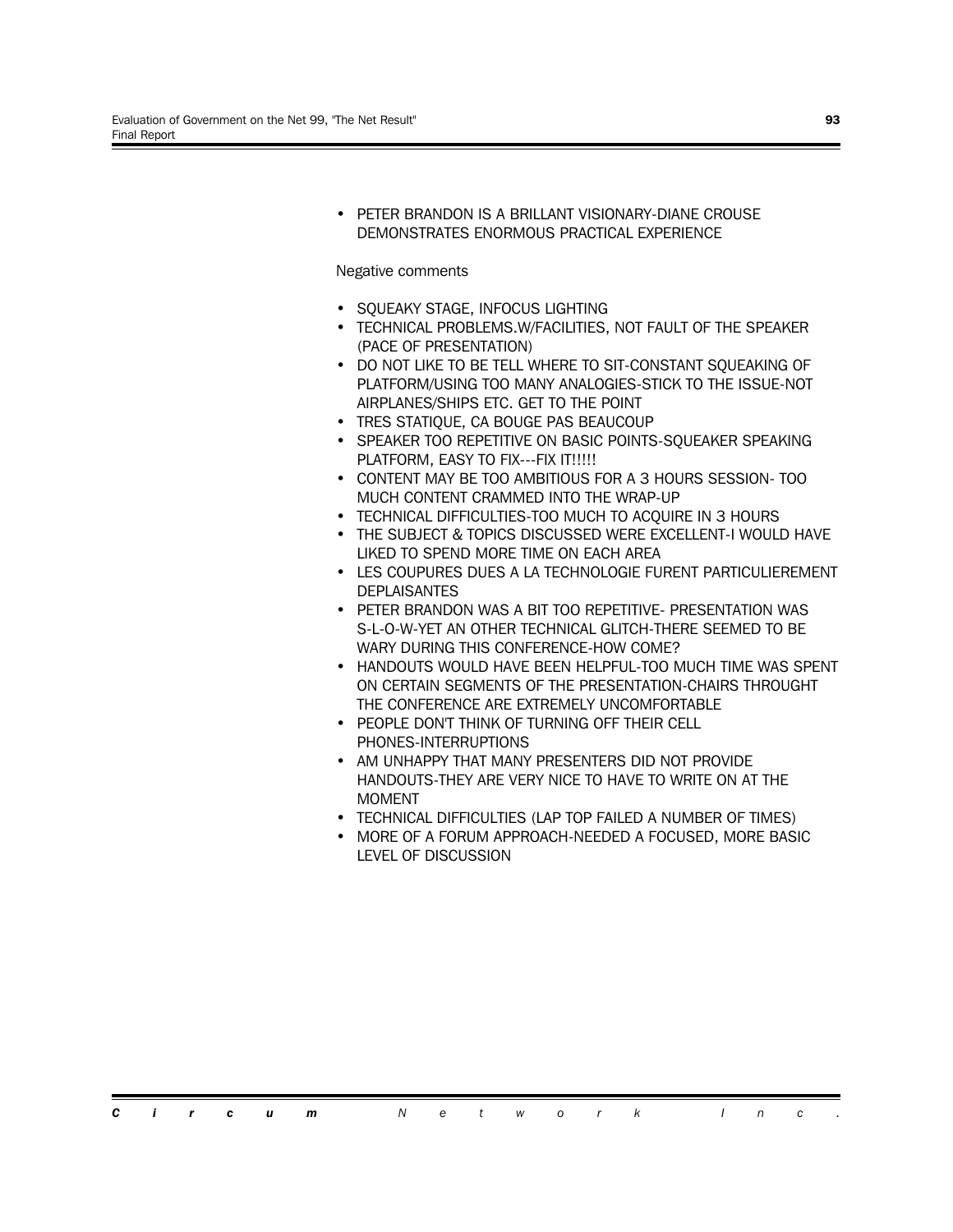- PETER BRANDON IS A BRILLANT VISIONARY-DIANE CROUSE DEMONSTRATES ENORMOUS PRACTICAL EXPERIENCE

Negative comments

- SQUEAKY STAGE, INFOCUS LIGHTING
- TECHNICAL PROBLEMS.W/FACILITIES, NOT FAULT OF THE SPEAKER (PACE OF PRESENTATION)
- DO NOT LIKE TO BE TELL WHERE TO SIT-CONSTANT SQUEAKING OF PLATFORM/USING TOO MANY ANALOGIES-STICK TO THE ISSUE-NOT AIRPLANES/SHIPS ETC. GET TO THE POINT
- TRES STATIQUE, CA BOUGE PAS BEAUCOUP
- SPEAKER TOO REPETITIVE ON BASIC POINTS-SQUEAKER SPEAKING PLATFORM, EASY TO FIX---FIX IT!!!!!
- CONTENT MAY BE TOO AMBITIOUS FOR A 3 HOURS SESSION- TOO MUCH CONTENT CRAMMED INTO THE WRAP-UP
- TECHNICAL DIFFICULTIES-TOO MUCH TO ACQUIRE IN 3 HOURS
- THE SUBJECT & TOPICS DISCUSSED WERE EXCELLENT-I WOULD HAVE LIKED TO SPEND MORE TIME ON EACH AREA
- LES COUPURES DUES A LA TECHNOLOGIE FURENT PARTICULIEREMENT DEPLAISANTES
- PETER BRANDON WAS A BIT TOO REPETITIVE- PRESENTATION WAS S-L-O-W-YET AN OTHER TECHNICAL GLITCH-THERE SEEMED TO BE WARY DURING THIS CONFERENCE-HOW COME?
- HANDOUTS WOULD HAVE BEEN HELPFUL-TOO MUCH TIME WAS SPENT ON CERTAIN SEGMENTS OF THE PRESENTATION-CHAIRS THROUGHT THE CONFERENCE ARE EXTREMELY UNCOMFORTABLE
- PEOPLE DON'T THINK OF TURNING OFF THEIR CELL PHONES-INTERRUPTIONS
- AM UNHAPPY THAT MANY PRESENTERS DID NOT PROVIDE HANDOUTS-THEY ARE VERY NICE TO HAVE TO WRITE ON AT THE MOMENT
- TECHNICAL DIFFICULTIES (LAP TOP FAILED A NUMBER OF TIMES)
- MORE OF A FORUM APPROACH-NEEDED A FOCUSED, MORE BASIC LEVEL OF DISCUSSION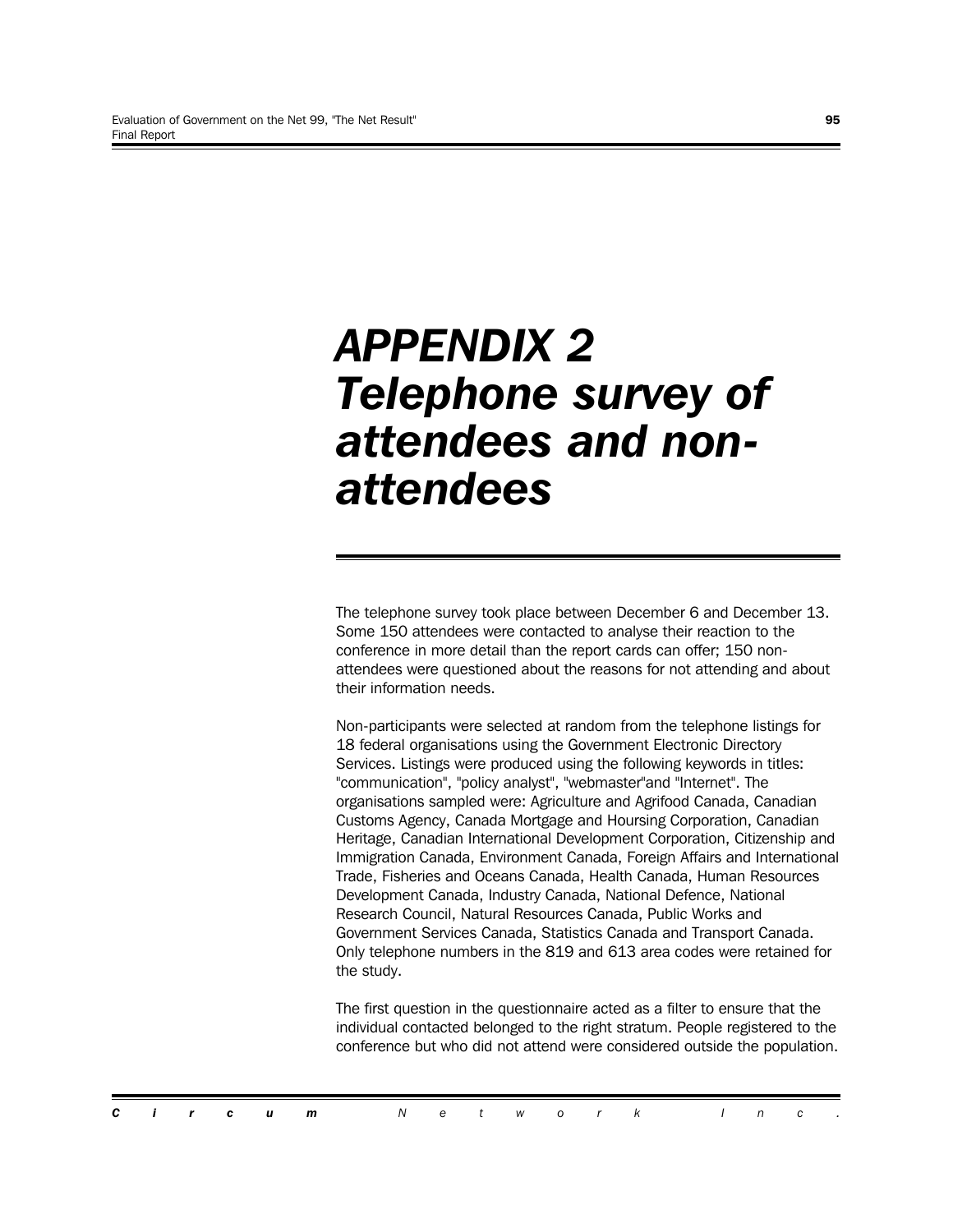# APPENDIX 2 Telephone survey of attendees and non-attendees

The telephone survey took place between December 6 and December 13. Some 150 attendees were contacted to analyse their reaction to the conference in more detail than the report cards can offer; 150 non-attendees were questioned about the reasons for not attending and about their information needs.

Non-participants were selected at random from the telephone listings for 18 federal organisations using the Government Electronic Directory Services. Listings were produced using the following keywords in titles: "communication", "policy analyst", "webmaster"and "Internet". The organisations sampled were: Agriculture and Agrifood Canada, Canadian Customs Agency, Canada Mortgage and Hoursing Corporation, Canadian Heritage, Canadian International Development Corporation, Citizenship and Immigration Canada, Environment Canada, Foreign Affairs and International Trade, Fisheries and Oceans Canada, Health Canada, Human Resources Development Canada, Industry Canada, National Defence, National Research Council, Natural Resources Canada, Public Works and Government Services Canada, Statistics Canada and Transport Canada. Only telephone numbers in the 819 and 613 area codes were retained for the study.

The first question in the questionnaire acted as a filter to ensure that the individual contacted belonged to the right stratum. People registered to the conference but who did not attend were considered outside the population.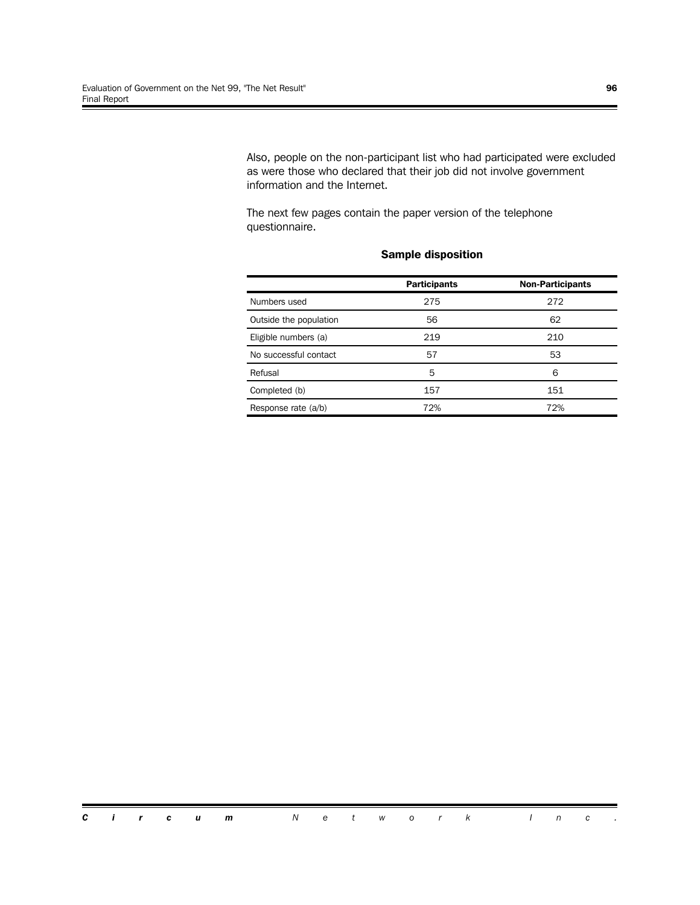Also, people on the non-participant list who had participated were excluded as were those who declared that their job did not involve government information and the Internet.

The next few pages contain the paper version of the telephone questionnaire.

**Sample disposition**

| | Participants | Non-Participants |
|---|---|---|
| Numbers used | 275 | 272 |
| Outside the population | 56 | 62 |
| Eligible numbers (a) | 219 | 210 |
| No successful contact | 57 | 53 |
| Refusal | 5 | 6 |
| Completed (b) | 157 | 151 |
| Response rate (a/b) | 72% | 72% |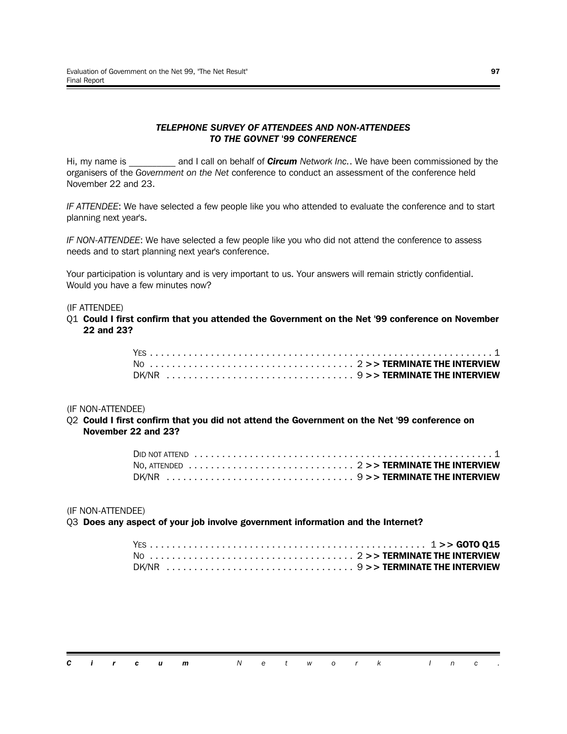### *TELEPHONE SURVEY OF ATTENDEES AND NON-ATTENDEES TO THE GOVNET '99 CONFERENCE*

Hi, my name is _________ and I call on behalf of ***Circum** Network Inc.*. We have been commissioned by the organisers of the *Government on the Net* conference to conduct an assessment of the conference held November 22 and 23.

*IF ATTENDEE*: We have selected a few people like you who attended to evaluate the conference and to start planning next year's.

*IF NON-ATTENDEE*: We have selected a few people like you who did not attend the conference to assess needs and to start planning next year's conference.

Your participation is voluntary and is very important to us. Your answers will remain strictly confidential. Would you have a few minutes now?

(IF ATTENDEE)

Q1 **Could I first confirm that you attended the Government on the Net '99 conference on November 22 and 23?**

YES . . . . . . . . . . . . . . . . . . . . . . . . . . . . . . . . . . . . . . . . . . . . . . . . . . . . . . . . . 1
NO . . . . . . . . . . . . . . . . . . . . . . . . . . . . . . . . . . 2 **>> TERMINATE THE INTERVIEW**
DK/NR . . . . . . . . . . . . . . . . . . . . . . . . . . . . . . . 9 **>> TERMINATE THE INTERVIEW**

(IF NON-ATTENDEE)

Q2 **Could I first confirm that you did not attend the Government on the Net '99 conference on November 22 and 23?**

DID NOT ATTEND . . . . . . . . . . . . . . . . . . . . . . . . . . . . . . . . . . . . . . . . . . . . . . . . . . 1
NO, ATTENDED . . . . . . . . . . . . . . . . . . . . . . . . . . . . 2 **>> TERMINATE THE INTERVIEW**
DK/NR . . . . . . . . . . . . . . . . . . . . . . . . . . . . . . . 9 **>> TERMINATE THE INTERVIEW**

(IF NON-ATTENDEE)

Q3 **Does any aspect of your job involve government information and the Internet?**

YES . . . . . . . . . . . . . . . . . . . . . . . . . . . . . . . . . . . . . . . . . . . . . 1 **>> GOTO Q15**
NO . . . . . . . . . . . . . . . . . . . . . . . . . . . . . . . . . . 2 **>> TERMINATE THE INTERVIEW**
DK/NR . . . . . . . . . . . . . . . . . . . . . . . . . . . . . . . 9 **>> TERMINATE THE INTERVIEW**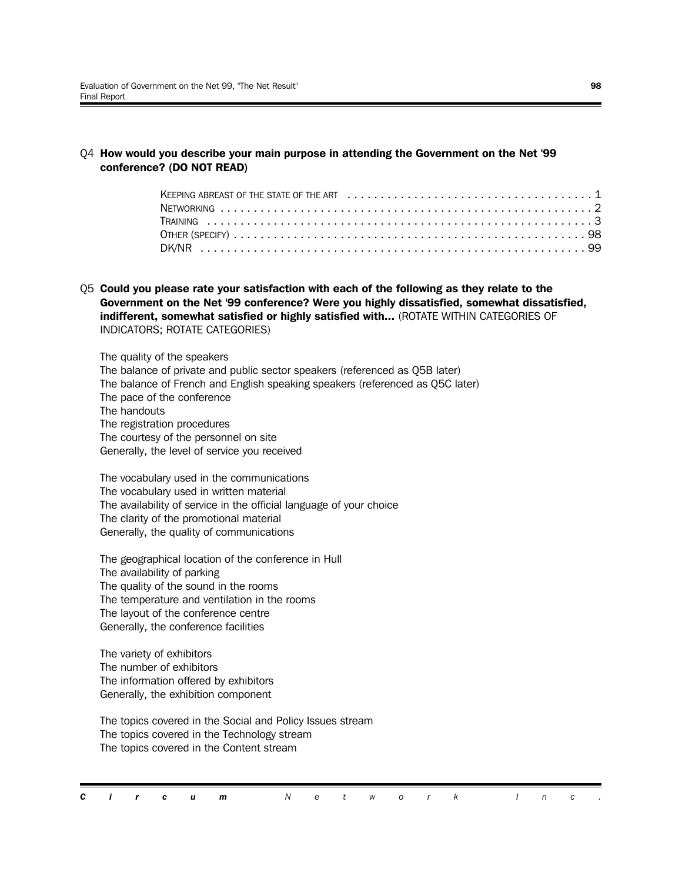Q4 **How would you describe your main purpose in attending the Government on the Net '99 conference? (DO NOT READ)**

| | |
|---|---|
| KEEPING ABREAST OF THE STATE OF THE ART | 1 |
| NETWORKING | 2 |
| TRAINING | 3 |
| OTHER (SPECIFY) | 98 |
| DK/NR | 99 |

Q5 **Could you please rate your satisfaction with each of the following as they relate to the Government on the Net '99 conference? Were you highly dissatisfied, somewhat dissatisfied, indifferent, somewhat satisfied or highly satisfied with...** (ROTATE WITHIN CATEGORIES OF INDICATORS; ROTATE CATEGORIES)

The quality of the speakers
The balance of private and public sector speakers (referenced as Q5B later)
The balance of French and English speaking speakers (referenced as Q5C later)
The pace of the conference
The handouts
The registration procedures
The courtesy of the personnel on site
Generally, the level of service you received

The vocabulary used in the communications
The vocabulary used in written material
The availability of service in the official language of your choice
The clarity of the promotional material
Generally, the quality of communications

The geographical location of the conference in Hull
The availability of parking
The quality of the sound in the rooms
The temperature and ventilation in the rooms
The layout of the conference centre
Generally, the conference facilities

The variety of exhibitors
The number of exhibitors
The information offered by exhibitors
Generally, the exhibition component

The topics covered in the Social and Policy Issues stream
The topics covered in the Technology stream
The topics covered in the Content stream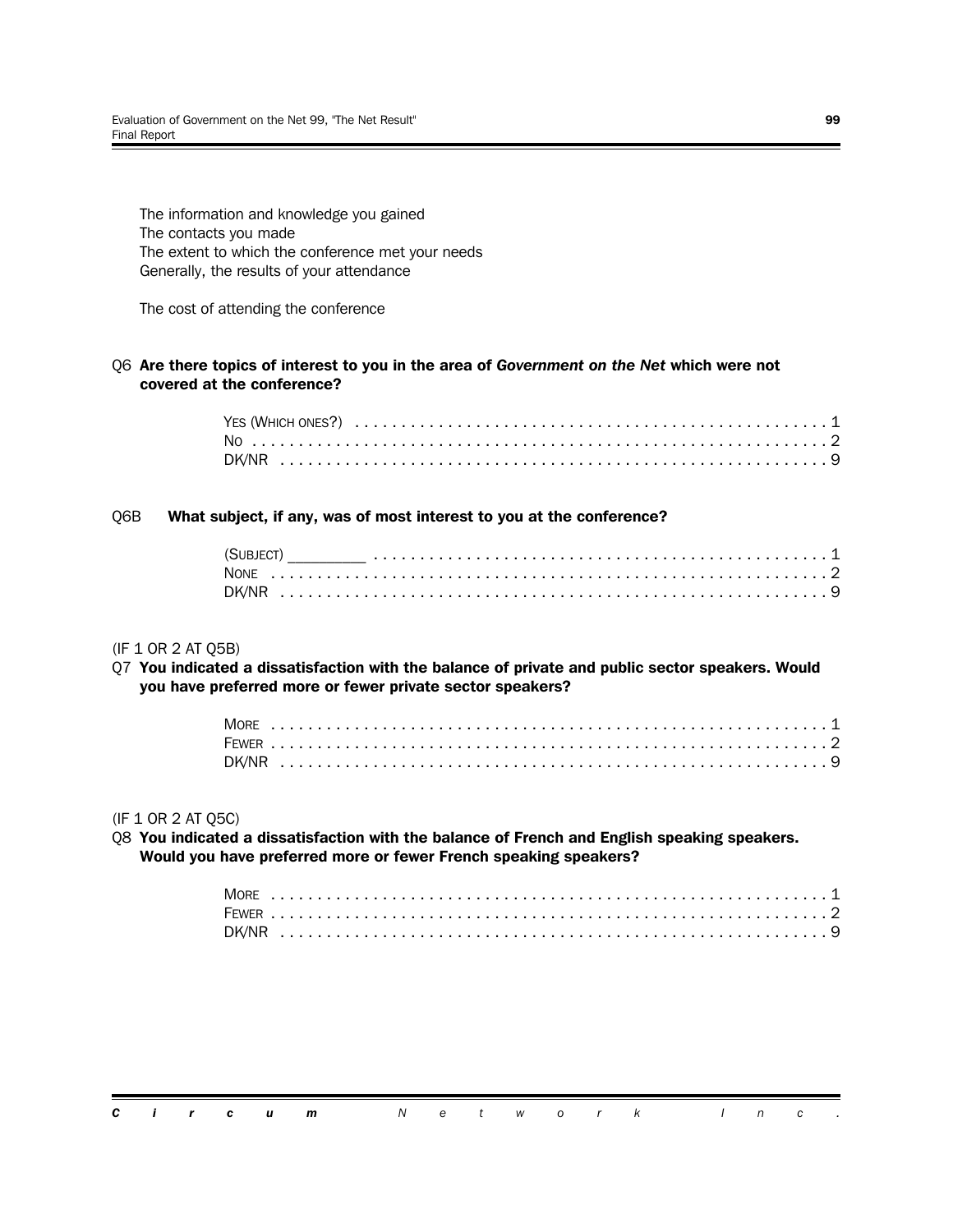The information and knowledge you gained
The contacts you made
The extent to which the conference met your needs
Generally, the results of your attendance

The cost of attending the conference

Q6 **Are there topics of interest to you in the area of *Government on the Net* which were not covered at the conference?**

YES (WHICH ONES?) . . . . . . . . . . . . . . . . . . . . . . . . . . . . . . . . . . . . . . . . . . . . . . . . . . 1
NO . . . . . . . . . . . . . . . . . . . . . . . . . . . . . . . . . . . . . . . . . . . . . . . . . . . . . . . . . . . . . . 2
DK/NR . . . . . . . . . . . . . . . . . . . . . . . . . . . . . . . . . . . . . . . . . . . . . . . . . . . . . . . . . . . 9

Q6B **What subject, if any, was of most interest to you at the conference?**

(SUBJECT) _________ . . . . . . . . . . . . . . . . . . . . . . . . . . . . . . . . . . . . . . . . . . . . . . . . . 1
NONE . . . . . . . . . . . . . . . . . . . . . . . . . . . . . . . . . . . . . . . . . . . . . . . . . . . . . . . . . . . . 2
DK/NR . . . . . . . . . . . . . . . . . . . . . . . . . . . . . . . . . . . . . . . . . . . . . . . . . . . . . . . . . . . 9

(IF 1 OR 2 AT Q5B)

Q7 **You indicated a dissatisfaction with the balance of private and public sector speakers. Would you have preferred more or fewer private sector speakers?**

MORE . . . . . . . . . . . . . . . . . . . . . . . . . . . . . . . . . . . . . . . . . . . . . . . . . . . . . . . . . . . 1
FEWER . . . . . . . . . . . . . . . . . . . . . . . . . . . . . . . . . . . . . . . . . . . . . . . . . . . . . . . . . . . 2
DK/NR . . . . . . . . . . . . . . . . . . . . . . . . . . . . . . . . . . . . . . . . . . . . . . . . . . . . . . . . . . . 9

(IF 1 OR 2 AT Q5C)

Q8 **You indicated a dissatisfaction with the balance of French and English speaking speakers. Would you have preferred more or fewer French speaking speakers?**

MORE . . . . . . . . . . . . . . . . . . . . . . . . . . . . . . . . . . . . . . . . . . . . . . . . . . . . . . . . . . . 1
FEWER . . . . . . . . . . . . . . . . . . . . . . . . . . . . . . . . . . . . . . . . . . . . . . . . . . . . . . . . . . . 2
DK/NR . . . . . . . . . . . . . . . . . . . . . . . . . . . . . . . . . . . . . . . . . . . . . . . . . . . . . . . . . . . 9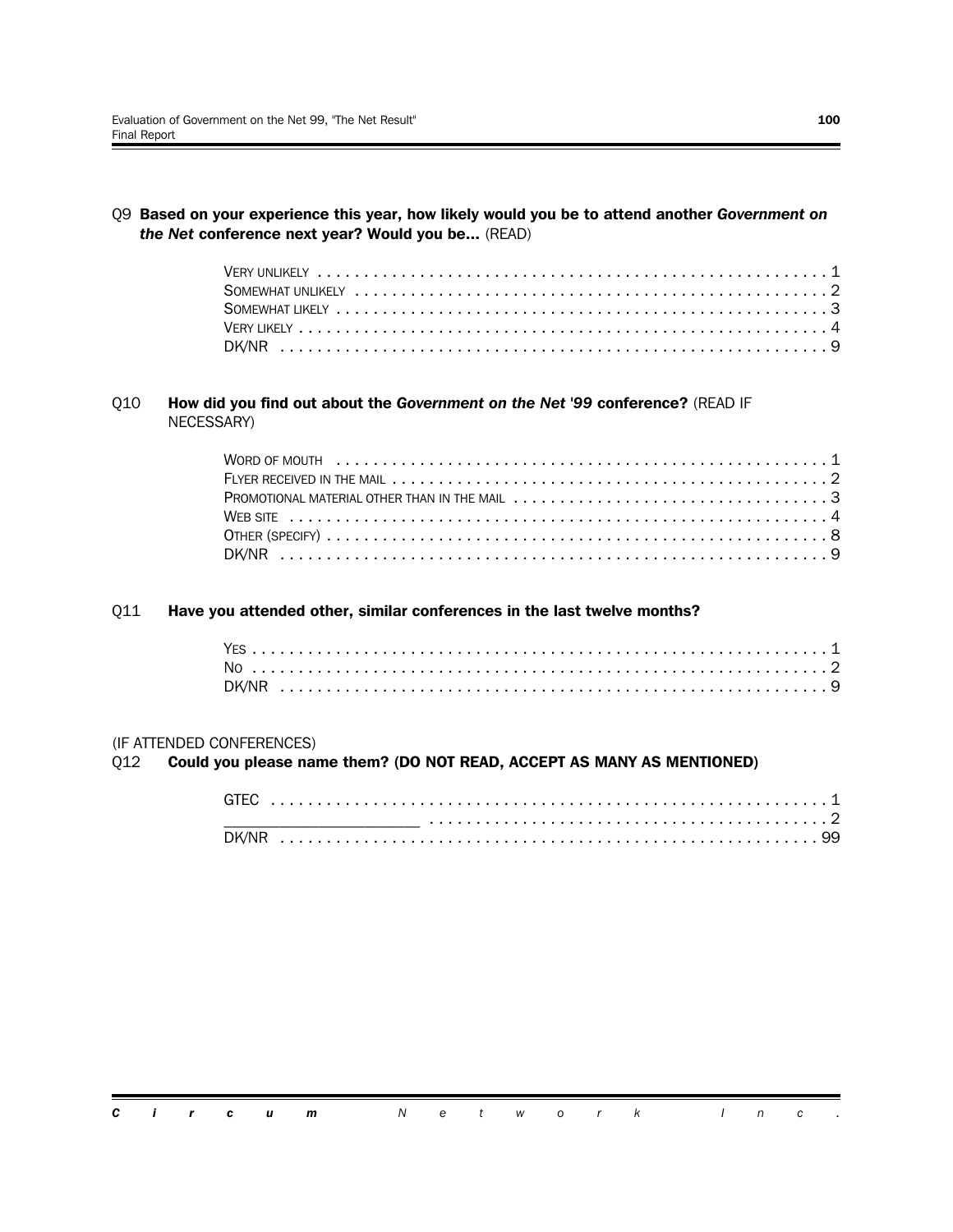Q9 **Based on your experience this year, how likely would you be to attend another *Government on the Net* conference next year? Would you be...** (READ)

VERY UNLIKELY . . . . . . . . . . . . . . . . . . . . . . . . . . . . . . . . . . . . . . . . . . . . . . . . . . . . . 1
SOMEWHAT UNLIKELY . . . . . . . . . . . . . . . . . . . . . . . . . . . . . . . . . . . . . . . . . . . . . . . . . 2
SOMEWHAT LIKELY . . . . . . . . . . . . . . . . . . . . . . . . . . . . . . . . . . . . . . . . . . . . . . . . . . . 3
VERY LIKELY . . . . . . . . . . . . . . . . . . . . . . . . . . . . . . . . . . . . . . . . . . . . . . . . . . . . . . . . 4
DK/NR . . . . . . . . . . . . . . . . . . . . . . . . . . . . . . . . . . . . . . . . . . . . . . . . . . . . . . . . . . . . 9

Q10 **How did you find out about the *Government on the Net '99* conference?** (READ IF NECESSARY)

WORD OF MOUTH . . . . . . . . . . . . . . . . . . . . . . . . . . . . . . . . . . . . . . . . . . . . . . . . . . . . 1
FLYER RECEIVED IN THE MAIL . . . . . . . . . . . . . . . . . . . . . . . . . . . . . . . . . . . . . . . . . . . . 2
PROMOTIONAL MATERIAL OTHER THAN IN THE MAIL . . . . . . . . . . . . . . . . . . . . . . . . . . . . . . . . 3
WEB SITE . . . . . . . . . . . . . . . . . . . . . . . . . . . . . . . . . . . . . . . . . . . . . . . . . . . . . . . . . . 4
OTHER (SPECIFY) . . . . . . . . . . . . . . . . . . . . . . . . . . . . . . . . . . . . . . . . . . . . . . . . . . . . . 8
DK/NR . . . . . . . . . . . . . . . . . . . . . . . . . . . . . . . . . . . . . . . . . . . . . . . . . . . . . . . . . . . . 9

Q11 **Have you attended other, similar conferences in the last twelve months?**

YES . . . . . . . . . . . . . . . . . . . . . . . . . . . . . . . . . . . . . . . . . . . . . . . . . . . . . . . . . . . . . 1
NO . . . . . . . . . . . . . . . . . . . . . . . . . . . . . . . . . . . . . . . . . . . . . . . . . . . . . . . . . . . . . . 2
DK/NR . . . . . . . . . . . . . . . . . . . . . . . . . . . . . . . . . . . . . . . . . . . . . . . . . . . . . . . . . . . . 9

(IF ATTENDED CONFERENCES)
Q12 **Could you please name them? (DO NOT READ, ACCEPT AS MANY AS MENTIONED)**

GTEC . . . . . . . . . . . . . . . . . . . . . . . . . . . . . . . . . . . . . . . . . . . . . . . . . . . . . . . . . . . . 1
______________________ . . . . . . . . . . . . . . . . . . . . . . . . . . . . . . . . . . . . . . . . . . 2
DK/NR . . . . . . . . . . . . . . . . . . . . . . . . . . . . . . . . . . . . . . . . . . . . . . . . . . . . . . . . . . . 99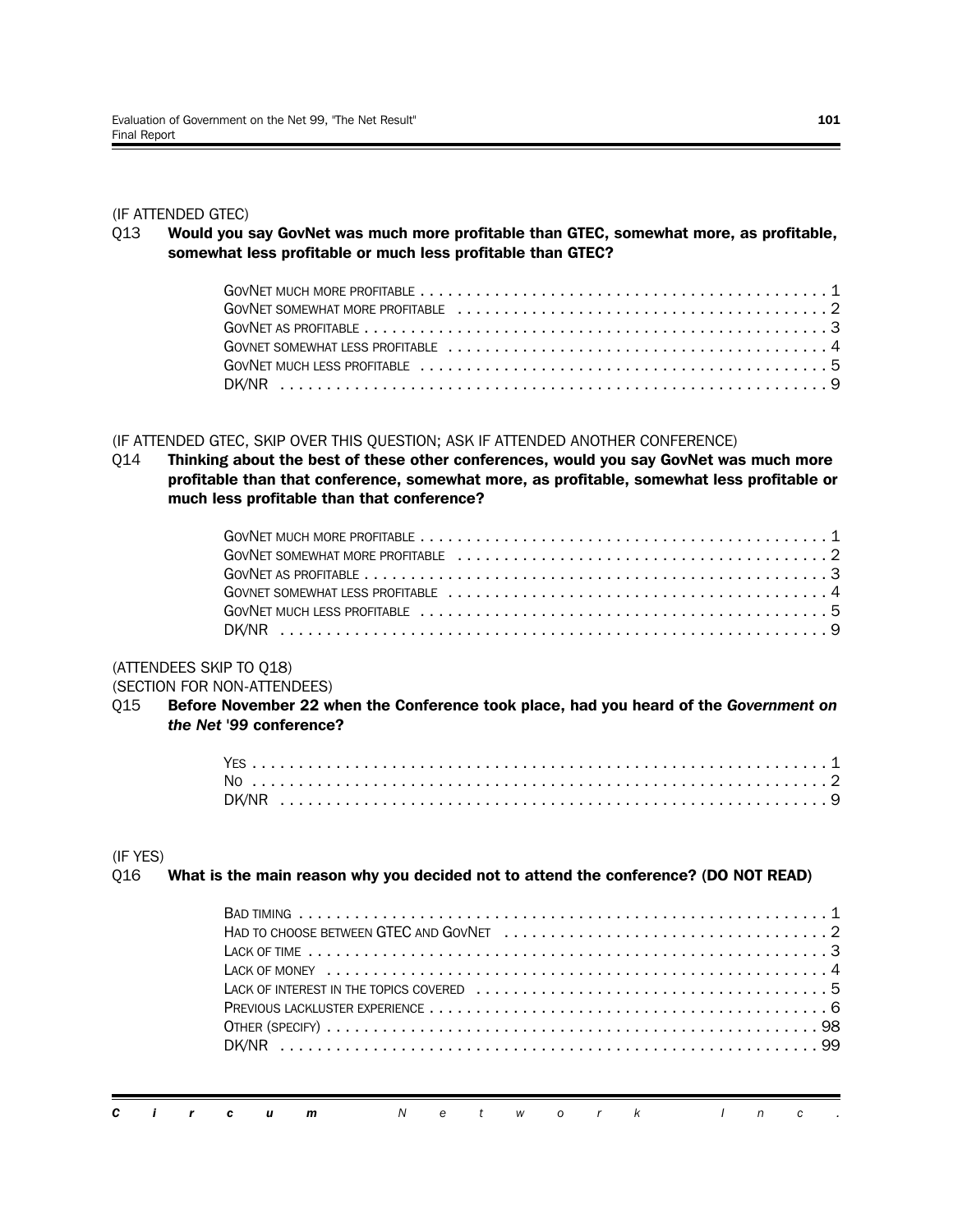(IF ATTENDED GTEC)

Q13 **Would you say GovNet was much more profitable than GTEC, somewhat more, as profitable, somewhat less profitable or much less profitable than GTEC?**

GovNet much more profitable . . . . . . . . . . . . . . . . . . . . . . . . . . . . . . . . . . . . . . . . . . . 1
GovNet somewhat more profitable . . . . . . . . . . . . . . . . . . . . . . . . . . . . . . . . . . . . . . . 2
GovNet as profitable . . . . . . . . . . . . . . . . . . . . . . . . . . . . . . . . . . . . . . . . . . . . . . . . . 3
GovNet somewhat less profitable . . . . . . . . . . . . . . . . . . . . . . . . . . . . . . . . . . . . . . . . 4
GovNet much less profitable . . . . . . . . . . . . . . . . . . . . . . . . . . . . . . . . . . . . . . . . . . . 5
DK/NR . . . . . . . . . . . . . . . . . . . . . . . . . . . . . . . . . . . . . . . . . . . . . . . . . . . . . . . . . . . 9

(IF ATTENDED GTEC, SKIP OVER THIS QUESTION; ASK IF ATTENDED ANOTHER CONFERENCE)

Q14 **Thinking about the best of these other conferences, would you say GovNet was much more profitable than that conference, somewhat more, as profitable, somewhat less profitable or much less profitable than that conference?**

GovNet much more profitable . . . . . . . . . . . . . . . . . . . . . . . . . . . . . . . . . . . . . . . . . . . 1
GovNet somewhat more profitable . . . . . . . . . . . . . . . . . . . . . . . . . . . . . . . . . . . . . . . 2
GovNet as profitable . . . . . . . . . . . . . . . . . . . . . . . . . . . . . . . . . . . . . . . . . . . . . . . . . 3
GovNet somewhat less profitable . . . . . . . . . . . . . . . . . . . . . . . . . . . . . . . . . . . . . . . . 4
GovNet much less profitable . . . . . . . . . . . . . . . . . . . . . . . . . . . . . . . . . . . . . . . . . . . 5
DK/NR . . . . . . . . . . . . . . . . . . . . . . . . . . . . . . . . . . . . . . . . . . . . . . . . . . . . . . . . . . . 9

(ATTENDEES SKIP TO Q18)

(SECTION FOR NON-ATTENDEES)

Q15 **Before November 22 when the Conference took place, had you heard of the *Government on the Net '99* conference?**

Yes . . . . . . . . . . . . . . . . . . . . . . . . . . . . . . . . . . . . . . . . . . . . . . . . . . . . . . . . . . . . 1
No . . . . . . . . . . . . . . . . . . . . . . . . . . . . . . . . . . . . . . . . . . . . . . . . . . . . . . . . . . . . . 2
DK/NR . . . . . . . . . . . . . . . . . . . . . . . . . . . . . . . . . . . . . . . . . . . . . . . . . . . . . . . . . . . 9

(IF YES)

Q16 **What is the main reason why you decided not to attend the conference? (DO NOT READ)**

Bad timing . . . . . . . . . . . . . . . . . . . . . . . . . . . . . . . . . . . . . . . . . . . . . . . . . . . . . . . . 1
Had to choose between GTEC and GovNet . . . . . . . . . . . . . . . . . . . . . . . . . . . . . . . . . 2
Lack of time . . . . . . . . . . . . . . . . . . . . . . . . . . . . . . . . . . . . . . . . . . . . . . . . . . . . . . . 3
Lack of money . . . . . . . . . . . . . . . . . . . . . . . . . . . . . . . . . . . . . . . . . . . . . . . . . . . . . 4
Lack of interest in the topics covered . . . . . . . . . . . . . . . . . . . . . . . . . . . . . . . . . . . . . 5
Previous lackluster experience . . . . . . . . . . . . . . . . . . . . . . . . . . . . . . . . . . . . . . . . . . 6
Other (specify) . . . . . . . . . . . . . . . . . . . . . . . . . . . . . . . . . . . . . . . . . . . . . . . . . . . . . 98
DK/NR . . . . . . . . . . . . . . . . . . . . . . . . . . . . . . . . . . . . . . . . . . . . . . . . . . . . . . . . . . . 99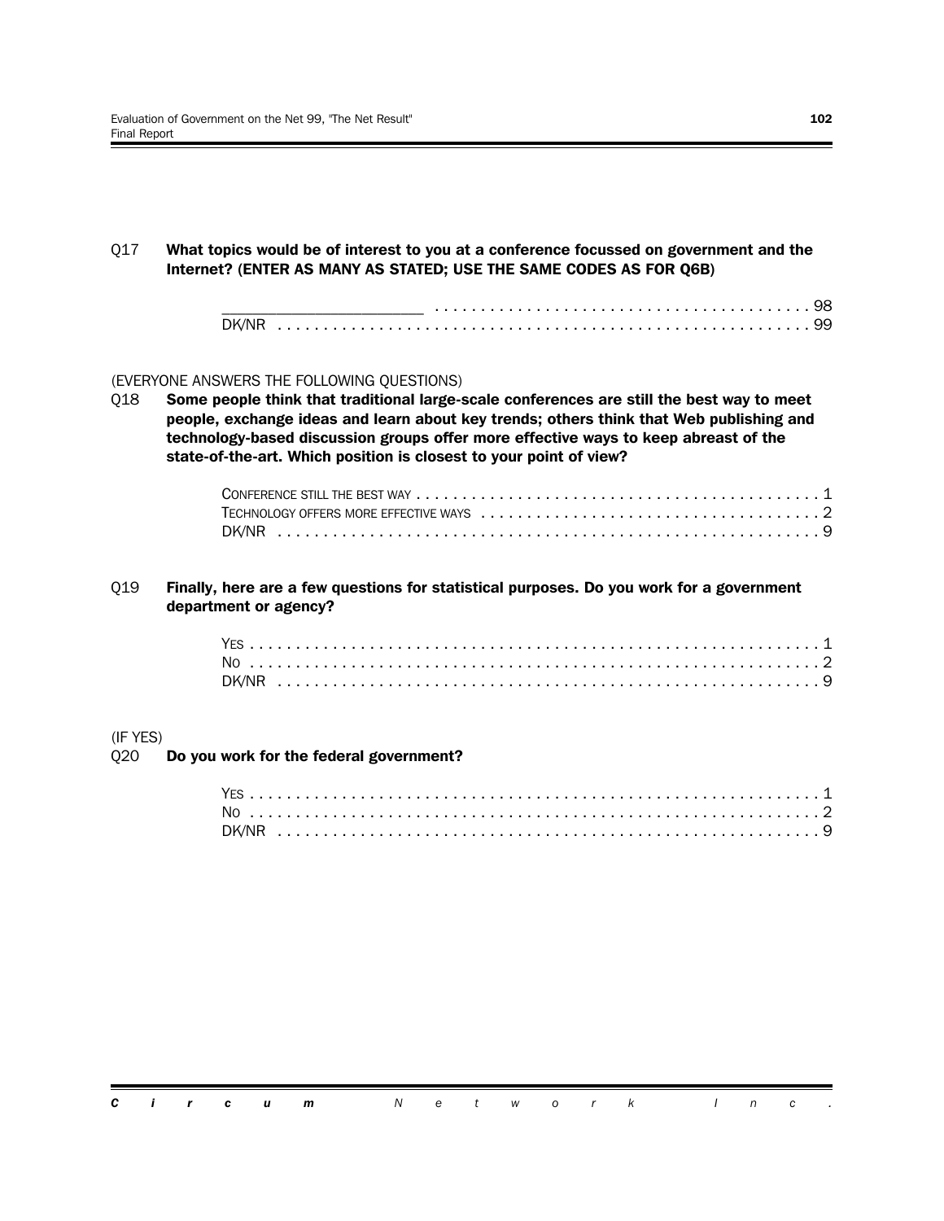Q17 **What topics would be of interest to you at a conference focussed on government and the Internet? (ENTER AS MANY AS STATED; USE THE SAME CODES AS FOR Q6B)**

______________________ . . . . . . . . . . . . . . . . . . . . . . . . . . . . . . . . . . . . . . . . 98
DK/NR . . . . . . . . . . . . . . . . . . . . . . . . . . . . . . . . . . . . . . . . . . . . . . . . . . . . . . . . . . 99

(EVERYONE ANSWERS THE FOLLOWING QUESTIONS)

Q18 **Some people think that traditional large-scale conferences are still the best way to meet people, exchange ideas and learn about key trends; others think that Web publishing and technology-based discussion groups offer more effective ways to keep abreast of the state-of-the-art. Which position is closest to your point of view?**

CONFERENCE STILL THE BEST WAY . . . . . . . . . . . . . . . . . . . . . . . . . . . . . . . . . . . . . . . . . . . 1
TECHNOLOGY OFFERS MORE EFFECTIVE WAYS . . . . . . . . . . . . . . . . . . . . . . . . . . . . . . . . . . . . 2
DK/NR . . . . . . . . . . . . . . . . . . . . . . . . . . . . . . . . . . . . . . . . . . . . . . . . . . . . . . . . . . . 9

Q19 **Finally, here are a few questions for statistical purposes. Do you work for a government department or agency?**

YES . . . . . . . . . . . . . . . . . . . . . . . . . . . . . . . . . . . . . . . . . . . . . . . . . . . . . . . . . . . . 1
NO . . . . . . . . . . . . . . . . . . . . . . . . . . . . . . . . . . . . . . . . . . . . . . . . . . . . . . . . . . . . . 2
DK/NR . . . . . . . . . . . . . . . . . . . . . . . . . . . . . . . . . . . . . . . . . . . . . . . . . . . . . . . . . . . 9

(IF YES)

Q20 **Do you work for the federal government?**

YES . . . . . . . . . . . . . . . . . . . . . . . . . . . . . . . . . . . . . . . . . . . . . . . . . . . . . . . . . . . . 1
NO . . . . . . . . . . . . . . . . . . . . . . . . . . . . . . . . . . . . . . . . . . . . . . . . . . . . . . . . . . . . . 2
DK/NR . . . . . . . . . . . . . . . . . . . . . . . . . . . . . . . . . . . . . . . . . . . . . . . . . . . . . . . . . . . 9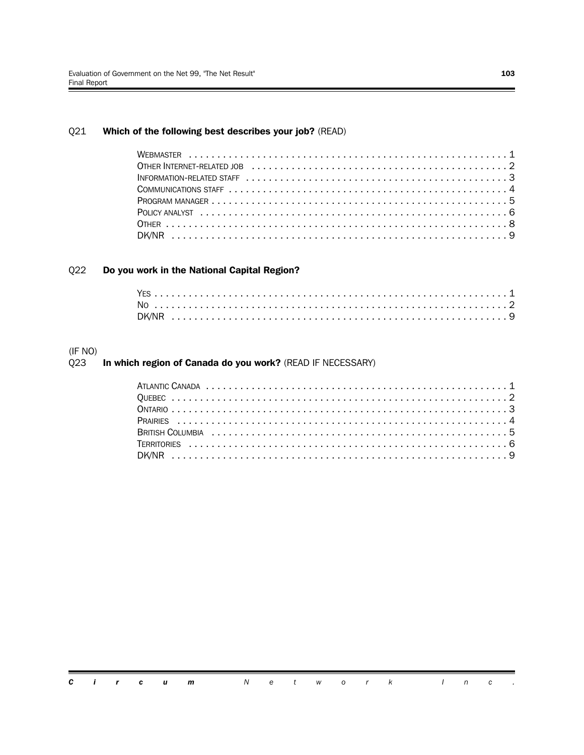Q21 **Which of the following best describes your job?** (READ)

- WEBMASTER . . . . . 1
- OTHER INTERNET-RELATED JOB . . . . . 2
- INFORMATION-RELATED STAFF . . . . . 3
- COMMUNICATIONS STAFF . . . . . 4
- PROGRAM MANAGER . . . . . 5
- POLICY ANALYST . . . . . 6
- OTHER . . . . . 8
- DK/NR . . . . . 9

Q22 **Do you work in the National Capital Region?**

- YES . . . . . 1
- NO . . . . . 2
- DK/NR . . . . . 9

(IF NO)
Q23 **In which region of Canada do you work?** (READ IF NECESSARY)

- ATLANTIC CANADA . . . . . 1
- QUEBEC . . . . . 2
- ONTARIO . . . . . 3
- PRAIRIES . . . . . 4
- BRITISH COLUMBIA . . . . . 5
- TERRITORIES . . . . . 6
- DK/NR . . . . . 9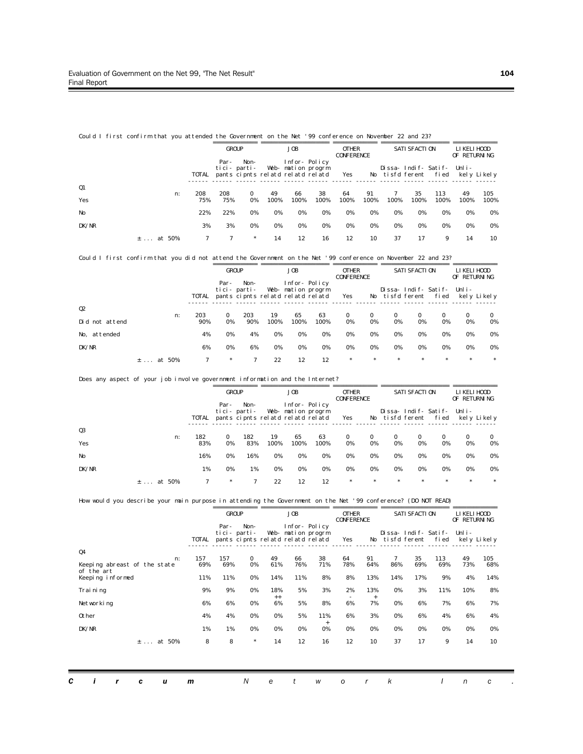Could I first confirm that you attended the Government on the Net '99 conference on November 22 and 23?

| | | GROUP | | JOB | | | OTHER CONFERENCE | | SATISFACTION | | | LIKELIHOOD OF RETURNING | |
|---|---|---|---|---|---|---|---|---|---|---|---|---|---|
| | TOTAL | Par-tici-pants | Non-parti-cipnts | Web-relatd | Infor-mation relatd | Policy progrm relatd | Yes | No | Dissa-tisfd | Indif-ferent | Satif-fied | Unli-kely | Likely |
| Q1 n: | 208 | 208 | 0 | 49 | 66 | 38 | 64 | 91 | 7 | 35 | 113 | 49 | 105 |
| Yes | 75% | 75% | 0% | 100% | 100% | 100% | 100% | 100% | 100% | 100% | 100% | 100% | 100% |
| No | 22% | 22% | 0% | 0% | 0% | 0% | 0% | 0% | 0% | 0% | 0% | 0% | 0% |
| DK/NR | 3% | 3% | 0% | 0% | 0% | 0% | 0% | 0% | 0% | 0% | 0% | 0% | 0% |
| ± ... at 50% | 7 | 7 | * | 14 | 12 | 16 | 12 | 10 | 37 | 17 | 9 | 14 | 10 |

Could I first confirm that you did not attend the Government on the Net '99 conference on November 22 and 23?

| | | GROUP | | JOB | | | OTHER CONFERENCE | | SATISFACTION | | | LIKELIHOOD OF RETURNING | |
|---|---|---|---|---|---|---|---|---|---|---|---|---|---|
| | TOTAL | Par-tici-pants | Non-parti-cipnts | Web-relatd | Infor-mation relatd | Policy progrm relatd | Yes | No | Dissa-tisfd | Indif-ferent | Satif-fied | Unli-kely | Likely |
| Q2 n: | 203 | 0 | 203 | 19 | 65 | 63 | 0 | 0 | 0 | 0 | 0 | 0 | 0 |
| Did not attend | 90% | 0% | 90% | 100% | 100% | 100% | 0% | 0% | 0% | 0% | 0% | 0% | 0% |
| No, attended | 4% | 0% | 4% | 0% | 0% | 0% | 0% | 0% | 0% | 0% | 0% | 0% | 0% |
| DK/NR | 6% | 0% | 6% | 0% | 0% | 0% | 0% | 0% | 0% | 0% | 0% | 0% | 0% |
| ± ... at 50% | 7 | * | 7 | 22 | 12 | 12 | * | * | * | * | * | * | * |

Does any aspect of your job involve government information and the Internet?

| | | GROUP | | JOB | | | OTHER CONFERENCE | | SATISFACTION | | | LIKELIHOOD OF RETURNING | |
|---|---|---|---|---|---|---|---|---|---|---|---|---|---|
| | TOTAL | Par-tici-pants | Non-parti-cipnts | Web-relatd | Infor-mation relatd | Policy progrm relatd | Yes | No | Dissa-tisfd | Indif-ferent | Satif-fied | Unli-kely | Likely |
| Q3 n: | 182 | 0 | 182 | 19 | 65 | 63 | 0 | 0 | 0 | 0 | 0 | 0 | 0 |
| Yes | 83% | 0% | 83% | 100% | 100% | 100% | 0% | 0% | 0% | 0% | 0% | 0% | 0% |
| No | 16% | 0% | 16% | 0% | 0% | 0% | 0% | 0% | 0% | 0% | 0% | 0% | 0% |
| DK/NR | 1% | 0% | 1% | 0% | 0% | 0% | 0% | 0% | 0% | 0% | 0% | 0% | 0% |
| ± ... at 50% | 7 | * | 7 | 22 | 12 | 12 | * | * | * | * | * | * | * |

How would you describe your main purpose in attending the Government on the Net '99 conference? (DO NOT READ)

| | | GROUP | | JOB | | | OTHER CONFERENCE | | SATISFACTION | | | LIKELIHOOD OF RETURNING | |
|---|---|---|---|---|---|---|---|---|---|---|---|---|---|
| | TOTAL | Par-tici-pants | Non-parti-cipnts | Web-relatd | Infor-mation relatd | Policy progrm relatd | Yes | No | Dissa-tisfd | Indif-ferent | Satif-fied | Unli-kely | Likely |
| Q4 n: | 157 | 157 | 0 | 49 | 66 | 38 | 64 | 91 | 7 | 35 | 113 | 49 | 105 |
| Keeping abreast of the state of the art | 69% | 69% | 0% | 61% | 76% | 71% | 78% | 64% | 86% | 69% | 69% | 73% | 68% |
| Keeping informed | 11% | 11% | 0% | 14% | 11% | 8% | 8% | 13% | 14% | 17% | 9% | 4% | 14% |
| Training | 9% | 9% | 0% | 18% ++ | 5% | 3% | 2% - | 13% + | 0% | 3% | 11% | 10% | 8% |
| Networking | 6% | 6% | 0% | 6% | 5% | 8% | 6% | 7% | 0% | 6% | 7% | 6% | 7% |
| Other | 4% | 4% | 0% | 0% | 5% | 11% + | 6% | 3% | 0% | 6% | 4% | 6% | 4% |
| DK/NR | 1% | 1% | 0% | 0% | 0% | 0% | 0% | 0% | 0% | 0% | 0% | 0% | 0% |
| ± ... at 50% | 8 | 8 | * | 14 | 12 | 16 | 12 | 10 | 37 | 17 | 9 | 14 | 10 |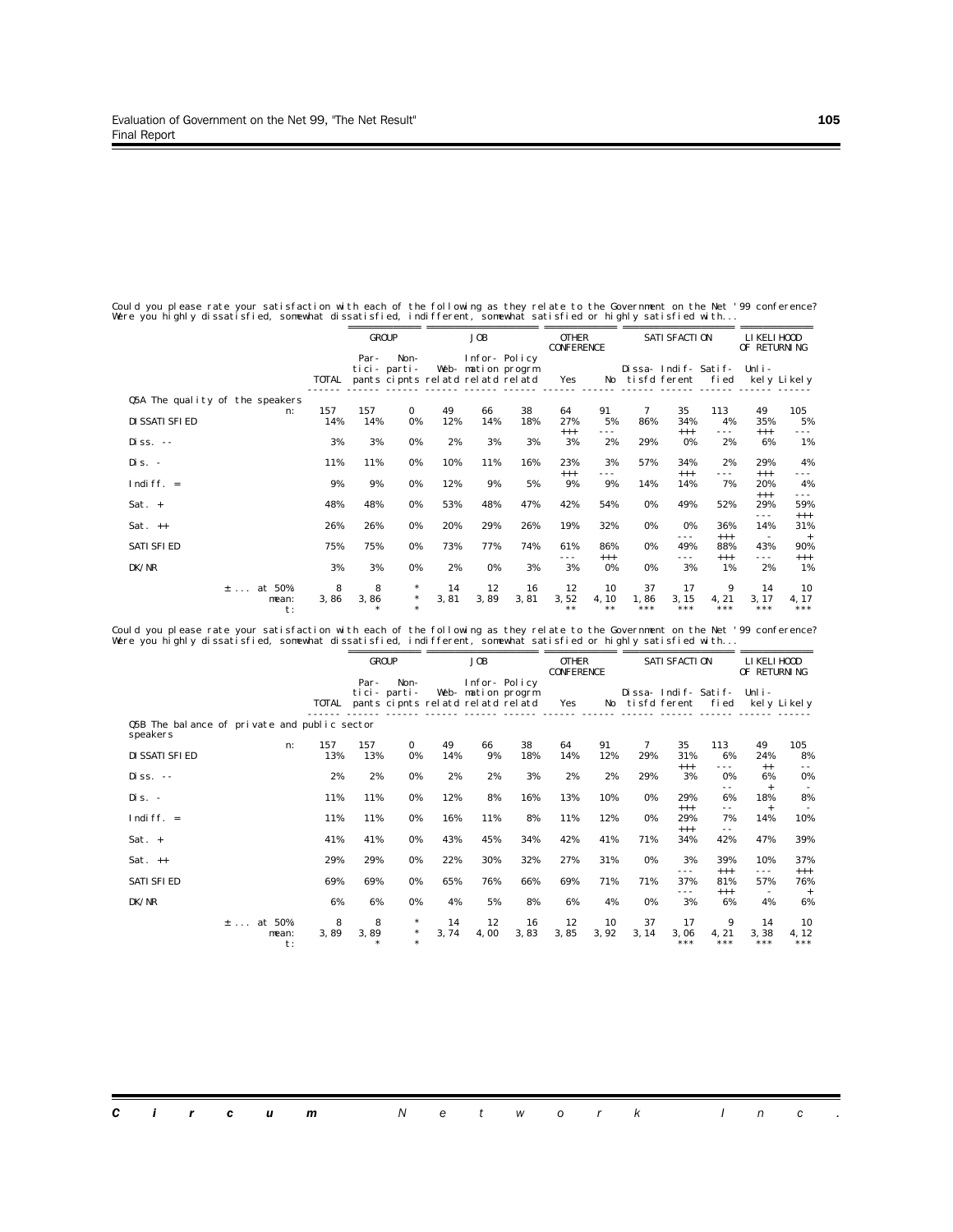Could you please rate your satisfaction with each of the following as they relate to the Government on the Net '99 conference? Were you highly dissatisfied, somewhat dissatisfied, indifferent, somewhat satisfied or highly satisfied with...

| | | GROUP | | JOB | | | OTHER CONFERENCE | | SATISFACTION | | | LIKELIHOOD OF RETURNING | |
|---|---|---|---|---|---|---|---|---|---|---|---|---|---|
| | TOTAL | Par-ticipants | Non-participants | Web-relatd | Infor-mation relatd | Policy progrm relatd | Yes | No | Dissatisfd | Indifferent | Satisfied | Unlikely | Likely |
| **Q5A The quality of the speakers** | | | | | | | | | | | | | |
| n: | 157 | 157 | 0 | 49 | 66 | 38 | 64 | 91 | 7 | 35 | 113 | 49 | 105 |
| DISSATISFIED | 14% | 14% | 0% | 12% | 14% | 18% | 27% +++ | 5% --- | 86% | 34% +++ | 4% --- | 35% +++ | 5% --- |
| Diss. -- | 3% | 3% | 0% | 2% | 3% | 3% | 3% | 2% | 29% | 0% | 2% | 6% | 1% |
| Dis. - | 11% | 11% | 0% | 10% | 11% | 16% | 23% +++ | 3% --- | 57% | 34% +++ | 2% --- | 29% +++ | 4% --- |
| Indiff. = | 9% | 9% | 0% | 12% | 9% | 5% | 9% | 9% | 14% | 14% | 7% | 20% +++ | 4% --- |
| Sat. + | 48% | 48% | 0% | 53% | 48% | 47% | 42% | 54% | 0% | 49% | 52% | 29% --- | 59% +++ |
| Sat. ++ | 26% | 26% | 0% | 20% | 29% | 26% | 19% | 32% | 0% | 0% --- | 36% +++ | 14% - | 31% + |
| SATISFIED | 75% | 75% | 0% | 73% | 77% | 74% | 61% --- | 86% +++ | 0% | 49% --- | 88% +++ | 43% --- | 90% +++ |
| DK/NR | 3% | 3% | 0% | 2% | 0% | 3% | 3% | 0% | 0% | 3% | 1% | 2% | 1% |
| ± ... at 50% | 8 | 8 | * | 14 | 12 | 16 | 12 | 10 | 37 | 17 | 9 | 14 | 10 |
| mean: | 3,86 | 3,86 | * | 3,81 | 3,89 | 3,81 | 3,52 | 4,10 | 1,86 | 3,15 | 4,21 | 3,17 | 4,17 |
| t: | | * | * | | | | ** | ** | *** | *** | *** | *** | *** |

Could you please rate your satisfaction with each of the following as they relate to the Government on the Net '99 conference? Were you highly dissatisfied, somewhat dissatisfied, indifferent, somewhat satisfied or highly satisfied with...

| | | GROUP | | JOB | | | OTHER CONFERENCE | | SATISFACTION | | | LIKELIHOOD OF RETURNING | |
|---|---|---|---|---|---|---|---|---|---|---|---|---|---|
| | TOTAL | Par-ticipants | Non-participants | Web-relatd | Infor-mation relatd | Policy progrm relatd | Yes | No | Dissatisfd | Indifferent | Satisfied | Unlikely | Likely |
| **Q5B The balance of private and public sector speakers** | | | | | | | | | | | | | |
| n: | 157 | 157 | 0 | 49 | 66 | 38 | 64 | 91 | 7 | 35 | 113 | 49 | 105 |
| DISSATISFIED | 13% | 13% | 0% | 14% | 9% | 18% | 14% | 12% | 29% | 31% +++ | 6% --- | 24% ++ | 8% -- |
| Diss. -- | 2% | 2% | 0% | 2% | 2% | 3% | 2% | 2% | 29% | 3% | 0% -- | 6% + | 0% - |
| Dis. - | 11% | 11% | 0% | 12% | 8% | 16% | 13% | 10% | 0% | 29% +++ | 6% -- | 18% + | 8% - |
| Indiff. = | 11% | 11% | 0% | 16% | 11% | 8% | 11% | 12% | 0% | 29% +++ | 7% -- | 14% | 10% |
| Sat. + | 41% | 41% | 0% | 43% | 45% | 34% | 42% | 41% | 71% | 34% | 42% | 47% | 39% |
| Sat. ++ | 29% | 29% | 0% | 22% | 30% | 32% | 27% | 31% | 0% | 3% --- | 39% +++ | 10% --- | 37% +++ |
| SATISFIED | 69% | 69% | 0% | 65% | 76% | 66% | 69% | 71% | 71% | 37% --- | 81% +++ | 57% - | 76% + |
| DK/NR | 6% | 6% | 0% | 4% | 5% | 8% | 6% | 4% | 0% | 3% | 6% | 4% | 6% |
| ± ... at 50% | 8 | 8 | * | 14 | 12 | 16 | 12 | 10 | 37 | 17 | 9 | 14 | 10 |
| mean: | 3,89 | 3,89 | * | 3,74 | 4,00 | 3,83 | 3,85 | 3,92 | 3,14 | 3,06 | 4,21 | 3,38 | 4,12 |
| t: | | * | * | | | | | | | *** | *** | *** | *** |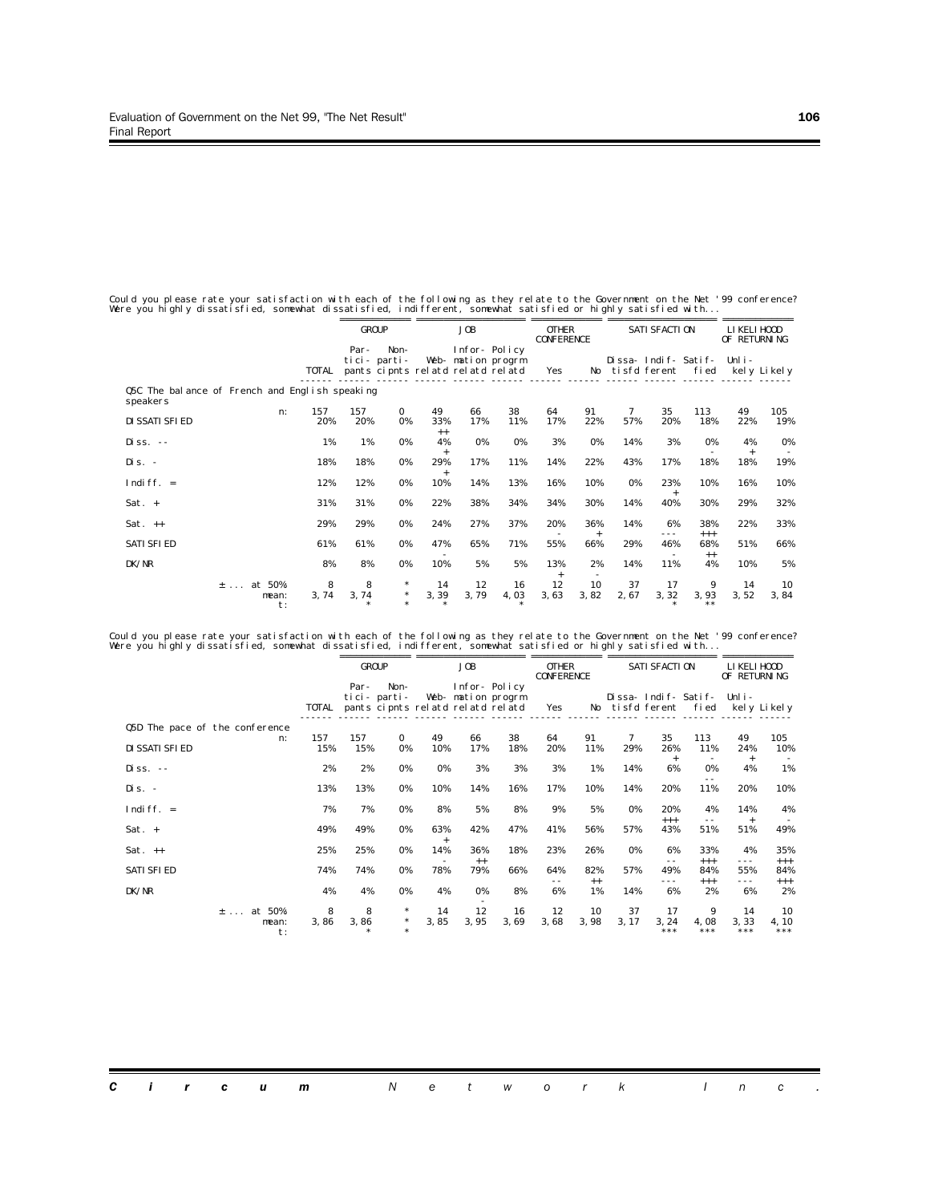Could you please rate your satisfaction with each of the following as they relate to the Government on the Net '99 conference?
Were you highly dissatisfied, somewhat dissatisfied, indifferent, somewhat satisfied or highly satisfied with...

| | | GROUP | | JOB | | | OTHER CONFERENCE | | SATISFACTION | | | LIKELIHOOD OF RETURNING | |
|---|---|---|---|---|---|---|---|---|---|---|---|---|---|
| | TOTAL | Par-tici-pants | Non-parti-cipnts | Web-relatd | Infor-mation relatd | Policy progrm relatd | Yes | No | Dissa-tisfd | Indif-ferent | Satif-fied | Unli-kely | Likely |
| **Q5C The balance of French and English speaking speakers** | | | | | | | | | | | | | |
| n: | 157 | 157 | 0 | 49 | 66 | 38 | 64 | 91 | 7 | 35 | 113 | 49 | 105 |
| DISSATISFIED | 20% | 20% | 0% | 33% ++ | 17% | 11% | 17% | 22% | 57% | 20% | 18% | 22% | 19% |
| Diss. -- | 1% | 1% | 0% | 4% + | 0% | 0% | 3% | 0% | 14% | 3% | 0% - | 4% + | 0% - |
| Dis. - | 18% | 18% | 0% | 29% + | 17% | 11% | 14% | 22% | 43% | 17% | 18% | 18% | 19% |
| Indiff. = | 12% | 12% | 0% | 10% | 14% | 13% | 16% | 10% | 0% | 23% + | 10% | 16% | 10% |
| Sat. + | 31% | 31% | 0% | 22% | 38% | 34% | 34% | 30% | 14% | 40% | 30% | 29% | 32% |
| Sat. ++ | 29% | 29% | 0% | 24% | 27% | 37% | 20% - | 36% + | 14% | 6% --- | 38% +++ | 22% | 33% |
| SATISFIED | 61% | 61% | 0% | 47% - | 65% | 71% | 55% | 66% | 29% | 46% - | 68% ++ | 51% | 66% |
| DK/NR | 8% | 8% | 0% | 10% | 5% | 5% | 13% + | 2% - | 14% | 11% | 4% | 10% | 5% |
| ± ... at 50% | 8 | 8 | * | 14 | 12 | 16 | 12 | 10 | 37 | 17 | 9 | 14 | 10 |
| mean: | 3,74 | 3,74 | * | 3,39 | 3,79 | 4,03 | 3,63 | 3,82 | 2,67 | 3,32 | 3,93 | 3,52 | 3,84 |
| t: | | * | * | * | | * | | | | * | ** | | |

Could you please rate your satisfaction with each of the following as they relate to the Government on the Net '99 conference?
Were you highly dissatisfied, somewhat dissatisfied, indifferent, somewhat satisfied or highly satisfied with...

| | | GROUP | | JOB | | | OTHER CONFERENCE | | SATISFACTION | | | LIKELIHOOD OF RETURNING | |
|---|---|---|---|---|---|---|---|---|---|---|---|---|---|
| | TOTAL | Par-tici-pants | Non-parti-cipnts | Web-relatd | Infor-mation relatd | Policy progrm relatd | Yes | No | Dissa-tisfd | Indif-ferent | Satif-fied | Unli-kely | Likely |
| **Q5D The pace of the conference** | | | | | | | | | | | | | |
| n: | 157 | 157 | 0 | 49 | 66 | 38 | 64 | 91 | 7 | 35 | 113 | 49 | 105 |
| DISSATISFIED | 15% | 15% | 0% | 10% | 17% | 18% | 20% | 11% | 29% | 26% + | 11% - | 24% + | 10% - |
| Diss. -- | 2% | 2% | 0% | 0% | 3% | 3% | 3% | 1% | 14% | 6% | 0% -- | 4% | 1% |
| Dis. - | 13% | 13% | 0% | 10% | 14% | 16% | 17% | 10% | 14% | 20% | 11% | 20% | 10% |
| Indiff. = | 7% | 7% | 0% | 8% | 5% | 8% | 9% | 5% | 0% | 20% +++ | 4% -- | 14% + | 4% - |
| Sat. + | 49% | 49% | 0% | 63% + | 42% | 47% | 41% | 56% | 57% | 43% | 51% | 51% | 49% |
| Sat. ++ | 25% | 25% | 0% | 14% - | 36% ++ | 18% | 23% | 26% | 0% | 6% -- | 33% +++ | 4% --- | 35% +++ |
| SATISFIED | 74% | 74% | 0% | 78% | 79% | 66% | 64% -- | 82% ++ | 57% | 49% --- | 84% +++ | 55% --- | 84% +++ |
| DK/NR | 4% | 4% | 0% | 4% | 0% - | 8% | 6% | 1% | 14% | 6% | 2% | 6% | 2% |
| ± ... at 50% | 8 | 8 | * | 14 | 12 | 16 | 12 | 10 | 37 | 17 | 9 | 14 | 10 |
| mean: | 3,86 | 3,86 | * | 3,85 | 3,95 | 3,69 | 3,68 | 3,98 | 3,17 | 3,24 | 4,08 | 3,33 | 4,10 |
| t: | | * | * | | | | | | | *** | *** | *** | *** |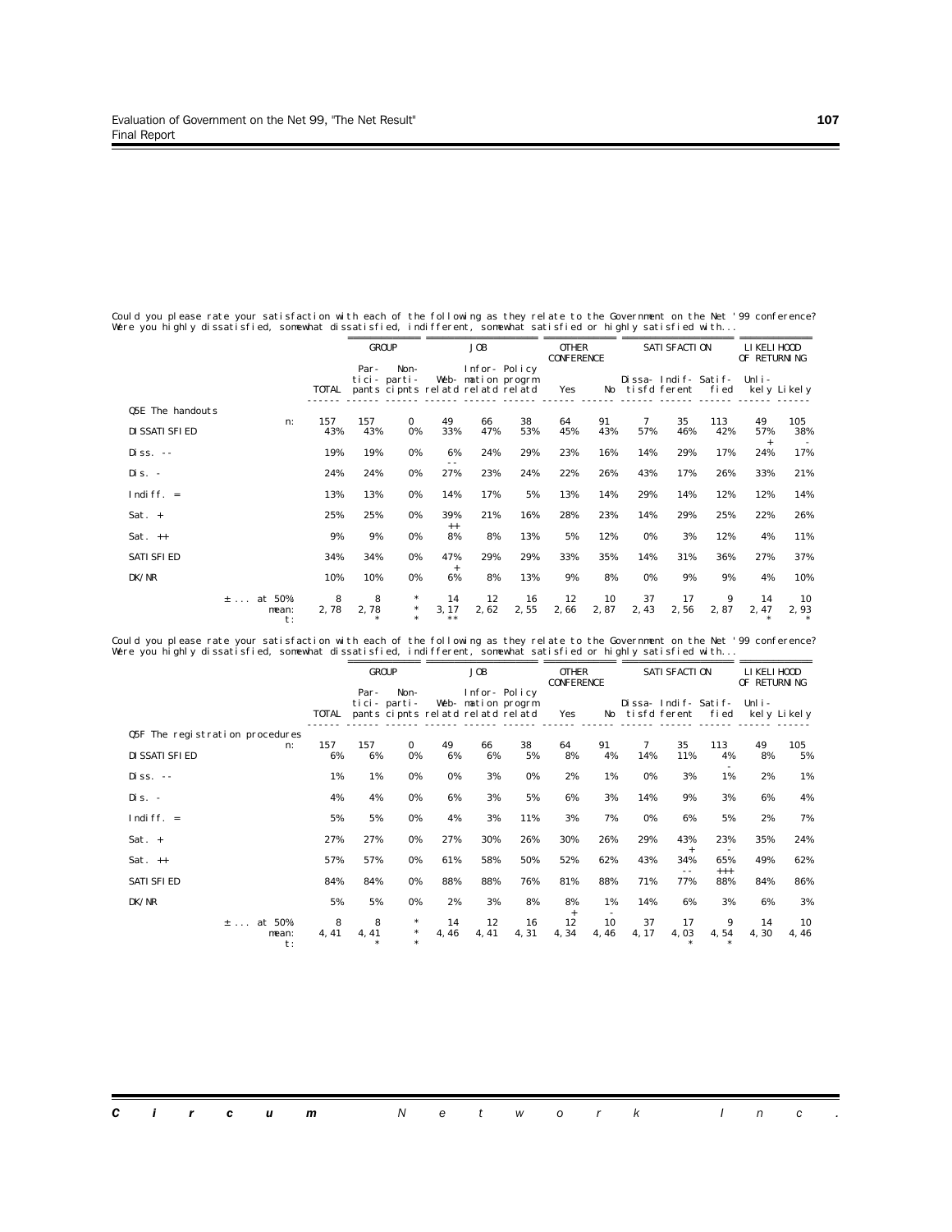Could you please rate your satisfaction with each of the following as they relate to the Government on the Net '99 conference? Were you highly dissatisfied, somewhat dissatisfied, indifferent, somewhat satisfied or highly satisfied with...

| | | GROUP | | JOB | | | OTHER CONFERENCE | | SATISFACTION | | | LIKELIHOOD OF RETURNING | |
|---|---|---|---|---|---|---|---|---|---|---|---|---|---|
| | TOTAL | Par-tici-pants | Non-parti-cipnts | Web-relatd | Infor-mation relatd | Policy progrm relatd | Yes | No | Dissa-tisfd | Indif-ferent | Satif-fied | Unli-kely | Likely |
| **Q5E The handouts** n: | 157 | 157 | 0 | 49 | 66 | 38 | 64 | 91 | 7 | 35 | 113 | 49 | 105 |
| DISSATISFIED | 43% | 43% | 0% | 33% | 47% | 53% | 45% | 43% | 57% | 46% | 42% | 57% + | 38% - |
| Diss. -- | 19% | 19% | 0% | 6% -- | 24% | 29% | 23% | 16% | 14% | 29% | 17% | 24% | 17% |
| Dis. - | 24% | 24% | 0% | 27% | 23% | 24% | 22% | 26% | 43% | 17% | 26% | 33% | 21% |
| Indiff. = | 13% | 13% | 0% | 14% | 17% | 5% | 13% | 14% | 29% | 14% | 12% | 12% | 14% |
| Sat. + | 25% | 25% | 0% | 39% ++ | 21% | 16% | 28% | 23% | 14% | 29% | 25% | 22% | 26% |
| Sat. ++ | 9% | 9% | 0% | 8% | 8% | 13% | 5% | 12% | 0% | 3% | 12% | 4% | 11% |
| SATISFIED | 34% | 34% | 0% | 47% + | 29% | 29% | 33% | 35% | 14% | 31% | 36% | 27% | 37% |
| DK/NR | 10% | 10% | 0% | 6% | 8% | 13% | 9% | 8% | 0% | 9% | 9% | 4% | 10% |
| ± ... at 50% | 8 | 8 | * | 14 | 12 | 16 | 12 | 10 | 37 | 17 | 9 | 14 | 10 |
| mean: | 2,78 | 2,78 | * | 3,17 | 2,62 | 2,55 | 2,66 | 2,87 | 2,43 | 2,56 | 2,87 | 2,47 | 2,93 |
| t: | | * | * | ** | | | | | | | | * | * |

Could you please rate your satisfaction with each of the following as they relate to the Government on the Net '99 conference? Were you highly dissatisfied, somewhat dissatisfied, indifferent, somewhat satisfied or highly satisfied with...

| | | GROUP | | JOB | | | OTHER CONFERENCE | | SATISFACTION | | | LIKELIHOOD OF RETURNING | |
|---|---|---|---|---|---|---|---|---|---|---|---|---|---|
| | TOTAL | Par-tici-pants | Non-parti-cipnts | Web-relatd | Infor-mation relatd | Policy progrm relatd | Yes | No | Dissa-tisfd | Indif-ferent | Satif-fied | Unli-kely | Likely |
| **Q5F The registration procedures** n: | 157 | 157 | 0 | 49 | 66 | 38 | 64 | 91 | 7 | 35 | 113 | 49 | 105 |
| DISSATISFIED | 6% | 6% | 0% | 6% | 6% | 5% | 8% | 4% | 14% | 11% | 4% - | 8% | 5% |
| Diss. -- | 1% | 1% | 0% | 0% | 3% | 0% | 2% | 1% | 0% | 3% | 1% | 2% | 1% |
| Dis. - | 4% | 4% | 0% | 6% | 3% | 5% | 6% | 3% | 14% | 9% | 3% | 6% | 4% |
| Indiff. = | 5% | 5% | 0% | 4% | 3% | 11% | 3% | 7% | 0% | 6% | 5% | 2% | 7% |
| Sat. + | 27% | 27% | 0% | 27% | 30% | 26% | 30% | 26% | 29% | 43% + | 23% - | 35% | 24% |
| Sat. ++ | 57% | 57% | 0% | 61% | 58% | 50% | 52% | 62% | 43% | 34% -- | 65% +++ | 49% | 62% |
| SATISFIED | 84% | 84% | 0% | 88% | 88% | 76% | 81% | 88% | 71% | 77% | 88% | 84% | 86% |
| DK/NR | 5% | 5% | 0% | 2% | 3% | 8% | 8% + | 1% - | 14% | 6% | 3% | 6% | 3% |
| ± ... at 50% | 8 | 8 | * | 14 | 12 | 16 | 12 | 10 | 37 | 17 | 9 | 14 | 10 |
| mean: | 4,41 | 4,41 | * | 4,46 | 4,41 | 4,31 | 4,34 | 4,46 | 4,17 | 4,03 | 4,54 | 4,30 | 4,46 |
| t: | | * | * | | | | | | | * | * | | |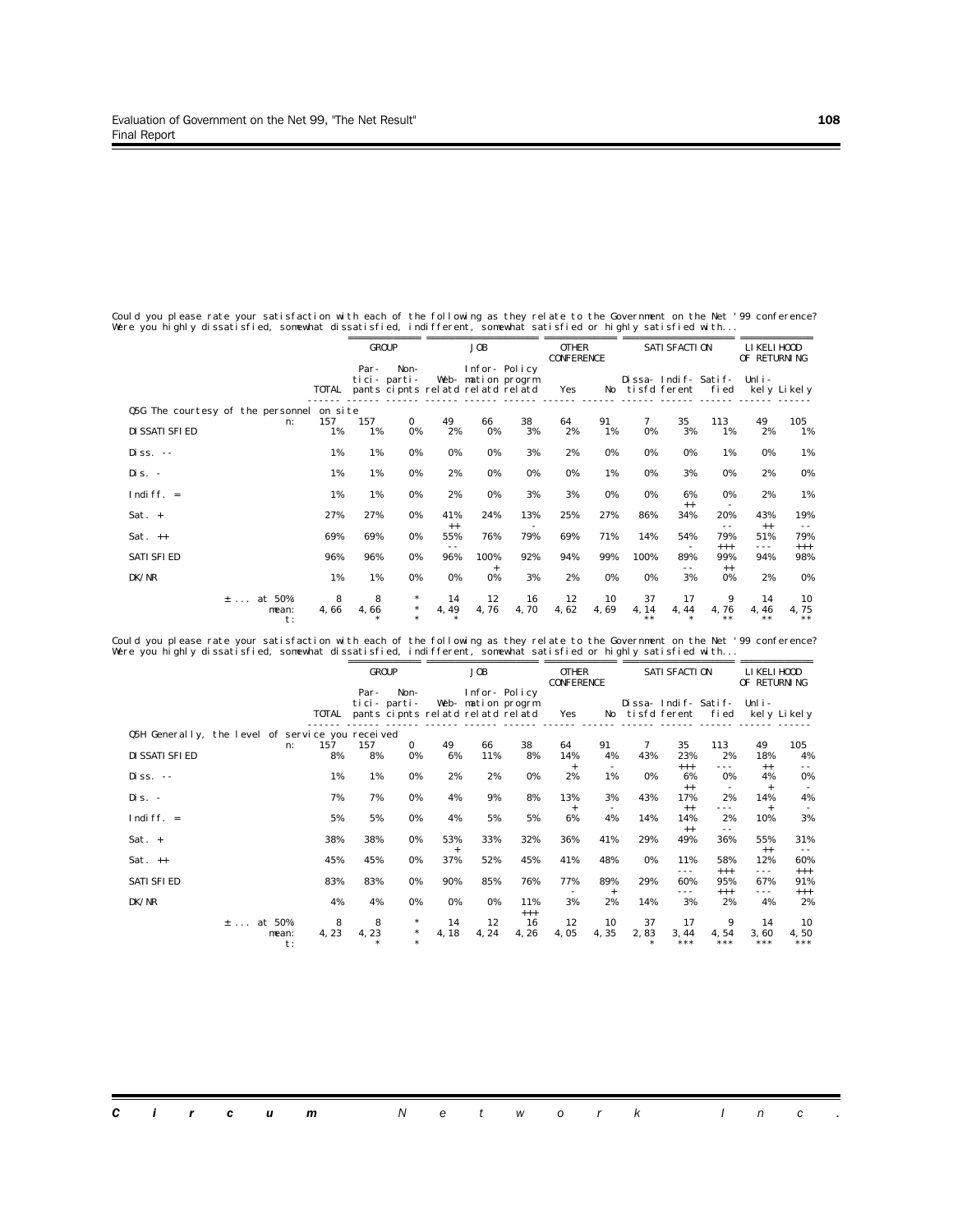Could you please rate your satisfaction with each of the following as they relate to the Government on the Net '99 conference?
Were you highly dissatisfied, somewhat dissatisfied, indifferent, somewhat satisfied or highly satisfied with...

| | | GROUP | | JOB | | | OTHER CONFERENCE | | SATISFACTION | | | LIKELIHOOD OF RETURNING | |
|---|---|---|---|---|---|---|---|---|---|---|---|---|---|
| | TOTAL | Par-tici-pants | Non-parti-cipnts | Web-relatd | Infor-mation relatd | Policy progrm relatd | Yes | No | Dissa-tisfd | Indif-ferent | Satif-fied | Unli-kely | Likely |
| **Q5G The courtesy of the personnel on site** | | | | | | | | | | | | | |
| n: | 157 | 157 | 0 | 49 | 66 | 38 | 64 | 91 | 7 | 35 | 113 | 49 | 105 |
| DISSATISFIED | 1% | 1% | 0% | 2% | 0% | 3% | 2% | 1% | 0% | 3% | 1% | 2% | 1% |
| Diss. -- | 1% | 1% | 0% | 0% | 0% | 3% | 2% | 0% | 0% | 0% | 1% | 0% | 1% |
| Dis. - | 1% | 1% | 0% | 2% | 0% | 0% | 0% | 1% | 0% | 3% | 0% | 2% | 0% |
| Indiff. = | 1% | 1% | 0% | 2% | 0% | 3% | 3% | 0% | 0% | 6% ++ | 0% - | 2% | 1% |
| Sat. + | 27% | 27% | 0% | 41% ++ | 24% | 13% - | 25% | 27% | 86% | 34% | 20% -- | 43% ++ | 19% -- |
| Sat. ++ | 69% | 69% | 0% | 55% -- | 76% | 79% | 69% | 71% | 14% | 54% - | 79% +++ | 51% --- | 79% +++ |
| SATISFIED | 96% | 96% | 0% | 96% | 100% + | 92% | 94% | 99% | 100% | 89% -- | 99% ++ | 94% | 98% |
| DK/NR | 1% | 1% | 0% | 0% | 0% | 3% | 2% | 0% | 0% | 3% | 0% | 2% | 0% |
| ± ... at 50% | 8 | 8 | * | 14 | 12 | 16 | 12 | 10 | 37 | 17 | 9 | 14 | 10 |
| mean: | 4,66 | 4,66 | * | 4,49 | 4,76 | 4,70 | 4,62 | 4,69 | 4,14 | 4,44 | 4,76 | 4,46 | 4,75 |
| t: | | * | * | * | | | | | ** | * | ** | ** | ** |

Could you please rate your satisfaction with each of the following as they relate to the Government on the Net '99 conference?
Were you highly dissatisfied, somewhat dissatisfied, indifferent, somewhat satisfied or highly satisfied with...

| | | GROUP | | JOB | | | OTHER CONFERENCE | | SATISFACTION | | | LIKELIHOOD OF RETURNING | |
|---|---|---|---|---|---|---|---|---|---|---|---|---|---|
| | TOTAL | Par-tici-pants | Non-parti-cipnts | Web-relatd | Infor-mation relatd | Policy progrm relatd | Yes | No | Dissa-tisfd | Indif-ferent | Satif-fied | Unli-kely | Likely |
| **Q5H Generally, the level of service you received** | | | | | | | | | | | | | |
| n: | 157 | 157 | 0 | 49 | 66 | 38 | 64 | 91 | 7 | 35 | 113 | 49 | 105 |
| DISSATISFIED | 8% | 8% | 0% | 6% | 11% | 8% | 14% + | 4% - | 43% | 23% +++ | 2% --- | 18% ++ | 4% -- |
| Diss. -- | 1% | 1% | 0% | 2% | 2% | 0% | 2% | 1% | 0% | 6% ++ | 0% - | 4% + | 0% - |
| Dis. - | 7% | 7% | 0% | 4% | 9% | 8% | 13% + | 3% - | 43% | 17% ++ | 2% --- | 14% + | 4% - |
| Indiff. = | 5% | 5% | 0% | 4% | 5% | 5% | 6% | 4% | 14% | 14% ++ | 2% -- | 10% | 3% |
| Sat. + | 38% | 38% | 0% | 53% + | 33% | 32% | 36% | 41% | 29% | 49% | 36% | 55% ++ | 31% -- |
| Sat. ++ | 45% | 45% | 0% | 37% | 52% | 45% | 41% | 48% | 0% | 11% --- | 58% +++ | 12% --- | 60% +++ |
| SATISFIED | 83% | 83% | 0% | 90% | 85% | 76% | 77% - | 89% + | 29% | 60% --- | 95% +++ | 67% --- | 91% +++ |
| DK/NR | 4% | 4% | 0% | 0% | 0% | 11% +++ | 3% | 2% | 14% | 3% | 2% | 4% | 2% |
| ± ... at 50% | 8 | 8 | * | 14 | 12 | 16 | 12 | 10 | 37 | 17 | 9 | 14 | 10 |
| mean: | 4,23 | 4,23 | * | 4,18 | 4,24 | 4,26 | 4,05 | 4,35 | 2,83 | 3,44 | 4,54 | 3,60 | 4,50 |
| t: | | * | * | | | | | | * | *** | *** | *** | *** |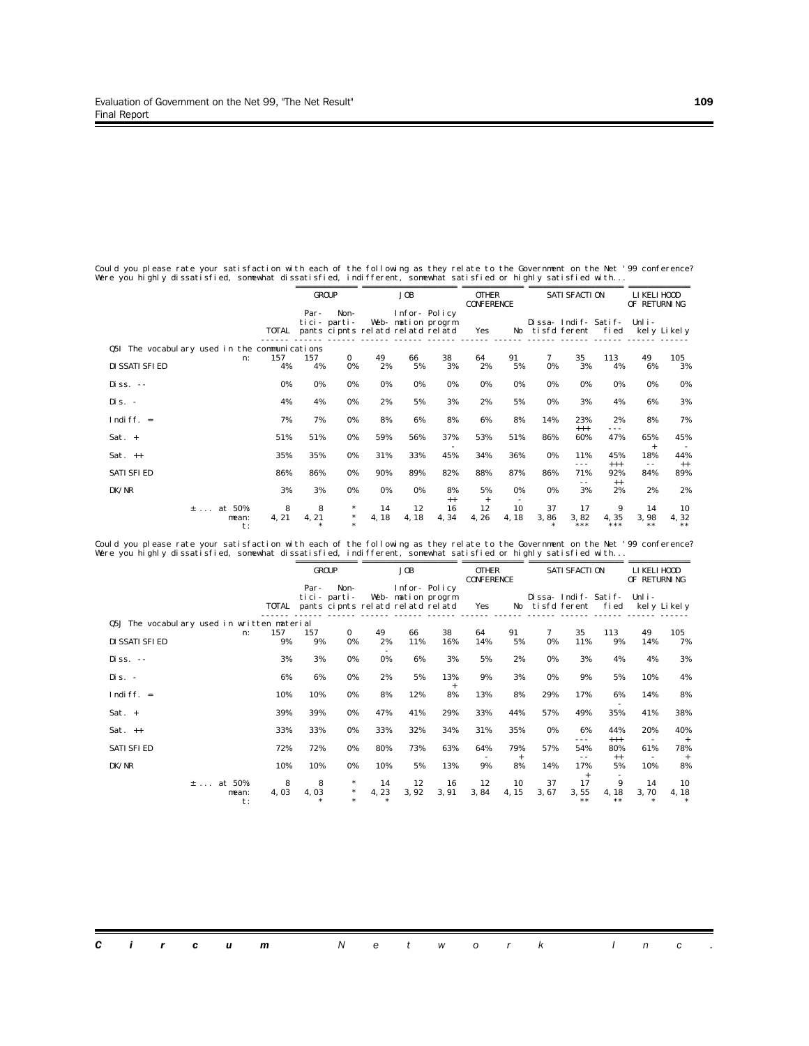Could you please rate your satisfaction with each of the following as they relate to the Government on the Net '99 conference? Were you highly dissatisfied, somewhat dissatisfied, indifferent, somewhat satisfied or highly satisfied with...

| | | GROUP | | JOB | | | OTHER CONFERENCE | | SATISFACTION | | | LIKELIHOOD OF RETURNING | |
|---|---|---|---|---|---|---|---|---|---|---|---|---|---|
| | TOTAL | Par-tici-pants | Non-parti-cipnts | Web-relatd | Infor-mation relatd | Policy progrm relatd | Yes | No | Dissa-tisfd | Indif-ferent | Satif-fied | Unli-kely | Likely |
| **Q5I The vocabulary used in the communications** | | | | | | | | | | | | | |
| n: | 157 | 157 | 0 | 49 | 66 | 38 | 64 | 91 | 7 | 35 | 113 | 49 | 105 |
| DISSATISFIED | 4% | 4% | 0% | 2% | 5% | 3% | 2% | 5% | 0% | 3% | 4% | 6% | 3% |
| Diss. -- | 0% | 0% | 0% | 0% | 0% | 0% | 0% | 0% | 0% | 0% | 0% | 0% | 0% |
| Dis. - | 4% | 4% | 0% | 2% | 5% | 3% | 2% | 5% | 0% | 3% | 4% | 6% | 3% |
| Indiff. = | 7% | 7% | 0% | 8% | 6% | 8% | 6% | 8% | 14% | 23% +++ | 2% --- | 8% | 7% |
| Sat. + | 51% | 51% | 0% | 59% | 56% | 37% - | 53% | 51% | 86% | 60% | 47% | 65% + | 45% - |
| Sat. ++ | 35% | 35% | 0% | 31% | 33% | 45% | 34% | 36% | 0% | 11% --- | 45% +++ | 18% -- | 44% ++ |
| SATISFIED | 86% | 86% | 0% | 90% | 89% | 82% | 88% | 87% | 86% | 71% -- | 92% ++ | 84% | 89% |
| DK/NR | 3% | 3% | 0% | 0% | 0% | 8% ++ | 5% + | 0% - | 0% | 3% | 2% | 2% | 2% |
| ± ... at 50% | 8 | 8 | * | 14 | 12 | 16 | 12 | 10 | 37 | 17 | 9 | 14 | 10 |
| mean: | 4,21 | 4,21 | * | 4,18 | 4,18 | 4,34 | 4,26 | 4,18 | 3,86 | 3,82 | 4,35 | 3,98 | 4,32 |
| t: | | * | * | | | | | | * | *** | *** | ** | ** |

Could you please rate your satisfaction with each of the following as they relate to the Government on the Net '99 conference? Were you highly dissatisfied, somewhat dissatisfied, indifferent, somewhat satisfied or highly satisfied with...

| | | GROUP | | JOB | | | OTHER CONFERENCE | | SATISFACTION | | | LIKELIHOOD OF RETURNING | |
|---|---|---|---|---|---|---|---|---|---|---|---|---|---|
| | TOTAL | Par-tici-pants | Non-parti-cipnts | Web-relatd | Infor-mation relatd | Policy progrm relatd | Yes | No | Dissa-tisfd | Indif-ferent | Satif-fied | Unli-kely | Likely |
| **Q5J The vocabulary used in written material** | | | | | | | | | | | | | |
| n: | 157 | 157 | 0 | 49 | 66 | 38 | 64 | 91 | 7 | 35 | 113 | 49 | 105 |
| DISSATISFIED | 9% | 9% | 0% | 2% - | 11% | 16% | 14% | 5% | 0% | 11% | 9% | 14% | 7% |
| Diss. -- | 3% | 3% | 0% | 0% | 6% | 3% | 5% | 2% | 0% | 3% | 4% | 4% | 3% |
| Dis. - | 6% | 6% | 0% | 2% | 5% | 13% + | 9% | 3% | 0% | 9% | 5% | 10% | 4% |
| Indiff. = | 10% | 10% | 0% | 8% | 12% | 8% | 13% | 8% | 29% | 17% | 6% - | 14% | 8% |
| Sat. + | 39% | 39% | 0% | 47% | 41% | 29% | 33% | 44% | 57% | 49% | 35% | 41% | 38% |
| Sat. ++ | 33% | 33% | 0% | 33% | 32% | 34% | 31% | 35% | 0% | 6% --- | 44% +++ | 20% - | 40% + |
| SATISFIED | 72% | 72% | 0% | 80% | 73% | 63% | 64% - | 79% + | 57% | 54% -- | 80% ++ | 61% - | 78% + |
| DK/NR | 10% | 10% | 0% | 10% | 5% | 13% | 9% | 8% | 14% | 17% + | 5% - | 10% | 8% |
| ± ... at 50% | 8 | 8 | * | 14 | 12 | 16 | 12 | 10 | 37 | 17 | 9 | 14 | 10 |
| mean: | 4,03 | 4,03 | * | 4,23 | 3,92 | 3,91 | 3,84 | 4,15 | 3,67 | 3,55 | 4,18 | 3,70 | 4,18 |
| t: | | * | * | * | | | | | | ** | ** | * | * |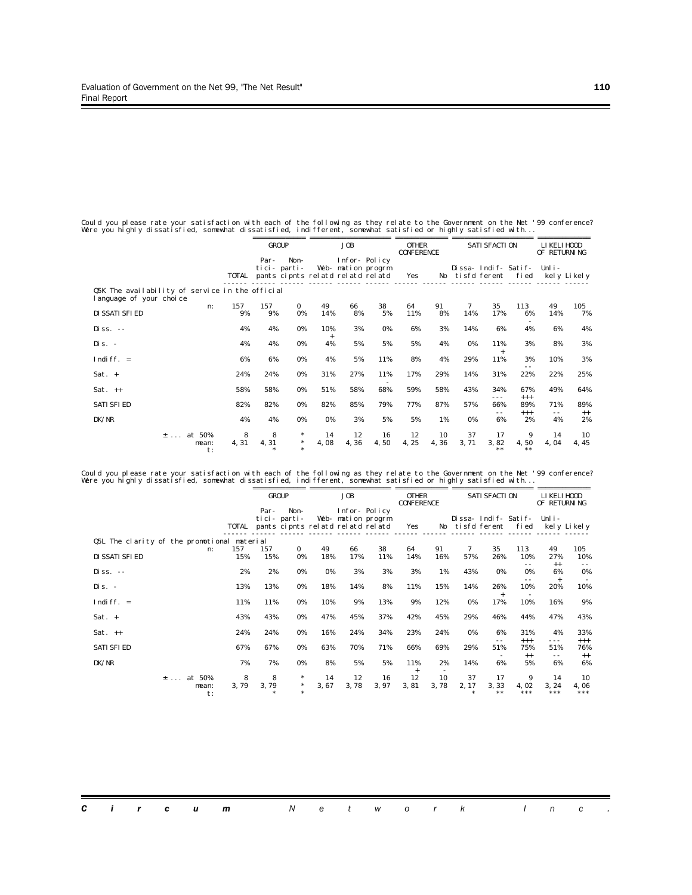Could you please rate your satisfaction with each of the following as they relate to the Government on the Net '99 conference? Were you highly dissatisfied, somewhat dissatisfied, indifferent, somewhat satisfied or highly satisfied with...

| | | GROUP | | JOB | | | OTHER CONFERENCE | | SATISFACTION | | | LIKELIHOOD OF RETURNING | |
|---|---|---|---|---|---|---|---|---|---|---|---|---|---|
| | TOTAL | Par-ticipants | Non-participnts | Web-relatd | Infor-mation relatd | Policy progrm relatd | Yes | No | Dissa-tisfd | Indif-ferent | Satif-fied | Unli-kely | Likely |
| **Q5K The availability of service in the official language of your choice** | | | | | | | | | | | | | |
| n: | 157 | 157 | 0 | 49 | 66 | 38 | 64 | 91 | 7 | 35 | 113 | 49 | 105 |
| DISSATISFIED | 9% | 9% | 0% | 14% | 8% | 5% | 11% | 8% | 14% | 17% | 6% - | 14% | 7% |
| Diss. -- | 4% | 4% | 0% | 10% + | 3% | 0% | 6% | 3% | 14% | 6% | 4% | 6% | 4% |
| Dis. - | 4% | 4% | 0% | 4% | 5% | 5% | 5% | 4% | 0% | 11% + | 3% | 8% | 3% |
| Indiff. = | 6% | 6% | 0% | 4% | 5% | 11% | 8% | 4% | 29% | 11% | 3% -- | 10% | 3% |
| Sat. + | 24% | 24% | 0% | 31% | 27% | 11% - | 17% | 29% | 14% | 31% | 22% | 22% | 25% |
| Sat. ++ | 58% | 58% | 0% | 51% | 58% | 68% | 59% | 58% | 43% | 34% --- | 67% +++ | 49% | 64% |
| SATISFIED | 82% | 82% | 0% | 82% | 85% | 79% | 77% | 87% | 57% | 66% -- | 89% +++ | 71% -- | 89% ++ |
| DK/NR | 4% | 4% | 0% | 0% | 3% | 5% | 5% | 1% | 0% | 6% | 2% | 4% | 2% |
| ± ... at 50% | 8 | 8 | * | 14 | 12 | 16 | 12 | 10 | 37 | 17 | 9 | 14 | 10 |
| mean: | 4,31 | 4,31 | * | 4,08 | 4,36 | 4,50 | 4,25 | 4,36 | 3,71 | 3,82 | 4,50 | 4,04 | 4,45 |
| t: | | * | * | | | | | | | ** | ** | | |

Could you please rate your satisfaction with each of the following as they relate to the Government on the Net '99 conference? Were you highly dissatisfied, somewhat dissatisfied, indifferent, somewhat satisfied or highly satisfied with...

| | | GROUP | | JOB | | | OTHER CONFERENCE | | SATISFACTION | | | LIKELIHOOD OF RETURNING | |
|---|---|---|---|---|---|---|---|---|---|---|---|---|---|
| | TOTAL | Par-ticipants | Non-participnts | Web-relatd | Infor-mation relatd | Policy progrm relatd | Yes | No | Dissa-tisfd | Indif-ferent | Satif-fied | Unli-kely | Likely |
| **Q5L The clarity of the promotional material** | | | | | | | | | | | | | |
| n: | 157 | 157 | 0 | 49 | 66 | 38 | 64 | 91 | 7 | 35 | 113 | 49 | 105 |
| DISSATISFIED | 15% | 15% | 0% | 18% | 17% | 11% | 14% | 16% | 57% | 26% | 10% -- | 27% ++ | 10% -- |
| Diss. -- | 2% | 2% | 0% | 0% | 3% | 3% | 3% | 1% | 43% | 0% | 0% -- | 6% + | 0% - |
| Dis. - | 13% | 13% | 0% | 18% | 14% | 8% | 11% | 15% | 14% | 26% + | 10% - | 20% | 10% |
| Indiff. = | 11% | 11% | 0% | 10% | 9% | 13% | 9% | 12% | 0% | 17% | 10% | 16% | 9% |
| Sat. + | 43% | 43% | 0% | 47% | 45% | 37% | 42% | 45% | 29% | 46% | 44% | 47% | 43% |
| Sat. ++ | 24% | 24% | 0% | 16% | 24% | 34% | 23% | 24% | 0% | 6% -- | 31% +++ | 4% --- | 33% +++ |
| SATISFIED | 67% | 67% | 0% | 63% | 70% | 71% | 66% | 69% | 29% | 51% - | 75% ++ | 51% -- | 76% ++ |
| DK/NR | 7% | 7% | 0% | 8% | 5% | 5% | 11% + | 2% - | 14% | 6% | 5% | 6% | 6% |
| ± ... at 50% | 8 | 8 | * | 14 | 12 | 16 | 12 | 10 | 37 | 17 | 9 | 14 | 10 |
| mean: | 3,79 | 3,79 | * | 3,67 | 3,78 | 3,97 | 3,81 | 3,78 | 2,17 | 3,33 | 4,02 | 3,24 | 4,06 |
| t: | | * | * | | | | | | * | ** | *** | *** | *** |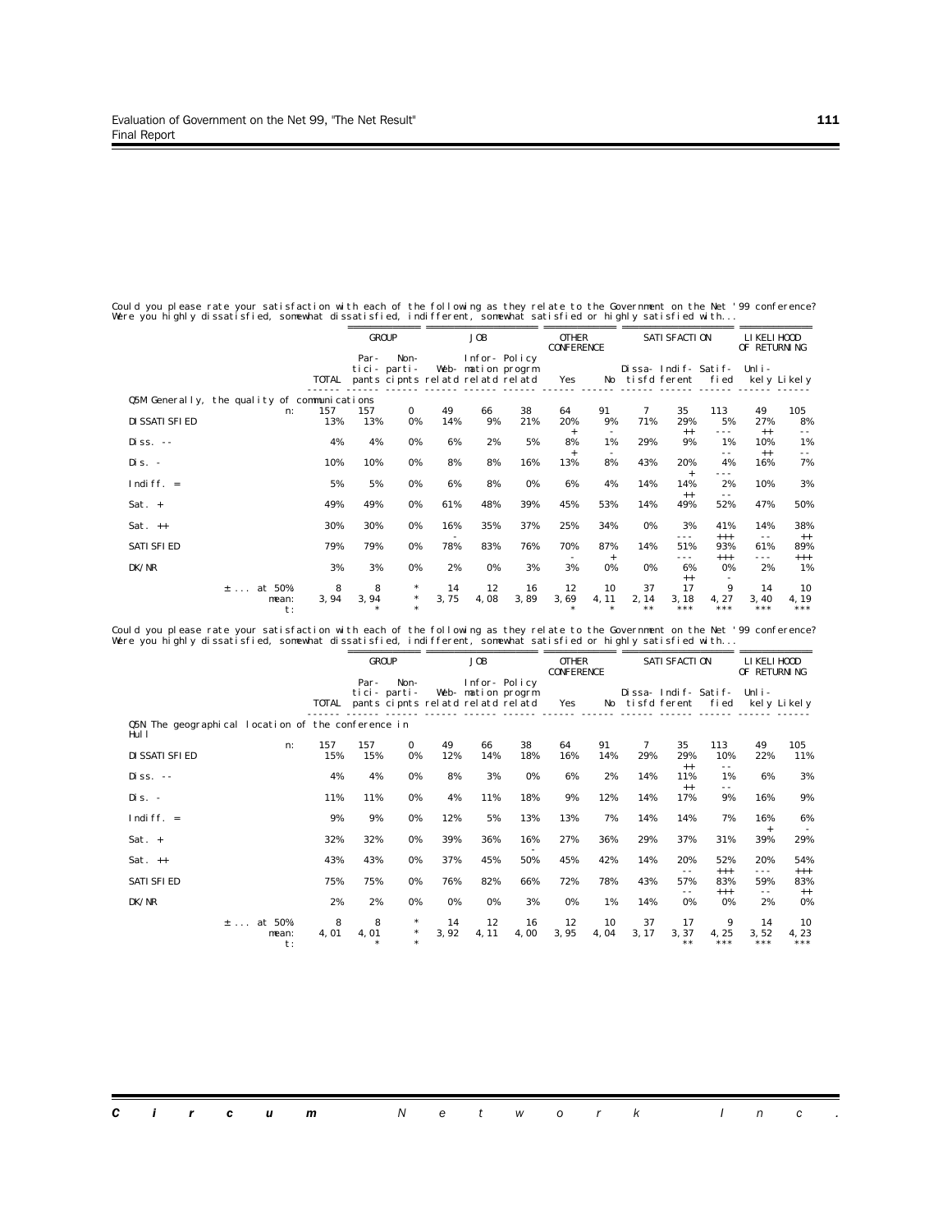Could you please rate your satisfaction with each of the following as they relate to the Government on the Net '99 conference?
Were you highly dissatisfied, somewhat dissatisfied, indifferent, somewhat satisfied or highly satisfied with...

| | | GROUP | | JOB | | | OTHER CONFERENCE | | SATISFACTION | | | LIKELIHOOD OF RETURNING | |
|---|---|---|---|---|---|---|---|---|---|---|---|---|---|
| | TOTAL | Par-ticipants | Non-participnts | Web-relatd | Infor-mation relatd | Policy progrm relatd | Yes | No | Dissa-tisfd | Indif-ferent | Satif-fied | Unli-kely | Likely |
| **Q5M Generally, the quality of communications** | | | | | | | | | | | | | |
| n: | 157 | 157 | 0 | 49 | 66 | 38 | 64 | 91 | 7 | 35 | 113 | 49 | 105 |
| DISSATISFIED | 13% | 13% | 0% | 14% | 9% | 21% | 20% + | 9% - | 71% | 29% ++ | 5% --- | 27% ++ | 8% -- |
| Diss. -- | 4% | 4% | 0% | 6% | 2% | 5% | 8% + | 1% - | 29% | 9% | 1% -- | 10% ++ | 1% -- |
| Dis. - | 10% | 10% | 0% | 8% | 8% | 16% | 13% | 8% | 43% | 20% + | 4% --- | 16% | 7% |
| Indiff. = | 5% | 5% | 0% | 6% | 8% | 0% | 6% | 4% | 14% | 14% ++ | 2% -- | 10% | 3% |
| Sat. + | 49% | 49% | 0% | 61% | 48% | 39% | 45% | 53% | 14% | 49% | 52% | 47% | 50% |
| Sat. ++ | 30% | 30% | 0% | 16% - | 35% | 37% | 25% | 34% | 0% | 3% --- | 41% +++ | 14% -- | 38% ++ |
| SATISFIED | 79% | 79% | 0% | 78% | 83% | 76% | 70% - | 87% + | 14% | 51% --- | 93% +++ | 61% --- | 89% +++ |
| DK/NR | 3% | 3% | 0% | 2% | 0% | 3% | 3% | 0% | 0% | 6% ++ | 0% - | 2% | 1% |
| ± ... at 50% | 8 | 8 | * | 14 | 12 | 16 | 12 | 10 | 37 | 17 | 9 | 14 | 10 |
| mean: | 3,94 | 3,94 | * | 3,75 | 4,08 | 3,89 | 3,69 | 4,11 | 2,14 | 3,18 | 4,27 | 3,40 | 4,19 |
| t: | | * | * | | | | * | * | ** | *** | *** | *** | *** |

Could you please rate your satisfaction with each of the following as they relate to the Government on the Net '99 conference?
Were you highly dissatisfied, somewhat dissatisfied, indifferent, somewhat satisfied or highly satisfied with...

| | | GROUP | | JOB | | | OTHER CONFERENCE | | SATISFACTION | | | LIKELIHOOD OF RETURNING | |
|---|---|---|---|---|---|---|---|---|---|---|---|---|---|
| | TOTAL | Par-ticipants | Non-participnts | Web-relatd | Infor-mation relatd | Policy progrm relatd | Yes | No | Dissa-tisfd | Indif-ferent | Satif-fied | Unli-kely | Likely |
| **Q5N The geographical location of the conference in Hull** | | | | | | | | | | | | | |
| n: | 157 | 157 | 0 | 49 | 66 | 38 | 64 | 91 | 7 | 35 | 113 | 49 | 105 |
| DISSATISFIED | 15% | 15% | 0% | 12% | 14% | 18% | 16% | 14% | 29% | 29% ++ | 10% -- | 22% | 11% |
| Diss. -- | 4% | 4% | 0% | 8% | 3% | 0% | 6% | 2% | 14% | 11% ++ | 1% -- | 6% | 3% |
| Dis. - | 11% | 11% | 0% | 4% | 11% | 18% | 9% | 12% | 14% | 17% | 9% | 16% | 9% |
| Indiff. = | 9% | 9% | 0% | 12% | 5% | 13% | 13% | 7% | 14% | 14% | 7% | 16% + | 6% - |
| Sat. + | 32% | 32% | 0% | 39% | 36% | 16% - | 27% | 36% | 29% | 37% | 31% | 39% | 29% |
| Sat. ++ | 43% | 43% | 0% | 37% | 45% | 50% | 45% | 42% | 14% | 20% -- | 52% +++ | 20% --- | 54% +++ |
| SATISFIED | 75% | 75% | 0% | 76% | 82% | 66% | 72% | 78% | 43% | 57% -- | 83% +++ | 59% -- | 83% ++ |
| DK/NR | 2% | 2% | 0% | 0% | 0% | 3% | 0% | 1% | 14% | 0% | 0% | 2% | 0% |
| ± ... at 50% | 8 | 8 | * | 14 | 12 | 16 | 12 | 10 | 37 | 17 | 9 | 14 | 10 |
| mean: | 4,01 | 4,01 | * | 3,92 | 4,11 | 4,00 | 3,95 | 4,04 | 3,17 | 3,37 | 4,25 | 3,52 | 4,23 |
| t: | | * | * | | | | | | | ** | *** | *** | *** |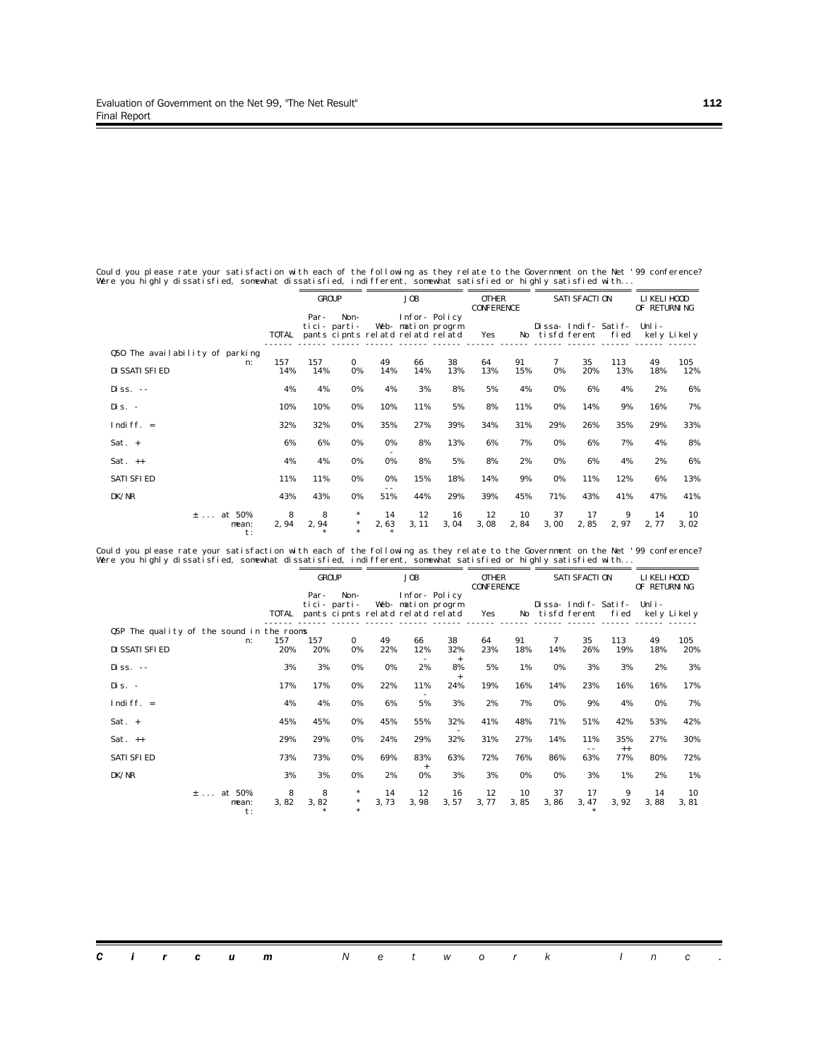Could you please rate your satisfaction with each of the following as they relate to the Government on the Net '99 conference?
Were you highly dissatisfied, somewhat dissatisfied, indifferent, somewhat satisfied or highly satisfied with...

| | | GROUP | | JOB | | | OTHER CONFERENCE | | SATISFACTION | | | LIKELIHOOD OF RETURNING | |
|---|---|---|---|---|---|---|---|---|---|---|---|---|---|
| | TOTAL | Participants | Non-participants | Web-relatd | Information relatd | Policy progrm relatd | Yes | No | Dissatisfd | Indifferent | Satisfied | Unlikely | Likely |
| **Q5O The availability of parking** n: | 157 | 157 | 0 | 49 | 66 | 38 | 64 | 91 | 7 | 35 | 113 | 49 | 105 |
| DISSATISFIED | 14% | 14% | 0% | 14% | 14% | 13% | 13% | 15% | 0% | 20% | 13% | 18% | 12% |
| Diss. -- | 4% | 4% | 0% | 4% | 3% | 8% | 5% | 4% | 0% | 6% | 4% | 2% | 6% |
| Dis. - | 10% | 10% | 0% | 10% | 11% | 5% | 8% | 11% | 0% | 14% | 9% | 16% | 7% |
| Indiff. = | 32% | 32% | 0% | 35% | 27% | 39% | 34% | 31% | 29% | 26% | 35% | 29% | 33% |
| Sat. + | 6% | 6% | 0% | 0% - | 8% | 13% | 6% | 7% | 0% | 6% | 7% | 4% | 8% |
| Sat. ++ | 4% | 4% | 0% | 0% | 8% | 5% | 8% | 2% | 0% | 6% | 4% | 2% | 6% |
| SATISFIED | 11% | 11% | 0% | 0% -- | 15% | 18% | 14% | 9% | 0% | 11% | 12% | 6% | 13% |
| DK/NR | 43% | 43% | 0% | 51% | 44% | 29% | 39% | 45% | 71% | 43% | 41% | 47% | 41% |
| ± ... at 50% | 8 | 8 | * | 14 | 12 | 16 | 12 | 10 | 37 | 17 | 9 | 14 | 10 |
| mean: | 2,94 | 2,94 | * | 2,63 | 3,11 | 3,04 | 3,08 | 2,84 | 3,00 | 2,85 | 2,97 | 2,77 | 3,02 |
| t: | | * | * | * | | | | | | | | | |

Could you please rate your satisfaction with each of the following as they relate to the Government on the Net '99 conference?
Were you highly dissatisfied, somewhat dissatisfied, indifferent, somewhat satisfied or highly satisfied with...

| | | GROUP | | JOB | | | OTHER CONFERENCE | | SATISFACTION | | | LIKELIHOOD OF RETURNING | |
|---|---|---|---|---|---|---|---|---|---|---|---|---|---|
| | TOTAL | Participants | Non-participants | Web-relatd | Information relatd | Policy progrm relatd | Yes | No | Dissatisfd | Indifferent | Satisfied | Unlikely | Likely |
| **Q5P The quality of the sound in the rooms** n: | 157 | 157 | 0 | 49 | 66 | 38 | 64 | 91 | 7 | 35 | 113 | 49 | 105 |
| DISSATISFIED | 20% | 20% | 0% | 22% | 12% - | 32% + | 23% | 18% | 14% | 26% | 19% | 18% | 20% |
| Diss. -- | 3% | 3% | 0% | 0% | 2% | 8% + | 5% | 1% | 0% | 3% | 3% | 2% | 3% |
| Dis. - | 17% | 17% | 0% | 22% | 11% - | 24% | 19% | 16% | 14% | 23% | 16% | 16% | 17% |
| Indiff. = | 4% | 4% | 0% | 6% | 5% | 3% | 2% | 7% | 0% | 9% | 4% | 0% | 7% |
| Sat. + | 45% | 45% | 0% | 45% | 55% | 32% - | 41% | 48% | 71% | 51% | 42% | 53% | 42% |
| Sat. ++ | 29% | 29% | 0% | 24% | 29% | 32% | 31% | 27% | 14% | 11% -- | 35% ++ | 27% | 30% |
| SATISFIED | 73% | 73% | 0% | 69% | 83% + | 63% | 72% | 76% | 86% | 63% | 77% | 80% | 72% |
| DK/NR | 3% | 3% | 0% | 2% | 0% | 3% | 3% | 0% | 0% | 3% | 1% | 2% | 1% |
| ± ... at 50% | 8 | 8 | * | 14 | 12 | 16 | 12 | 10 | 37 | 17 | 9 | 14 | 10 |
| mean: | 3,82 | 3,82 | * | 3,73 | 3,98 | 3,57 | 3,77 | 3,85 | 3,86 | 3,47 | 3,92 | 3,88 | 3,81 |
| t: | | * | * | | | | | | | * | | | |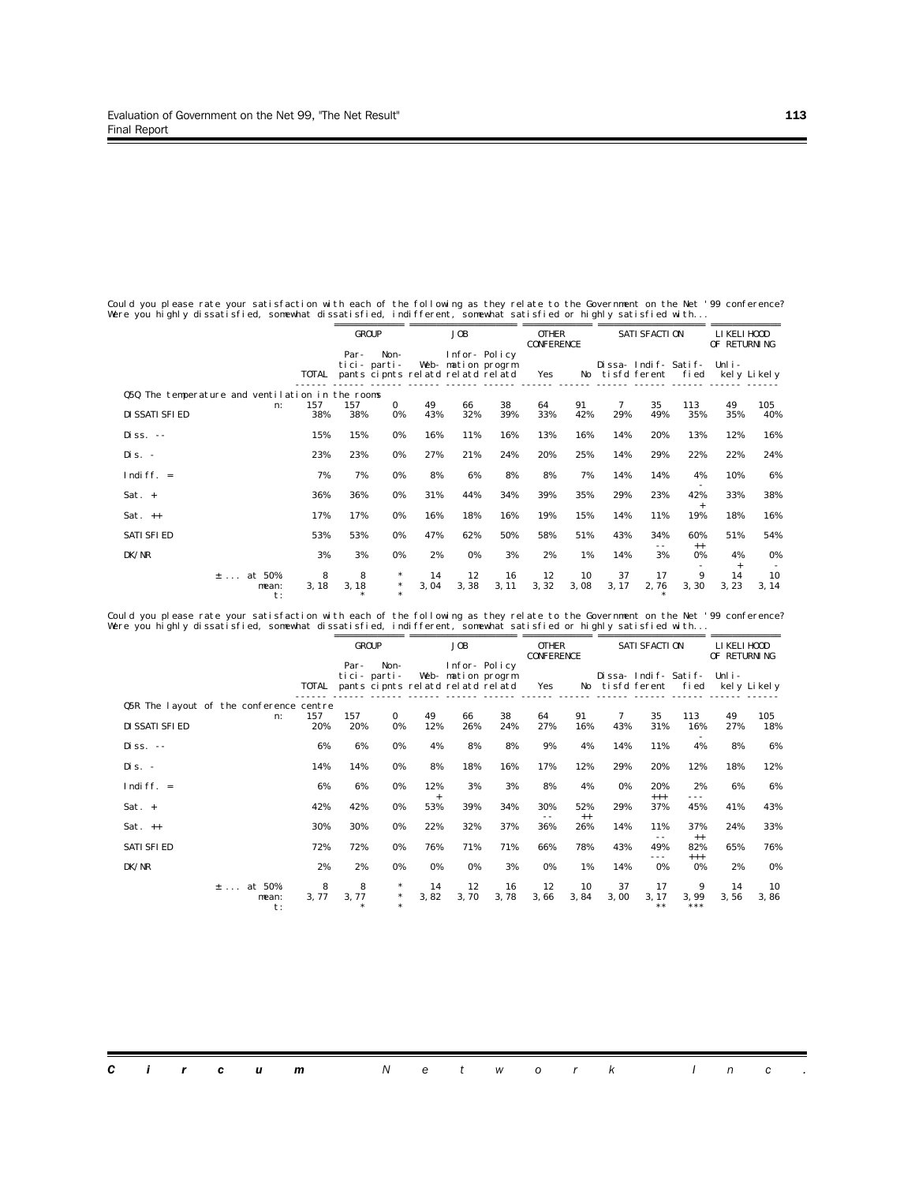Could you please rate your satisfaction with each of the following as they relate to the Government on the Net '99 conference?
Were you highly dissatisfied, somewhat dissatisfied, indifferent, somewhat satisfied or highly satisfied with...

| | | GROUP | | JOB | | | OTHER CONFERENCE | | SATISFACTION | | | LIKELIHOOD OF RETURNING | |
|---|---|---|---|---|---|---|---|---|---|---|---|---|---|
| | TOTAL | Par-tici-pants | Non-parti-cipnts | Web-relatd | Infor-mation relatd | Policy progrm relatd | Yes | No | Dissa-tisfd | Indif-ferent | Satif-fied | Unli-kely | Likely |
| **Q5Q The temperature and ventilation in the rooms** | | | | | | | | | | | | | |
| n: | 157 | 157 | 0 | 49 | 66 | 38 | 64 | 91 | 7 | 35 | 113 | 49 | 105 |
| DISSATISFIED | 38% | 38% | 0% | 43% | 32% | 39% | 33% | 42% | 29% | 49% | 35% | 35% | 40% |
| Diss. -- | 15% | 15% | 0% | 16% | 11% | 16% | 13% | 16% | 14% | 20% | 13% | 12% | 16% |
| Dis. - | 23% | 23% | 0% | 27% | 21% | 24% | 20% | 25% | 14% | 29% | 22% | 22% | 24% |
| Indiff. = | 7% | 7% | 0% | 8% | 6% | 8% | 8% | 7% | 14% | 14% | 4% - | 10% | 6% |
| Sat. + | 36% | 36% | 0% | 31% | 44% | 34% | 39% | 35% | 29% | 23% | 42% + | 33% | 38% |
| Sat. ++ | 17% | 17% | 0% | 16% | 18% | 16% | 19% | 15% | 14% | 11% | 19% | 18% | 16% |
| SATISFIED | 53% | 53% | 0% | 47% | 62% | 50% | 58% | 51% | 43% | 34% -- | 60% ++ | 51% | 54% |
| DK/NR | 3% | 3% | 0% | 2% | 0% | 3% | 2% | 1% | 14% | 3% | 0% - | 4% + | 0% - |
| ± ... at 50% | 8 | 8 | * | 14 | 12 | 16 | 12 | 10 | 37 | 17 | 9 | 14 | 10 |
| mean: | 3,18 | 3,18 | * | 3,04 | 3,38 | 3,11 | 3,32 | 3,08 | 3,17 | 2,76 | 3,30 | 3,23 | 3,14 |
| t: | | * | * | | | | | | | * | | | |

Could you please rate your satisfaction with each of the following as they relate to the Government on the Net '99 conference?
Were you highly dissatisfied, somewhat dissatisfied, indifferent, somewhat satisfied or highly satisfied with...

| | | GROUP | | JOB | | | OTHER CONFERENCE | | SATISFACTION | | | LIKELIHOOD OF RETURNING | |
|---|---|---|---|---|---|---|---|---|---|---|---|---|---|
| | TOTAL | Par-tici-pants | Non-parti-cipnts | Web-relatd | Infor-mation relatd | Policy progrm relatd | Yes | No | Dissa-tisfd | Indif-ferent | Satif-fied | Unli-kely | Likely |
| **Q5R The layout of the conference centre** | | | | | | | | | | | | | |
| n: | 157 | 157 | 0 | 49 | 66 | 38 | 64 | 91 | 7 | 35 | 113 | 49 | 105 |
| DISSATISFIED | 20% | 20% | 0% | 12% | 26% | 24% | 27% | 16% | 43% | 31% | 16% - | 27% | 18% |
| Diss. -- | 6% | 6% | 0% | 4% | 8% | 8% | 9% | 4% | 14% | 11% | 4% | 8% | 6% |
| Dis. - | 14% | 14% | 0% | 8% | 18% | 16% | 17% | 12% | 29% | 20% | 12% | 18% | 12% |
| Indiff. = | 6% | 6% | 0% | 12% + | 3% | 3% | 8% | 4% | 0% | 20% +++ | 2% --- | 6% | 6% |
| Sat. + | 42% | 42% | 0% | 53% | 39% | 34% | 30% -- | 52% ++ | 29% | 37% | 45% | 41% | 43% |
| Sat. ++ | 30% | 30% | 0% | 22% | 32% | 37% | 36% | 26% | 14% | 11% -- | 37% ++ | 24% | 33% |
| SATISFIED | 72% | 72% | 0% | 76% | 71% | 71% | 66% | 78% | 43% | 49% --- | 82% +++ | 65% | 76% |
| DK/NR | 2% | 2% | 0% | 0% | 0% | 3% | 0% | 1% | 14% | 0% | 0% | 2% | 0% |
| ± ... at 50% | 8 | 8 | * | 14 | 12 | 16 | 12 | 10 | 37 | 17 | 9 | 14 | 10 |
| mean: | 3,77 | 3,77 | * | 3,82 | 3,70 | 3,78 | 3,66 | 3,84 | 3,00 | 3,17 | 3,99 | 3,56 | 3,86 |
| t: | | * | * | | | | | | | ** | *** | | |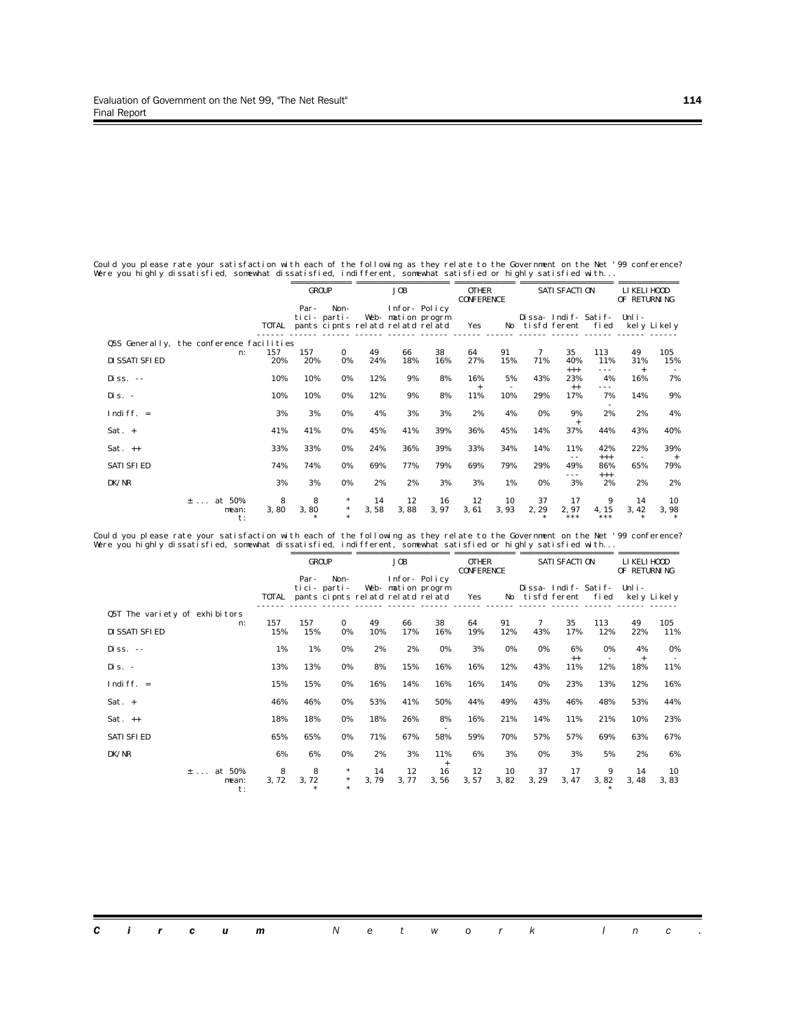Could you please rate your satisfaction with each of the following as they relate to the Government on the Net '99 conference? Were you highly dissatisfied, somewhat dissatisfied, indifferent, somewhat satisfied or highly satisfied with...

| | | GROUP | | JOB | | | OTHER CONFERENCE | | SATISFACTION | | | LIKELIHOOD OF RETURNING | |
|---|---|---|---|---|---|---|---|---|---|---|---|---|---|
| | TOTAL | Par-tici-pants | Non-parti-cipnts | Web-relatd | Infor-mation relatd | Policy progrm relatd | Yes | No | Dissa-tisfd | Indif-ferent | Satif-fied | Unli-kely | Likely |
| **Q5S Generally, the conference facilities** | | | | | | | | | | | | | |
| n: | 157 | 157 | 0 | 49 | 66 | 38 | 64 | 91 | 7 | 35 | 113 | 49 | 105 |
| DISSATISFIED | 20% | 20% | 0% | 24% | 18% | 16% | 27% | 15% | 71% | 40% +++ | 11% --- | 31% + | 15% - |
| Diss. -- | 10% | 10% | 0% | 12% | 9% | 8% | 16% + | 5% - | 43% | 23% ++ | 4% --- | 16% | 7% |
| Dis. - | 10% | 10% | 0% | 12% | 9% | 8% | 11% | 10% | 29% | 17% | 7% - | 14% | 9% |
| Indiff. = | 3% | 3% | 0% | 4% | 3% | 3% | 2% | 4% | 0% | 9% + | 2% | 2% | 4% |
| Sat. + | 41% | 41% | 0% | 45% | 41% | 39% | 36% | 45% | 14% | 37% | 44% | 43% | 40% |
| Sat. ++ | 33% | 33% | 0% | 24% | 36% | 39% | 33% | 34% | 14% | 11% -- | 42% +++ | 22% - | 39% + |
| SATISFIED | 74% | 74% | 0% | 69% | 77% | 79% | 69% | 79% | 29% | 49% --- | 86% +++ | 65% | 79% |
| DK/NR | 3% | 3% | 0% | 2% | 2% | 3% | 3% | 1% | 0% | 3% | 2% | 2% | 2% |
| ± ... at 50% | 8 | 8 | * | 14 | 12 | 16 | 12 | 10 | 37 | 17 | 9 | 14 | 10 |
| mean: | 3,80 | 3,80 | * | 3,58 | 3,88 | 3,97 | 3,61 | 3,93 | 2,29 | 2,97 | 4,15 | 3,42 | 3,98 |
| t: | | * | * | | | | | | * | *** | *** | * | * |

Could you please rate your satisfaction with each of the following as they relate to the Government on the Net '99 conference? Were you highly dissatisfied, somewhat dissatisfied, indifferent, somewhat satisfied or highly satisfied with...

| | | GROUP | | JOB | | | OTHER CONFERENCE | | SATISFACTION | | | LIKELIHOOD OF RETURNING | |
|---|---|---|---|---|---|---|---|---|---|---|---|---|---|
| | TOTAL | Par-tici-pants | Non-parti-cipnts | Web-relatd | Infor-mation relatd | Policy progrm relatd | Yes | No | Dissa-tisfd | Indif-ferent | Satif-fied | Unli-kely | Likely |
| **Q5T The variety of exhibitors** | | | | | | | | | | | | | |
| n: | 157 | 157 | 0 | 49 | 66 | 38 | 64 | 91 | 7 | 35 | 113 | 49 | 105 |
| DISSATISFIED | 15% | 15% | 0% | 10% | 17% | 16% | 19% | 12% | 43% | 17% | 12% | 22% | 11% |
| Diss. -- | 1% | 1% | 0% | 2% | 2% | 0% | 3% | 0% | 0% | 6% ++ | 0% - | 4% + | 0% - |
| Dis. - | 13% | 13% | 0% | 8% | 15% | 16% | 16% | 12% | 43% | 11% | 12% | 18% | 11% |
| Indiff. = | 15% | 15% | 0% | 16% | 14% | 16% | 16% | 14% | 0% | 23% | 13% | 12% | 16% |
| Sat. + | 46% | 46% | 0% | 53% | 41% | 50% | 44% | 49% | 43% | 46% | 48% | 53% | 44% |
| Sat. ++ | 18% | 18% | 0% | 18% | 26% | 8% - | 16% | 21% | 14% | 11% | 21% | 10% | 23% |
| SATISFIED | 65% | 65% | 0% | 71% | 67% | 58% | 59% | 70% | 57% | 57% | 69% | 63% | 67% |
| DK/NR | 6% | 6% | 0% | 2% | 3% | 11% + | 6% | 3% | 0% | 3% | 5% | 2% | 6% |
| ± ... at 50% | 8 | 8 | * | 14 | 12 | 16 | 12 | 10 | 37 | 17 | 9 | 14 | 10 |
| mean: | 3,72 | 3,72 | * | 3,79 | 3,77 | 3,56 | 3,57 | 3,82 | 3,29 | 3,47 | 3,82 | 3,48 | 3,83 |
| t: | | * | * | | | | | | | | * | | |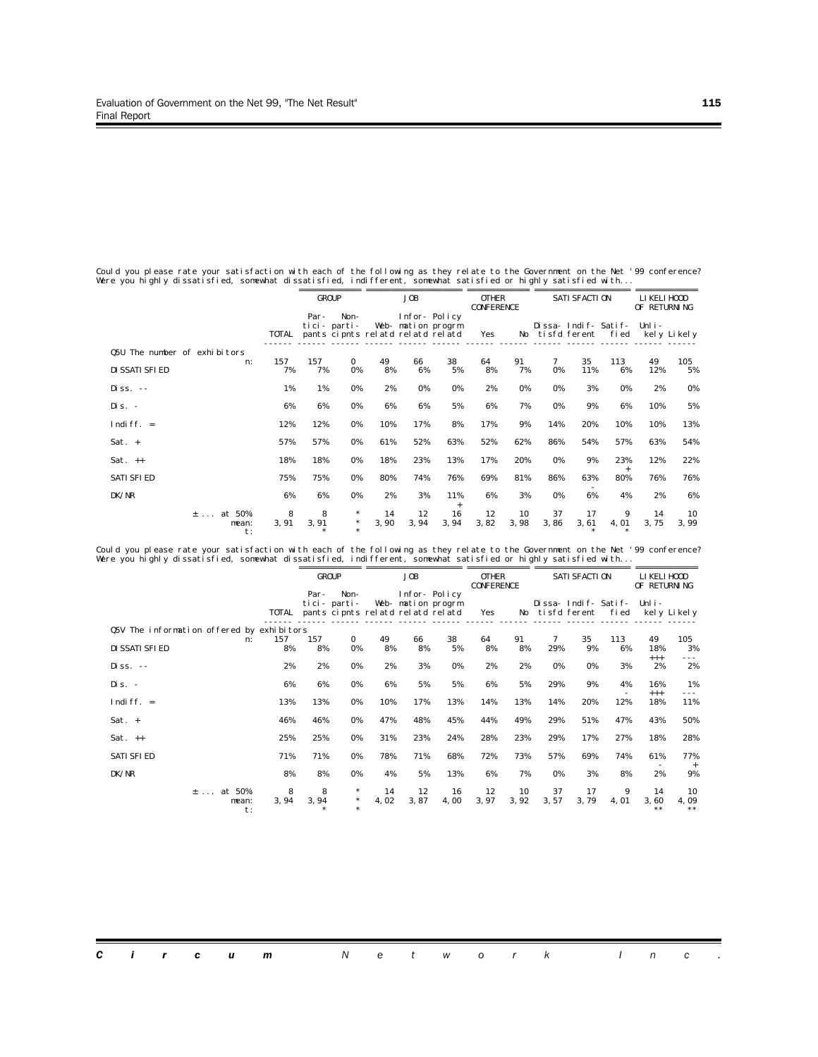Could you please rate your satisfaction with each of the following as they relate to the Government on the Net '99 conference? Were you highly dissatisfied, somewhat dissatisfied, indifferent, somewhat satisfied or highly satisfied with...

| | | GROUP | | JOB | | | OTHER CONFERENCE | | SATISFACTION | | | LIKELIHOOD OF RETURNING | |
|---|---|---|---|---|---|---|---|---|---|---|---|---|---|
| | TOTAL | Par-tici-pants | Non-parti-cipnts | Web-relatd | Infor-mation relatd | Policy progrm relatd | Yes | No | Dissa-tisfd | Indif-ferent | Satif-fied | Unli-kely | Likely |
| Q5U The number of exhibitors | | | | | | | | | | | | | |
| n: | 157 | 157 | 0 | 49 | 66 | 38 | 64 | 91 | 7 | 35 | 113 | 49 | 105 |
| DISSATISFIED | 7% | 7% | 0% | 8% | 6% | 5% | 8% | 7% | 0% | 11% | 6% | 12% | 5% |
| Diss. -- | 1% | 1% | 0% | 2% | 0% | 0% | 2% | 0% | 0% | 3% | 0% | 2% | 0% |
| Dis. - | 6% | 6% | 0% | 6% | 6% | 5% | 6% | 7% | 0% | 9% | 6% | 10% | 5% |
| Indiff. = | 12% | 12% | 0% | 10% | 17% | 8% | 17% | 9% | 14% | 20% | 10% | 10% | 13% |
| Sat. + | 57% | 57% | 0% | 61% | 52% | 63% | 52% | 62% | 86% | 54% | 57% | 63% | 54% |
| Sat. ++ | 18% | 18% | 0% | 18% | 23% | 13% | 17% | 20% | 0% | 9% | 23% + | 12% | 22% |
| SATISFIED | 75% | 75% | 0% | 80% | 74% | 76% | 69% | 81% | 86% | 63% - | 80% | 76% | 76% |
| DK/NR | 6% | 6% | 0% | 2% | 3% | 11% + | 6% | 3% | 0% | 6% | 4% | 2% | 6% |
| ± ... at 50% | 8 | 8 | * | 14 | 12 | 16 | 12 | 10 | 37 | 17 | 9 | 14 | 10 |
| mean: | 3,91 | 3,91 | * | 3,90 | 3,94 | 3,94 | 3,82 | 3,98 | 3,86 | 3,61 | 4,01 | 3,75 | 3,99 |
| t: | | * | * | | | | | | | * | * | | |

Could you please rate your satisfaction with each of the following as they relate to the Government on the Net '99 conference? Were you highly dissatisfied, somewhat dissatisfied, indifferent, somewhat satisfied or highly satisfied with...

| | | GROUP | | JOB | | | OTHER CONFERENCE | | SATISFACTION | | | LIKELIHOOD OF RETURNING | |
|---|---|---|---|---|---|---|---|---|---|---|---|---|---|
| | TOTAL | Par-tici-pants | Non-parti-cipnts | Web-relatd | Infor-mation relatd | Policy progrm relatd | Yes | No | Dissa-tisfd | Indif-ferent | Satif-fied | Unli-kely | Likely |
| Q5V The information offered by exhibitors | | | | | | | | | | | | | |
| n: | 157 | 157 | 0 | 49 | 66 | 38 | 64 | 91 | 7 | 35 | 113 | 49 | 105 |
| DISSATISFIED | 8% | 8% | 0% | 8% | 8% | 5% | 8% | 8% | 29% | 9% | 6% | 18% +++ | 3% --- |
| Diss. -- | 2% | 2% | 0% | 2% | 3% | 0% | 2% | 2% | 0% | 0% | 3% | 2% | 2% |
| Dis. - | 6% | 6% | 0% | 6% | 5% | 5% | 6% | 5% | 29% | 9% | 4% - | 16% +++ | 1% --- |
| Indiff. = | 13% | 13% | 0% | 10% | 17% | 13% | 14% | 13% | 14% | 20% | 12% | 18% | 11% |
| Sat. + | 46% | 46% | 0% | 47% | 48% | 45% | 44% | 49% | 29% | 51% | 47% | 43% | 50% |
| Sat. ++ | 25% | 25% | 0% | 31% | 23% | 24% | 28% | 23% | 29% | 17% | 27% | 18% | 28% |
| SATISFIED | 71% | 71% | 0% | 78% | 71% | 68% | 72% | 73% | 57% | 69% | 74% | 61% - | 77% + |
| DK/NR | 8% | 8% | 0% | 4% | 5% | 13% | 6% | 7% | 0% | 3% | 8% | 2% | 9% |
| ± ... at 50% | 8 | 8 | * | 14 | 12 | 16 | 12 | 10 | 37 | 17 | 9 | 14 | 10 |
| mean: | 3,94 | 3,94 | * | 4,02 | 3,87 | 4,00 | 3,97 | 3,92 | 3,57 | 3,79 | 4,01 | 3,60 | 4,09 |
| t: | | * | * | | | | | | | | | ** | ** |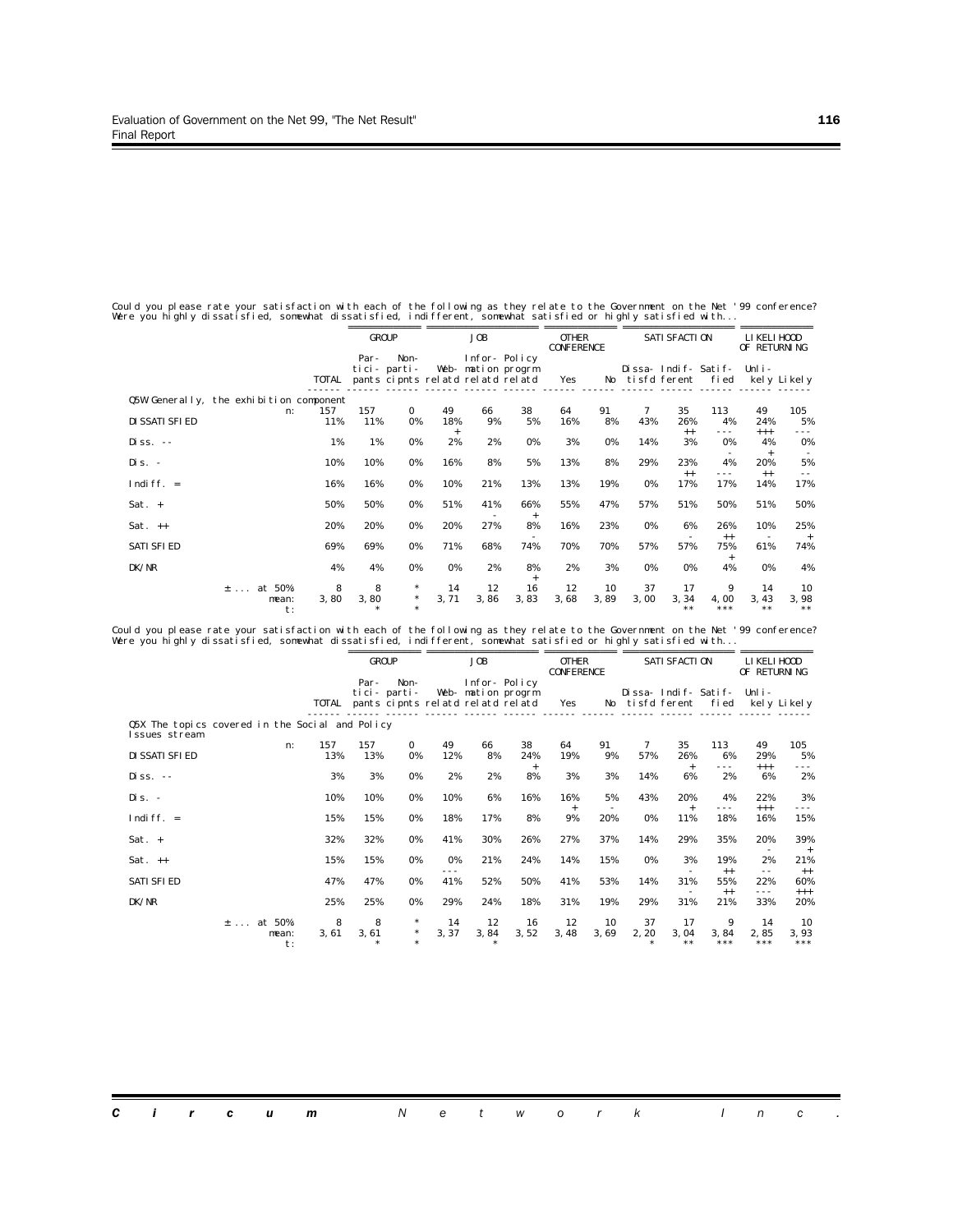Could you please rate your satisfaction with each of the following as they relate to the Government on the Net '99 conference?
Were you highly dissatisfied, somewhat dissatisfied, indifferent, somewhat satisfied or highly satisfied with...

| | | GROUP | | JOB | | | OTHER CONFERENCE | | SATISFACTION | | | LIKELIHOOD OF RETURNING | |
|---|---|---|---|---|---|---|---|---|---|---|---|---|---|
| | TOTAL | Par-tici-pants | Non-parti-cipnts | Web-relatd | Infor-mation relatd | Policy progrm relatd | Yes | No | Dissa-tisfd | Indif-ferent | Satif-fied | Unli-kely | Likely |
| **Q5W Generally, the exhibition component** | | | | | | | | | | | | | |
| n: | 157 | 157 | 0 | 49 | 66 | 38 | 64 | 91 | 7 | 35 | 113 | 49 | 105 |
| DISSATISFIED | 11% | 11% | 0% | 18% + | 9% | 5% | 16% | 8% | 43% | 26% ++ | 4% --- | 24% +++ | 5% --- |
| Diss. -- | 1% | 1% | 0% | 2% | 2% | 0% | 3% | 0% | 14% | 3% | 0% | 4% | 0% |
| Dis. - | 10% | 10% | 0% | 16% | 8% | 5% | 13% | 8% | 29% | 23% ++ | 4% --- | 20% ++ | 5% -- |
| Indiff. = | 16% | 16% | 0% | 10% | 21% | 13% | 13% | 19% | 0% | 17% | 17% | 14% | 17% |
| Sat. + | 50% | 50% | 0% | 51% | 41% - | 66% + | 55% | 47% | 57% | 51% | 50% | 51% | 50% |
| Sat. ++ | 20% | 20% | 0% | 20% | 27% | 8% - | 16% | 23% | 0% | 6% - | 26% ++ | 10% - | 25% + |
| SATISFIED | 69% | 69% | 0% | 71% | 68% | 74% | 70% | 70% | 57% | 57% | 75% + | 61% | 74% |
| DK/NR | 4% | 4% | 0% | 0% | 2% | 8% + | 2% | 3% | 0% | 0% | 4% | 0% | 4% |
| ± ... at 50% | 8 | 8 | * | 14 | 12 | 16 | 12 | 10 | 37 | 17 | 9 | 14 | 10 |
| mean: | 3,80 | 3,80 | * | 3,71 | 3,86 | 3,83 | 3,68 | 3,89 | 3,00 | 3,34 | 4,00 | 3,43 | 3,98 |
| t: | | * | * | | | | | | | ** | *** | ** | ** |

Could you please rate your satisfaction with each of the following as they relate to the Government on the Net '99 conference?
Were you highly dissatisfied, somewhat dissatisfied, indifferent, somewhat satisfied or highly satisfied with...

| | | GROUP | | JOB | | | OTHER CONFERENCE | | SATISFACTION | | | LIKELIHOOD OF RETURNING | |
|---|---|---|---|---|---|---|---|---|---|---|---|---|---|
| | TOTAL | Par-tici-pants | Non-parti-cipnts | Web-relatd | Infor-mation relatd | Policy progrm relatd | Yes | No | Dissa-tisfd | Indif-ferent | Satif-fied | Unli-kely | Likely |
| **Q5X The topics covered in the Social and Policy Issues stream** | | | | | | | | | | | | | |
| n: | 157 | 157 | 0 | 49 | 66 | 38 | 64 | 91 | 7 | 35 | 113 | 49 | 105 |
| DISSATISFIED | 13% | 13% | 0% | 12% | 8% | 24% + | 19% | 9% | 57% | 26% + | 6% --- | 29% +++ | 5% --- |
| Diss. -- | 3% | 3% | 0% | 2% | 2% | 8% | 3% | 3% | 14% | 6% | 2% | 6% | 2% |
| Dis. - | 10% | 10% | 0% | 10% | 6% | 16% | 16% + | 5% - | 43% | 20% + | 4% --- | 22% +++ | 3% --- |
| Indiff. = | 15% | 15% | 0% | 18% | 17% | 8% | 9% | 20% | 0% | 11% | 18% | 16% | 15% |
| Sat. + | 32% | 32% | 0% | 41% | 30% | 26% | 27% | 37% | 14% | 29% | 35% | 20% - | 39% + |
| Sat. ++ | 15% | 15% | 0% | 0% --- | 21% | 24% | 14% | 15% | 0% | 3% - | 19% ++ | 2% -- | 21% ++ |
| SATISFIED | 47% | 47% | 0% | 41% | 52% | 50% | 41% | 53% | 14% | 31% - | 55% ++ | 22% --- | 60% +++ |
| DK/NR | 25% | 25% | 0% | 29% | 24% | 18% | 31% | 19% | 29% | 31% | 21% | 33% | 20% |
| ± ... at 50% | 8 | 8 | * | 14 | 12 | 16 | 12 | 10 | 37 | 17 | 9 | 14 | 10 |
| mean: | 3,61 | 3,61 | * | 3,37 | 3,84 | 3,52 | 3,48 | 3,69 | 2,20 | 3,04 | 3,84 | 2,85 | 3,93 |
| t: | | * | * | | * | | | | * | ** | *** | *** | *** |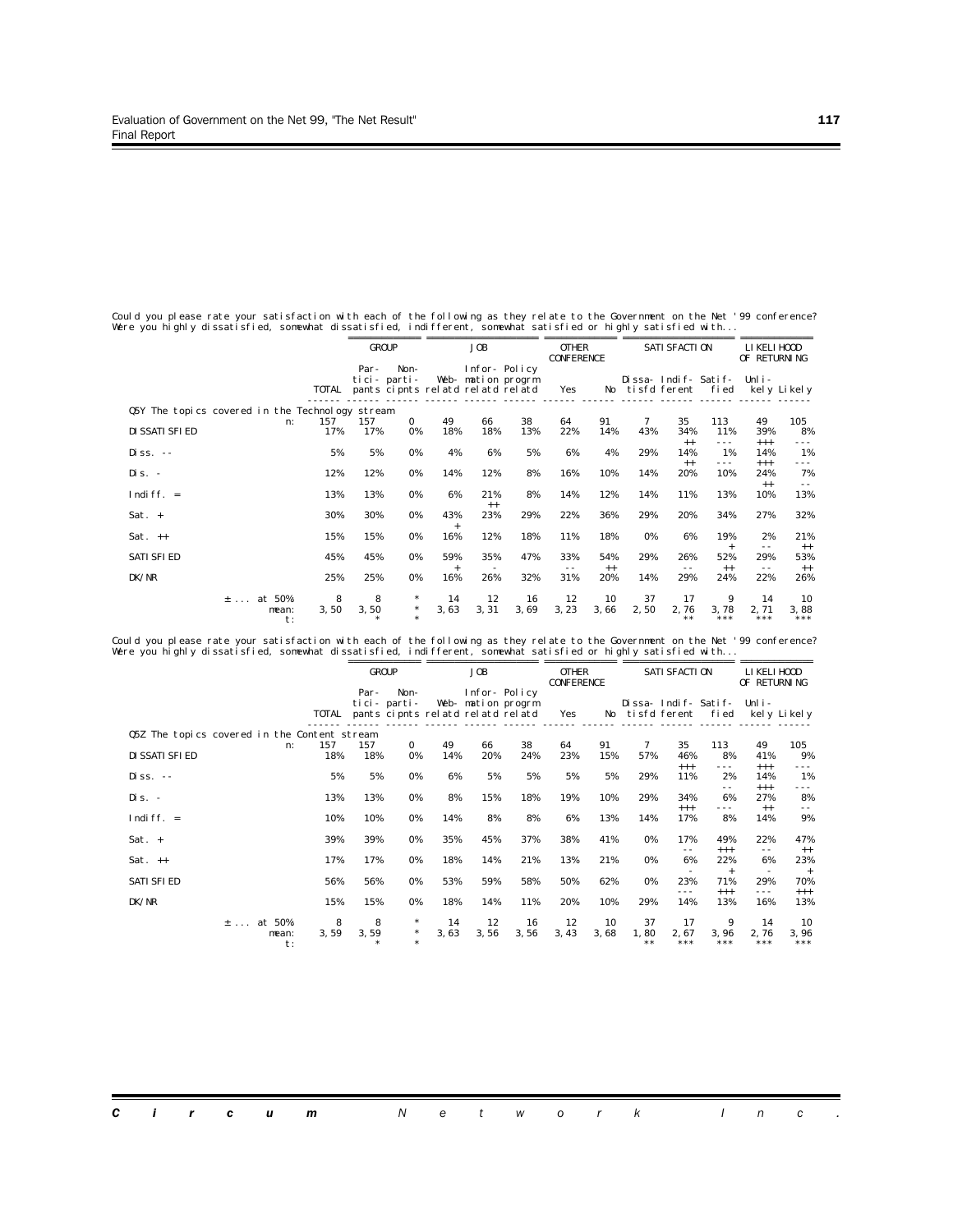Could you please rate your satisfaction with each of the following as they relate to the Government on the Net '99 conference? Were you highly dissatisfied, somewhat dissatisfied, indifferent, somewhat satisfied or highly satisfied with...

| | | GROUP | | JOB | | | OTHER CONFERENCE | | SATISFACTION | | | LIKELIHOOD OF RETURNING | |
|---|---|---|---|---|---|---|---|---|---|---|---|---|---|
| | TOTAL | Par-tici-pants | Non-parti-cipnts | Web-relatd | Infor-mation relatd | Policy progrm relatd | Yes | No | Dissa-tisfd | Indif-ferent | Satif-fied | Unli-kely | Likely |
| **Q5Y The topics covered in the Technology stream** | | | | | | | | | | | | | |
| n: | 157 | 157 | 0 | 49 | 66 | 38 | 64 | 91 | 7 | 35 | 113 | 49 | 105 |
| DISSATISFIED | 17% | 17% | 0% | 18% | 18% | 13% | 22% | 14% | 43% | 34% ++ | 11% --- | 39% +++ | 8% --- |
| Diss. -- | 5% | 5% | 0% | 4% | 6% | 5% | 6% | 4% | 29% | 14% ++ | 1% --- | 14% +++ | 1% --- |
| Dis. - | 12% | 12% | 0% | 14% | 12% | 8% | 16% | 10% | 14% | 20% | 10% | 24% ++ | 7% -- |
| Indiff. = | 13% | 13% | 0% | 6% | 21% ++ | 8% | 14% | 12% | 14% | 11% | 13% | 10% | 13% |
| Sat. + | 30% | 30% | 0% | 43% + | 23% | 29% | 22% | 36% | 29% | 20% | 34% | 27% | 32% |
| Sat. ++ | 15% | 15% | 0% | 16% | 12% | 18% | 11% | 18% | 0% | 6% | 19% + | 2% -- | 21% ++ |
| SATISFIED | 45% | 45% | 0% | 59% + | 35% - | 47% | 33% -- | 54% ++ | 29% | 26% -- | 52% ++ | 29% -- | 53% ++ |
| DK/NR | 25% | 25% | 0% | 16% | 26% | 32% | 31% | 20% | 14% | 29% | 24% | 22% | 26% |
| ± ... at 50% | 8 | 8 | * | 14 | 12 | 16 | 12 | 10 | 37 | 17 | 9 | 14 | 10 |
| mean: | 3,50 | 3,50 | * | 3,63 | 3,31 | 3,69 | 3,23 | 3,66 | 2,50 | 2,76 | 3,78 | 2,71 | 3,88 |
| t: | | * | * | | | | | | | ** | *** | *** | *** |

Could you please rate your satisfaction with each of the following as they relate to the Government on the Net '99 conference? Were you highly dissatisfied, somewhat dissatisfied, indifferent, somewhat satisfied or highly satisfied with...

| | | GROUP | | JOB | | | OTHER CONFERENCE | | SATISFACTION | | | LIKELIHOOD OF RETURNING | |
|---|---|---|---|---|---|---|---|---|---|---|---|---|---|
| | TOTAL | Par-tici-pants | Non-parti-cipnts | Web-relatd | Infor-mation relatd | Policy progrm relatd | Yes | No | Dissa-tisfd | Indif-ferent | Satif-fied | Unli-kely | Likely |
| **Q5Z The topics covered in the Content stream** | | | | | | | | | | | | | |
| n: | 157 | 157 | 0 | 49 | 66 | 38 | 64 | 91 | 7 | 35 | 113 | 49 | 105 |
| DISSATISFIED | 18% | 18% | 0% | 14% | 20% | 24% | 23% | 15% | 57% | 46% +++ | 8% --- | 41% +++ | 9% --- |
| Diss. -- | 5% | 5% | 0% | 6% | 5% | 5% | 5% | 5% | 29% | 11% | 2% -- | 14% +++ | 1% --- |
| Dis. - | 13% | 13% | 0% | 8% | 15% | 18% | 19% | 10% | 29% | 34% +++ | 6% --- | 27% ++ | 8% -- |
| Indiff. = | 10% | 10% | 0% | 14% | 8% | 8% | 6% | 13% | 14% | 17% | 8% | 14% | 9% |
| Sat. + | 39% | 39% | 0% | 35% | 45% | 37% | 38% | 41% | 0% | 17% -- | 49% +++ | 22% -- | 47% ++ |
| Sat. ++ | 17% | 17% | 0% | 18% | 14% | 21% | 13% | 21% | 0% | 6% - | 22% + | 6% - | 23% + |
| SATISFIED | 56% | 56% | 0% | 53% | 59% | 58% | 50% | 62% | 0% | 23% --- | 71% +++ | 29% --- | 70% +++ |
| DK/NR | 15% | 15% | 0% | 18% | 14% | 11% | 20% | 10% | 29% | 14% | 13% | 16% | 13% |
| ± ... at 50% | 8 | 8 | * | 14 | 12 | 16 | 12 | 10 | 37 | 17 | 9 | 14 | 10 |
| mean: | 3,59 | 3,59 | * | 3,63 | 3,56 | 3,56 | 3,43 | 3,68 | 1,80 | 2,67 | 3,96 | 2,76 | 3,96 |
| t: | | * | * | | | | | | ** | *** | *** | *** | *** |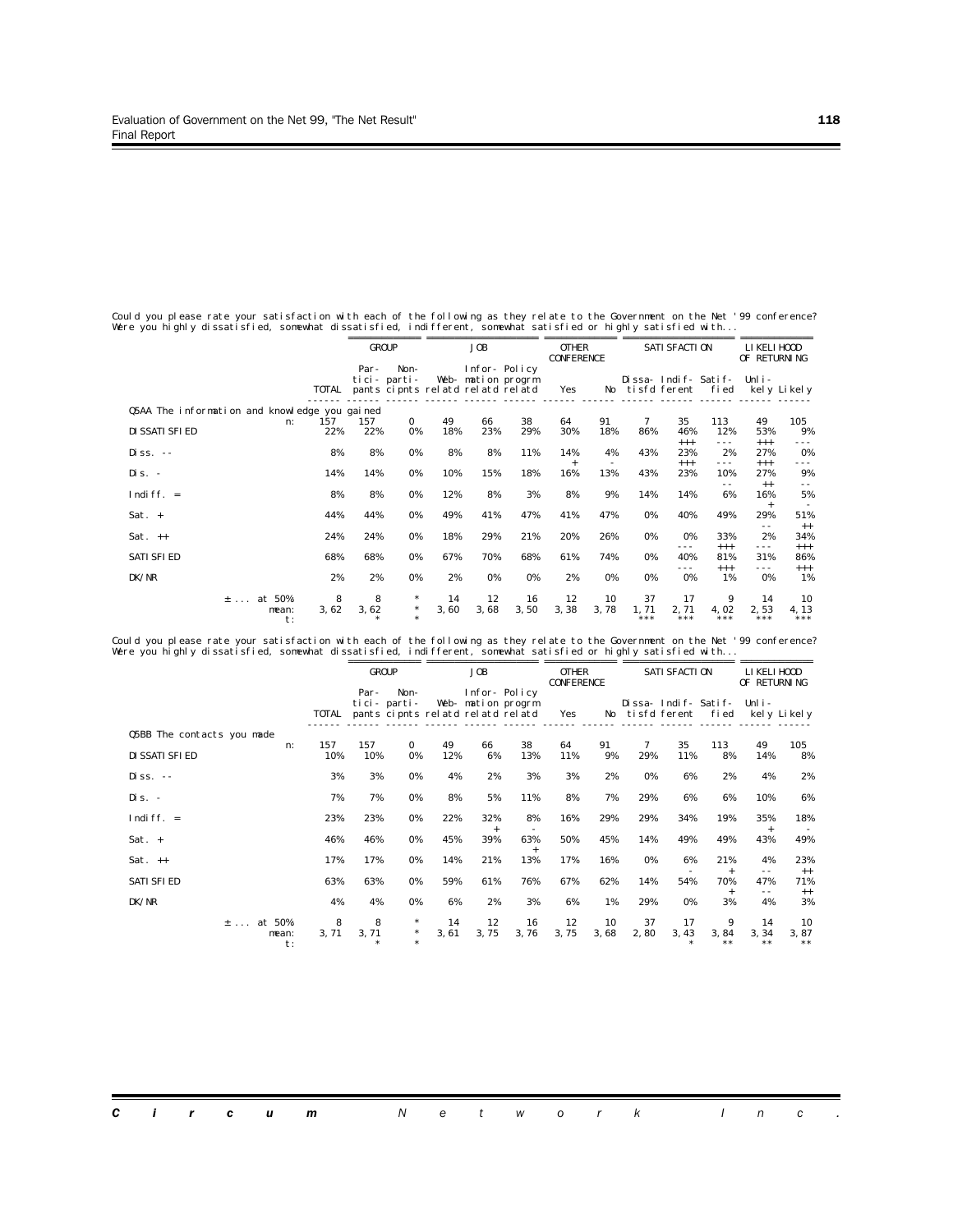Could you please rate your satisfaction with each of the following as they relate to the Government on the Net '99 conference?
Were you highly dissatisfied, somewhat dissatisfied, indifferent, somewhat satisfied or highly satisfied with...

| | | GROUP | | JOB | | | OTHER CONFERENCE | | SATISFACTION | | | LIKELIHOOD OF RETURNING | |
|---|---|---|---|---|---|---|---|---|---|---|---|---|---|
| | TOTAL | Par-tici-pants | Non-parti-cipnts | Web-relatd | Infor-mation relatd | Policy progrm relatd | Yes | No | Dissa-tisfd | Indif-ferent | Satif-fied | Unli-kely | Likely |
| **Q5AA The information and knowledge you gained** | | | | | | | | | | | | | |
| n: | 157 | 157 | 0 | 49 | 66 | 38 | 64 | 91 | 7 | 35 | 113 | 49 | 105 |
| DISSATISFIED | 22% | 22% | 0% | 18% | 23% | 29% | 30% | 18% | 86% | 46% +++ | 12% --- | 53% +++ | 9% --- |
| Diss. -- | 8% | 8% | 0% | 8% | 8% | 11% | 14% + | 4% - | 43% | 23% +++ | 2% --- | 27% +++ | 0% --- |
| Dis. - | 14% | 14% | 0% | 10% | 15% | 18% | 16% | 13% | 43% | 23% | 10% -- | 27% ++ | 9% -- |
| Indiff. = | 8% | 8% | 0% | 12% | 8% | 3% | 8% | 9% | 14% | 14% | 6% | 16% + | 5% - |
| Sat. + | 44% | 44% | 0% | 49% | 41% | 47% | 41% | 47% | 0% | 40% | 49% | 29% -- | 51% ++ |
| Sat. ++ | 24% | 24% | 0% | 18% | 29% | 21% | 20% | 26% | 0% | 0% --- | 33% +++ | 2% --- | 34% +++ |
| SATISFIED | 68% | 68% | 0% | 67% | 70% | 68% | 61% | 74% | 0% | 40% --- | 81% +++ | 31% --- | 86% +++ |
| DK/NR | 2% | 2% | 0% | 2% | 0% | 0% | 2% | 0% | 0% | 0% | 1% | 0% | 1% |
| ± ... at 50% | 8 | 8 | * | 14 | 12 | 16 | 12 | 10 | 37 | 17 | 9 | 14 | 10 |
| mean: | 3,62 | 3,62 | * | 3,60 | 3,68 | 3,50 | 3,38 | 3,78 | 1,71 | 2,71 | 4,02 | 2,53 | 4,13 |
| t: | | * | * | | | | | | *** | *** | *** | *** | *** |

Could you please rate your satisfaction with each of the following as they relate to the Government on the Net '99 conference?
Were you highly dissatisfied, somewhat dissatisfied, indifferent, somewhat satisfied or highly satisfied with...

| | | GROUP | | JOB | | | OTHER CONFERENCE | | SATISFACTION | | | LIKELIHOOD OF RETURNING | |
|---|---|---|---|---|---|---|---|---|---|---|---|---|---|
| | TOTAL | Par-tici-pants | Non-parti-cipnts | Web-relatd | Infor-mation relatd | Policy progrm relatd | Yes | No | Dissa-tisfd | Indif-ferent | Satif-fied | Unli-kely | Likely |
| **Q5BB The contacts you made** | | | | | | | | | | | | | |
| n: | 157 | 157 | 0 | 49 | 66 | 38 | 64 | 91 | 7 | 35 | 113 | 49 | 105 |
| DISSATISFIED | 10% | 10% | 0% | 12% | 6% | 13% | 11% | 9% | 29% | 11% | 8% | 14% | 8% |
| Diss. -- | 3% | 3% | 0% | 4% | 2% | 3% | 3% | 2% | 0% | 6% | 2% | 4% | 2% |
| Dis. - | 7% | 7% | 0% | 8% | 5% | 11% | 8% | 7% | 29% | 6% | 6% | 10% | 6% |
| Indiff. = | 23% | 23% | 0% | 22% | 32% + | 8% - | 16% | 29% | 29% | 34% | 19% | 35% + | 18% - |
| Sat. + | 46% | 46% | 0% | 45% | 39% | 63% + | 50% | 45% | 14% | 49% | 49% | 43% | 49% |
| Sat. ++ | 17% | 17% | 0% | 14% | 21% | 13% | 17% | 16% | 0% | 6% - | 21% + | 4% -- | 23% ++ |
| SATISFIED | 63% | 63% | 0% | 59% | 61% | 76% | 67% | 62% | 14% | 54% | 70% + | 47% -- | 71% ++ |
| DK/NR | 4% | 4% | 0% | 6% | 2% | 3% | 6% | 1% | 29% | 0% | 3% | 4% | 3% |
| ± ... at 50% | 8 | 8 | * | 14 | 12 | 16 | 12 | 10 | 37 | 17 | 9 | 14 | 10 |
| mean: | 3,71 | 3,71 | * | 3,61 | 3,75 | 3,76 | 3,75 | 3,68 | 2,80 | 3,43 | 3,84 | 3,34 | 3,87 |
| t: | | * | * | | | | | | | * | ** | ** | ** |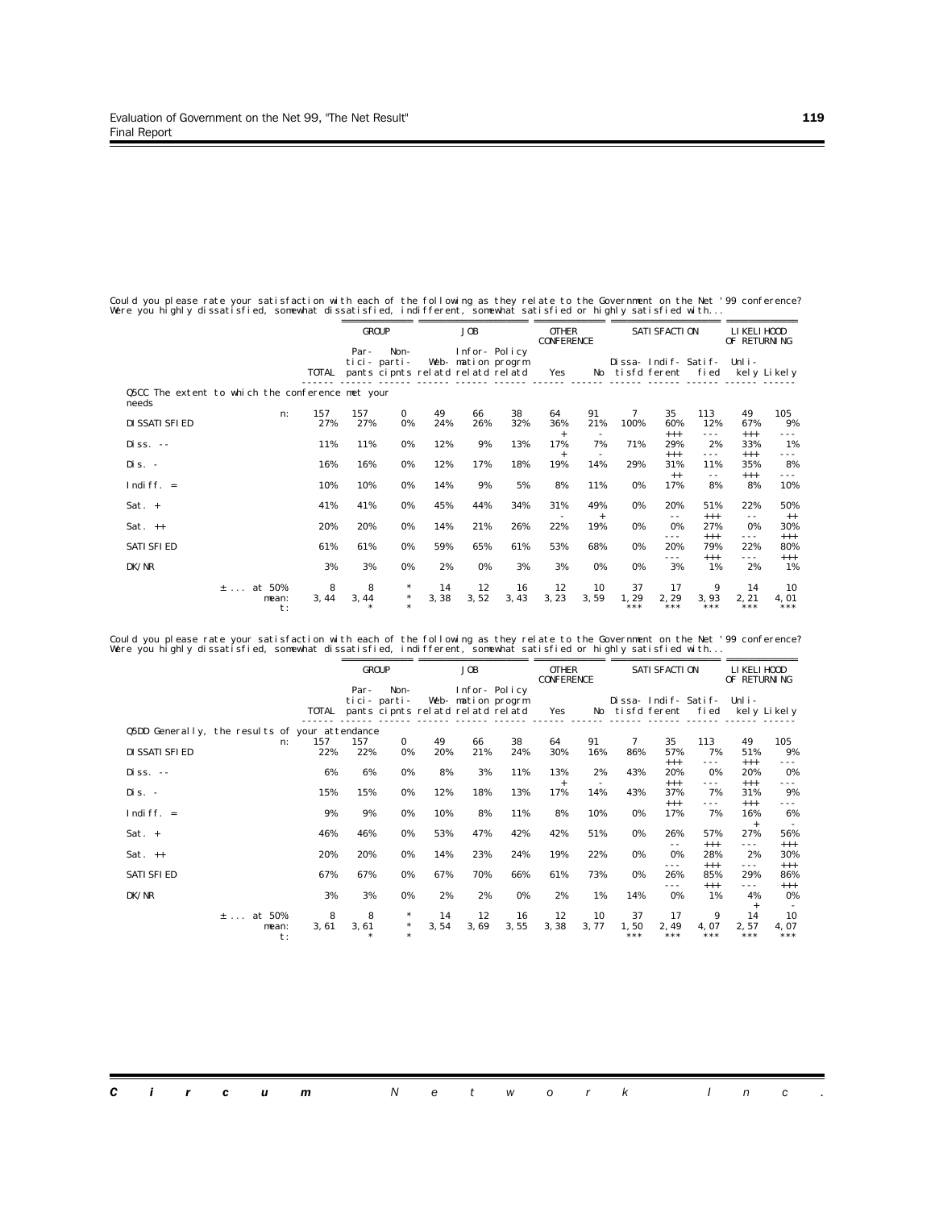Could you please rate your satisfaction with each of the following as they relate to the Government on the Net '99 conference?
Were you highly dissatisfied, somewhat dissatisfied, indifferent, somewhat satisfied or highly satisfied with...

| | | GROUP | | JOB | | | OTHER CONFERENCE | | SATISFACTION | | | LIKELIHOOD OF RETURNING | |
|---|---|---|---|---|---|---|---|---|---|---|---|---|---|
| | TOTAL | Participants | Non-participants | Web-relatd | Information relatd | Policy progrm relatd | Yes | No | Dissatisfd | Indifferent | Satisfied | Unlikely | Likely |
| **Q5CC The extent to which the conference met your needs** | | | | | | | | | | | | | |
| n: | 157 | 157 | 0 | 49 | 66 | 38 | 64 | 91 | 7 | 35 | 113 | 49 | 105 |
| DISSATISFIED | 27% | 27% | 0% | 24% | 26% | 32% | 36% + | 21% - | 100% | 60% +++ | 12% --- | 67% +++ | 9% --- |
| Diss. -- | 11% | 11% | 0% | 12% | 9% | 13% | 17% + | 7% - | 71% | 29% +++ | 2% --- | 33% +++ | 1% --- |
| Dis. - | 16% | 16% | 0% | 12% | 17% | 18% | 19% | 14% | 29% | 31% ++ | 11% -- | 35% +++ | 8% --- |
| Indiff. = | 10% | 10% | 0% | 14% | 9% | 5% | 8% | 11% | 0% | 17% | 8% | 8% | 10% |
| Sat. + | 41% | 41% | 0% | 45% | 44% | 34% | 31% - | 49% + | 0% | 20% -- | 51% +++ | 22% -- | 50% ++ |
| Sat. ++ | 20% | 20% | 0% | 14% | 21% | 26% | 22% | 19% | 0% | 0% --- | 27% +++ | 0% --- | 30% +++ |
| SATISFIED | 61% | 61% | 0% | 59% | 65% | 61% | 53% | 68% | 0% | 20% --- | 79% +++ | 22% --- | 80% +++ |
| DK/NR | 3% | 3% | 0% | 2% | 0% | 3% | 3% | 0% | 0% | 3% | 1% | 2% | 1% |
| ± ... at 50% | 8 | 8 | * | 14 | 12 | 16 | 12 | 10 | 37 | 17 | 9 | 14 | 10 |
| mean: | 3,44 | 3,44 | * | 3,38 | 3,52 | 3,43 | 3,23 | 3,59 | 1,29 | 2,29 | 3,93 | 2,21 | 4,01 |
| t: | | * | * | | | | | | *** | *** | *** | *** | *** |

Could you please rate your satisfaction with each of the following as they relate to the Government on the Net '99 conference?
Were you highly dissatisfied, somewhat dissatisfied, indifferent, somewhat satisfied or highly satisfied with...

| | | GROUP | | JOB | | | OTHER CONFERENCE | | SATISFACTION | | | LIKELIHOOD OF RETURNING | |
|---|---|---|---|---|---|---|---|---|---|---|---|---|---|
| | TOTAL | Participants | Non-participants | Web-relatd | Information relatd | Policy progrm relatd | Yes | No | Dissatisfd | Indifferent | Satisfied | Unlikely | Likely |
| **Q5DD Generally, the results of your attendance** | | | | | | | | | | | | | |
| n: | 157 | 157 | 0 | 49 | 66 | 38 | 64 | 91 | 7 | 35 | 113 | 49 | 105 |
| DISSATISFIED | 22% | 22% | 0% | 20% | 21% | 24% | 30% | 16% | 86% | 57% +++ | 7% --- | 51% +++ | 9% --- |
| Diss. -- | 6% | 6% | 0% | 8% | 3% | 11% | 13% + | 2% - | 43% | 20% +++ | 0% --- | 20% +++ | 0% --- |
| Dis. - | 15% | 15% | 0% | 12% | 18% | 13% | 17% | 14% | 43% | 37% +++ | 7% --- | 31% +++ | 9% --- |
| Indiff. = | 9% | 9% | 0% | 10% | 8% | 11% | 8% | 10% | 0% | 17% | 7% | 16% + | 6% |
| Sat. + | 46% | 46% | 0% | 53% | 47% | 42% | 42% | 51% | 0% | 26% -- | 57% +++ | 27% --- | 56% +++ |
| Sat. ++ | 20% | 20% | 0% | 14% | 23% | 24% | 19% | 22% | 0% | 0% --- | 28% +++ | 2% --- | 30% +++ |
| SATISFIED | 67% | 67% | 0% | 67% | 70% | 66% | 61% | 73% | 0% | 26% --- | 85% +++ | 29% --- | 86% +++ |
| DK/NR | 3% | 3% | 0% | 2% | 2% | 0% | 2% | 1% | 14% | 0% | 1% | 4% + | 0% - |
| ± ... at 50% | 8 | 8 | * | 14 | 12 | 16 | 12 | 10 | 37 | 17 | 9 | 14 | 10 |
| mean: | 3,61 | 3,61 | * | 3,54 | 3,69 | 3,55 | 3,38 | 3,77 | 1,50 | 2,49 | 4,07 | 2,57 | 4,07 |
| t: | | * | * | | | | | | *** | *** | *** | *** | *** |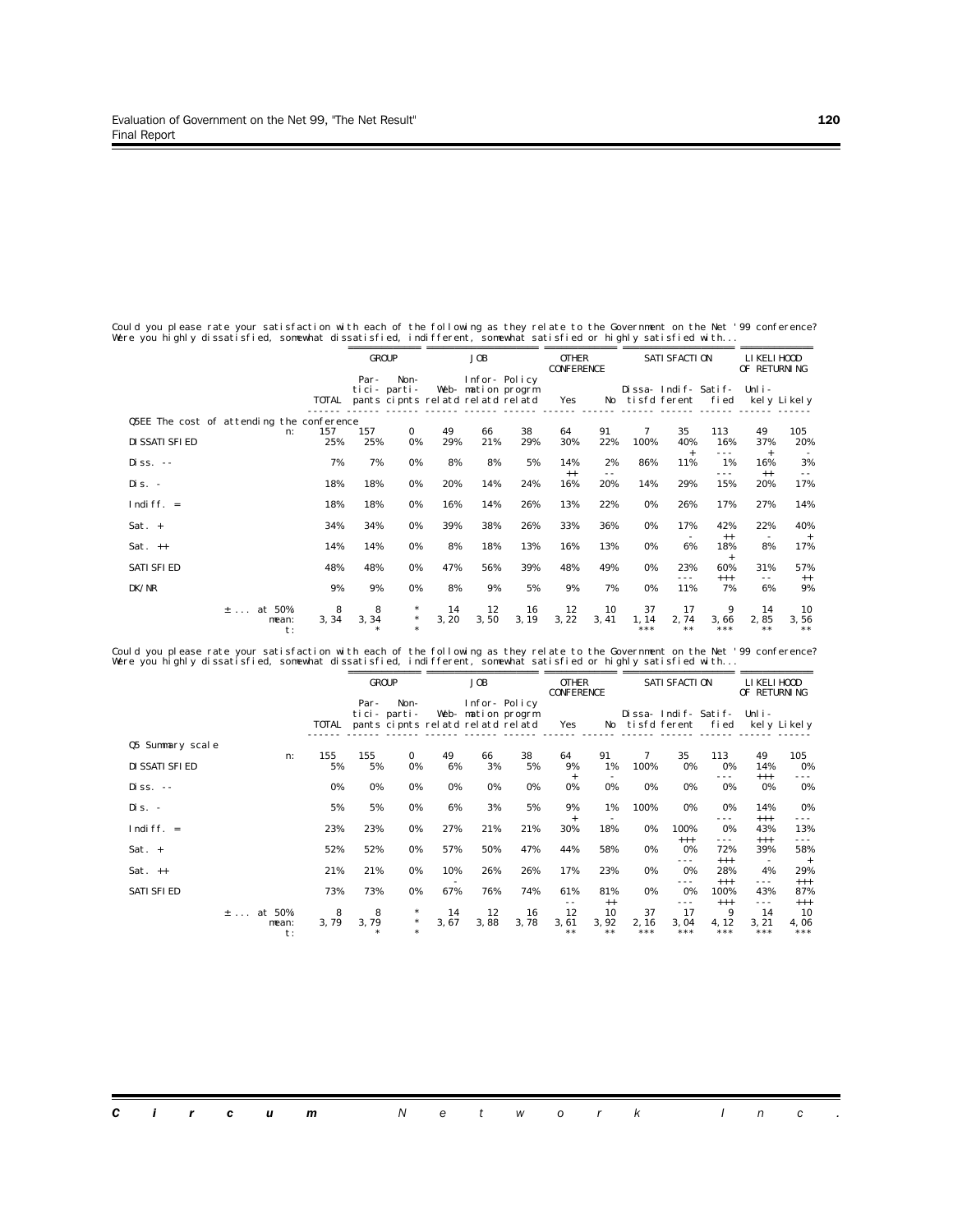Could you please rate your satisfaction with each of the following as they relate to the Government on the Net '99 conference?
Were you highly dissatisfied, somewhat dissatisfied, indifferent, somewhat satisfied or highly satisfied with...

| | | GROUP | | JOB | | | OTHER CONFERENCE | | SATISFACTION | | | LIKELIHOOD OF RETURNING | |
|---|---|---|---|---|---|---|---|---|---|---|---|---|---|
| | TOTAL | Par-tici-pants | Non-parti-cipnts | Web-relatd | Infor-mation relatd | Policy progrm relatd | Yes | No | Dissa-tisfd | Indif-ferent | Satif-fied | Unli-kely | Likely |
| Q5EE The cost of attending the conference n: | 157 | 157 | 0 | 49 | 66 | 38 | 64 | 91 | 7 | 35 | 113 | 49 | 105 |
| DISSATISFIED | 25% | 25% | 0% | 29% | 21% | 29% | 30% | 22% | 100% | 40% + | 16% --- | 37% + | 20% - |
| Diss. -- | 7% | 7% | 0% | 8% | 8% | 5% | 14% ++ | 2% -- | 86% | 11% | 1% --- | 16% ++ | 3% -- |
| Dis. - | 18% | 18% | 0% | 20% | 14% | 24% | 16% | 20% | 14% | 29% | 15% | 20% | 17% |
| Indiff. = | 18% | 18% | 0% | 16% | 14% | 26% | 13% | 22% | 0% | 26% | 17% | 27% | 14% |
| Sat. + | 34% | 34% | 0% | 39% | 38% | 26% | 33% | 36% | 0% | 17% - | 42% ++ | 22% - | 40% + |
| Sat. ++ | 14% | 14% | 0% | 8% | 18% | 13% | 16% | 13% | 0% | 6% | 18% + | 8% | 17% |
| SATISFIED | 48% | 48% | 0% | 47% | 56% | 39% | 48% | 49% | 0% | 23% --- | 60% +++ | 31% -- | 57% ++ |
| DK/NR | 9% | 9% | 0% | 8% | 9% | 5% | 9% | 7% | 0% | 11% | 7% | 6% | 9% |
| ± ... at 50% | 8 | 8 | * | 14 | 12 | 16 | 12 | 10 | 37 | 17 | 9 | 14 | 10 |
| mean: | 3,34 | 3,34 | * | 3,20 | 3,50 | 3,19 | 3,22 | 3,41 | 1,14 | 2,74 | 3,66 | 2,85 | 3,56 |
| t: | | * | * | | | | | | *** | ** | *** | ** | ** |

Could you please rate your satisfaction with each of the following as they relate to the Government on the Net '99 conference?
Were you highly dissatisfied, somewhat dissatisfied, indifferent, somewhat satisfied or highly satisfied with...

| | | GROUP | | JOB | | | OTHER CONFERENCE | | SATISFACTION | | | LIKELIHOOD OF RETURNING | |
|---|---|---|---|---|---|---|---|---|---|---|---|---|---|
| | TOTAL | Par-tici-pants | Non-parti-cipnts | Web-relatd | Infor-mation relatd | Policy progrm relatd | Yes | No | Dissa-tisfd | Indif-ferent | Satif-fied | Unli-kely | Likely |
| Q5 Summary scale n: | 155 | 155 | 0 | 49 | 66 | 38 | 64 | 91 | 7 | 35 | 113 | 49 | 105 |
| DISSATISFIED | 5% | 5% | 0% | 6% | 3% | 5% | 9% + | 1% - | 100% | 0% | 0% --- | 14% +++ | 0% --- |
| Diss. -- | 0% | 0% | 0% | 0% | 0% | 0% | 0% | 0% | 0% | 0% | 0% | 0% | 0% |
| Dis. - | 5% | 5% | 0% | 6% | 3% | 5% | 9% + | 1% - | 100% | 0% | 0% --- | 14% +++ | 0% --- |
| Indiff. = | 23% | 23% | 0% | 27% | 21% | 21% | 30% | 18% | 0% | 100% +++ | 0% --- | 43% +++ | 13% --- |
| Sat. + | 52% | 52% | 0% | 57% | 50% | 47% | 44% | 58% | 0% | 0% --- | 72% +++ | 39% - | 58% + |
| Sat. ++ | 21% | 21% | 0% | 10% - | 26% | 26% | 17% | 23% | 0% | 0% --- | 28% +++ | 4% --- | 29% +++ |
| SATISFIED | 73% | 73% | 0% | 67% | 76% | 74% | 61% -- | 81% ++ | 0% | 0% --- | 100% +++ | 43% --- | 87% +++ |
| ± ... at 50% | 8 | 8 | * | 14 | 12 | 16 | 12 | 10 | 37 | 17 | 9 | 14 | 10 |
| mean: | 3,79 | 3,79 | * | 3,67 | 3,88 | 3,78 | 3,61 | 3,92 | 2,16 | 3,04 | 4,12 | 3,21 | 4,06 |
| t: | | * | * | | | | ** | ** | *** | *** | *** | *** | *** |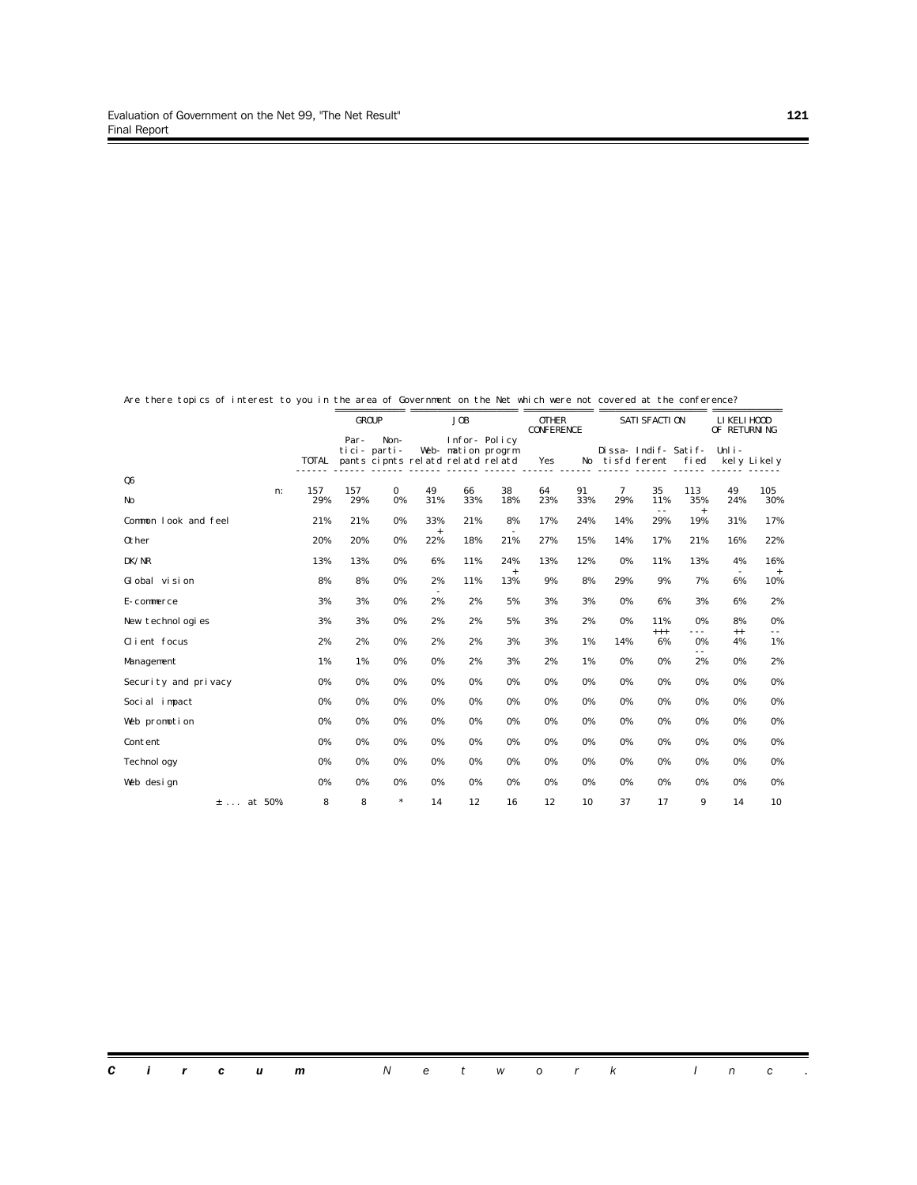Are there topics of interest to you in the area of Government on the Net which were not covered at the conference?

| | | GROUP | | JOB | | | OTHER CONFERENCE | | SATISFACTION | | | LIKELIHOOD OF RETURNING | |
|---|---|---|---|---|---|---|---|---|---|---|---|---|---|
| | TOTAL | Participants | Non-participants | Web-relatd | Information relatd | Policy progrm relatd | Yes | No | Dissatisfd | Indifferent | Satisfied | Unlikely | Likely |
| Q6 n: | 157 | 157 | 0 | 49 | 66 | 38 | 64 | 91 | 7 | 35 | 113 | 49 | 105 |
| No | 29% | 29% | 0% | 31% | 33% | 18% | 23% | 33% | 29% | 11% | 35% | 24% | 30% |
| | | | | | | | | | | -- | + | | |
| Common look and feel | 21% | 21% | 0% | 33% | 21% | 8% | 17% | 24% | 14% | 29% | 19% | 31% | 17% |
| | | | | + | | - | | | | | | | |
| Other | 20% | 20% | 0% | 22% | 18% | 21% | 27% | 15% | 14% | 17% | 21% | 16% | 22% |
| DK/NR | 13% | 13% | 0% | 6% | 11% | 24% | 13% | 12% | 0% | 11% | 13% | 4% | 16% |
| | | | | | | + | | | | | | - | + |
| Global vision | 8% | 8% | 0% | 2% | 11% | 13% | 9% | 8% | 29% | 9% | 7% | 6% | 10% |
| | | | | - | | | | | | | | | |
| E-commerce | 3% | 3% | 0% | 2% | 2% | 5% | 3% | 3% | 0% | 6% | 3% | 6% | 2% |
| New technologies | 3% | 3% | 0% | 2% | 2% | 5% | 3% | 2% | 0% | 11% | 0% | 8% | 0% |
| | | | | | | | | | | +++ | --- | ++ | -- |
| Client focus | 2% | 2% | 0% | 2% | 2% | 3% | 3% | 1% | 14% | 6% | 0% | 4% | 1% |
| | | | | | | | | | | | -- | | |
| Management | 1% | 1% | 0% | 0% | 2% | 3% | 2% | 1% | 0% | 0% | 2% | 0% | 2% |
| Security and privacy | 0% | 0% | 0% | 0% | 0% | 0% | 0% | 0% | 0% | 0% | 0% | 0% | 0% |
| Social impact | 0% | 0% | 0% | 0% | 0% | 0% | 0% | 0% | 0% | 0% | 0% | 0% | 0% |
| Web promotion | 0% | 0% | 0% | 0% | 0% | 0% | 0% | 0% | 0% | 0% | 0% | 0% | 0% |
| Content | 0% | 0% | 0% | 0% | 0% | 0% | 0% | 0% | 0% | 0% | 0% | 0% | 0% |
| Technology | 0% | 0% | 0% | 0% | 0% | 0% | 0% | 0% | 0% | 0% | 0% | 0% | 0% |
| Web design | 0% | 0% | 0% | 0% | 0% | 0% | 0% | 0% | 0% | 0% | 0% | 0% | 0% |
| ± ... at 50% | 8 | 8 | * | 14 | 12 | 16 | 12 | 10 | 37 | 17 | 9 | 14 | 10 |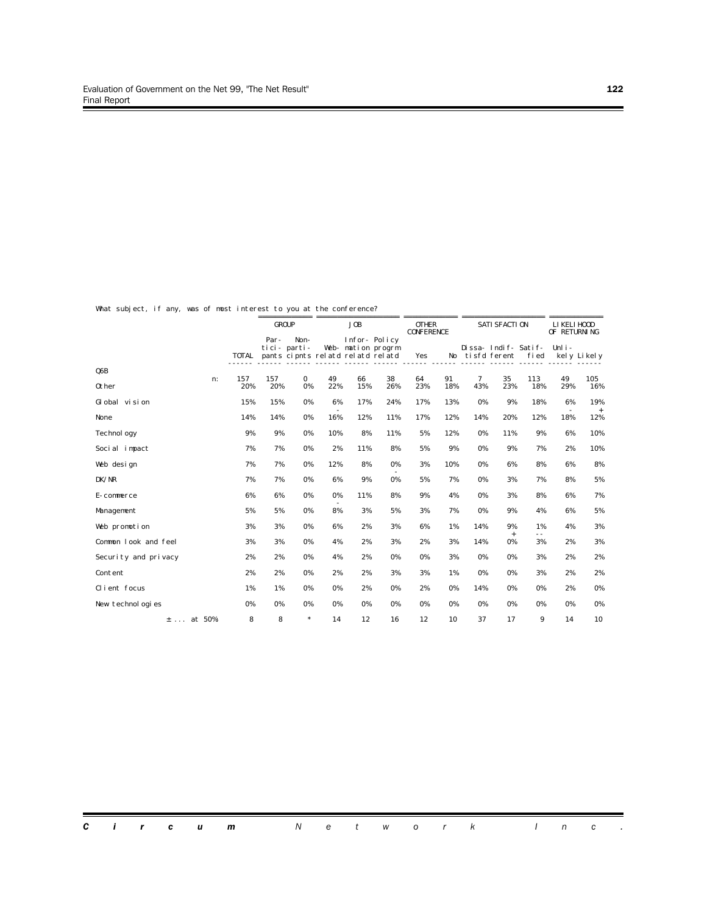What subject, if any, was of most interest to you at the conference?

| | | GROUP | | JOB | | | OTHER CONFERENCE | | SATISFACTION | | | LIKELIHOOD OF RETURNING | |
|---|---|---|---|---|---|---|---|---|---|---|---|---|---|
| | TOTAL | Participants | Non-participnts | Web-relatd | Information relatd | Policy progrm relatd | Yes | No | Dissatisfd | Indifferent | Satisfied | Unlikely | Likely |
| Q6B n: | 157 | 157 | 0 | 49 | 66 | 38 | 64 | 91 | 7 | 35 | 113 | 49 | 105 |
| Other | 20% | 20% | 0% | 22% | 15% | 26% | 23% | 18% | 43% | 23% | 18% | 29% | 16% |
| Global vision | 15% | 15% | 0% | 6% - | 17% | 24% | 17% | 13% | 0% | 9% | 18% | 6% - | 19% + |
| None | 14% | 14% | 0% | 16% | 12% | 11% | 17% | 12% | 14% | 20% | 12% | 18% | 12% |
| Technology | 9% | 9% | 0% | 10% | 8% | 11% | 5% | 12% | 0% | 11% | 9% | 6% | 10% |
| Social impact | 7% | 7% | 0% | 2% | 11% | 8% | 5% | 9% | 0% | 9% | 7% | 2% | 10% |
| Web design | 7% | 7% | 0% | 12% | 8% | 0% - | 3% | 10% | 0% | 6% | 8% | 6% | 8% |
| DK/NR | 7% | 7% | 0% | 6% | 9% | 0% | 5% | 7% | 0% | 3% | 7% | 8% | 5% |
| E-commerce | 6% | 6% | 0% | 0% - | 11% | 8% | 9% | 4% | 0% | 3% | 8% | 6% | 7% |
| Management | 5% | 5% | 0% | 8% | 3% | 5% | 3% | 7% | 0% | 9% | 4% | 6% | 5% |
| Web promotion | 3% | 3% | 0% | 6% | 2% | 3% | 6% | 1% | 14% | 9% + | 1% -- | 4% | 3% |
| Common look and feel | 3% | 3% | 0% | 4% | 2% | 3% | 2% | 3% | 14% | 0% | 3% | 2% | 3% |
| Security and privacy | 2% | 2% | 0% | 4% | 2% | 0% | 0% | 3% | 0% | 0% | 3% | 2% | 2% |
| Content | 2% | 2% | 0% | 2% | 2% | 3% | 3% | 1% | 0% | 0% | 3% | 2% | 2% |
| Client focus | 1% | 1% | 0% | 0% | 2% | 0% | 2% | 0% | 14% | 0% | 0% | 2% | 0% |
| New technologies | 0% | 0% | 0% | 0% | 0% | 0% | 0% | 0% | 0% | 0% | 0% | 0% | 0% |
| ± ... at 50% | 8 | 8 | * | 14 | 12 | 16 | 12 | 10 | 37 | 17 | 9 | 14 | 10 |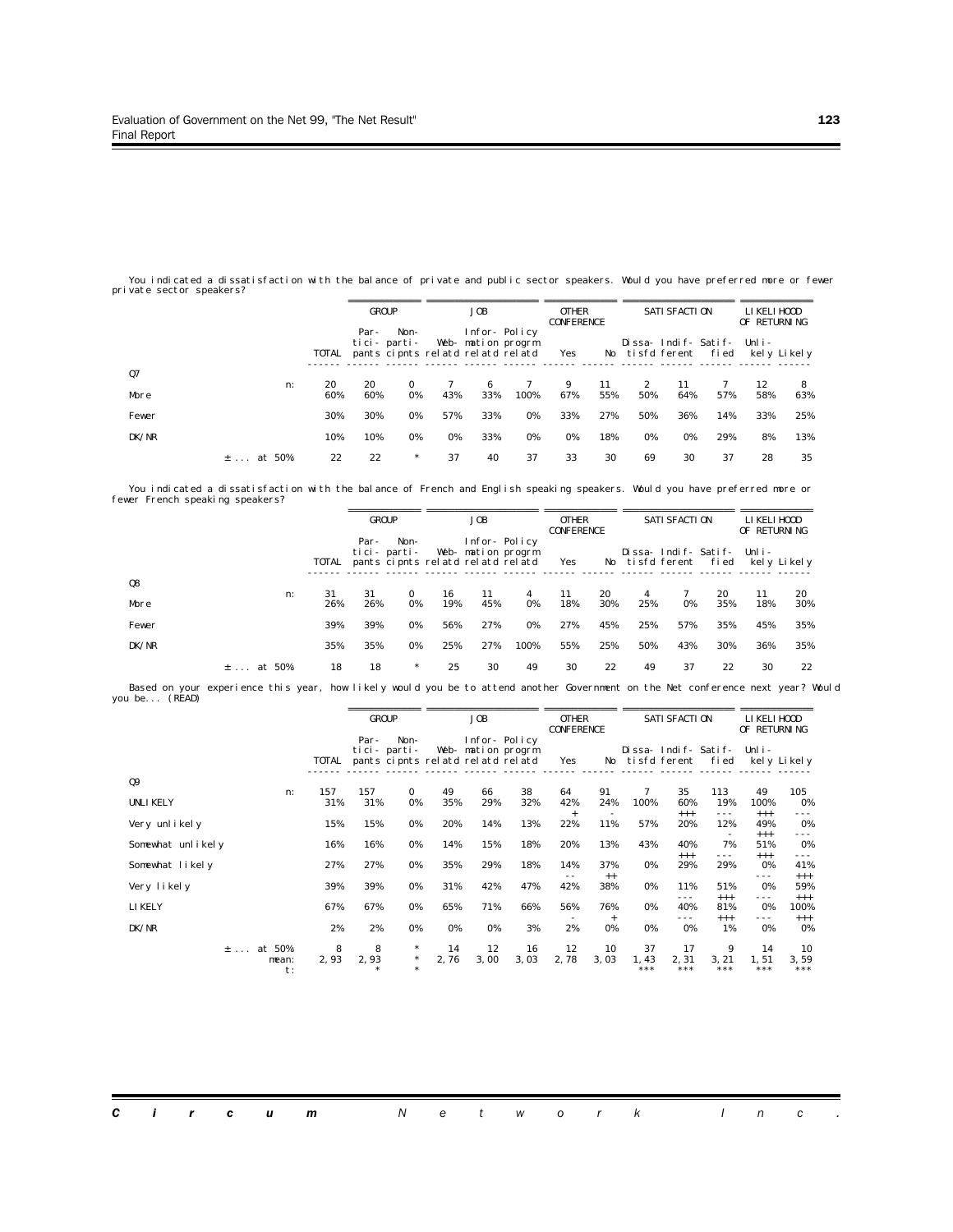You indicated a dissatisfaction with the balance of private and public sector speakers. Would you have preferred more or fewer private sector speakers?

| | | GROUP | | JOB | | | OTHER CONFERENCE | | SATISFACTION | | | LIKELIHOOD OF RETURNING | |
|---|---|---|---|---|---|---|---|---|---|---|---|---|---|
| | TOTAL | Par-tici-pants | Non-parti-cipnts | Web-relatd | Infor-mation relatd | Policy progrm relatd | Yes | No | Dissa-tisfd | Indif-ferent | Satif-fied | Unli-kely | Likely |
| **Q7** | | | | | | | | | | | | | |
| n: | 20 | 20 | 0 | 7 | 6 | 7 | 9 | 11 | 2 | 11 | 7 | 12 | 8 |
| More | 60% | 60% | 0% | 43% | 33% | 100% | 67% | 55% | 50% | 64% | 57% | 58% | 63% |
| Fewer | 30% | 30% | 0% | 57% | 33% | 0% | 33% | 27% | 50% | 36% | 14% | 33% | 25% |
| DK/NR | 10% | 10% | 0% | 0% | 33% | 0% | 0% | 18% | 0% | 0% | 29% | 8% | 13% |
| ± ... at 50% | 22 | 22 | * | 37 | 40 | 37 | 33 | 30 | 69 | 30 | 37 | 28 | 35 |

You indicated a dissatisfaction with the balance of French and English speaking speakers. Would you have preferred more or fewer French speaking speakers?

| | | GROUP | | JOB | | | OTHER CONFERENCE | | SATISFACTION | | | LIKELIHOOD OF RETURNING | |
|---|---|---|---|---|---|---|---|---|---|---|---|---|---|
| | TOTAL | Par-tici-pants | Non-parti-cipnts | Web-relatd | Infor-mation relatd | Policy progrm relatd | Yes | No | Dissa-tisfd | Indif-ferent | Satif-fied | Unli-kely | Likely |
| **Q8** | | | | | | | | | | | | | |
| n: | 31 | 31 | 0 | 16 | 11 | 4 | 11 | 20 | 4 | 7 | 20 | 11 | 20 |
| More | 26% | 26% | 0% | 19% | 45% | 0% | 18% | 30% | 25% | 0% | 35% | 18% | 30% |
| Fewer | 39% | 39% | 0% | 56% | 27% | 0% | 27% | 45% | 25% | 57% | 35% | 45% | 35% |
| DK/NR | 35% | 35% | 0% | 25% | 27% | 100% | 55% | 25% | 50% | 43% | 30% | 36% | 35% |
| ± ... at 50% | 18 | 18 | * | 25 | 30 | 49 | 30 | 22 | 49 | 37 | 22 | 30 | 22 |

Based on your experience this year, how likely would you be to attend another Government on the Net conference next year? Would you be... (READ)

| | | GROUP | | JOB | | | OTHER CONFERENCE | | SATISFACTION | | | LIKELIHOOD OF RETURNING | |
|---|---|---|---|---|---|---|---|---|---|---|---|---|---|
| | TOTAL | Par-tici-pants | Non-parti-cipnts | Web-relatd | Infor-mation relatd | Policy progrm relatd | Yes | No | Dissa-tisfd | Indif-ferent | Satif-fied | Unli-kely | Likely |
| **Q9** | | | | | | | | | | | | | |
| n: | 157 | 157 | 0 | 49 | 66 | 38 | 64 | 91 | 7 | 35 | 113 | 49 | 105 |
| UNLIKELY | 31% | 31% | 0% | 35% | 29% | 32% | 42% | 24% | 100% | 60% | 19% | 100% | 0% |
| | | | | | | | + | - | | +++ | --- | +++ | --- |
| Very unlikely | 15% | 15% | 0% | 20% | 14% | 13% | 22% | 11% | 57% | 20% | 12% | 49% | 0% |
| | | | | | | | | | | | - | +++ | --- |
| Somewhat unlikely | 16% | 16% | 0% | 14% | 15% | 18% | 20% | 13% | 43% | 40% | 7% | 51% | 0% |
| | | | | | | | | | | +++ | --- | +++ | --- |
| Somewhat likely | 27% | 27% | 0% | 35% | 29% | 18% | 14% | 37% | 0% | 29% | 29% | 0% | 41% |
| | | | | | | | -- | ++ | | | | --- | +++ |
| Very likely | 39% | 39% | 0% | 31% | 42% | 47% | 42% | 38% | 0% | 11% | 51% | 0% | 59% |
| | | | | | | | | | | --- | +++ | --- | +++ |
| LIKELY | 67% | 67% | 0% | 65% | 71% | 66% | 56% | 76% | 0% | 40% | 81% | 0% | 100% |
| | | | | | | | - | + | | --- | +++ | --- | +++ |
| DK/NR | 2% | 2% | 0% | 0% | 0% | 3% | 2% | 0% | 0% | 0% | 1% | 0% | 0% |
| ± ... at 50% | 8 | 8 | * | 14 | 12 | 16 | 12 | 10 | 37 | 17 | 9 | 14 | 10 |
| mean: | 2,93 | 2,93 | * | 2,76 | 3,00 | 3,03 | 2,78 | 3,03 | 1,43 | 2,31 | 3,21 | 1,51 | 3,59 |
| t: | | * | * | | | | | | *** | *** | *** | *** | *** |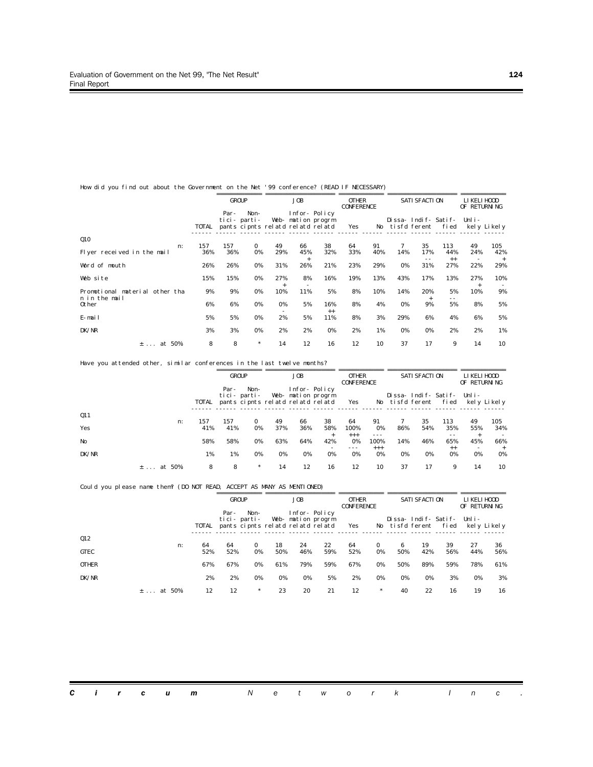How did you find out about the Government on the Net '99 conference? (READ IF NECESSARY)

| | | GROUP | | JOB | | | OTHER CONFERENCE | | SATISFACTION | | | LIKELIHOOD OF RETURNING | |
|---|---|---|---|---|---|---|---|---|---|---|---|---|---|
| | TOTAL | Par-tici-pants | Non-parti-cipnts | Web-relatd | Infor-mation relatd | Policy progrm relatd | Yes | No | Dissa-tisfd | Indif-ferent | Satif-fied | Unli-kely | Likely |
| Q10 | | | | | | | | | | | | | |
| n: | 157 | 157 | 0 | 49 | 66 | 38 | 64 | 91 | 7 | 35 | 113 | 49 | 105 |
| Flyer received in the mail | 36% | 36% | 0% | 29% | 45% + | 32% | 33% | 40% | 14% | 17% -- | 44% ++ | 24% - | 42% + |
| Word of mouth | 26% | 26% | 0% | 31% | 26% | 21% | 23% | 29% | 0% | 31% | 27% | 22% | 29% |
| Web site | 15% | 15% | 0% | 27% + | 8% - | 16% | 19% | 13% | 43% | 17% | 13% | 27% + | 10% - |
| Promotional material other than in the mail | 9% | 9% | 0% | 10% | 11% | 5% | 8% | 10% | 14% | 20% + | 5% -- | 10% | 9% |
| Other | 6% | 6% | 0% | 0% - | 5% | 16% ++ | 8% | 4% | 0% | 9% | 5% | 8% | 5% |
| E-mail | 5% | 5% | 0% | 2% | 5% | 11% | 8% | 3% | 29% | 6% | 4% | 6% | 5% |
| DK/NR | 3% | 3% | 0% | 2% | 2% | 0% | 2% | 1% | 0% | 0% | 2% | 2% | 1% |
| ± ... at 50% | 8 | 8 | * | 14 | 12 | 16 | 12 | 10 | 37 | 17 | 9 | 14 | 10 |

Have you attended other, similar conferences in the last twelve months?

| | | GROUP | | JOB | | | OTHER CONFERENCE | | SATISFACTION | | | LIKELIHOOD OF RETURNING | |
|---|---|---|---|---|---|---|---|---|---|---|---|---|---|
| | TOTAL | Par-tici-pants | Non-parti-cipnts | Web-relatd | Infor-mation relatd | Policy progrm relatd | Yes | No | Dissa-tisfd | Indif-ferent | Satif-fied | Unli-kely | Likely |
| Q11 | | | | | | | | | | | | | |
| n: | 157 | 157 | 0 | 49 | 66 | 38 | 64 | 91 | 7 | 35 | 113 | 49 | 105 |
| Yes | 41% | 41% | 0% | 37% | 36% | 58% + | 100% +++ | 0% --- | 86% | 54% | 35% -- | 55% + | 34% - |
| No | 58% | 58% | 0% | 63% | 64% | 42% - | 0% --- | 100% +++ | 14% | 46% | 65% ++ | 45% - | 66% + |
| DK/NR | 1% | 1% | 0% | 0% | 0% | 0% | 0% | 0% | 0% | 0% | 0% | 0% | 0% |
| ± ... at 50% | 8 | 8 | * | 14 | 12 | 16 | 12 | 10 | 37 | 17 | 9 | 14 | 10 |

Could you please name them? (DO NOT READ, ACCEPT AS MANY AS MENTIONED)

| | | GROUP | | JOB | | | OTHER CONFERENCE | | SATISFACTION | | | LIKELIHOOD OF RETURNING | |
|---|---|---|---|---|---|---|---|---|---|---|---|---|---|
| | TOTAL | Par-tici-pants | Non-parti-cipnts | Web-relatd | Infor-mation relatd | Policy progrm relatd | Yes | No | Dissa-tisfd | Indif-ferent | Satif-fied | Unli-kely | Likely |
| Q12 | | | | | | | | | | | | | |
| n: | 64 | 64 | 0 | 18 | 24 | 22 | 64 | 0 | 6 | 19 | 39 | 27 | 36 |
| GTEC | 52% | 52% | 0% | 50% | 46% | 59% | 52% | 0% | 50% | 42% | 56% | 44% | 56% |
| OTHER | 67% | 67% | 0% | 61% | 79% | 59% | 67% | 0% | 50% | 89% | 59% | 78% | 61% |
| DK/NR | 2% | 2% | 0% | 0% | 0% | 5% | 2% | 0% | 0% | 0% | 3% | 0% | 3% |
| ± ... at 50% | 12 | 12 | * | 23 | 20 | 21 | 12 | * | 40 | 22 | 16 | 19 | 16 |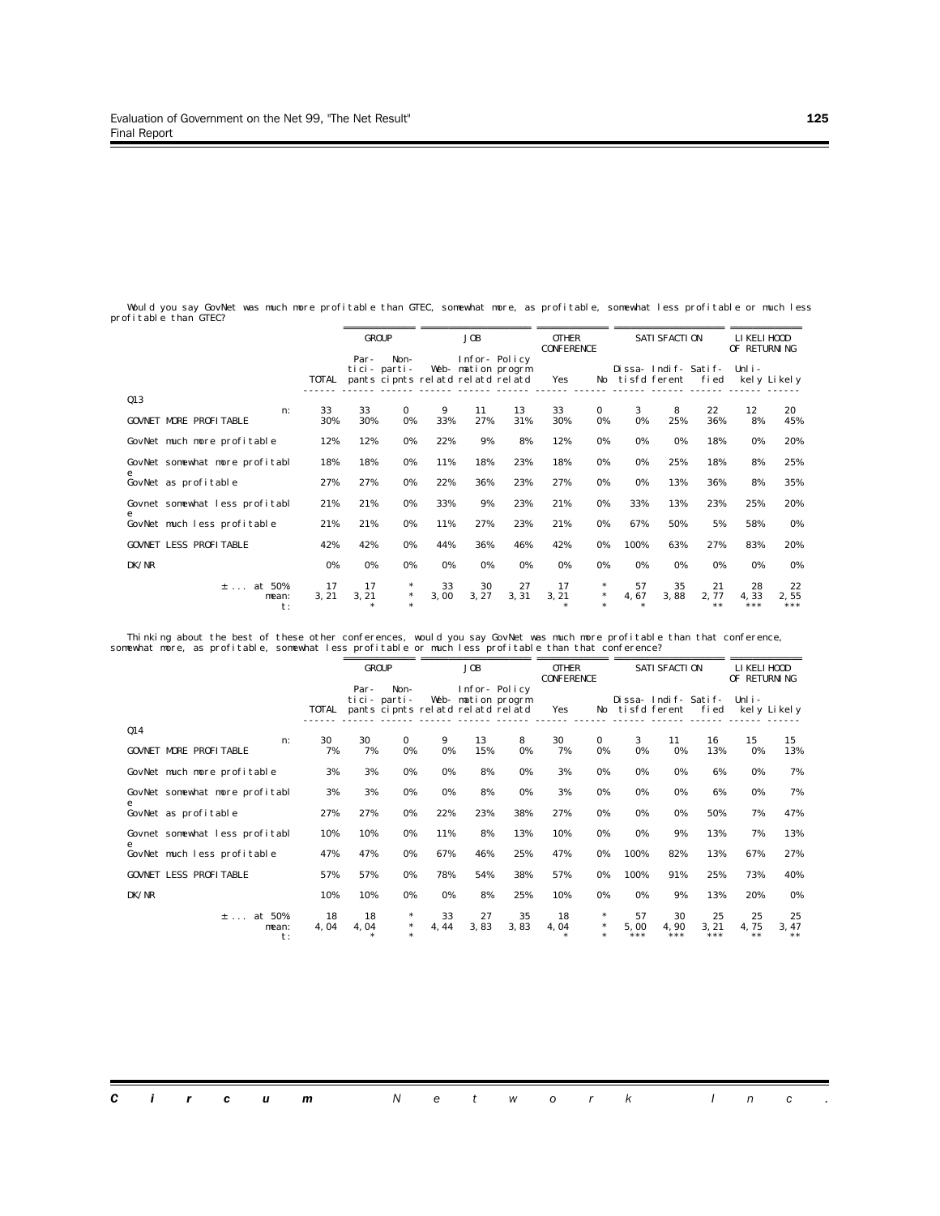Would you say GovNet was much more profitable than GTEC, somewhat more, as profitable, somewhat less profitable or much less profitable than GTEC?

| | | GROUP | | JOB | | | OTHER CONFERENCE | | SATISFACTION | | | LIKELIHOOD OF RETURNING | |
|---|---|---|---|---|---|---|---|---|---|---|---|---|---|
| | TOTAL | Par-tici-pants | Non-parti-cipnts | Web-relatd | Infor-mation relatd | Policy progrm relatd | Yes | No | Dissa-tisfd | Indif-ferent | Satif-fied | Unli-kely | Likely |
| Q13 | | | | | | | | | | | | | |
| n: | 33 | 33 | 0 | 9 | 11 | 13 | 33 | 0 | 3 | 8 | 22 | 12 | 20 |
| GOVNET MORE PROFITABLE | 30% | 30% | 0% | 33% | 27% | 31% | 30% | 0% | 0% | 25% | 36% | 8% | 45% |
| GovNet much more profitable | 12% | 12% | 0% | 22% | 9% | 8% | 12% | 0% | 0% | 0% | 18% | 0% | 20% |
| GovNet somewhat more profitable | 18% | 18% | 0% | 11% | 18% | 23% | 18% | 0% | 0% | 25% | 18% | 8% | 25% |
| GovNet as profitable | 27% | 27% | 0% | 22% | 36% | 23% | 27% | 0% | 0% | 13% | 36% | 8% | 35% |
| Govnet somewhat less profitable | 21% | 21% | 0% | 33% | 9% | 23% | 21% | 0% | 33% | 13% | 23% | 25% | 20% |
| GovNet much less profitable | 21% | 21% | 0% | 11% | 27% | 23% | 21% | 0% | 67% | 50% | 5% | 58% | 0% |
| GOVNET LESS PROFITABLE | 42% | 42% | 0% | 44% | 36% | 46% | 42% | 0% | 100% | 63% | 27% | 83% | 20% |
| DK/NR | 0% | 0% | 0% | 0% | 0% | 0% | 0% | 0% | 0% | 0% | 0% | 0% | 0% |
| ± ... at 50% | 17 | 17 | * | 33 | 30 | 27 | 17 | * | 57 | 35 | 21 | 28 | 22 |
| mean: | 3,21 | 3,21 | * | 3,00 | 3,27 | 3,31 | 3,21 | * | 4,67 | 3,88 | 2,77 | 4,33 | 2,55 |
| t: | | * | * | | | | * | * | * | | ** | *** | *** |

Thinking about the best of these other conferences, would you say GovNet was much more profitable than that conference, somewhat more, as profitable, somewhat less profitable or much less profitable than that conference?

| | | GROUP | | JOB | | | OTHER CONFERENCE | | SATISFACTION | | | LIKELIHOOD OF RETURNING | |
|---|---|---|---|---|---|---|---|---|---|---|---|---|---|
| | TOTAL | Par-tici-pants | Non-parti-cipnts | Web-relatd | Infor-mation relatd | Policy progrm relatd | Yes | No | Dissa-tisfd | Indif-ferent | Satif-fied | Unli-kely | Likely |
| Q14 | | | | | | | | | | | | | |
| n: | 30 | 30 | 0 | 9 | 13 | 8 | 30 | 0 | 3 | 11 | 16 | 15 | 15 |
| GOVNET MORE PROFITABLE | 7% | 7% | 0% | 0% | 15% | 0% | 7% | 0% | 0% | 0% | 13% | 0% | 13% |
| GovNet much more profitable | 3% | 3% | 0% | 0% | 8% | 0% | 3% | 0% | 0% | 0% | 6% | 0% | 7% |
| GovNet somewhat more profitable | 3% | 3% | 0% | 0% | 8% | 0% | 3% | 0% | 0% | 0% | 6% | 0% | 7% |
| GovNet as profitable | 27% | 27% | 0% | 22% | 23% | 38% | 27% | 0% | 0% | 0% | 50% | 7% | 47% |
| Govnet somewhat less profitable | 10% | 10% | 0% | 11% | 8% | 13% | 10% | 0% | 0% | 9% | 13% | 7% | 13% |
| GovNet much less profitable | 47% | 47% | 0% | 67% | 46% | 25% | 47% | 0% | 100% | 82% | 13% | 67% | 27% |
| GOVNET LESS PROFITABLE | 57% | 57% | 0% | 78% | 54% | 38% | 57% | 0% | 100% | 91% | 25% | 73% | 40% |
| DK/NR | 10% | 10% | 0% | 0% | 8% | 25% | 10% | 0% | 0% | 9% | 13% | 20% | 0% |
| ± ... at 50% | 18 | 18 | * | 33 | 27 | 35 | 18 | * | 57 | 30 | 25 | 25 | 25 |
| mean: | 4,04 | 4,04 | * | 4,44 | 3,83 | 3,83 | 4,04 | * | 5,00 | 4,90 | 3,21 | 4,75 | 3,47 |
| t: | | * | * | | | | * | * | *** | *** | *** | ** | ** |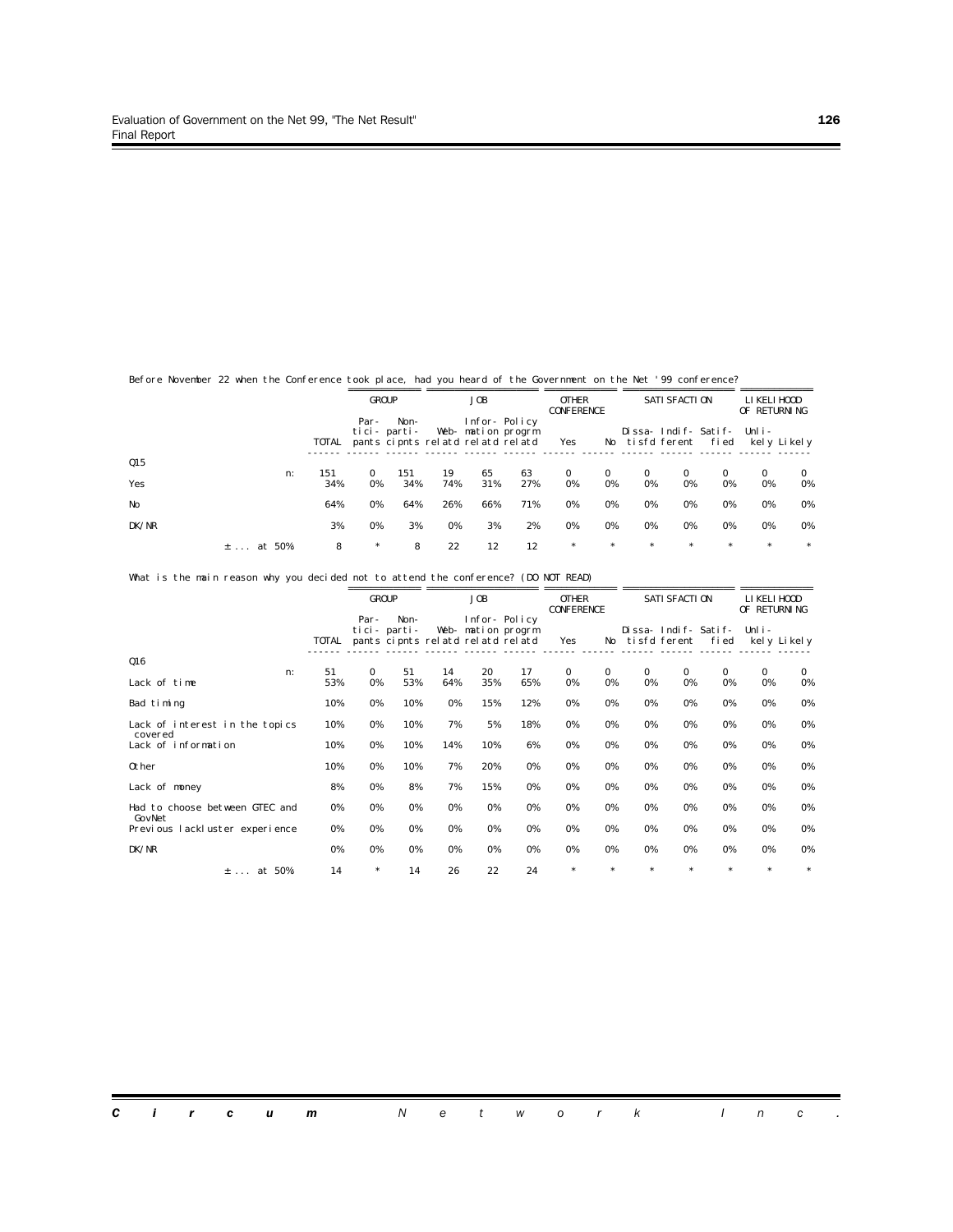Before November 22 when the Conference took place, had you heard of the Government on the Net '99 conference?

| | | GROUP | | JOB | | | OTHER CONFERENCE | | SATISFACTION | | | LIKELIHOOD OF RETURNING | |
|---|---|---|---|---|---|---|---|---|---|---|---|---|---|
| | TOTAL | Par-tici-pants | Non-parti-cipnts | Web-relatd | Infor-mation relatd | Policy progrm relatd | Yes | No | Dissa-tisfd | Indif-ferent | Satif-fied | Unli-kely | Likely |
| **Q15** n: | 151 | 0 | 151 | 19 | 65 | 63 | 0 | 0 | 0 | 0 | 0 | 0 | 0 |
| Yes | 34% | 0% | 34% | 74% | 31% | 27% | 0% | 0% | 0% | 0% | 0% | 0% | 0% |
| No | 64% | 0% | 64% | 26% | 66% | 71% | 0% | 0% | 0% | 0% | 0% | 0% | 0% |
| DK/NR | 3% | 0% | 3% | 0% | 3% | 2% | 0% | 0% | 0% | 0% | 0% | 0% | 0% |
| ± ... at 50% | 8 | * | 8 | 22 | 12 | 12 | * | * | * | * | * | * | * |

What is the main reason why you decided not to attend the conference? (DO NOT READ)

| | | GROUP | | JOB | | | OTHER CONFERENCE | | SATISFACTION | | | LIKELIHOOD OF RETURNING | |
|---|---|---|---|---|---|---|---|---|---|---|---|---|---|
| | TOTAL | Par-tici-pants | Non-parti-cipnts | Web-relatd | Infor-mation relatd | Policy progrm relatd | Yes | No | Dissa-tisfd | Indif-ferent | Satif-fied | Unli-kely | Likely |
| **Q16** n: | 51 | 0 | 51 | 14 | 20 | 17 | 0 | 0 | 0 | 0 | 0 | 0 | 0 |
| Lack of time | 53% | 0% | 53% | 64% | 35% | 65% | 0% | 0% | 0% | 0% | 0% | 0% | 0% |
| Bad timing | 10% | 0% | 10% | 0% | 15% | 12% | 0% | 0% | 0% | 0% | 0% | 0% | 0% |
| Lack of interest in the topics covered | 10% | 0% | 10% | 7% | 5% | 18% | 0% | 0% | 0% | 0% | 0% | 0% | 0% |
| Lack of information | 10% | 0% | 10% | 14% | 10% | 6% | 0% | 0% | 0% | 0% | 0% | 0% | 0% |
| Other | 10% | 0% | 10% | 7% | 20% | 0% | 0% | 0% | 0% | 0% | 0% | 0% | 0% |
| Lack of money | 8% | 0% | 8% | 7% | 15% | 0% | 0% | 0% | 0% | 0% | 0% | 0% | 0% |
| Had to choose between GTEC and GovNet | 0% | 0% | 0% | 0% | 0% | 0% | 0% | 0% | 0% | 0% | 0% | 0% | 0% |
| Previous lackluster experience | 0% | 0% | 0% | 0% | 0% | 0% | 0% | 0% | 0% | 0% | 0% | 0% | 0% |
| DK/NR | 0% | 0% | 0% | 0% | 0% | 0% | 0% | 0% | 0% | 0% | 0% | 0% | 0% |
| ± ... at 50% | 14 | * | 14 | 26 | 22 | 24 | * | * | * | * | * | * | * |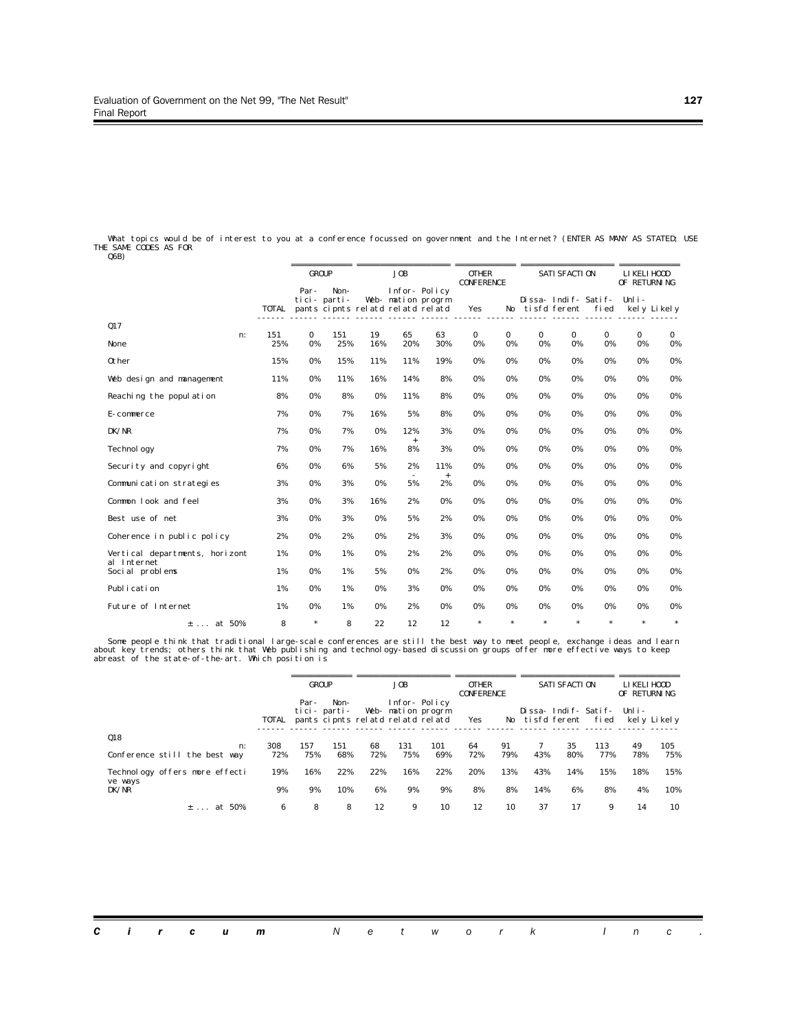What topics would be of interest to you at a conference focussed on government and the Internet? (ENTER AS MANY AS STATED; USE THE SAME CODES AS FOR Q6B)

| | | GROUP | | JOB | | | OTHER CONFERENCE | | SATISFACTION | | | LIKELIHOOD OF RETURNING | |
|---|---|---|---|---|---|---|---|---|---|---|---|---|---|
| | TOTAL | Par-tici-pants | Non-parti-cipnts | Web-relatd | Infor-mation relatd | Policy progrm relatd | Yes | No | Dissa-tisfd | Indif-ferent | Satif-fied | Unli-kely | Likely |
| Q17 n: | 151 | 0 | 151 | 19 | 65 | 63 | 0 | 0 | 0 | 0 | 0 | 0 | 0 |
| None | 25% | 0% | 25% | 16% | 20% | 30% | 0% | 0% | 0% | 0% | 0% | 0% | 0% |
| Other | 15% | 0% | 15% | 11% | 11% | 19% | 0% | 0% | 0% | 0% | 0% | 0% | 0% |
| Web design and management | 11% | 0% | 11% | 16% | 14% | 8% | 0% | 0% | 0% | 0% | 0% | 0% | 0% |
| Reaching the population | 8% | 0% | 8% | 0% | 11% | 8% | 0% | 0% | 0% | 0% | 0% | 0% | 0% |
| E-commerce | 7% | 0% | 7% | 16% | 5% | 8% | 0% | 0% | 0% | 0% | 0% | 0% | 0% |
| DK/NR | 7% | 0% | 7% | 0% | 12% + | 3% | 0% | 0% | 0% | 0% | 0% | 0% | 0% |
| Technology | 7% | 0% | 7% | 16% | 8% | 3% | 0% | 0% | 0% | 0% | 0% | 0% | 0% |
| Security and copyright | 6% | 0% | 6% | 5% | 2% - | 11% + | 0% | 0% | 0% | 0% | 0% | 0% | 0% |
| Communication strategies | 3% | 0% | 3% | 0% | 5% | 2% | 0% | 0% | 0% | 0% | 0% | 0% | 0% |
| Common look and feel | 3% | 0% | 3% | 16% | 2% | 0% | 0% | 0% | 0% | 0% | 0% | 0% | 0% |
| Best use of net | 3% | 0% | 3% | 0% | 5% | 2% | 0% | 0% | 0% | 0% | 0% | 0% | 0% |
| Coherence in public policy | 2% | 0% | 2% | 0% | 2% | 3% | 0% | 0% | 0% | 0% | 0% | 0% | 0% |
| Vertical departments, horizontal Internet | 1% | 0% | 1% | 0% | 2% | 2% | 0% | 0% | 0% | 0% | 0% | 0% | 0% |
| Social problems | 1% | 0% | 1% | 5% | 0% | 2% | 0% | 0% | 0% | 0% | 0% | 0% | 0% |
| Publication | 1% | 0% | 1% | 0% | 3% | 0% | 0% | 0% | 0% | 0% | 0% | 0% | 0% |
| Future of Internet | 1% | 0% | 1% | 0% | 2% | 0% | 0% | 0% | 0% | 0% | 0% | 0% | 0% |
| ± ... at 50% | 8 | * | 8 | 22 | 12 | 12 | * | * | * | * | * | * | * |

Some people think that traditional large-scale conferences are still the best way to meet people, exchange ideas and learn about key trends; others think that Web publishing and technology-based discussion groups offer more effective ways to keep abreast of the state-of-the-art. Which position is

| | | GROUP | | JOB | | | OTHER CONFERENCE | | SATISFACTION | | | LIKELIHOOD OF RETURNING | |
|---|---|---|---|---|---|---|---|---|---|---|---|---|---|
| | TOTAL | Par-tici-pants | Non-parti-cipnts | Web-relatd | Infor-mation relatd | Policy progrm relatd | Yes | No | Dissa-tisfd | Indif-ferent | Satif-fied | Unli-kely | Likely |
| Q18 n: | 308 | 157 | 151 | 68 | 131 | 101 | 64 | 91 | 7 | 35 | 113 | 49 | 105 |
| Conference still the best way | 72% | 75% | 68% | 72% | 75% | 69% | 72% | 79% | 43% | 80% | 77% | 78% | 75% |
| Technology offers more effective ways | 19% | 16% | 22% | 22% | 16% | 22% | 20% | 13% | 43% | 14% | 15% | 18% | 15% |
| DK/NR | 9% | 9% | 10% | 6% | 9% | 9% | 8% | 8% | 14% | 6% | 8% | 4% | 10% |
| ± ... at 50% | 6 | 8 | 8 | 12 | 9 | 10 | 12 | 10 | 37 | 17 | 9 | 14 | 10 |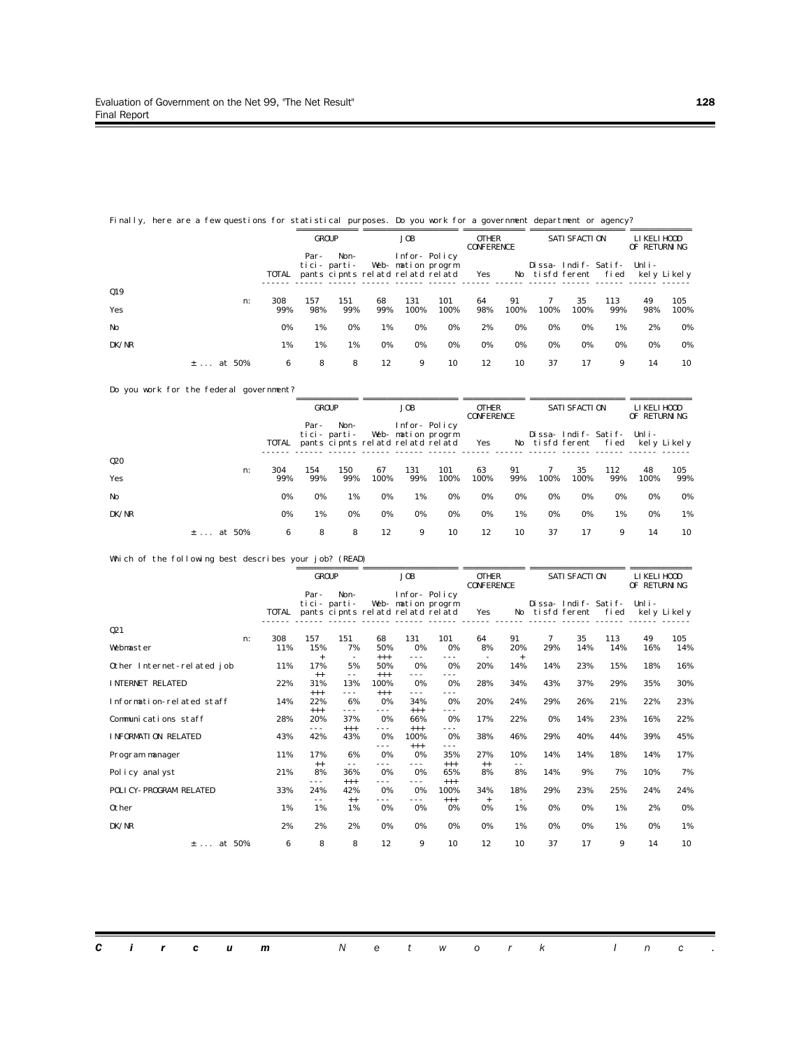Finally, here are a few questions for statistical purposes. Do you work for a government department or agency?

| | TOTAL | GROUP: Participants | GROUP: Non-participants | JOB: Web-related | JOB: Information related | JOB: Policy program related | OTHER CONFERENCE: Yes | OTHER CONFERENCE: No | SATISFACTION: Dissatisfied | SATISFACTION: Indifferent | SATISFACTION: Satisfied | LIKELIHOOD OF RETURNING: Unlikely | LIKELIHOOD OF RETURNING: Likely |
|---|---|---|---|---|---|---|---|---|---|---|---|---|---|
| Q19 n: | 308 | 157 | 151 | 68 | 131 | 101 | 64 | 91 | 7 | 35 | 113 | 49 | 105 |
| Yes | 99% | 98% | 99% | 99% | 100% | 100% | 98% | 100% | 100% | 100% | 99% | 98% | 100% |
| No | 0% | 1% | 0% | 1% | 0% | 0% | 2% | 0% | 0% | 0% | 1% | 2% | 0% |
| DK/NR | 1% | 1% | 1% | 0% | 0% | 0% | 0% | 0% | 0% | 0% | 0% | 0% | 0% |
| ± ... at 50% | 6 | 8 | 8 | 12 | 9 | 10 | 12 | 10 | 37 | 17 | 9 | 14 | 10 |

Do you work for the federal government?

| | TOTAL | GROUP: Participants | GROUP: Non-participants | JOB: Web-related | JOB: Information related | JOB: Policy program related | OTHER CONFERENCE: Yes | OTHER CONFERENCE: No | SATISFACTION: Dissatisfied | SATISFACTION: Indifferent | SATISFACTION: Satisfied | LIKELIHOOD OF RETURNING: Unlikely | LIKELIHOOD OF RETURNING: Likely |
|---|---|---|---|---|---|---|---|---|---|---|---|---|---|
| Q20 n: | 304 | 154 | 150 | 67 | 131 | 101 | 63 | 91 | 7 | 35 | 112 | 48 | 105 |
| Yes | 99% | 99% | 99% | 100% | 99% | 100% | 100% | 99% | 100% | 100% | 99% | 100% | 99% |
| No | 0% | 0% | 1% | 0% | 1% | 0% | 0% | 0% | 0% | 0% | 0% | 0% | 0% |
| DK/NR | 0% | 1% | 0% | 0% | 0% | 0% | 0% | 1% | 0% | 0% | 1% | 0% | 1% |
| ± ... at 50% | 6 | 8 | 8 | 12 | 9 | 10 | 12 | 10 | 37 | 17 | 9 | 14 | 10 |

Which of the following best describes your job? (READ)

| | TOTAL | GROUP: Participants | GROUP: Non-participants | JOB: Web-related | JOB: Information related | JOB: Policy program related | OTHER CONFERENCE: Yes | OTHER CONFERENCE: No | SATISFACTION: Dissatisfied | SATISFACTION: Indifferent | SATISFACTION: Satisfied | LIKELIHOOD OF RETURNING: Unlikely | LIKELIHOOD OF RETURNING: Likely |
|---|---|---|---|---|---|---|---|---|---|---|---|---|---|
| Q21 n: | 308 | 157 | 151 | 68 | 131 | 101 | 64 | 91 | 7 | 35 | 113 | 49 | 105 |
| Webmaster | 11% | 15% + | 7% - | 50% +++ | 0% --- | 0% --- | 8% - | 20% + | 29% | 14% | 14% | 16% | 14% |
| Other Internet-related job | 11% | 17% ++ | 5% -- | 50% +++ | 0% --- | 0% --- | 20% | 14% | 14% | 23% | 15% | 18% | 16% |
| INTERNET RELATED | 22% | 31% +++ | 13% --- | 100% +++ | 0% --- | 0% --- | 28% | 34% | 43% | 37% | 29% | 35% | 30% |
| Information-related staff | 14% | 22% +++ | 6% --- | 0% --- | 34% +++ | 0% --- | 20% | 24% | 29% | 26% | 21% | 22% | 23% |
| Communications staff | 28% | 20% --- | 37% +++ | 0% --- | 66% +++ | 0% --- | 17% | 22% | 0% | 14% | 23% | 16% | 22% |
| INFORMATION RELATED | 43% | 42% | 43% | 0% --- | 100% +++ | 0% --- | 38% | 46% | 29% | 40% | 44% | 39% | 45% |
| Program manager | 11% | 17% ++ | 6% -- | 0% --- | 0% --- | 35% +++ | 27% ++ | 10% -- | 14% | 14% | 18% | 14% | 17% |
| Policy analyst | 21% | 8% --- | 36% +++ | 0% --- | 0% --- | 65% +++ | 8% | 8% | 14% | 9% | 7% | 10% | 7% |
| POLICY-PROGRAM RELATED | 33% | 24% -- | 42% ++ | 0% --- | 0% --- | 100% +++ | 34% + | 18% - | 29% | 23% | 25% | 24% | 24% |
| Other | 1% | 1% | 1% | 0% | 0% | 0% | 0% | 1% | 0% | 0% | 1% | 2% | 0% |
| DK/NR | 2% | 2% | 2% | 0% | 0% | 0% | 0% | 1% | 0% | 0% | 1% | 0% | 1% |
| ± ... at 50% | 6 | 8 | 8 | 12 | 9 | 10 | 12 | 10 | 37 | 17 | 9 | 14 | 10 |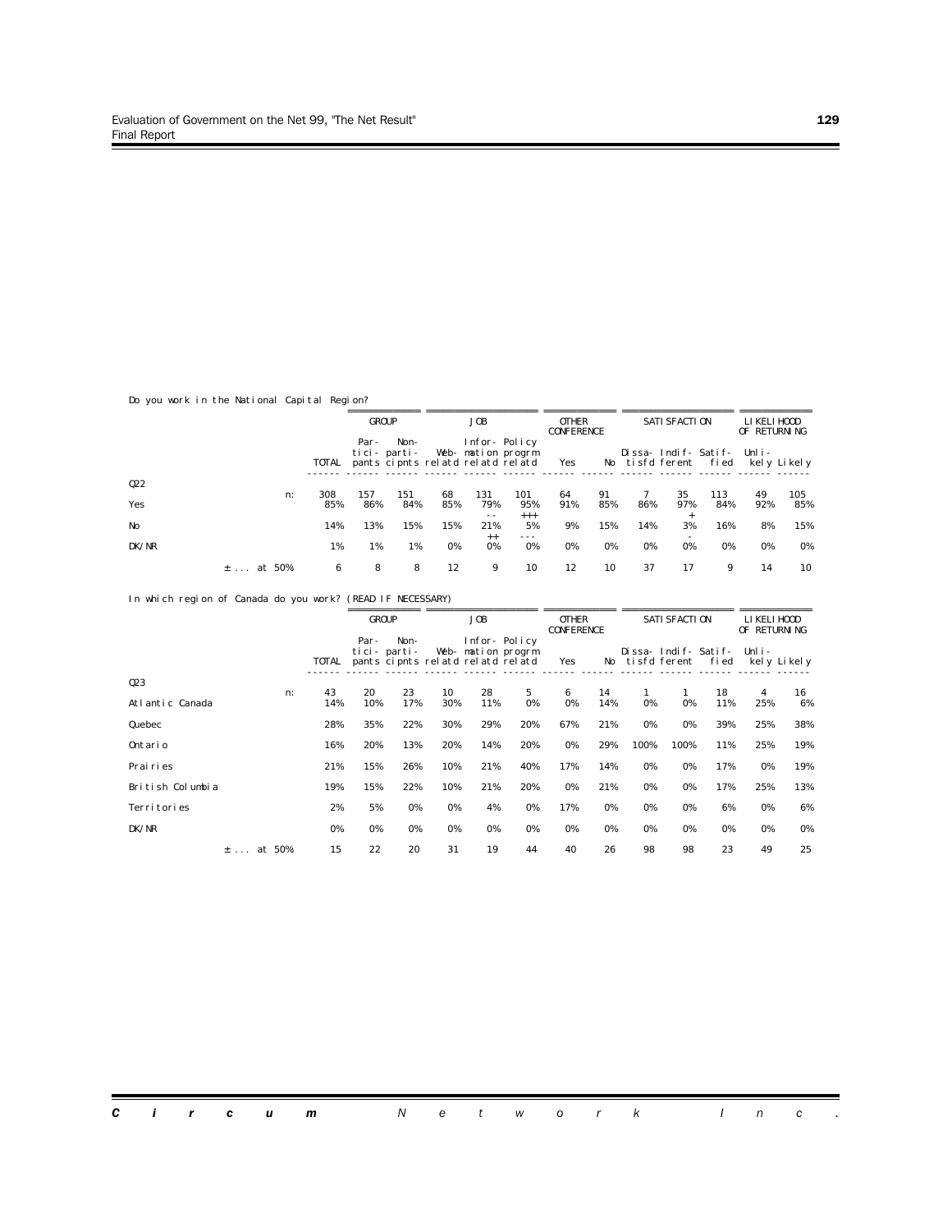Do you work in the National Capital Region?

| | | | GROUP | | JOB | | | OTHER CONFERENCE | | SATISFACTION | | | LIKELIHOOD OF RETURNING | |
|---|---|---|---|---|---|---|---|---|---|---|---|---|---|---|
| | | TOTAL | Par-tici-pants | Non-parti-cipnts | Web-relatd | Infor-mation relatd | Policy progrm relatd | Yes | No | Dissa-tisfd | Indif-ferent | Satif-fied | Unli-kely | Likely |
| Q22 | n: | 308 | 157 | 151 | 68 | 131 | 101 | 64 | 91 | 7 | 35 | 113 | 49 | 105 |
| Yes | | 85% | 86% | 84% | 85% | 79% -- | 95% +++ | 91% | 85% | 86% | 97% + | 84% | 92% | 85% |
| No | | 14% | 13% | 15% | 15% | 21% ++ | 5% --- | 9% | 15% | 14% | 3% - | 16% | 8% | 15% |
| DK/NR | | 1% | 1% | 1% | 0% | 0% | 0% | 0% | 0% | 0% | 0% | 0% | 0% | 0% |
| | ± ... at 50% | 6 | 8 | 8 | 12 | 9 | 10 | 12 | 10 | 37 | 17 | 9 | 14 | 10 |

In which region of Canada do you work? (READ IF NECESSARY)

| | | | GROUP | | JOB | | | OTHER CONFERENCE | | SATISFACTION | | | LIKELIHOOD OF RETURNING | |
|---|---|---|---|---|---|---|---|---|---|---|---|---|---|---|
| | | TOTAL | Par-tici-pants | Non-parti-cipnts | Web-relatd | Infor-mation relatd | Policy progrm relatd | Yes | No | Dissa-tisfd | Indif-ferent | Satif-fied | Unli-kely | Likely |
| Q23 | n: | 43 | 20 | 23 | 10 | 28 | 5 | 6 | 14 | 1 | 1 | 18 | 4 | 16 |
| Atlantic Canada | | 14% | 10% | 17% | 30% | 11% | 0% | 0% | 14% | 0% | 0% | 11% | 25% | 6% |
| Quebec | | 28% | 35% | 22% | 30% | 29% | 20% | 67% | 21% | 0% | 0% | 39% | 25% | 38% |
| Ontario | | 16% | 20% | 13% | 20% | 14% | 20% | 0% | 29% | 100% | 100% | 11% | 25% | 19% |
| Prairies | | 21% | 15% | 26% | 10% | 21% | 40% | 17% | 14% | 0% | 0% | 17% | 0% | 19% |
| British Columbia | | 19% | 15% | 22% | 10% | 21% | 20% | 0% | 21% | 0% | 0% | 17% | 25% | 13% |
| Territories | | 2% | 5% | 0% | 0% | 4% | 0% | 17% | 0% | 0% | 0% | 6% | 0% | 6% |
| DK/NR | | 0% | 0% | 0% | 0% | 0% | 0% | 0% | 0% | 0% | 0% | 0% | 0% | 0% |
| | ± ... at 50% | 15 | 22 | 20 | 31 | 19 | 44 | 40 | 26 | 98 | 98 | 23 | 49 | 25 |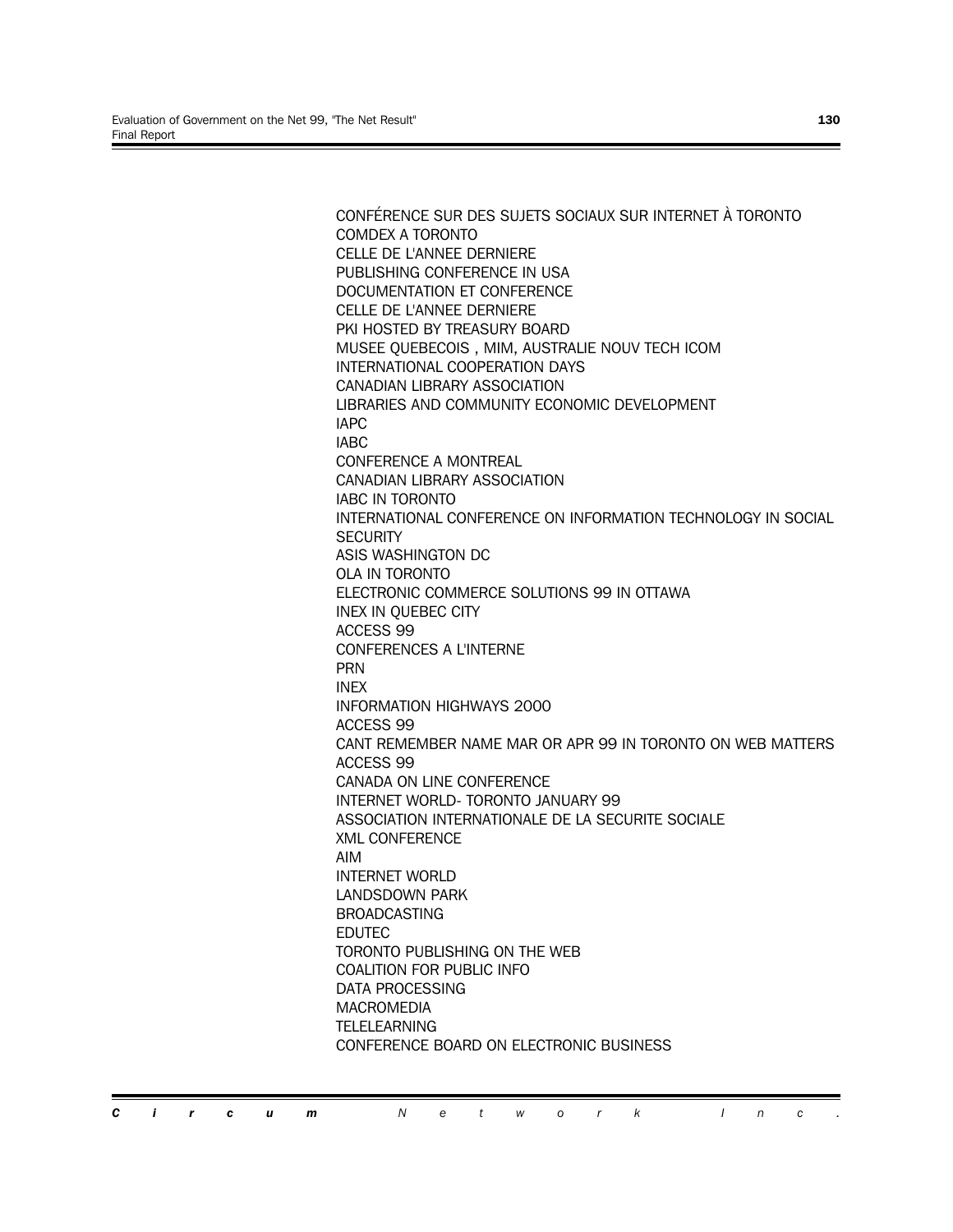CONFÉRENCE SUR DES SUJETS SOCIAUX SUR INTERNET À TORONTO
COMDEX A TORONTO
CELLE DE L'ANNEE DERNIERE
PUBLISHING CONFERENCE IN USA
DOCUMENTATION ET CONFERENCE
CELLE DE L'ANNEE DERNIERE
PKI HOSTED BY TREASURY BOARD
MUSEE QUEBECOIS , MIM, AUSTRALIE NOUV TECH ICOM
INTERNATIONAL COOPERATION DAYS
CANADIAN LIBRARY ASSOCIATION
LIBRARIES AND COMMUNITY ECONOMIC DEVELOPMENT
IAPC
IABC
CONFERENCE A MONTREAL
CANADIAN LIBRARY ASSOCIATION
IABC IN TORONTO
INTERNATIONAL CONFERENCE ON INFORMATION TECHNOLOGY IN SOCIAL SECURITY
ASIS WASHINGTON DC
OLA IN TORONTO
ELECTRONIC COMMERCE SOLUTIONS 99 IN OTTAWA
INEX IN QUEBEC CITY
ACCESS 99
CONFERENCES A L'INTERNE
PRN
INEX
INFORMATION HIGHWAYS 2000
ACCESS 99
CANT REMEMBER NAME MAR OR APR 99 IN TORONTO ON WEB MATTERS
ACCESS 99
CANADA ON LINE CONFERENCE
INTERNET WORLD- TORONTO JANUARY 99
ASSOCIATION INTERNATIONALE DE LA SECURITE SOCIALE
XML CONFERENCE
AIM
INTERNET WORLD
LANDSDOWN PARK
BROADCASTING
EDUTEC
TORONTO PUBLISHING ON THE WEB
COALITION FOR PUBLIC INFO
DATA PROCESSING
MACROMEDIA
TELELEARNING
CONFERENCE BOARD ON ELECTRONIC BUSINESS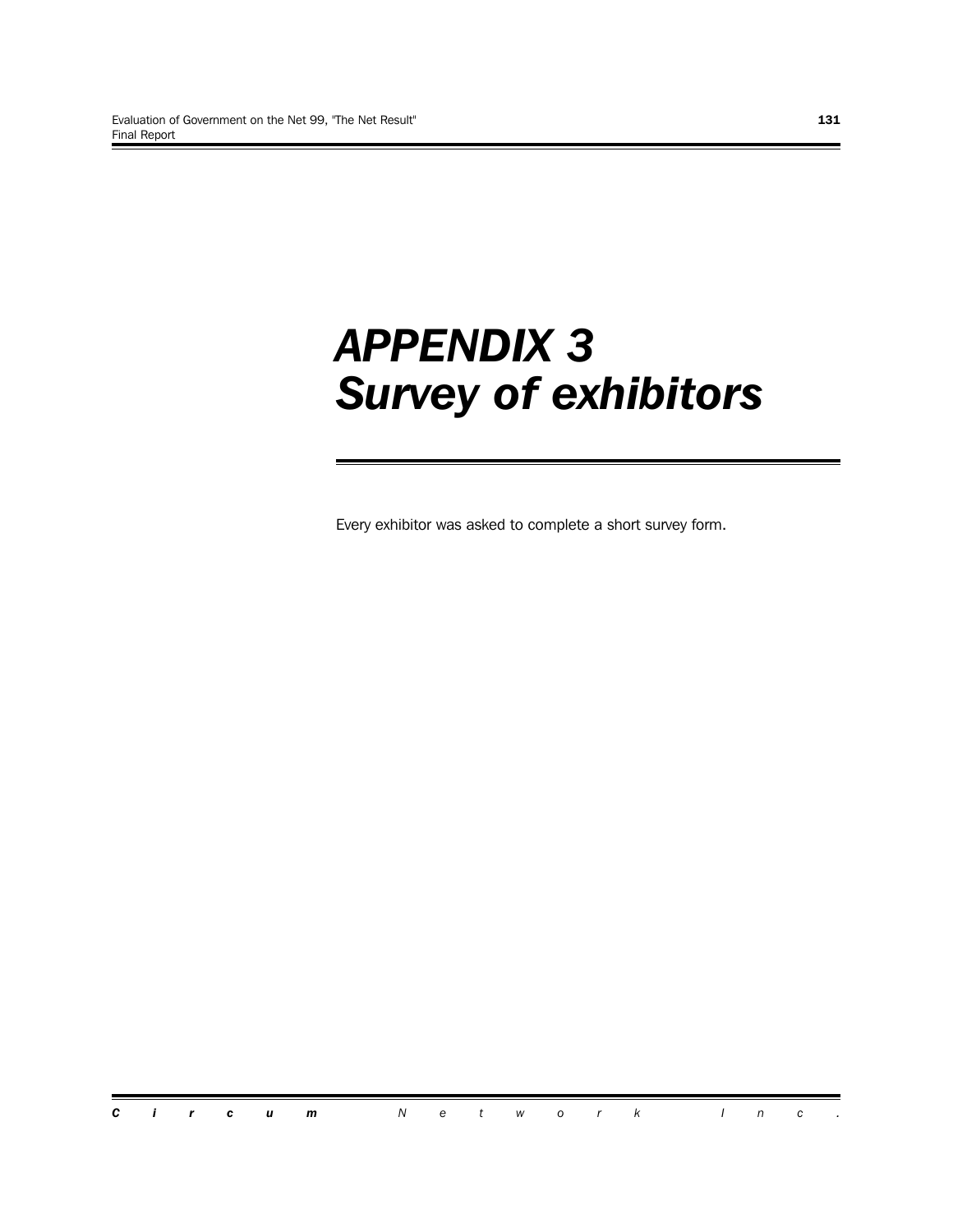# *APPENDIX 3*
# *Survey of exhibitors*

Every exhibitor was asked to complete a short survey form.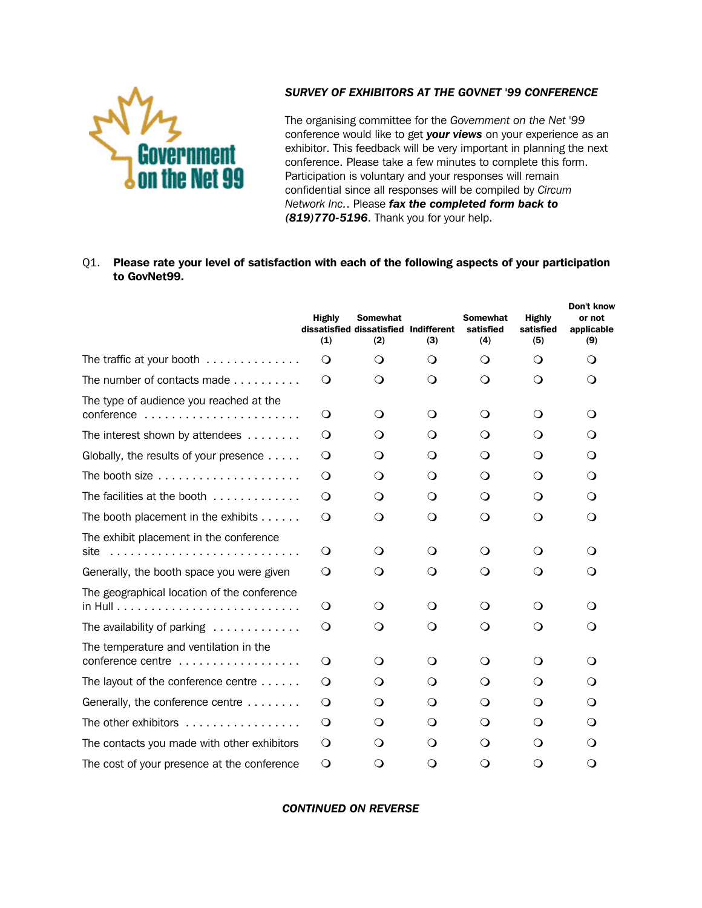Government on the Net 99

***SURVEY OF EXHIBITORS AT THE GOVNET '99 CONFERENCE***

The organising committee for the *Government on the Net '99* conference would like to get ***your views*** on your experience as an exhibitor. This feedback will be very important in planning the next conference. Please take a few minutes to complete this form. Participation is voluntary and your responses will remain confidential since all responses will be compiled by *Circum Network Inc.*. Please ***fax the completed form back to (819)770-5196***. Thank you for your help.

Q1. **Please rate your level of satisfaction with each of the following aspects of your participation to GovNet99.**

| | Highly dissatisfied (1) | Somewhat dissatisfied (2) | Indifferent (3) | Somewhat satisfied (4) | Highly satisfied (5) | Don't know or not applicable (9) |
|---|---|---|---|---|---|---|
| The traffic at your booth | ❍ | ❍ | ❍ | ❍ | ❍ | ❍ |
| The number of contacts made | ❍ | ❍ | ❍ | ❍ | ❍ | ❍ |
| The type of audience you reached at the conference | ❍ | ❍ | ❍ | ❍ | ❍ | ❍ |
| The interest shown by attendees | ❍ | ❍ | ❍ | ❍ | ❍ | ❍ |
| Globally, the results of your presence | ❍ | ❍ | ❍ | ❍ | ❍ | ❍ |
| The booth size | ❍ | ❍ | ❍ | ❍ | ❍ | ❍ |
| The facilities at the booth | ❍ | ❍ | ❍ | ❍ | ❍ | ❍ |
| The booth placement in the exhibits | ❍ | ❍ | ❍ | ❍ | ❍ | ❍ |
| The exhibit placement in the conference site | ❍ | ❍ | ❍ | ❍ | ❍ | ❍ |
| Generally, the booth space you were given | ❍ | ❍ | ❍ | ❍ | ❍ | ❍ |
| The geographical location of the conference in Hull | ❍ | ❍ | ❍ | ❍ | ❍ | ❍ |
| The availability of parking | ❍ | ❍ | ❍ | ❍ | ❍ | ❍ |
| The temperature and ventilation in the conference centre | ❍ | ❍ | ❍ | ❍ | ❍ | ❍ |
| The layout of the conference centre | ❍ | ❍ | ❍ | ❍ | ❍ | ❍ |
| Generally, the conference centre | ❍ | ❍ | ❍ | ❍ | ❍ | ❍ |
| The other exhibitors | ❍ | ❍ | ❍ | ❍ | ❍ | ❍ |
| The contacts you made with other exhibitors | ❍ | ❍ | ❍ | ❍ | ❍ | ❍ |
| The cost of your presence at the conference | ❍ | ❍ | ❍ | ❍ | ❍ | ❍ |

***CONTINUED ON REVERSE***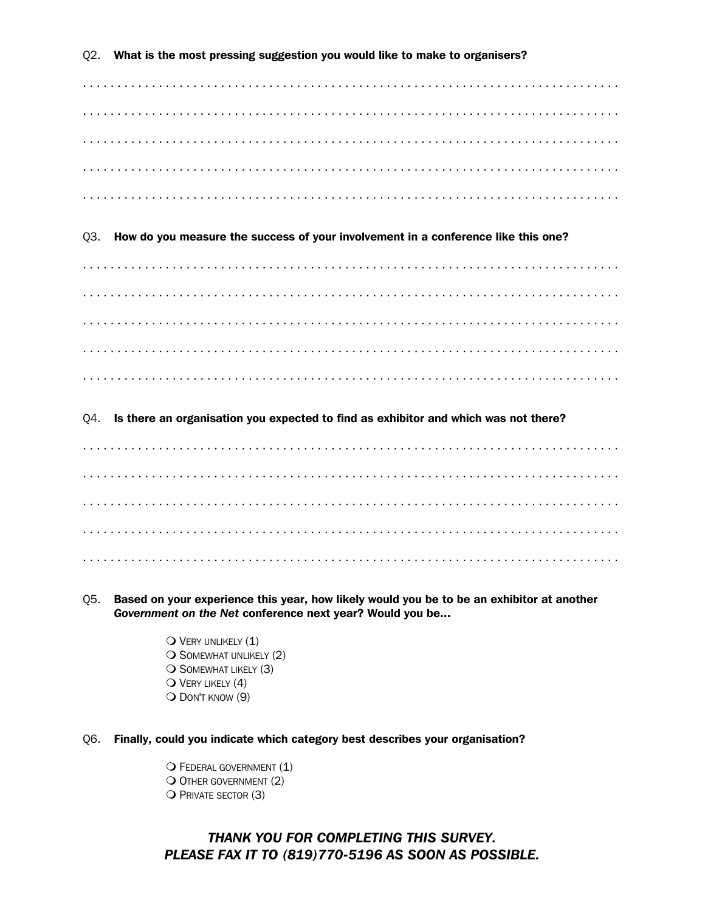Q2. **What is the most pressing suggestion you would like to make to organisers?**

. . . . . . . . . . . . . . . . . . . . . . . . . . . . . . . . . . . . . . . . . . . . . . . . . . . . . . . . . . . . . . . . . . . . . . . . .

. . . . . . . . . . . . . . . . . . . . . . . . . . . . . . . . . . . . . . . . . . . . . . . . . . . . . . . . . . . . . . . . . . . . . . . . .

. . . . . . . . . . . . . . . . . . . . . . . . . . . . . . . . . . . . . . . . . . . . . . . . . . . . . . . . . . . . . . . . . . . . . . . . .

. . . . . . . . . . . . . . . . . . . . . . . . . . . . . . . . . . . . . . . . . . . . . . . . . . . . . . . . . . . . . . . . . . . . . . . . .

. . . . . . . . . . . . . . . . . . . . . . . . . . . . . . . . . . . . . . . . . . . . . . . . . . . . . . . . . . . . . . . . . . . . . . . . .

Q3. **How do you measure the success of your involvement in a conference like this one?**

. . . . . . . . . . . . . . . . . . . . . . . . . . . . . . . . . . . . . . . . . . . . . . . . . . . . . . . . . . . . . . . . . . . . . . . . .

. . . . . . . . . . . . . . . . . . . . . . . . . . . . . . . . . . . . . . . . . . . . . . . . . . . . . . . . . . . . . . . . . . . . . . . . .

. . . . . . . . . . . . . . . . . . . . . . . . . . . . . . . . . . . . . . . . . . . . . . . . . . . . . . . . . . . . . . . . . . . . . . . . .

. . . . . . . . . . . . . . . . . . . . . . . . . . . . . . . . . . . . . . . . . . . . . . . . . . . . . . . . . . . . . . . . . . . . . . . . .

. . . . . . . . . . . . . . . . . . . . . . . . . . . . . . . . . . . . . . . . . . . . . . . . . . . . . . . . . . . . . . . . . . . . . . . . .

Q4. **Is there an organisation you expected to find as exhibitor and which was not there?**

. . . . . . . . . . . . . . . . . . . . . . . . . . . . . . . . . . . . . . . . . . . . . . . . . . . . . . . . . . . . . . . . . . . . . . . . .

. . . . . . . . . . . . . . . . . . . . . . . . . . . . . . . . . . . . . . . . . . . . . . . . . . . . . . . . . . . . . . . . . . . . . . . . .

. . . . . . . . . . . . . . . . . . . . . . . . . . . . . . . . . . . . . . . . . . . . . . . . . . . . . . . . . . . . . . . . . . . . . . . . .

. . . . . . . . . . . . . . . . . . . . . . . . . . . . . . . . . . . . . . . . . . . . . . . . . . . . . . . . . . . . . . . . . . . . . . . . .

. . . . . . . . . . . . . . . . . . . . . . . . . . . . . . . . . . . . . . . . . . . . . . . . . . . . . . . . . . . . . . . . . . . . . . . . .

Q5. **Based on your experience this year, how likely would you be to be an exhibitor at another *Government on the Net* conference next year? Would you be...**

- ❍ Very unlikely (1)
- ❍ Somewhat unlikely (2)
- ❍ Somewhat likely (3)
- ❍ Very likely (4)
- ❍ Don't know (9)

Q6. **Finally, could you indicate which category best describes your organisation?**

- ❍ Federal government (1)
- ❍ Other government (2)
- ❍ Private sector (3)

***THANK YOU FOR COMPLETING THIS SURVEY.***
***PLEASE FAX IT TO (819)770-5196 AS SOON AS POSSIBLE.***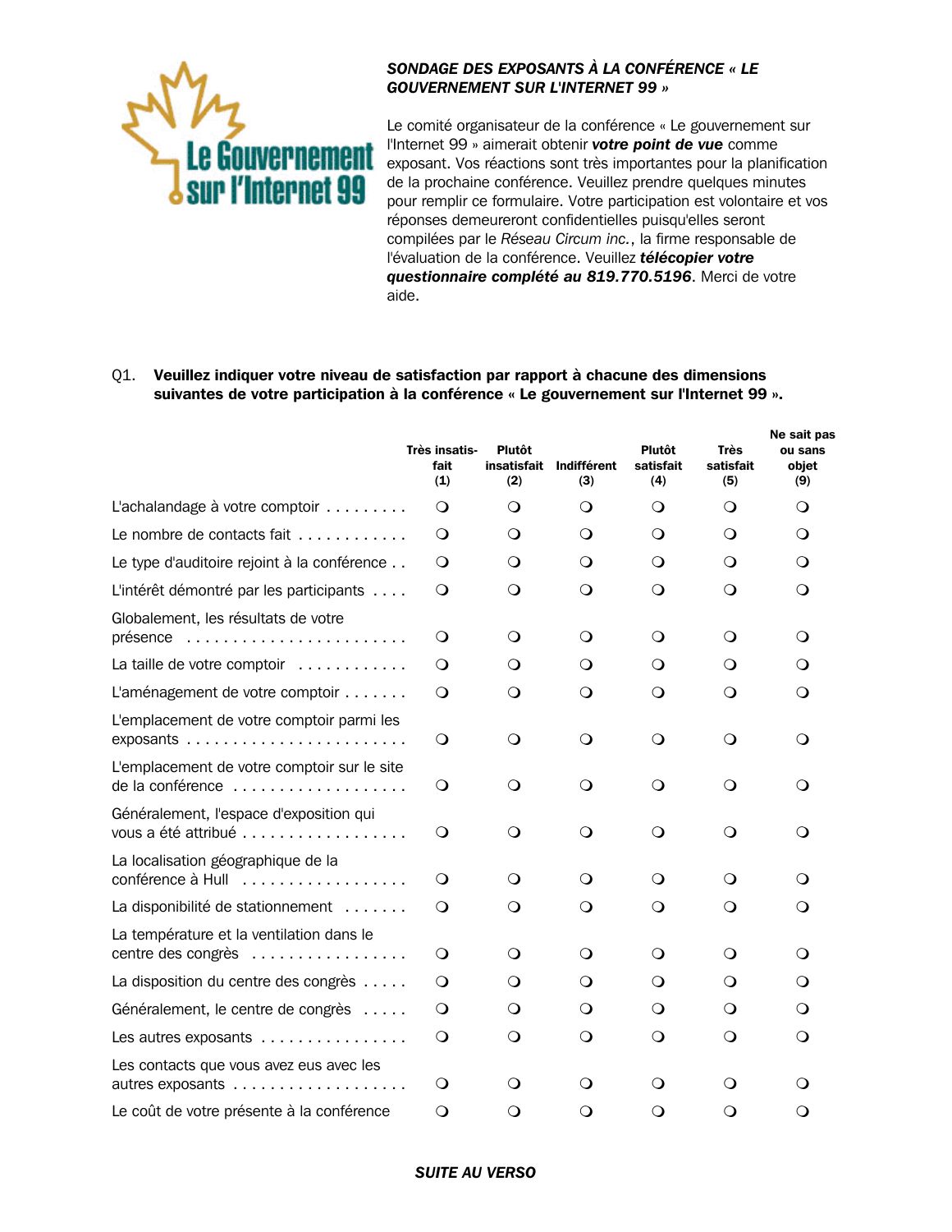Le Gouvernement sur l'Internet 99

***SONDAGE DES EXPOSANTS À LA CONFÉRENCE « LE GOUVERNEMENT SUR L'INTERNET 99 »***

Le comité organisateur de la conférence « Le gouvernement sur l'Internet 99 » aimerait obtenir ***votre point de vue*** comme exposant. Vos réactions sont très importantes pour la planification de la prochaine conférence. Veuillez prendre quelques minutes pour remplir ce formulaire. Votre participation est volontaire et vos réponses demeureront confidentielles puisqu'elles seront compilées par le *Réseau Circum inc.*, la firme responsable de l'évaluation de la conférence. Veuillez ***télécopier votre questionnaire complété au 819.770.5196***. Merci de votre aide.

Q1. **Veuillez indiquer votre niveau de satisfaction par rapport à chacune des dimensions suivantes de votre participation à la conférence « Le gouvernement sur l'Internet 99 ».**

| | Très insatis-fait (1) | Plutôt insatisfait (2) | Indifférent (3) | Plutôt satisfait (4) | Très satisfait (5) | Ne sait pas ou sans objet (9) |
|---|---|---|---|---|---|---|
| L'achalandage à votre comptoir | ❍ | ❍ | ❍ | ❍ | ❍ | ❍ |
| Le nombre de contacts fait | ❍ | ❍ | ❍ | ❍ | ❍ | ❍ |
| Le type d'auditoire rejoint à la conférence | ❍ | ❍ | ❍ | ❍ | ❍ | ❍ |
| L'intérêt démontré par les participants | ❍ | ❍ | ❍ | ❍ | ❍ | ❍ |
| Globalement, les résultats de votre présence | ❍ | ❍ | ❍ | ❍ | ❍ | ❍ |
| La taille de votre comptoir | ❍ | ❍ | ❍ | ❍ | ❍ | ❍ |
| L'aménagement de votre comptoir | ❍ | ❍ | ❍ | ❍ | ❍ | ❍ |
| L'emplacement de votre comptoir parmi les exposants | ❍ | ❍ | ❍ | ❍ | ❍ | ❍ |
| L'emplacement de votre comptoir sur le site de la conférence | ❍ | ❍ | ❍ | ❍ | ❍ | ❍ |
| Généralement, l'espace d'exposition qui vous a été attribué | ❍ | ❍ | ❍ | ❍ | ❍ | ❍ |
| La localisation géographique de la conférence à Hull | ❍ | ❍ | ❍ | ❍ | ❍ | ❍ |
| La disponibilité de stationnement | ❍ | ❍ | ❍ | ❍ | ❍ | ❍ |
| La température et la ventilation dans le centre des congrès | ❍ | ❍ | ❍ | ❍ | ❍ | ❍ |
| La disposition du centre des congrès | ❍ | ❍ | ❍ | ❍ | ❍ | ❍ |
| Généralement, le centre de congrès | ❍ | ❍ | ❍ | ❍ | ❍ | ❍ |
| Les autres exposants | ❍ | ❍ | ❍ | ❍ | ❍ | ❍ |
| Les contacts que vous avez eus avec les autres exposants | ❍ | ❍ | ❍ | ❍ | ❍ | ❍ |
| Le coût de votre présente à la conférence | ❍ | ❍ | ❍ | ❍ | ❍ | ❍ |

***SUITE AU VERSO***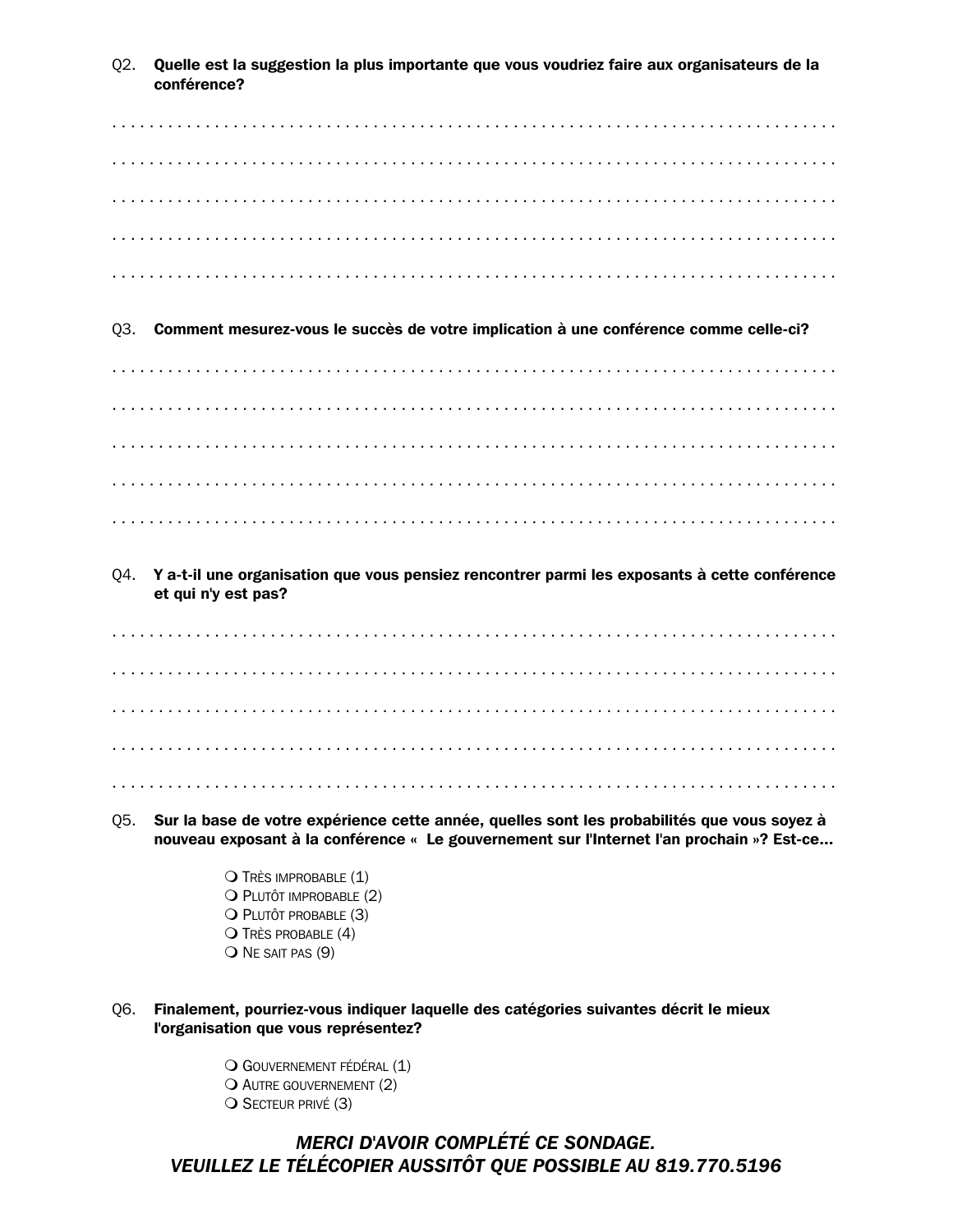Q2. **Quelle est la suggestion la plus importante que vous voudriez faire aux organisateurs de la conférence?**

. . . . . . . . . . . . . . . . . . . . . . . . . . . . . . . . . . . . . . . . . . . . . . . . . . . . . . . . . . . . . . . . . . . . . . . . . . . . .

. . . . . . . . . . . . . . . . . . . . . . . . . . . . . . . . . . . . . . . . . . . . . . . . . . . . . . . . . . . . . . . . . . . . . . . . . . . . .

. . . . . . . . . . . . . . . . . . . . . . . . . . . . . . . . . . . . . . . . . . . . . . . . . . . . . . . . . . . . . . . . . . . . . . . . . . . . .

. . . . . . . . . . . . . . . . . . . . . . . . . . . . . . . . . . . . . . . . . . . . . . . . . . . . . . . . . . . . . . . . . . . . . . . . . . . . .

. . . . . . . . . . . . . . . . . . . . . . . . . . . . . . . . . . . . . . . . . . . . . . . . . . . . . . . . . . . . . . . . . . . . . . . . . . . . .

Q3. **Comment mesurez-vous le succès de votre implication à une conférence comme celle-ci?**

. . . . . . . . . . . . . . . . . . . . . . . . . . . . . . . . . . . . . . . . . . . . . . . . . . . . . . . . . . . . . . . . . . . . . . . . . . . . .

. . . . . . . . . . . . . . . . . . . . . . . . . . . . . . . . . . . . . . . . . . . . . . . . . . . . . . . . . . . . . . . . . . . . . . . . . . . . .

. . . . . . . . . . . . . . . . . . . . . . . . . . . . . . . . . . . . . . . . . . . . . . . . . . . . . . . . . . . . . . . . . . . . . . . . . . . . .

. . . . . . . . . . . . . . . . . . . . . . . . . . . . . . . . . . . . . . . . . . . . . . . . . . . . . . . . . . . . . . . . . . . . . . . . . . . . .

. . . . . . . . . . . . . . . . . . . . . . . . . . . . . . . . . . . . . . . . . . . . . . . . . . . . . . . . . . . . . . . . . . . . . . . . . . . . .

Q4. **Y a-t-il une organisation que vous pensiez rencontrer parmi les exposants à cette conférence et qui n'y est pas?**

. . . . . . . . . . . . . . . . . . . . . . . . . . . . . . . . . . . . . . . . . . . . . . . . . . . . . . . . . . . . . . . . . . . . . . . . . . . . .

. . . . . . . . . . . . . . . . . . . . . . . . . . . . . . . . . . . . . . . . . . . . . . . . . . . . . . . . . . . . . . . . . . . . . . . . . . . . .

. . . . . . . . . . . . . . . . . . . . . . . . . . . . . . . . . . . . . . . . . . . . . . . . . . . . . . . . . . . . . . . . . . . . . . . . . . . . .

. . . . . . . . . . . . . . . . . . . . . . . . . . . . . . . . . . . . . . . . . . . . . . . . . . . . . . . . . . . . . . . . . . . . . . . . . . . . .

. . . . . . . . . . . . . . . . . . . . . . . . . . . . . . . . . . . . . . . . . . . . . . . . . . . . . . . . . . . . . . . . . . . . . . . . . . . . .

Q5. **Sur la base de votre expérience cette année, quelles sont les probabilités que vous soyez à nouveau exposant à la conférence « Le gouvernement sur l'Internet l'an prochain »? Est-ce…**

- ❍ Très improbable (1)
- ❍ Plutôt improbable (2)
- ❍ Plutôt probable (3)
- ❍ Très probable (4)
- ❍ Ne sait pas (9)

Q6. **Finalement, pourriez-vous indiquer laquelle des catégories suivantes décrit le mieux l'organisation que vous représentez?**

- ❍ Gouvernement fédéral (1)
- ❍ Autre gouvernement (2)
- ❍ Secteur privé (3)

***MERCI D'AVOIR COMPLÉTÉ CE SONDAGE.***
***VEUILLEZ LE TÉLÉCOPIER AUSSITÔT QUE POSSIBLE AU 819.770.5196***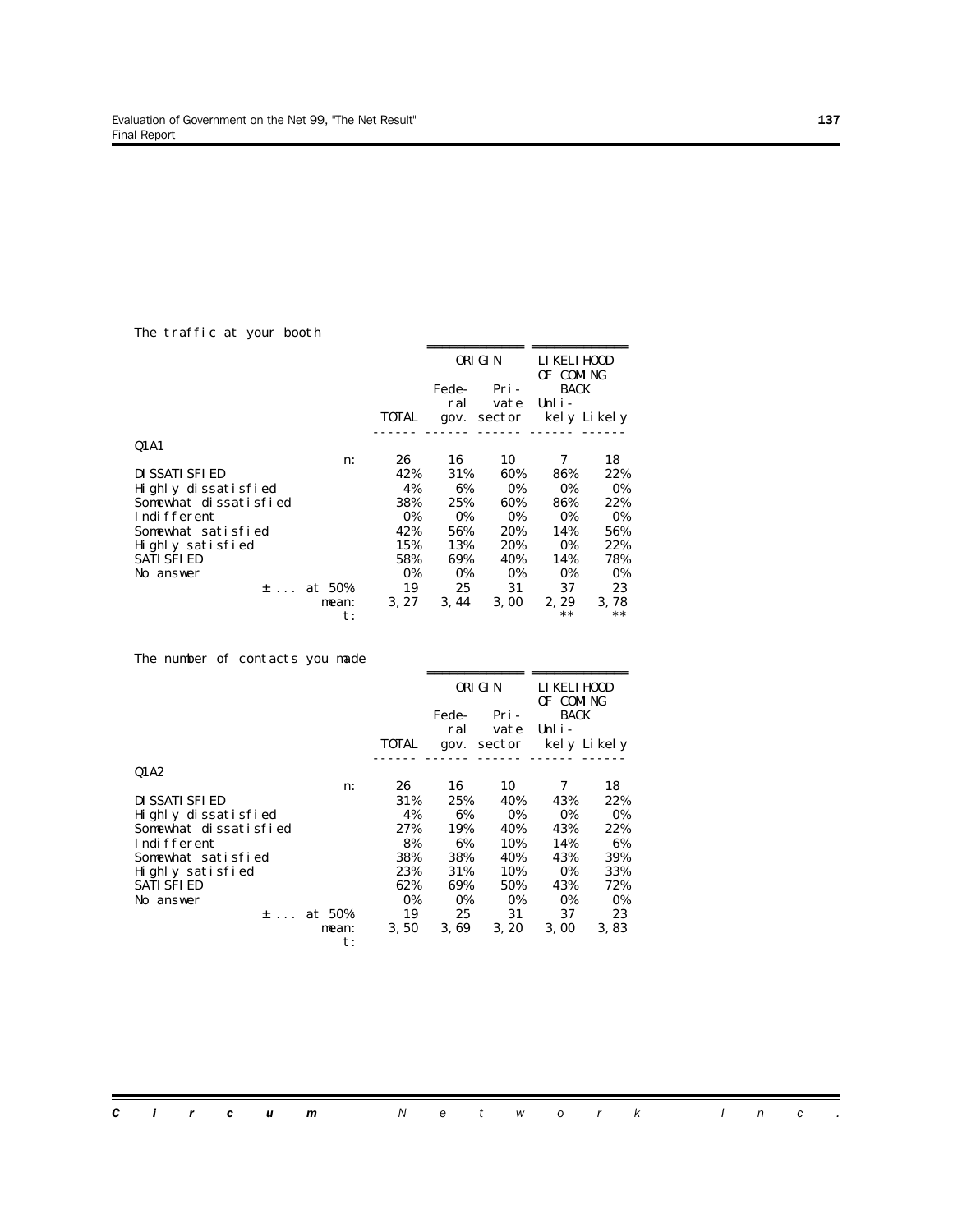The traffic at your booth

| | TOTAL | ORIGIN Federal gov. | ORIGIN Private sector | LIKELIHOOD OF COMING BACK Unlikely | LIKELIHOOD OF COMING BACK Likely |
|---|---|---|---|---|---|
| **Q1A1** | | | | | |
| n: | 26 | 16 | 10 | 7 | 18 |
| DISSATISFIED | 42% | 31% | 60% | 86% | 22% |
| Highly dissatisfied | 4% | 6% | 0% | 0% | 0% |
| Somewhat dissatisfied | 38% | 25% | 60% | 86% | 22% |
| Indifferent | 0% | 0% | 0% | 0% | 0% |
| Somewhat satisfied | 42% | 56% | 20% | 14% | 56% |
| Highly satisfied | 15% | 13% | 20% | 0% | 22% |
| SATISFIED | 58% | 69% | 40% | 14% | 78% |
| No answer | 0% | 0% | 0% | 0% | 0% |
| ± ... at 50% | 19 | 25 | 31 | 37 | 23 |
| mean: | 3,27 | 3,44 | 3,00 | 2,29 | 3,78 |
| t: | | | | ** | ** |

The number of contacts you made

| | TOTAL | ORIGIN Federal gov. | ORIGIN Private sector | LIKELIHOOD OF COMING BACK Unlikely | LIKELIHOOD OF COMING BACK Likely |
|---|---|---|---|---|---|
| **Q1A2** | | | | | |
| n: | 26 | 16 | 10 | 7 | 18 |
| DISSATISFIED | 31% | 25% | 40% | 43% | 22% |
| Highly dissatisfied | 4% | 6% | 0% | 0% | 0% |
| Somewhat dissatisfied | 27% | 19% | 40% | 43% | 22% |
| Indifferent | 8% | 6% | 10% | 14% | 6% |
| Somewhat satisfied | 38% | 38% | 40% | 43% | 39% |
| Highly satisfied | 23% | 31% | 10% | 0% | 33% |
| SATISFIED | 62% | 69% | 50% | 43% | 72% |
| No answer | 0% | 0% | 0% | 0% | 0% |
| ± ... at 50% | 19 | 25 | 31 | 37 | 23 |
| mean: | 3,50 | 3,69 | 3,20 | 3,00 | 3,83 |
| t: | | | | | |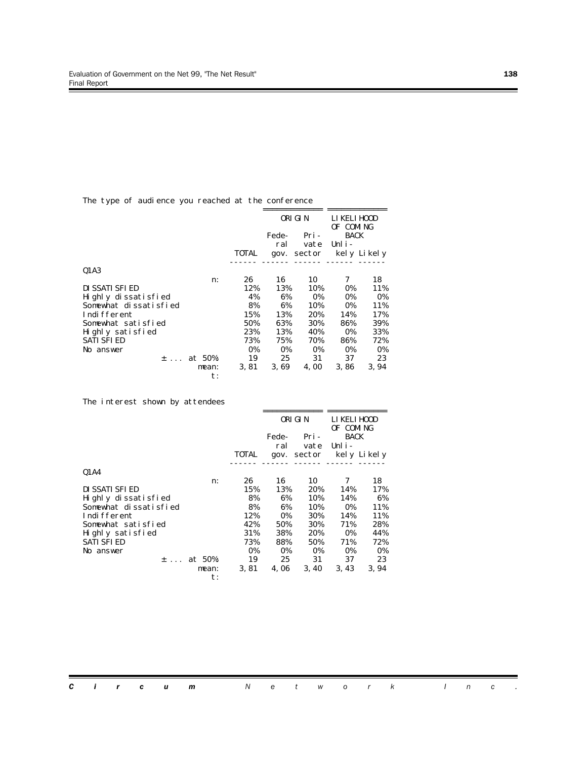The type of audience you reached at the conference

| | | | ORIGIN | | LIKELIHOOD OF COMING BACK | |
|---|---|---|---|---|---|---|
| | | TOTAL | Federal gov. | Private sector | Unlikely | Likely |
| Q1A3 | | | | | | |
| | n: | 26 | 16 | 10 | 7 | 18 |
| DISSATISFIED | | 12% | 13% | 10% | 0% | 11% |
| Highly dissatisfied | | 4% | 6% | 0% | 0% | 0% |
| Somewhat dissatisfied | | 8% | 6% | 10% | 0% | 11% |
| Indifferent | | 15% | 13% | 20% | 14% | 17% |
| Somewhat satisfied | | 50% | 63% | 30% | 86% | 39% |
| Highly satisfied | | 23% | 13% | 40% | 0% | 33% |
| SATISFIED | | 73% | 75% | 70% | 86% | 72% |
| No answer | | 0% | 0% | 0% | 0% | 0% |
| | ± ... at 50% | 19 | 25 | 31 | 37 | 23 |
| | mean: | 3,81 | 3,69 | 4,00 | 3,86 | 3,94 |
| | t: | | | | | |

The interest shown by attendees

| | | | ORIGIN | | LIKELIHOOD OF COMING BACK | |
|---|---|---|---|---|---|---|
| | | TOTAL | Federal gov. | Private sector | Unlikely | Likely |
| Q1A4 | | | | | | |
| | n: | 26 | 16 | 10 | 7 | 18 |
| DISSATISFIED | | 15% | 13% | 20% | 14% | 17% |
| Highly dissatisfied | | 8% | 6% | 10% | 14% | 6% |
| Somewhat dissatisfied | | 8% | 6% | 10% | 0% | 11% |
| Indifferent | | 12% | 0% | 30% | 14% | 11% |
| Somewhat satisfied | | 42% | 50% | 30% | 71% | 28% |
| Highly satisfied | | 31% | 38% | 20% | 0% | 44% |
| SATISFIED | | 73% | 88% | 50% | 71% | 72% |
| No answer | | 0% | 0% | 0% | 0% | 0% |
| | ± ... at 50% | 19 | 25 | 31 | 37 | 23 |
| | mean: | 3,81 | 4,06 | 3,40 | 3,43 | 3,94 |
| | t: | | | | | |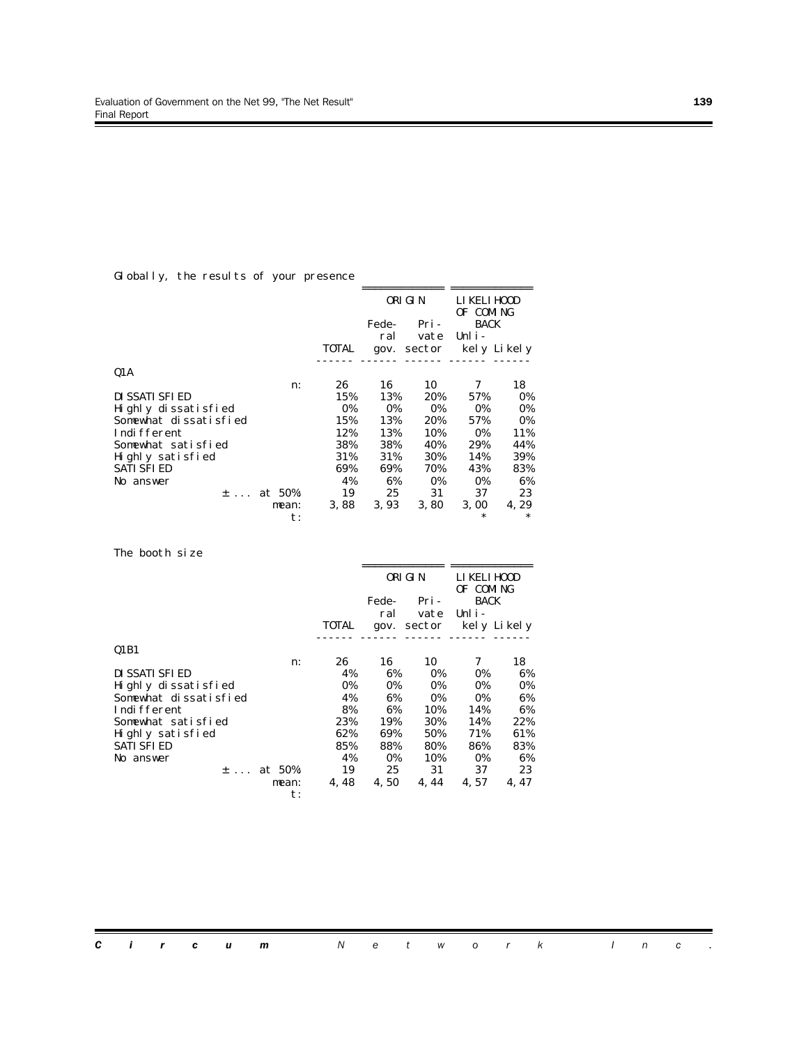Globally, the results of your presence

| | | ORIGIN | | LIKELIHOOD OF COMING BACK | |
|---|---|---|---|---|---|
| | TOTAL | Federal gov. | Private sector | Unlikely | Likely |
| **Q1A** | | | | | |
| n: | 26 | 16 | 10 | 7 | 18 |
| DISSATISFIED | 15% | 13% | 20% | 57% | 0% |
| Highly dissatisfied | 0% | 0% | 0% | 0% | 0% |
| Somewhat dissatisfied | 15% | 13% | 20% | 57% | 0% |
| Indifferent | 12% | 13% | 10% | 0% | 11% |
| Somewhat satisfied | 38% | 38% | 40% | 29% | 44% |
| Highly satisfied | 31% | 31% | 30% | 14% | 39% |
| SATISFIED | 69% | 69% | 70% | 43% | 83% |
| No answer | 4% | 6% | 0% | 0% | 6% |
| ± ... at 50% | 19 | 25 | 31 | 37 | 23 |
| mean: | 3,88 | 3,93 | 3,80 | 3,00 | 4,29 |
| t: | | | | * | * |

The booth size

| | | ORIGIN | | LIKELIHOOD OF COMING BACK | |
|---|---|---|---|---|---|
| | TOTAL | Federal gov. | Private sector | Unlikely | Likely |
| **Q1B1** | | | | | |
| n: | 26 | 16 | 10 | 7 | 18 |
| DISSATISFIED | 4% | 6% | 0% | 0% | 6% |
| Highly dissatisfied | 0% | 0% | 0% | 0% | 0% |
| Somewhat dissatisfied | 4% | 6% | 0% | 0% | 6% |
| Indifferent | 8% | 6% | 10% | 14% | 6% |
| Somewhat satisfied | 23% | 19% | 30% | 14% | 22% |
| Highly satisfied | 62% | 69% | 50% | 71% | 61% |
| SATISFIED | 85% | 88% | 80% | 86% | 83% |
| No answer | 4% | 0% | 10% | 0% | 6% |
| ± ... at 50% | 19 | 25 | 31 | 37 | 23 |
| mean: | 4,48 | 4,50 | 4,44 | 4,57 | 4,47 |
| t: | | | | | |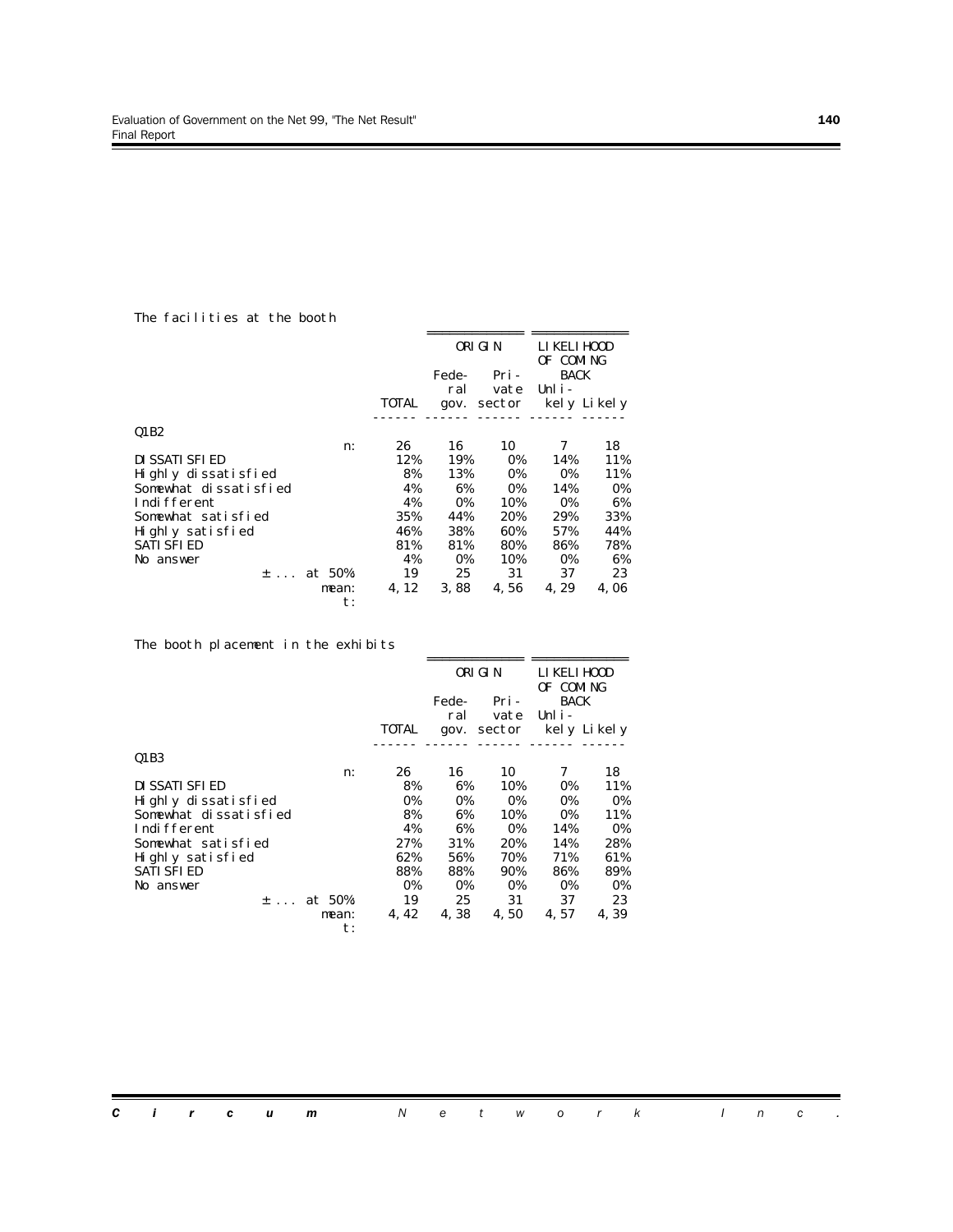The facilities at the booth

| | TOTAL | ORIGIN | | LIKELIHOOD OF COMING BACK | |
|---|---|---|---|---|---|
| | | Federal gov. | Private sector | Unlikely | Likely |
| Q1B2 | | | | | |
| n: | 26 | 16 | 10 | 7 | 18 |
| DISSATISFIED | 12% | 19% | 0% | 14% | 11% |
| Highly dissatisfied | 8% | 13% | 0% | 0% | 11% |
| Somewhat dissatisfied | 4% | 6% | 0% | 14% | 0% |
| Indifferent | 4% | 0% | 10% | 0% | 6% |
| Somewhat satisfied | 35% | 44% | 20% | 29% | 33% |
| Highly satisfied | 46% | 38% | 60% | 57% | 44% |
| SATISFIED | 81% | 81% | 80% | 86% | 78% |
| No answer | 4% | 0% | 10% | 0% | 6% |
| ± ... at 50% | 19 | 25 | 31 | 37 | 23 |
| mean: | 4,12 | 3,88 | 4,56 | 4,29 | 4,06 |
| t: | | | | | |

The booth placement in the exhibits

| | TOTAL | ORIGIN | | LIKELIHOOD OF COMING BACK | |
|---|---|---|---|---|---|
| | | Federal gov. | Private sector | Unlikely | Likely |
| Q1B3 | | | | | |
| n: | 26 | 16 | 10 | 7 | 18 |
| DISSATISFIED | 8% | 6% | 10% | 0% | 11% |
| Highly dissatisfied | 0% | 0% | 0% | 0% | 0% |
| Somewhat dissatisfied | 8% | 6% | 10% | 0% | 11% |
| Indifferent | 4% | 6% | 0% | 14% | 0% |
| Somewhat satisfied | 27% | 31% | 20% | 14% | 28% |
| Highly satisfied | 62% | 56% | 70% | 71% | 61% |
| SATISFIED | 88% | 88% | 90% | 86% | 89% |
| No answer | 0% | 0% | 0% | 0% | 0% |
| ± ... at 50% | 19 | 25 | 31 | 37 | 23 |
| mean: | 4,42 | 4,38 | 4,50 | 4,57 | 4,39 |
| t: | | | | | |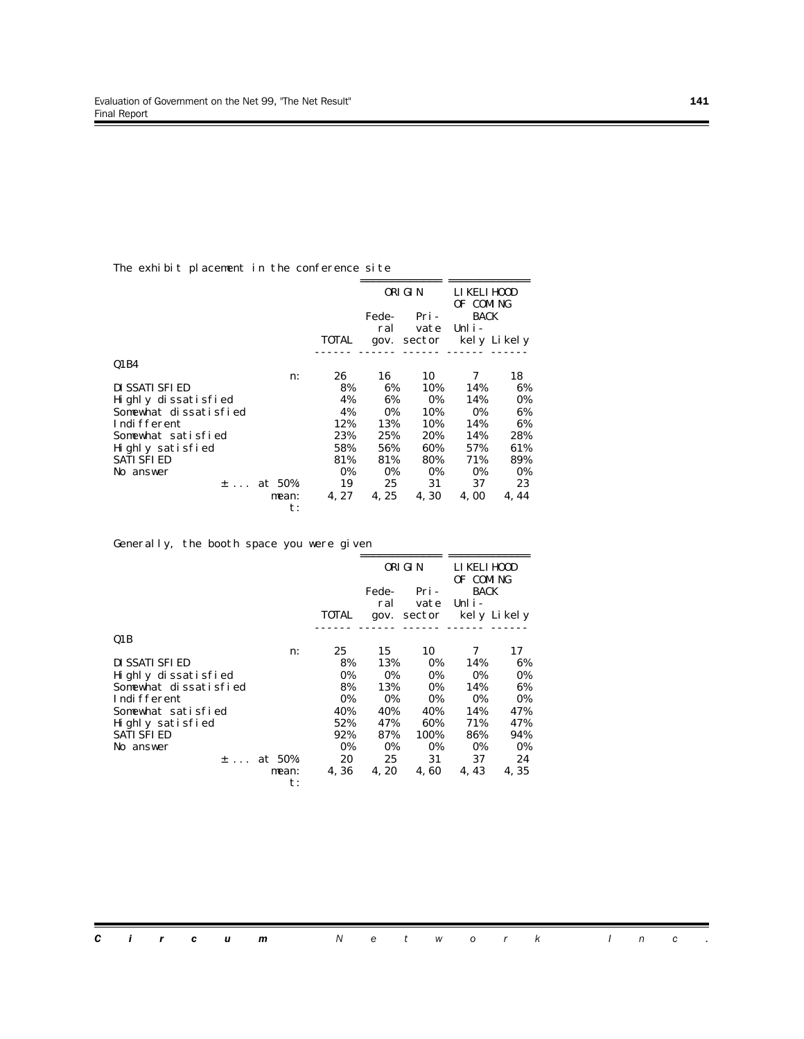The exhibit placement in the conference site

| | TOTAL | ORIGIN: Federal gov. | ORIGIN: Private sector | LIKELIHOOD OF COMING BACK: Unlikely | LIKELIHOOD OF COMING BACK: Likely |
|---|---|---|---|---|---|
| Q1B4 | | | | | |
| n: | 26 | 16 | 10 | 7 | 18 |
| DISSATISFIED | 8% | 6% | 10% | 14% | 6% |
| Highly dissatisfied | 4% | 6% | 0% | 14% | 0% |
| Somewhat dissatisfied | 4% | 0% | 10% | 0% | 6% |
| Indifferent | 12% | 13% | 10% | 14% | 6% |
| Somewhat satisfied | 23% | 25% | 20% | 14% | 28% |
| Highly satisfied | 58% | 56% | 60% | 57% | 61% |
| SATISFIED | 81% | 81% | 80% | 71% | 89% |
| No answer | 0% | 0% | 0% | 0% | 0% |
| ± ... at 50% | 19 | 25 | 31 | 37 | 23 |
| mean: | 4,27 | 4,25 | 4,30 | 4,00 | 4,44 |
| t: | | | | | |

Generally, the booth space you were given

| | TOTAL | ORIGIN: Federal gov. | ORIGIN: Private sector | LIKELIHOOD OF COMING BACK: Unlikely | LIKELIHOOD OF COMING BACK: Likely |
|---|---|---|---|---|---|
| Q1B | | | | | |
| n: | 25 | 15 | 10 | 7 | 17 |
| DISSATISFIED | 8% | 13% | 0% | 14% | 6% |
| Highly dissatisfied | 0% | 0% | 0% | 0% | 0% |
| Somewhat dissatisfied | 8% | 13% | 0% | 14% | 6% |
| Indifferent | 0% | 0% | 0% | 0% | 0% |
| Somewhat satisfied | 40% | 40% | 40% | 14% | 47% |
| Highly satisfied | 52% | 47% | 60% | 71% | 47% |
| SATISFIED | 92% | 87% | 100% | 86% | 94% |
| No answer | 0% | 0% | 0% | 0% | 0% |
| ± ... at 50% | 20 | 25 | 31 | 37 | 24 |
| mean: | 4,36 | 4,20 | 4,60 | 4,43 | 4,35 |
| t: | | | | | |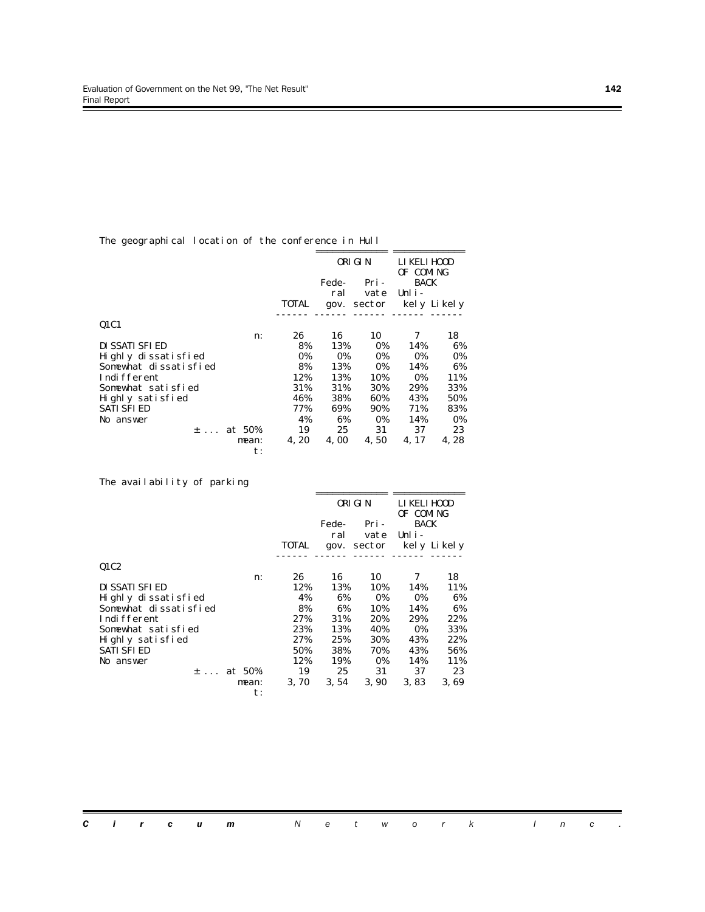The geographical location of the conference in Hull

| | | | ORIGIN | | LIKELIHOOD OF COMING BACK | |
|---|---|---|---|---|---|---|
| | | TOTAL | Federal gov. | Private sector | Unlikely | Likely |
| Q1C1 | | | | | | |
| | n: | 26 | 16 | 10 | 7 | 18 |
| DISSATISFIED | | 8% | 13% | 0% | 14% | 6% |
| Highly dissatisfied | | 0% | 0% | 0% | 0% | 0% |
| Somewhat dissatisfied | | 8% | 13% | 0% | 14% | 6% |
| Indifferent | | 12% | 13% | 10% | 0% | 11% |
| Somewhat satisfied | | 31% | 31% | 30% | 29% | 33% |
| Highly satisfied | | 46% | 38% | 60% | 43% | 50% |
| SATISFIED | | 77% | 69% | 90% | 71% | 83% |
| No answer | | 4% | 6% | 0% | 14% | 0% |
| | ± ... at 50% | 19 | 25 | 31 | 37 | 23 |
| | mean: | 4,20 | 4,00 | 4,50 | 4,17 | 4,28 |
| | t: | | | | | |

The availability of parking

| | | | ORIGIN | | LIKELIHOOD OF COMING BACK | |
|---|---|---|---|---|---|---|
| | | TOTAL | Federal gov. | Private sector | Unlikely | Likely |
| Q1C2 | | | | | | |
| | n: | 26 | 16 | 10 | 7 | 18 |
| DISSATISFIED | | 12% | 13% | 10% | 14% | 11% |
| Highly dissatisfied | | 4% | 6% | 0% | 0% | 6% |
| Somewhat dissatisfied | | 8% | 6% | 10% | 14% | 6% |
| Indifferent | | 27% | 31% | 20% | 29% | 22% |
| Somewhat satisfied | | 23% | 13% | 40% | 0% | 33% |
| Highly satisfied | | 27% | 25% | 30% | 43% | 22% |
| SATISFIED | | 50% | 38% | 70% | 43% | 56% |
| No answer | | 12% | 19% | 0% | 14% | 11% |
| | ± ... at 50% | 19 | 25 | 31 | 37 | 23 |
| | mean: | 3,70 | 3,54 | 3,90 | 3,83 | 3,69 |
| | t: | | | | | |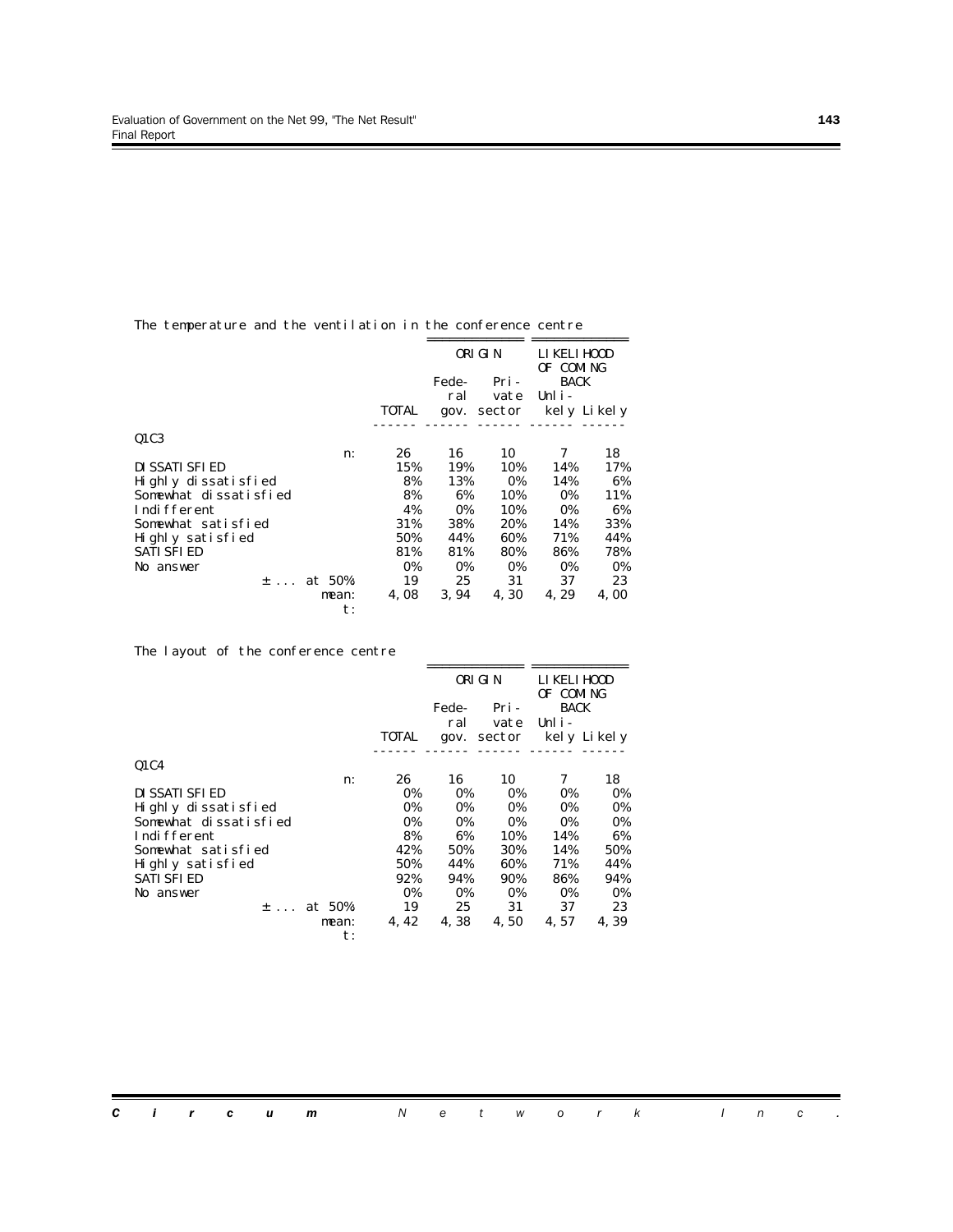The temperature and the ventilation in the conference centre

| | TOTAL | ORIGIN<br>Federal gov. | <br>Private sector | LIKELIHOOD OF COMING BACK<br>Unlikely | <br>Likely |
|---|---|---|---|---|---|
| Q1C3 | | | | | |
| n: | 26 | 16 | 10 | 7 | 18 |
| DISSATISFIED | 15% | 19% | 10% | 14% | 17% |
| Highly dissatisfied | 8% | 13% | 0% | 14% | 6% |
| Somewhat dissatisfied | 8% | 6% | 10% | 0% | 11% |
| Indifferent | 4% | 0% | 10% | 0% | 6% |
| Somewhat satisfied | 31% | 38% | 20% | 14% | 33% |
| Highly satisfied | 50% | 44% | 60% | 71% | 44% |
| SATISFIED | 81% | 81% | 80% | 86% | 78% |
| No answer | 0% | 0% | 0% | 0% | 0% |
| ± ... at 50% | 19 | 25 | 31 | 37 | 23 |
| mean: | 4,08 | 3,94 | 4,30 | 4,29 | 4,00 |
| t: | | | | | |

The layout of the conference centre

| | TOTAL | ORIGIN<br>Federal gov. | <br>Private sector | LIKELIHOOD OF COMING BACK<br>Unlikely | <br>Likely |
|---|---|---|---|---|---|
| Q1C4 | | | | | |
| n: | 26 | 16 | 10 | 7 | 18 |
| DISSATISFIED | 0% | 0% | 0% | 0% | 0% |
| Highly dissatisfied | 0% | 0% | 0% | 0% | 0% |
| Somewhat dissatisfied | 0% | 0% | 0% | 0% | 0% |
| Indifferent | 8% | 6% | 10% | 14% | 6% |
| Somewhat satisfied | 42% | 50% | 30% | 14% | 50% |
| Highly satisfied | 50% | 44% | 60% | 71% | 44% |
| SATISFIED | 92% | 94% | 90% | 86% | 94% |
| No answer | 0% | 0% | 0% | 0% | 0% |
| ± ... at 50% | 19 | 25 | 31 | 37 | 23 |
| mean: | 4,42 | 4,38 | 4,50 | 4,57 | 4,39 |
| t: | | | | | |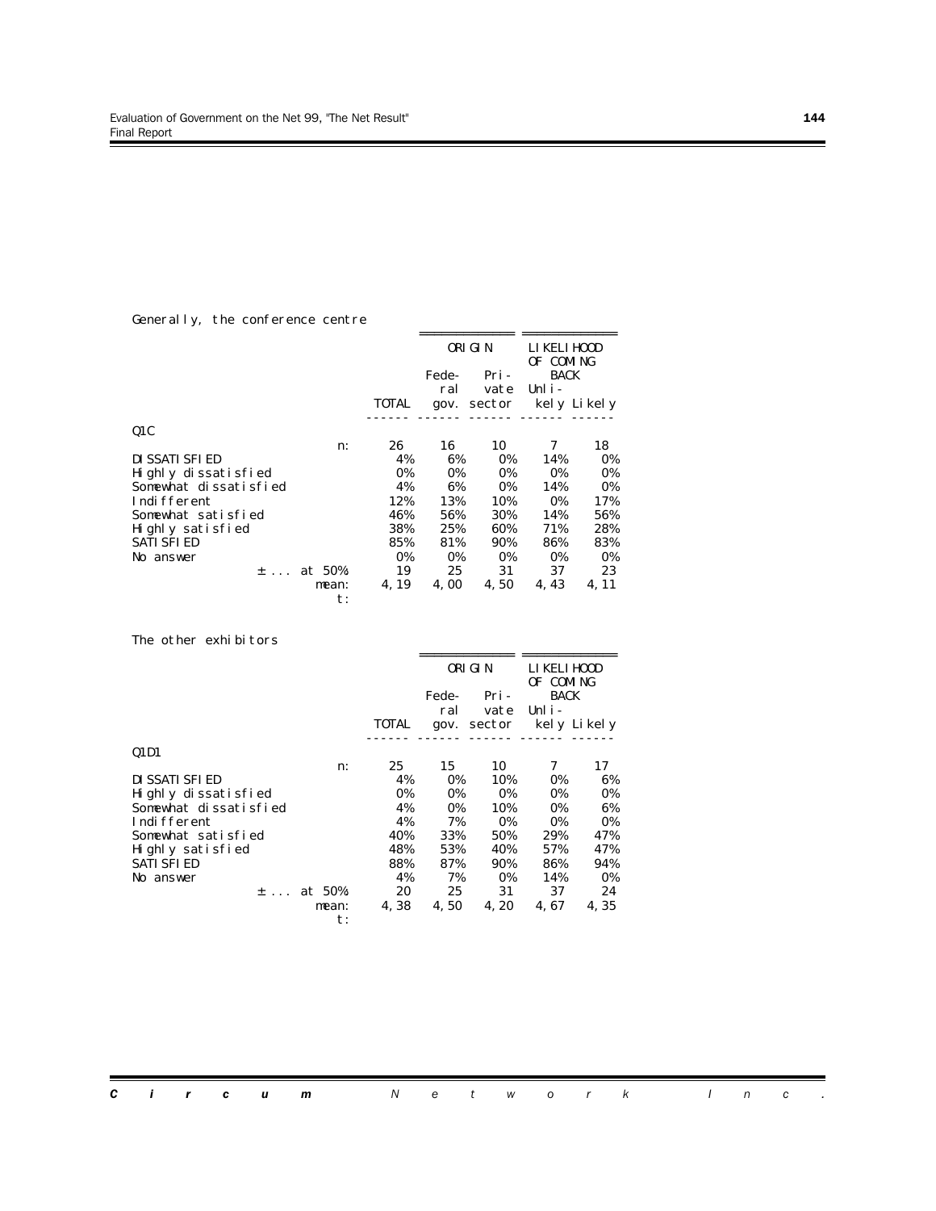Generally, the conference centre

| | | TOTAL | ORIGIN | | LIKELIHOOD OF COMING BACK | |
|---|---|---|---|---|---|---|
| | | | Federal gov. | Private sector | Unlikely | Likely |
| Q1C | | | | | | |
| | n: | 26 | 16 | 10 | 7 | 18 |
| DISSATISFIED | | 4% | 6% | 0% | 14% | 0% |
| Highly dissatisfied | | 0% | 0% | 0% | 0% | 0% |
| Somewhat dissatisfied | | 4% | 6% | 0% | 14% | 0% |
| Indifferent | | 12% | 13% | 10% | 0% | 17% |
| Somewhat satisfied | | 46% | 56% | 30% | 14% | 56% |
| Highly satisfied | | 38% | 25% | 60% | 71% | 28% |
| SATISFIED | | 85% | 81% | 90% | 86% | 83% |
| No answer | | 0% | 0% | 0% | 0% | 0% |
| | ± ... at 50% | 19 | 25 | 31 | 37 | 23 |
| | mean: | 4,19 | 4,00 | 4,50 | 4,43 | 4,11 |
| | t: | | | | | |

The other exhibitors

| | | TOTAL | ORIGIN | | LIKELIHOOD OF COMING BACK | |
|---|---|---|---|---|---|---|
| | | | Federal gov. | Private sector | Unlikely | Likely |
| Q1D1 | | | | | | |
| | n: | 25 | 15 | 10 | 7 | 17 |
| DISSATISFIED | | 4% | 0% | 10% | 0% | 6% |
| Highly dissatisfied | | 0% | 0% | 0% | 0% | 0% |
| Somewhat dissatisfied | | 4% | 0% | 10% | 0% | 6% |
| Indifferent | | 4% | 7% | 0% | 0% | 0% |
| Somewhat satisfied | | 40% | 33% | 50% | 29% | 47% |
| Highly satisfied | | 48% | 53% | 40% | 57% | 47% |
| SATISFIED | | 88% | 87% | 90% | 86% | 94% |
| No answer | | 4% | 7% | 0% | 14% | 0% |
| | ± ... at 50% | 20 | 25 | 31 | 37 | 24 |
| | mean: | 4,38 | 4,50 | 4,20 | 4,67 | 4,35 |
| | t: | | | | | |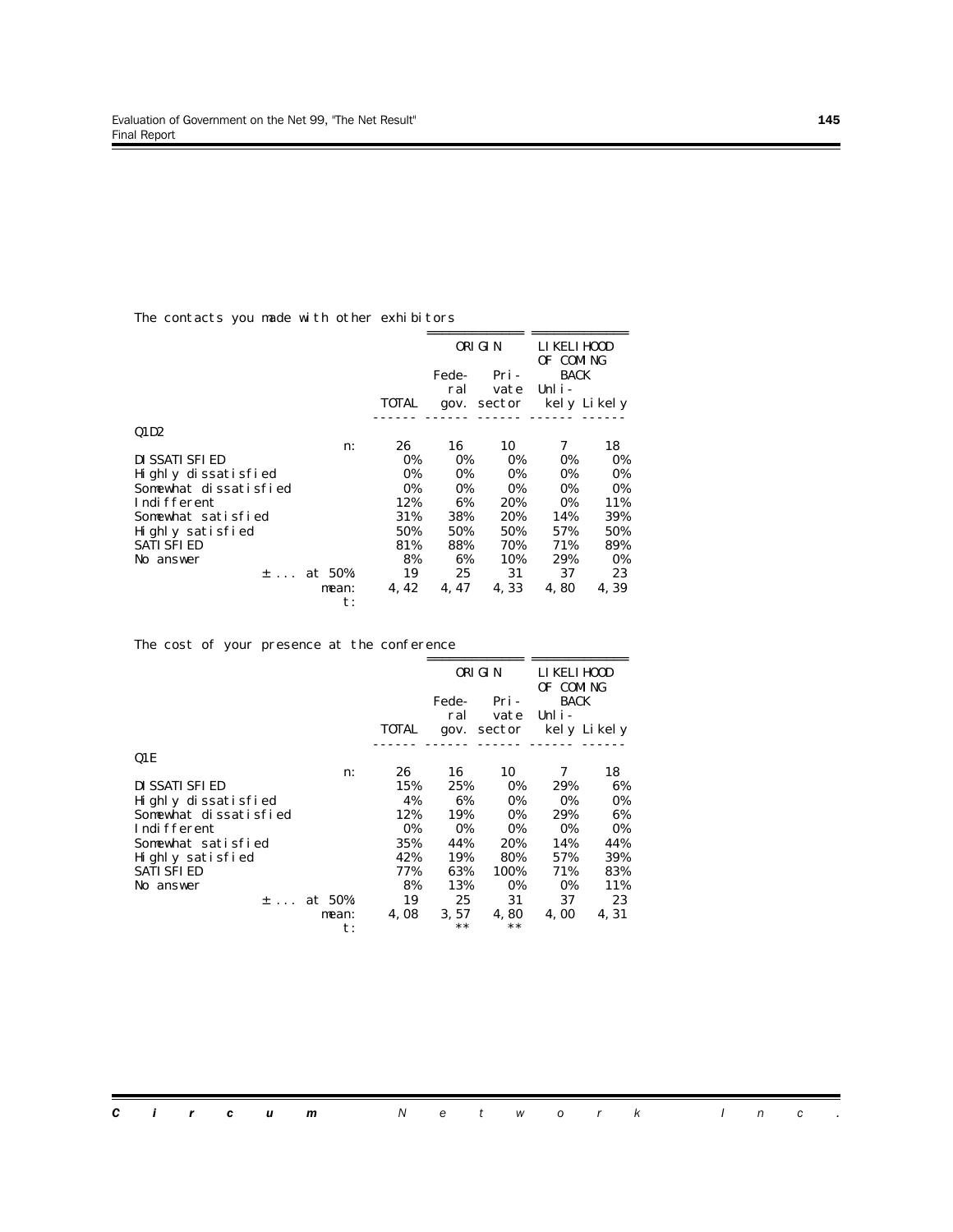The contacts you made with other exhibitors

| | TOTAL | ORIGIN Federal gov. | ORIGIN Private sector | LIKELIHOOD OF COMING BACK Unlikely | LIKELIHOOD OF COMING BACK Likely |
|---|---|---|---|---|---|
| Q1D2 | | | | | |
| n: | 26 | 16 | 10 | 7 | 18 |
| DISSATISFIED | 0% | 0% | 0% | 0% | 0% |
| Highly dissatisfied | 0% | 0% | 0% | 0% | 0% |
| Somewhat dissatisfied | 0% | 0% | 0% | 0% | 0% |
| Indifferent | 12% | 6% | 20% | 0% | 11% |
| Somewhat satisfied | 31% | 38% | 20% | 14% | 39% |
| Highly satisfied | 50% | 50% | 50% | 57% | 50% |
| SATISFIED | 81% | 88% | 70% | 71% | 89% |
| No answer | 8% | 6% | 10% | 29% | 0% |
| ± ... at 50% | 19 | 25 | 31 | 37 | 23 |
| mean: | 4,42 | 4,47 | 4,33 | 4,80 | 4,39 |
| t: | | | | | |

The cost of your presence at the conference

| | TOTAL | ORIGIN Federal gov. | ORIGIN Private sector | LIKELIHOOD OF COMING BACK Unlikely | LIKELIHOOD OF COMING BACK Likely |
|---|---|---|---|---|---|
| Q1E | | | | | |
| n: | 26 | 16 | 10 | 7 | 18 |
| DISSATISFIED | 15% | 25% | 0% | 29% | 6% |
| Highly dissatisfied | 4% | 6% | 0% | 0% | 0% |
| Somewhat dissatisfied | 12% | 19% | 0% | 29% | 6% |
| Indifferent | 0% | 0% | 0% | 0% | 0% |
| Somewhat satisfied | 35% | 44% | 20% | 14% | 44% |
| Highly satisfied | 42% | 19% | 80% | 57% | 39% |
| SATISFIED | 77% | 63% | 100% | 71% | 83% |
| No answer | 8% | 13% | 0% | 0% | 11% |
| ± ... at 50% | 19 | 25 | 31 | 37 | 23 |
| mean: | 4,08 | 3,57 | 4,80 | 4,00 | 4,31 |
| t: | | ** | ** | | |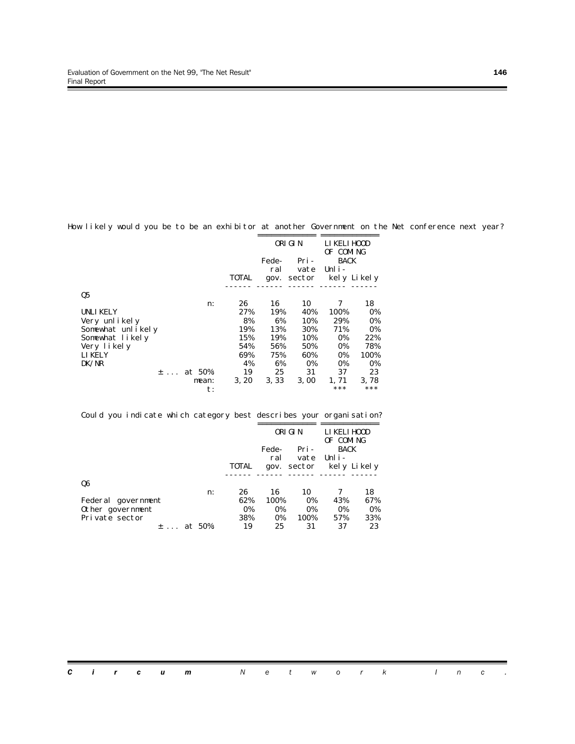How likely would you be to be an exhibitor at another Government on the Net conference next year?

| | TOTAL | ORIGIN | | LIKELIHOOD OF COMING BACK | |
|---|---|---|---|---|---|
| | | Federal gov. | Private sector | Unlikely | Likely |
| **Q5** | | | | | |
| n: | 26 | 16 | 10 | 7 | 18 |
| UNLIKELY | 27% | 19% | 40% | 100% | 0% |
| Very unlikely | 8% | 6% | 10% | 29% | 0% |
| Somewhat unlikely | 19% | 13% | 30% | 71% | 0% |
| Somewhat likely | 15% | 19% | 10% | 0% | 22% |
| Very likely | 54% | 56% | 50% | 0% | 78% |
| LIKELY | 69% | 75% | 60% | 0% | 100% |
| DK/NR | 4% | 6% | 0% | 0% | 0% |
| ± ... at 50% | 19 | 25 | 31 | 37 | 23 |
| mean: | 3,20 | 3,33 | 3,00 | 1,71 | 3,78 |
| t: | | | | *** | *** |

Could you indicate which category best describes your organisation?

| | TOTAL | ORIGIN | | LIKELIHOOD OF COMING BACK | |
|---|---|---|---|---|---|
| | | Federal gov. | Private sector | Unlikely | Likely |
| **Q6** | | | | | |
| n: | 26 | 16 | 10 | 7 | 18 |
| Federal government | 62% | 100% | 0% | 43% | 67% |
| Other government | 0% | 0% | 0% | 0% | 0% |
| Private sector | 38% | 0% | 100% | 57% | 33% |
| ± ... at 50% | 19 | 25 | 31 | 37 | 23 |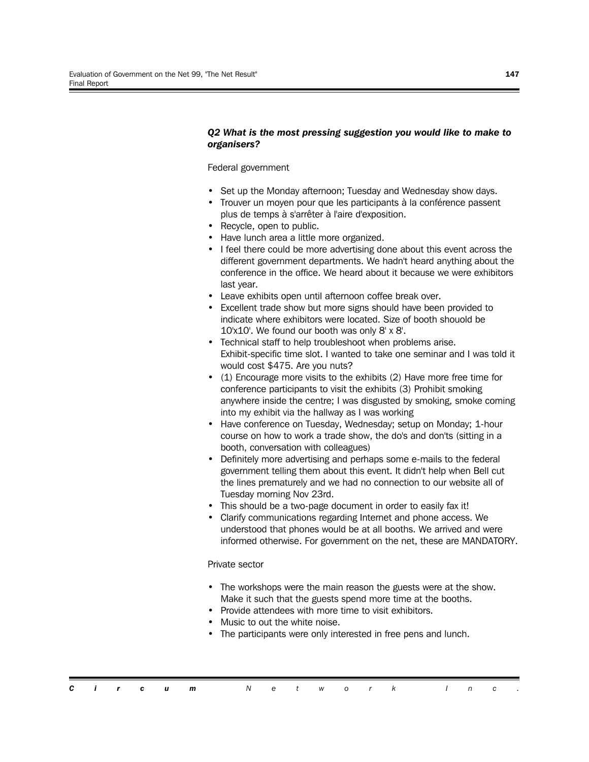***Q2 What is the most pressing suggestion you would like to make to organisers?***

Federal government

- Set up the Monday afternoon; Tuesday and Wednesday show days.
- Trouver un moyen pour que les participants à la conférence passent plus de temps à s'arrêter à l'aire d'exposition.
- Recycle, open to public.
- Have lunch area a little more organized.
- I feel there could be more advertising done about this event across the different government departments. We hadn't heard anything about the conference in the office. We heard about it because we were exhibitors last year.
- Leave exhibits open until afternoon coffee break over.
- Excellent trade show but more signs should have been provided to indicate where exhibitors were located. Size of booth shouold be 10'x10'. We found our booth was only 8' x 8'.
- Technical staff to help troubleshoot when problems arise. Exhibit-specific time slot. I wanted to take one seminar and I was told it would cost $475. Are you nuts?
- (1) Encourage more visits to the exhibits (2) Have more free time for conference participants to visit the exhibits (3) Prohibit smoking anywhere inside the centre; I was disgusted by smoking, smoke coming into my exhibit via the hallway as I was working
- Have conference on Tuesday, Wednesday; setup on Monday; 1-hour course on how to work a trade show, the do's and don'ts (sitting in a booth, conversation with colleagues)
- Definitely more advertising and perhaps some e-mails to the federal government telling them about this event. It didn't help when Bell cut the lines prematurely and we had no connection to our website all of Tuesday morning Nov 23rd.
- This should be a two-page document in order to easily fax it!
- Clarify communications regarding Internet and phone access. We understood that phones would be at all booths. We arrived and were informed otherwise. For government on the net, these are MANDATORY.

Private sector

- The workshops were the main reason the guests were at the show. Make it such that the guests spend more time at the booths.
- Provide attendees with more time to visit exhibitors.
- Music to out the white noise.
- The participants were only interested in free pens and lunch.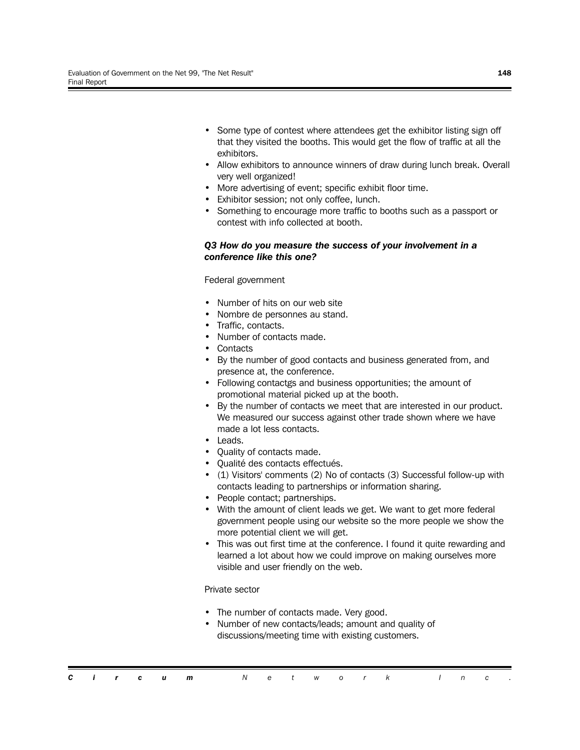- Some type of contest where attendees get the exhibitor listing sign off that they visited the booths. This would get the flow of traffic at all the exhibitors.
- Allow exhibitors to announce winners of draw during lunch break. Overall very well organized!
- More advertising of event; specific exhibit floor time.
- Exhibitor session; not only coffee, lunch.
- Something to encourage more traffic to booths such as a passport or contest with info collected at booth.

***Q3 How do you measure the success of your involvement in a conference like this one?***

Federal government

- Number of hits on our web site
- Nombre de personnes au stand.
- Traffic, contacts.
- Number of contacts made.
- Contacts
- By the number of good contacts and business generated from, and presence at, the conference.
- Following contactgs and business opportunities; the amount of promotional material picked up at the booth.
- By the number of contacts we meet that are interested in our product. We measured our success against other trade shown where we have made a lot less contacts.
- Leads.
- Quality of contacts made.
- Qualité des contacts effectués.
- (1) Visitors' comments (2) No of contacts (3) Successful follow-up with contacts leading to partnerships or information sharing.
- People contact; partnerships.
- With the amount of client leads we get. We want to get more federal government people using our website so the more people we show the more potential client we will get.
- This was out first time at the conference. I found it quite rewarding and learned a lot about how we could improve on making ourselves more visible and user friendly on the web.

Private sector

- The number of contacts made. Very good.
- Number of new contacts/leads; amount and quality of discussions/meeting time with existing customers.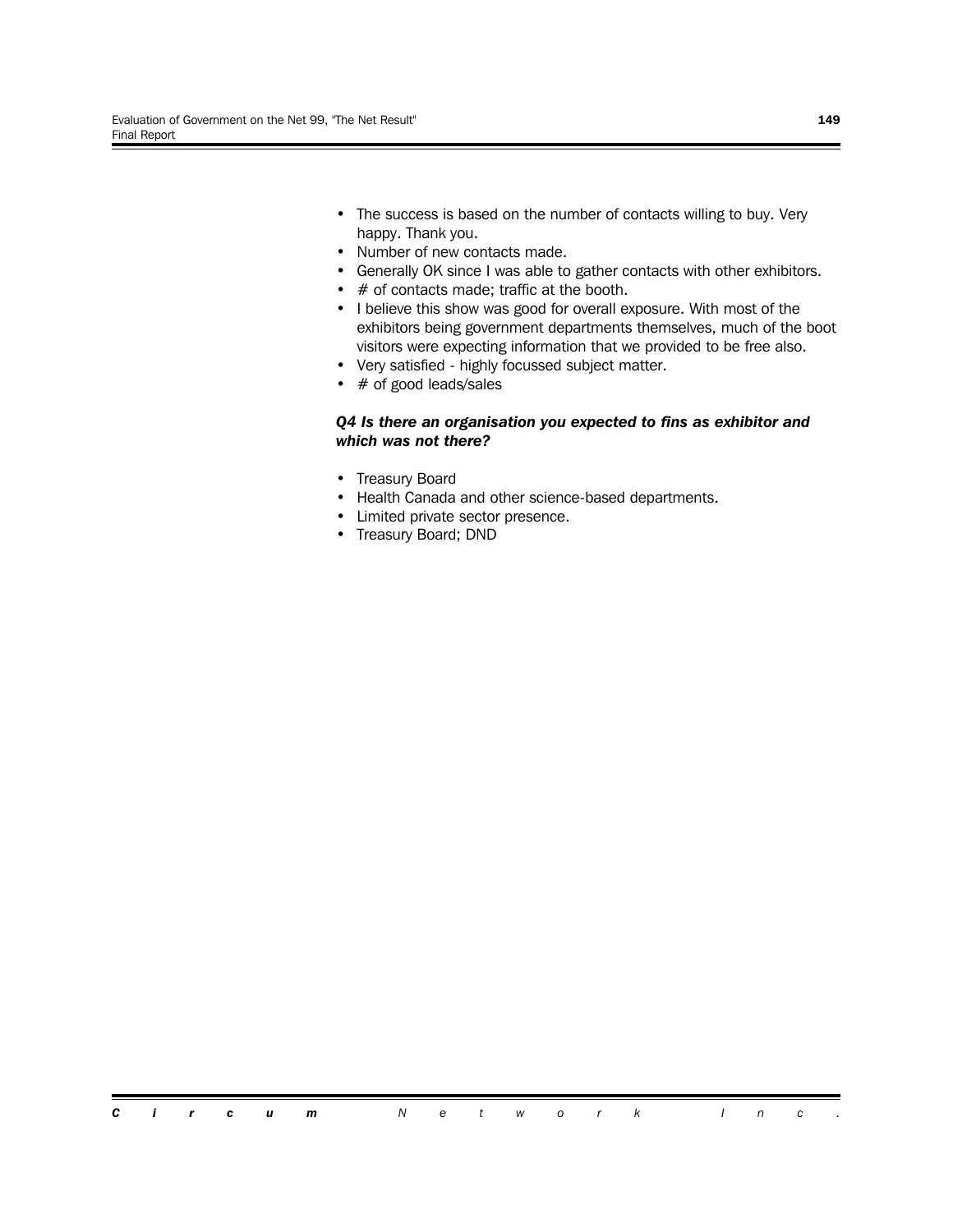- The success is based on the number of contacts willing to buy. Very happy. Thank you.
- Number of new contacts made.
- Generally OK since I was able to gather contacts with other exhibitors.
- # of contacts made; traffic at the booth.
- I believe this show was good for overall exposure. With most of the exhibitors being government departments themselves, much of the boot visitors were expecting information that we provided to be free also.
- Very satisfied - highly focussed subject matter.
- # of good leads/sales

***Q4 Is there an organisation you expected to fins as exhibitor and which was not there?***

- Treasury Board
- Health Canada and other science-based departments.
- Limited private sector presence.
- Treasury Board; DND